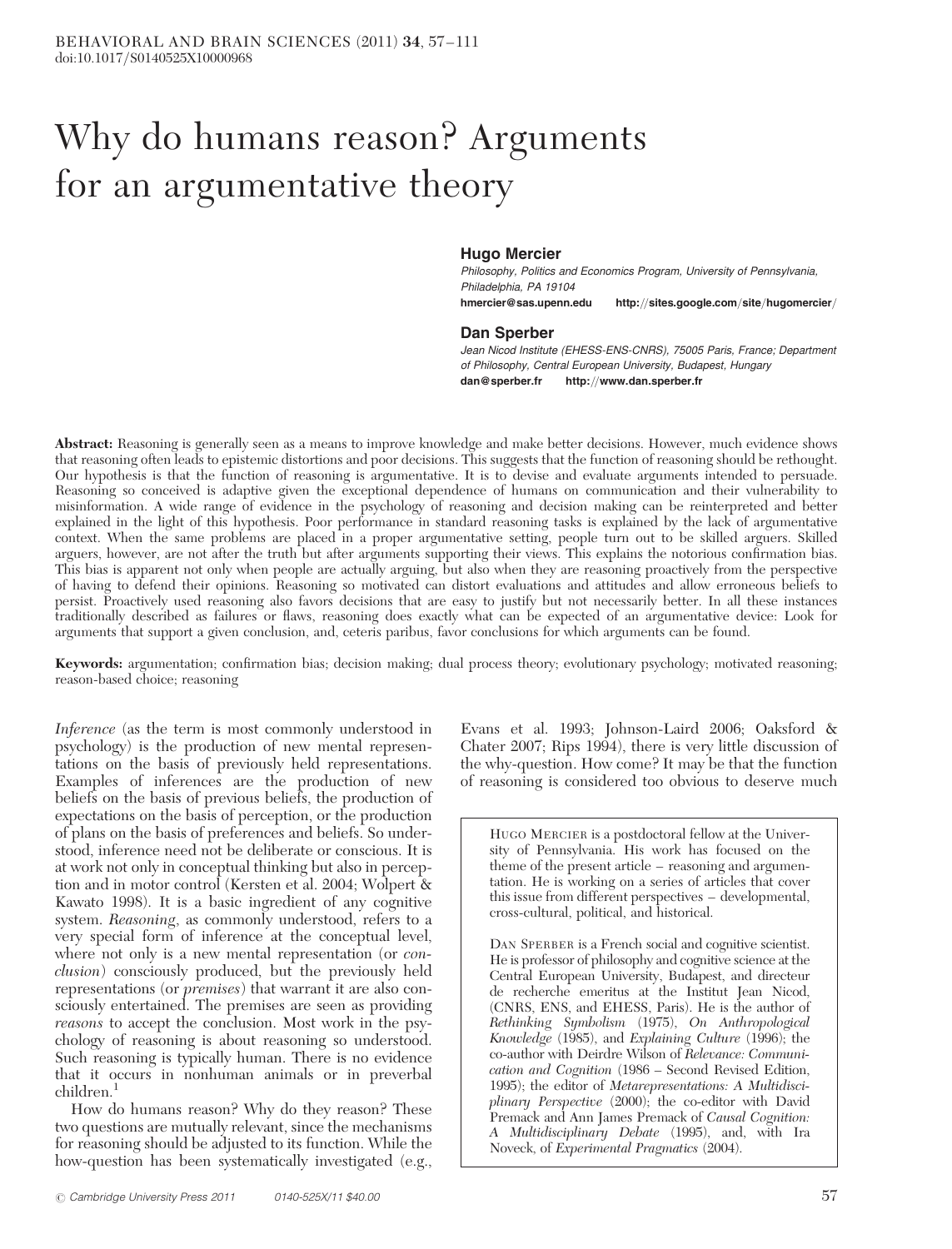# Why do humans reason? Arguments for an argumentative theory

**Hugo Mercier**

*Philosophy, Politics and Economics Program, University of Pennsylvania, Philadelphia, PA 19104*

**hmercier@sas.upenn.edu http://sites.google.com/site/hugomercier/**

**Dan Sperber**

*Jean Nicod Institute (EHESS-ENS-CNRS), 75005 Paris, France; Department of Philosophy, Central European University, Budapest, Hungary*

**dan@sperber.fr http://www.dan.sperber.fr**

**Abstract:** Reasoning is generally seen as a means to improve knowledge and make better decisions. However, much evidence shows that reasoning often leads to epistemic distortions and poor decisions. This suggests that the function of reasoning should be rethought. Our hypothesis is that the function of reasoning is argumentative. It is to devise and evaluate arguments intended to persuade. Reasoning so conceived is adaptive given the exceptional dependence of humans on communication and their vulnerability to misinformation. A wide range of evidence in the psychology of reasoning and decision making can be reinterpreted and better explained in the light of this hypothesis. Poor performance in standard reasoning tasks is explained by the lack of argumentative context. When the same problems are placed in a proper argumentative setting, people turn out to be skilled arguers. Skilled arguers, however, are not after the truth but after arguments supporting their views. This explains the notorious confirmation bias. This bias is apparent not only when people are actually arguing, but also when they are reasoning proactively from the perspective of having to defend their opinions. Reasoning so motivated can distort evaluations and attitudes and allow erroneous beliefs to persist. Proactively used reasoning also favors decisions that are easy to justify but not necessarily better. In all these instances traditionally described as failures or flaws, reasoning does exactly what can be expected of an argumentative device: Look for arguments that support a given conclusion, and, ceteris paribus, favor conclusions for which arguments can be found.

**Keywords:** argumentation; confirmation bias; decision making; dual process theory; evolutionary psychology; motivated reasoning; reason-based choice; reasoning

*Inference* (as the term is most commonly understood in psychology) is the production of new mental representations on the basis of previously held representations. Examples of inferences are the production of new beliefs on the basis of previous beliefs, the production of expectations on the basis of perception, or the production of plans on the basis of preferences and beliefs. So understood, inference need not be deliberate or conscious. It is at work not only in conceptual thinking but also in perception and in motor control (Kersten et al. 2004; Wolpert & Kawato 1998). It is a basic ingredient of any cognitive system. *Reasoning*, as commonly understood, refers to a very special form of inference at the conceptual level, where not only is a new mental representation (or *conclusion*) consciously produced, but the previously held representations (or *premises*) that warrant it are also consciously entertained. The premises are seen as providing *reasons* to accept the conclusion. Most work in the psychology of reasoning is about reasoning so understood. Such reasoning is typically human. There is no evidence that it occurs in nonhuman animals or in preverbal children.[1]

How do humans reason? Why do they reason? These two questions are mutually relevant, since the mechanisms for reasoning should be adjusted to its function. While the how-question has been systematically investigated (e.g., Evans et al. 1993; Johnson-Laird 2006; Oaksford & Chater 2007; Rips 1994), there is very little discussion of the why-question. How come? It may be that the function of reasoning is considered too obvious to deserve much

HUGO MERCIER is a postdoctoral fellow at the University of Pennsylvania. His work has focused on the theme of the present article – reasoning and argumentation. He is working on a series of articles that cover this issue from different perspectives – developmental, cross-cultural, political, and historical.

DAN SPERBER is a French social and cognitive scientist. He is professor of philosophy and cognitive science at the Central European University, Budapest, and directeur de recherche emeritus at the Institut Jean Nicod, (CNRS, ENS, and EHESS, Paris). He is the author of *Rethinking Symbolism* (1975), *On Anthropological Knowledge* (1985), and *Explaining Culture* (1996); the co-author with Deirdre Wilson of *Relevance: Communication and Cognition* (1986 – Second Revised Edition, 1995); the editor of *Metarepresentations: A Multidisciplinary Perspective* (2000); the co-editor with David Premack and Ann James Premack of *Causal Cognition: A Multidisciplinary Debate* (1995), and, with Ira Noveck, of *Experimental Pragmatics* (2004).

© Cambridge University Press 2011 0140-525X/11 $40.00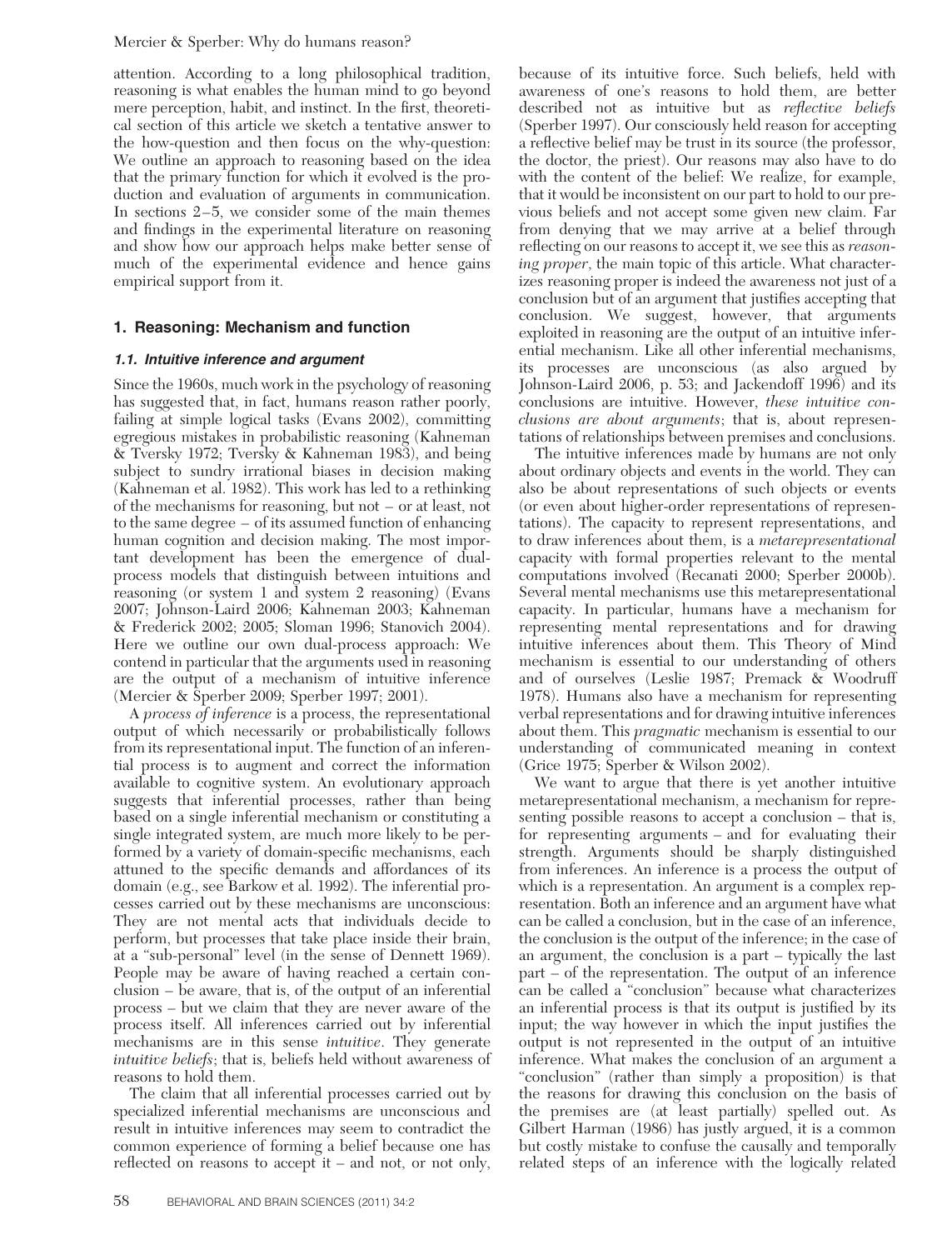attention. According to a long philosophical tradition, reasoning is what enables the human mind to go beyond mere perception, habit, and instinct. In the first, theoretical section of this article we sketch a tentative answer to the how-question and then focus on the why-question: We outline an approach to reasoning based on the idea that the primary function for which it evolved is the production and evaluation of arguments in communication. In sections 2–5, we consider some of the main themes and findings in the experimental literature on reasoning and show how our approach helps make better sense of much of the experimental evidence and hence gains empirical support from it.

## 1. Reasoning: Mechanism and function

### 1.1. Intuitive inference and argument

Since the 1960s, much work in the psychology of reasoning has suggested that, in fact, humans reason rather poorly, failing at simple logical tasks (Evans 2002), committing egregious mistakes in probabilistic reasoning (Kahneman & Tversky 1972; Tversky & Kahneman 1983), and being subject to sundry irrational biases in decision making (Kahneman et al. 1982). This work has led to a rethinking of the mechanisms for reasoning, but not – or at least, not to the same degree – of its assumed function of enhancing human cognition and decision making. The most important development has been the emergence of dual-process models that distinguish between intuitions and reasoning (or system 1 and system 2 reasoning) (Evans 2007; Johnson-Laird 2006; Kahneman 2003; Kahneman & Frederick 2002; 2005; Sloman 1996; Stanovich 2004). Here we outline our own dual-process approach: We contend in particular that the arguments used in reasoning are the output of a mechanism of intuitive inference (Mercier & Sperber 2009; Sperber 1997; 2001).

A *process of inference* is a process, the representational output of which necessarily or probabilistically follows from its representational input. The function of an inferential process is to augment and correct the information available to cognitive system. An evolutionary approach suggests that inferential processes, rather than being based on a single inferential mechanism or constituting a single integrated system, are much more likely to be performed by a variety of domain-specific mechanisms, each attuned to the specific demands and affordances of its domain (e.g., see Barkow et al. 1992). The inferential processes carried out by these mechanisms are unconscious: They are not mental acts that individuals decide to perform, but processes that take place inside their brain, at a "sub-personal" level (in the sense of Dennett 1969). People may be aware of having reached a certain conclusion – be aware, that is, of the output of an inferential process – but we claim that they are never aware of the process itself. All inferences carried out by inferential mechanisms are in this sense *intuitive*. They generate *intuitive beliefs*; that is, beliefs held without awareness of reasons to hold them.

The claim that all inferential processes carried out by specialized inferential mechanisms are unconscious and result in intuitive inferences may seem to contradict the common experience of forming a belief because one has reflected on reasons to accept it – and not, or not only, because of its intuitive force. Such beliefs, held with awareness of one's reasons to hold them, are better described not as intuitive but as *reflective beliefs* (Sperber 1997). Our consciously held reason for accepting a reflective belief may be trust in its source (the professor, the doctor, the priest). Our reasons may also have to do with the content of the belief: We realize, for example, that it would be inconsistent on our part to hold to our previous beliefs and not accept some given new claim. Far from denying that we may arrive at a belief through reflecting on our reasons to accept it, we see this as *reasoning proper*, the main topic of this article. What characterizes reasoning proper is indeed the awareness not just of a conclusion but of an argument that justifies accepting that conclusion. We suggest, however, that arguments exploited in reasoning are the output of an intuitive inferential mechanism. Like all other inferential mechanisms, its processes are unconscious (as also argued by Johnson-Laird 2006, p. 53; and Jackendoff 1996) and its conclusions are intuitive. However, *these intuitive conclusions are about arguments*; that is, about representations of relationships between premises and conclusions.

The intuitive inferences made by humans are not only about ordinary objects and events in the world. They can also be about representations of such objects or events (or even about higher-order representations of representations). The capacity to represent representations, and to draw inferences about them, is a *metarepresentational* capacity with formal properties relevant to the mental computations involved (Recanati 2000; Sperber 2000b). Several mental mechanisms use this metarepresentational capacity. In particular, humans have a mechanism for representing mental representations and for drawing intuitive inferences about them. This Theory of Mind mechanism is essential to our understanding of others and of ourselves (Leslie 1987; Premack & Woodruff 1978). Humans also have a mechanism for representing verbal representations and for drawing intuitive inferences about them. This *pragmatic* mechanism is essential to our understanding of communicated meaning in context (Grice 1975; Sperber & Wilson 2002).

We want to argue that there is yet another intuitive metarepresentational mechanism, a mechanism for representing possible reasons to accept a conclusion – that is, for representing arguments – and for evaluating their strength. Arguments should be sharply distinguished from inferences. An inference is a process the output of which is a representation. An argument is a complex representation. Both an inference and an argument have what can be called a conclusion, but in the case of an inference, the conclusion is the output of the inference; in the case of an argument, the conclusion is a part – typically the last part – of the representation. The output of an inference can be called a "conclusion" because what characterizes an inferential process is that its output is justified by its input; the way however in which the input justifies the output is not represented in the output of an intuitive inference. What makes the conclusion of an argument a "conclusion" (rather than simply a proposition) is that the reasons for drawing this conclusion on the basis of the premises are (at least partially) spelled out. As Gilbert Harman (1986) has justly argued, it is a common but costly mistake to confuse the causally and temporally related steps of an inference with the logically related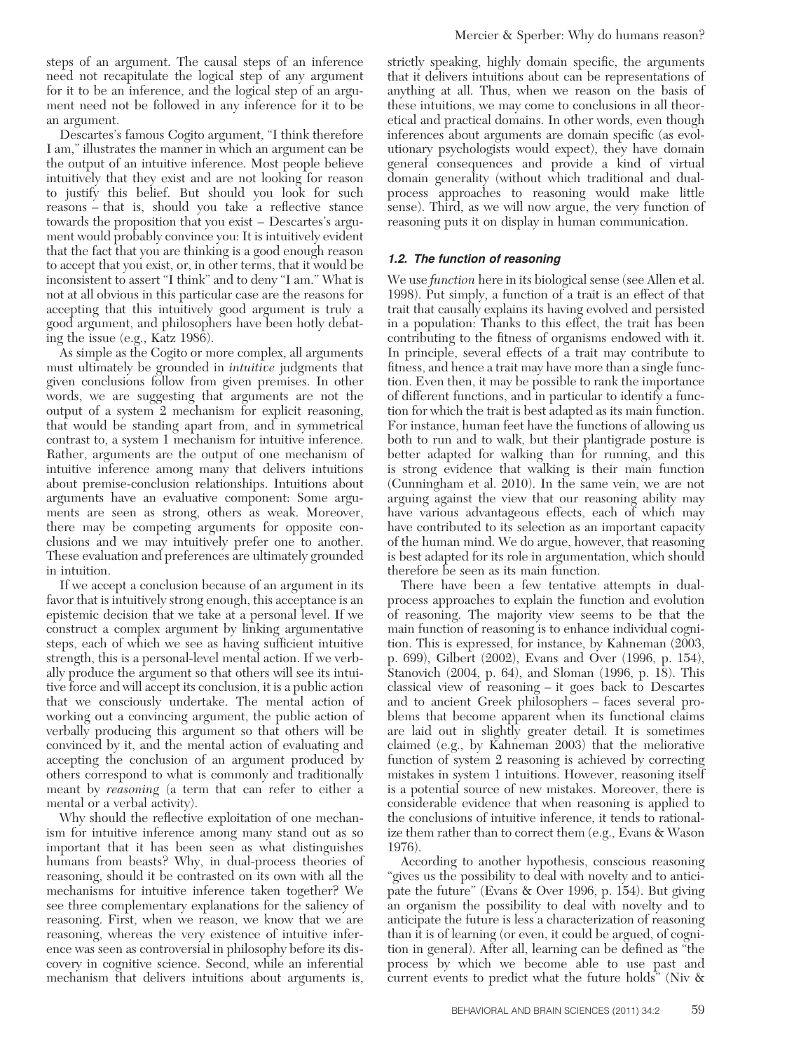steps of an argument. The causal steps of an inference need not recapitulate the logical step of any argument for it to be an inference, and the logical step of an argument need not be followed in any inference for it to be an argument.

Descartes's famous Cogito argument, "I think therefore I am," illustrates the manner in which an argument can be the output of an intuitive inference. Most people believe intuitively that they exist and are not looking for reason to justify this belief. But should you look for such reasons – that is, should you take a reflective stance towards the proposition that you exist – Descartes's argument would probably convince you: It is intuitively evident that the fact that you are thinking is a good enough reason to accept that you exist, or, in other terms, that it would be inconsistent to assert "I think" and to deny "I am." What is not at all obvious in this particular case are the reasons for accepting that this intuitively good argument is truly a good argument, and philosophers have been hotly debating the issue (e.g., Katz 1986).

As simple as the Cogito or more complex, all arguments must ultimately be grounded in *intuitive* judgments that given conclusions follow from given premises. In other words, we are suggesting that arguments are not the output of a system 2 mechanism for explicit reasoning, that would be standing apart from, and in symmetrical contrast to, a system 1 mechanism for intuitive inference. Rather, arguments are the output of one mechanism of intuitive inference among many that delivers intuitions about premise-conclusion relationships. Intuitions about arguments have an evaluative component: Some arguments are seen as strong, others as weak. Moreover, there may be competing arguments for opposite conclusions and we may intuitively prefer one to another. These evaluation and preferences are ultimately grounded in intuition.

If we accept a conclusion because of an argument in its favor that is intuitively strong enough, this acceptance is an epistemic decision that we take at a personal level. If we construct a complex argument by linking argumentative steps, each of which we see as having sufficient intuitive strength, this is a personal-level mental action. If we verbally produce the argument so that others will see its intuitive force and will accept its conclusion, it is a public action that we consciously undertake. The mental action of working out a convincing argument, the public action of verbally producing this argument so that others will be convinced by it, and the mental action of evaluating and accepting the conclusion of an argument produced by others correspond to what is commonly and traditionally meant by *reasoning* (a term that can refer to either a mental or a verbal activity).

Why should the reflective exploitation of one mechanism for intuitive inference among many stand out as so important that it has been seen as what distinguishes humans from beasts? Why, in dual-process theories of reasoning, should it be contrasted on its own with all the mechanisms for intuitive inference taken together? We see three complementary explanations for the saliency of reasoning. First, when we reason, we know that we are reasoning, whereas the very existence of intuitive inference was seen as controversial in philosophy before its discovery in cognitive science. Second, while an inferential mechanism that delivers intuitions about arguments is, strictly speaking, highly domain specific, the arguments that it delivers intuitions about can be representations of anything at all. Thus, when we reason on the basis of these intuitions, we may come to conclusions in all theoretical and practical domains. In other words, even though inferences about arguments are domain specific (as evolutionary psychologists would expect), they have domain general consequences and provide a kind of virtual domain generality (without which traditional and dual-process approaches to reasoning would make little sense). Third, as we will now argue, the very function of reasoning puts it on display in human communication.

### 1.2. The function of reasoning

We use *function* here in its biological sense (see Allen et al. 1998). Put simply, a function of a trait is an effect of that trait that causally explains its having evolved and persisted in a population: Thanks to this effect, the trait has been contributing to the fitness of organisms endowed with it. In principle, several effects of a trait may contribute to fitness, and hence a trait may have more than a single function. Even then, it may be possible to rank the importance of different functions, and in particular to identify a function for which the trait is best adapted as its main function. For instance, human feet have the functions of allowing us both to run and to walk, but their plantigrade posture is better adapted for walking than for running, and this is strong evidence that walking is their main function (Cunningham et al. 2010). In the same vein, we are not arguing against the view that our reasoning ability may have various advantageous effects, each of which may have contributed to its selection as an important capacity of the human mind. We do argue, however, that reasoning is best adapted for its role in argumentation, which should therefore be seen as its main function.

There have been a few tentative attempts in dual-process approaches to explain the function and evolution of reasoning. The majority view seems to be that the main function of reasoning is to enhance individual cognition. This is expressed, for instance, by Kahneman (2003, p. 699), Gilbert (2002), Evans and Over (1996, p. 154), Stanovich (2004, p. 64), and Sloman (1996, p. 18). This classical view of reasoning – it goes back to Descartes and to ancient Greek philosophers – faces several problems that become apparent when its functional claims are laid out in slightly greater detail. It is sometimes claimed (e.g., by Kahneman 2003) that the meliorative function of system 2 reasoning is achieved by correcting mistakes in system 1 intuitions. However, reasoning itself is a potential source of new mistakes. Moreover, there is considerable evidence that when reasoning is applied to the conclusions of intuitive inference, it tends to rationalize them rather than to correct them (e.g., Evans & Wason 1976).

According to another hypothesis, conscious reasoning "gives us the possibility to deal with novelty and to anticipate the future" (Evans & Over 1996, p. 154). But giving an organism the possibility to deal with novelty and to anticipate the future is less a characterization of reasoning than it is of learning (or even, it could be argued, of cognition in general). After all, learning can be defined as "the process by which we become able to use past and current events to predict what the future holds" (Niv &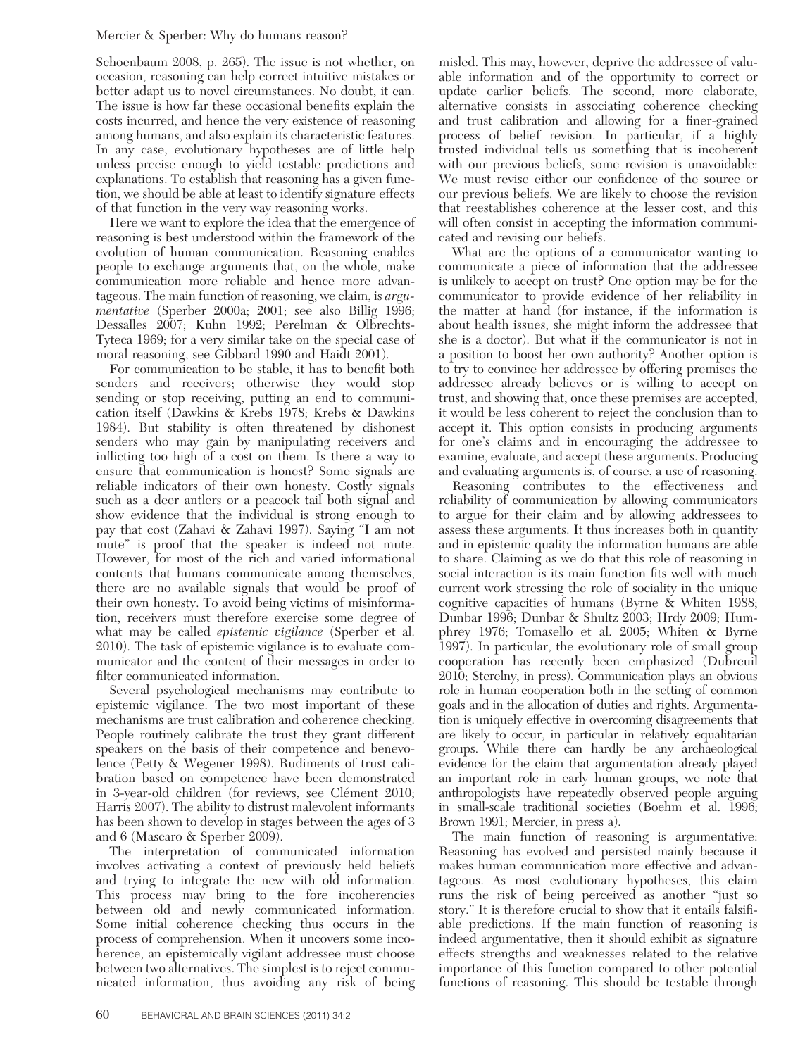Schoenbaum 2008, p. 265). The issue is not whether, on occasion, reasoning can help correct intuitive mistakes or better adapt us to novel circumstances. No doubt, it can. The issue is how far these occasional benefits explain the costs incurred, and hence the very existence of reasoning among humans, and also explain its characteristic features. In any case, evolutionary hypotheses are of little help unless precise enough to yield testable predictions and explanations. To establish that reasoning has a given function, we should be able at least to identify signature effects of that function in the very way reasoning works.

Here we want to explore the idea that the emergence of reasoning is best understood within the framework of the evolution of human communication. Reasoning enables people to exchange arguments that, on the whole, make communication more reliable and hence more advantageous. The main function of reasoning, we claim, is *argumentative* (Sperber 2000a; 2001; see also Billig 1996; Dessalles 2007; Kuhn 1992; Perelman & Olbrechts-Tyteca 1969; for a very similar take on the special case of moral reasoning, see Gibbard 1990 and Haidt 2001).

For communication to be stable, it has to benefit both senders and receivers; otherwise they would stop sending or stop receiving, putting an end to communication itself (Dawkins & Krebs 1978; Krebs & Dawkins 1984). But stability is often threatened by dishonest senders who may gain by manipulating receivers and inflicting too high of a cost on them. Is there a way to ensure that communication is honest? Some signals are reliable indicators of their own honesty. Costly signals such as a deer antlers or a peacock tail both signal and show evidence that the individual is strong enough to pay that cost (Zahavi & Zahavi 1997). Saying "I am not mute" is proof that the speaker is indeed not mute. However, for most of the rich and varied informational contents that humans communicate among themselves, there are no available signals that would be proof of their own honesty. To avoid being victims of misinformation, receivers must therefore exercise some degree of what may be called *epistemic vigilance* (Sperber et al. 2010). The task of epistemic vigilance is to evaluate communicator and the content of their messages in order to filter communicated information.

Several psychological mechanisms may contribute to epistemic vigilance. The two most important of these mechanisms are trust calibration and coherence checking. People routinely calibrate the trust they grant different speakers on the basis of their competence and benevolence (Petty & Wegener 1998). Rudiments of trust calibration based on competence have been demonstrated in 3-year-old children (for reviews, see Clément 2010; Harris 2007). The ability to distrust malevolent informants has been shown to develop in stages between the ages of 3 and 6 (Mascaro & Sperber 2009).

The interpretation of communicated information involves activating a context of previously held beliefs and trying to integrate the new with old information. This process may bring to the fore incoherencies between old and newly communicated information. Some initial coherence checking thus occurs in the process of comprehension. When it uncovers some incoherence, an epistemically vigilant addressee must choose between two alternatives. The simplest is to reject communicated information, thus avoiding any risk of being misled. This may, however, deprive the addressee of valuable information and of the opportunity to correct or update earlier beliefs. The second, more elaborate, alternative consists in associating coherence checking and trust calibration and allowing for a finer-grained process of belief revision. In particular, if a highly trusted individual tells us something that is incoherent with our previous beliefs, some revision is unavoidable: We must revise either our confidence of the source or our previous beliefs. We are likely to choose the revision that reestablishes coherence at the lesser cost, and this will often consist in accepting the information communicated and revising our beliefs.

What are the options of a communicator wanting to communicate a piece of information that the addressee is unlikely to accept on trust? One option may be for the communicator to provide evidence of her reliability in the matter at hand (for instance, if the information is about health issues, she might inform the addressee that she is a doctor). But what if the communicator is not in a position to boost her own authority? Another option is to try to convince her addressee by offering premises the addressee already believes or is willing to accept on trust, and showing that, once these premises are accepted, it would be less coherent to reject the conclusion than to accept it. This option consists in producing arguments for one's claims and in encouraging the addressee to examine, evaluate, and accept these arguments. Producing and evaluating arguments is, of course, a use of reasoning.

Reasoning contributes to the effectiveness and reliability of communication by allowing communicators to argue for their claim and by allowing addressees to assess these arguments. It thus increases both in quantity and in epistemic quality the information humans are able to share. Claiming as we do that this role of reasoning in social interaction is its main function fits well with much current work stressing the role of sociality in the unique cognitive capacities of humans (Byrne & Whiten 1988; Dunbar 1996; Dunbar & Shultz 2003; Hrdy 2009; Humphrey 1976; Tomasello et al. 2005; Whiten & Byrne 1997). In particular, the evolutionary role of small group cooperation has recently been emphasized (Dubreuil 2010; Sterelny, in press). Communication plays an obvious role in human cooperation both in the setting of common goals and in the allocation of duties and rights. Argumentation is uniquely effective in overcoming disagreements that are likely to occur, in particular in relatively equalitarian groups. While there can hardly be any archaeological evidence for the claim that argumentation already played an important role in early human groups, we note that anthropologists have repeatedly observed people arguing in small-scale traditional societies (Boehm et al. 1996; Brown 1991; Mercier, in press a).

The main function of reasoning is argumentative: Reasoning has evolved and persisted mainly because it makes human communication more effective and advantageous. As most evolutionary hypotheses, this claim runs the risk of being perceived as another "just so story." It is therefore crucial to show that it entails falsifiable predictions. If the main function of reasoning is indeed argumentative, then it should exhibit as signature effects strengths and weaknesses related to the relative importance of this function compared to other potential functions of reasoning. This should be testable through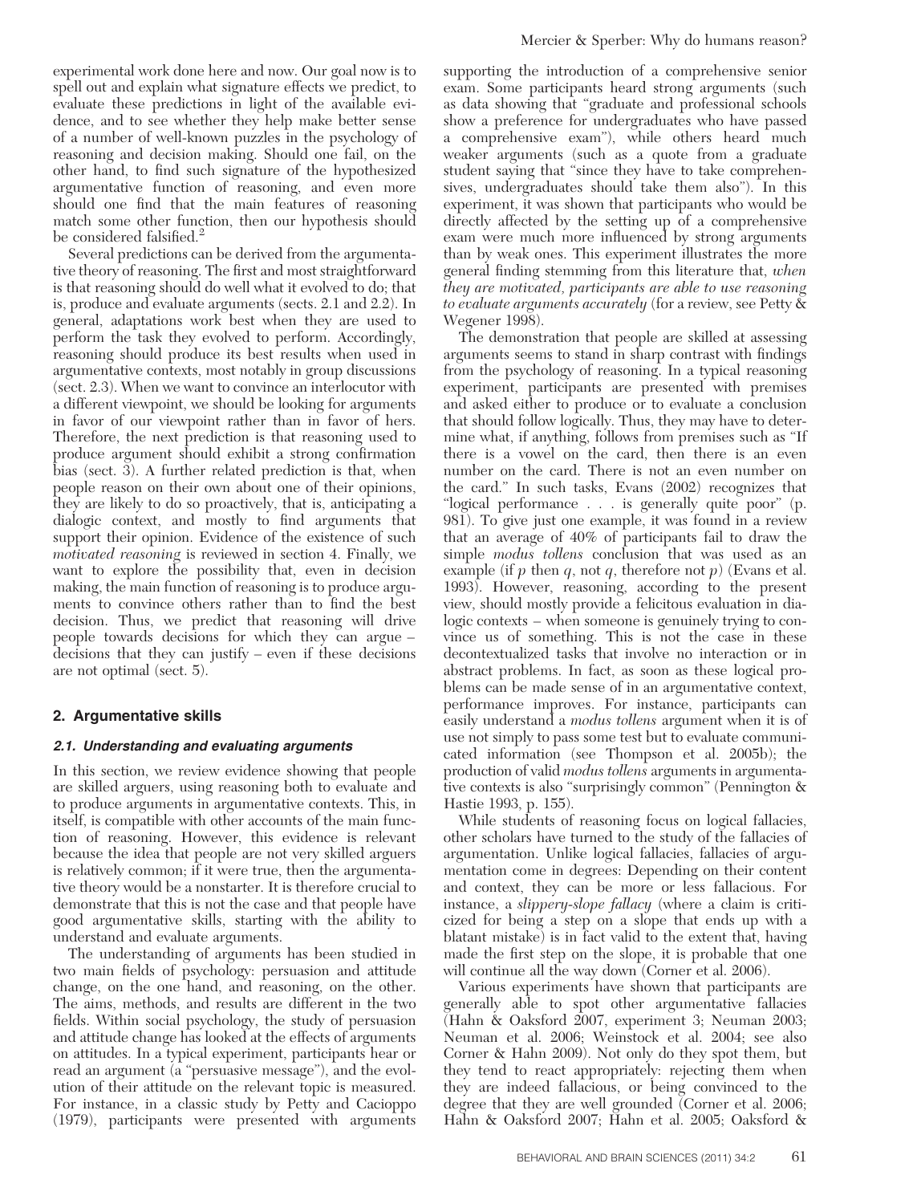experimental work done here and now. Our goal now is to spell out and explain what signature effects we predict, to evaluate these predictions in light of the available evidence, and to see whether they help make better sense of a number of well-known puzzles in the psychology of reasoning and decision making. Should one fail, on the other hand, to find such signature of the hypothesized argumentative function of reasoning, and even more should one find that the main features of reasoning match some other function, then our hypothesis should be considered falsified.[2]

Several predictions can be derived from the argumentative theory of reasoning. The first and most straightforward is that reasoning should do well what it evolved to do; that is, produce and evaluate arguments (sects. 2.1 and 2.2). In general, adaptations work best when they are used to perform the task they evolved to perform. Accordingly, reasoning should produce its best results when used in argumentative contexts, most notably in group discussions (sect. 2.3). When we want to convince an interlocutor with a different viewpoint, we should be looking for arguments in favor of our viewpoint rather than in favor of hers. Therefore, the next prediction is that reasoning used to produce argument should exhibit a strong confirmation bias (sect. 3). A further related prediction is that, when people reason on their own about one of their opinions, they are likely to do so proactively, that is, anticipating a dialogic context, and mostly to find arguments that support their opinion. Evidence of the existence of such *motivated reasoning* is reviewed in section 4. Finally, we want to explore the possibility that, even in decision making, the main function of reasoning is to produce arguments to convince others rather than to find the best decision. Thus, we predict that reasoning will drive people towards decisions for which they can argue – decisions that they can justify – even if these decisions are not optimal (sect. 5).

## 2. Argumentative skills

### 2.1. Understanding and evaluating arguments

In this section, we review evidence showing that people are skilled arguers, using reasoning both to evaluate and to produce arguments in argumentative contexts. This, in itself, is compatible with other accounts of the main function of reasoning. However, this evidence is relevant because the idea that people are not very skilled arguers is relatively common; if it were true, then the argumentative theory would be a nonstarter. It is therefore crucial to demonstrate that this is not the case and that people have good argumentative skills, starting with the ability to understand and evaluate arguments.

The understanding of arguments has been studied in two main fields of psychology: persuasion and attitude change, on the one hand, and reasoning, on the other. The aims, methods, and results are different in the two fields. Within social psychology, the study of persuasion and attitude change has looked at the effects of arguments on attitudes. In a typical experiment, participants hear or read an argument (a "persuasive message"), and the evolution of their attitude on the relevant topic is measured. For instance, in a classic study by Petty and Cacioppo (1979), participants were presented with arguments supporting the introduction of a comprehensive senior exam. Some participants heard strong arguments (such as data showing that "graduate and professional schools show a preference for undergraduates who have passed a comprehensive exam"), while others heard much weaker arguments (such as a quote from a graduate student saying that "since they have to take comprehensives, undergraduates should take them also"). In this experiment, it was shown that participants who would be directly affected by the setting up of a comprehensive exam were much more influenced by strong arguments than by weak ones. This experiment illustrates the more general finding stemming from this literature that, *when they are motivated, participants are able to use reasoning to evaluate arguments accurately* (for a review, see Petty & Wegener 1998).

The demonstration that people are skilled at assessing arguments seems to stand in sharp contrast with findings from the psychology of reasoning. In a typical reasoning experiment, participants are presented with premises and asked either to produce or to evaluate a conclusion that should follow logically. Thus, they may have to determine what, if anything, follows from premises such as "If there is a vowel on the card, then there is an even number on the card. There is not an even number on the card." In such tasks, Evans (2002) recognizes that "logical performance . . . is generally quite poor" (p. 981). To give just one example, it was found in a review that an average of 40% of participants fail to draw the simple *modus tollens* conclusion that was used as an example (if $p$ then $q$, not $q$, therefore not $p$) (Evans et al. 1993). However, reasoning, according to the present view, should mostly provide a felicitous evaluation in dialogic contexts – when someone is genuinely trying to convince us of something. This is not the case in these decontextualized tasks that involve no interaction or in abstract problems. In fact, as soon as these logical problems can be made sense of in an argumentative context, performance improves. For instance, participants can easily understand a *modus tollens* argument when it is of use not simply to pass some test but to evaluate communicated information (see Thompson et al. 2005b); the production of valid *modus tollens* arguments in argumentative contexts is also "surprisingly common" (Pennington & Hastie 1993, p. 155).

While students of reasoning focus on logical fallacies, other scholars have turned to the study of the fallacies of argumentation. Unlike logical fallacies, fallacies of argumentation come in degrees: Depending on their content and context, they can be more or less fallacious. For instance, a *slippery-slope fallacy* (where a claim is criticized for being a step on a slope that ends up with a blatant mistake) is in fact valid to the extent that, having made the first step on the slope, it is probable that one will continue all the way down (Corner et al. 2006).

Various experiments have shown that participants are generally able to spot other argumentative fallacies (Hahn & Oaksford 2007, experiment 3; Neuman 2003; Neuman et al. 2006; Weinstock et al. 2004; see also Corner & Hahn 2009). Not only do they spot them, but they tend to react appropriately: rejecting them when they are indeed fallacious, or being convinced to the degree that they are well grounded (Corner et al. 2006; Hahn & Oaksford 2007; Hahn et al. 2005; Oaksford &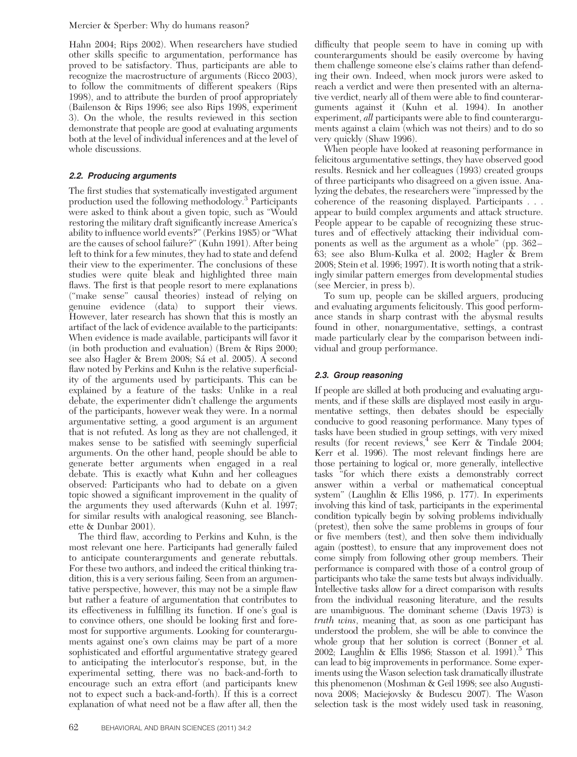Hahn 2004; Rips 2002). When researchers have studied other skills specific to argumentation, performance has proved to be satisfactory. Thus, participants are able to recognize the macrostructure of arguments (Ricco 2003), to follow the commitments of different speakers (Rips 1998), and to attribute the burden of proof appropriately (Bailenson & Rips 1996; see also Rips 1998, experiment 3). On the whole, the results reviewed in this section demonstrate that people are good at evaluating arguments both at the level of individual inferences and at the level of whole discussions.

### 2.2. Producing arguments

The first studies that systematically investigated argument production used the following methodology.[3] Participants were asked to think about a given topic, such as "Would restoring the military draft significantly increase America's ability to influence world events?" (Perkins 1985) or "What are the causes of school failure?" (Kuhn 1991). After being left to think for a few minutes, they had to state and defend their view to the experimenter. The conclusions of these studies were quite bleak and highlighted three main flaws. The first is that people resort to mere explanations ("make sense" causal theories) instead of relying on genuine evidence (data) to support their views. However, later research has shown that this is mostly an artifact of the lack of evidence available to the participants: When evidence is made available, participants will favor it (in both production and evaluation) (Brem & Rips 2000; see also Hagler & Brem 2008; Sá et al. 2005). A second flaw noted by Perkins and Kuhn is the relative superficiality of the arguments used by participants. This can be explained by a feature of the tasks: Unlike in a real debate, the experimenter didn't challenge the arguments of the participants, however weak they were. In a normal argumentative setting, a good argument is an argument that is not refuted. As long as they are not challenged, it makes sense to be satisfied with seemingly superficial arguments. On the other hand, people should be able to generate better arguments when engaged in a real debate. This is exactly what Kuhn and her colleagues observed: Participants who had to debate on a given topic showed a significant improvement in the quality of the arguments they used afterwards (Kuhn et al. 1997; for similar results with analogical reasoning, see Blanchette & Dunbar 2001).

The third flaw, according to Perkins and Kuhn, is the most relevant one here. Participants had generally failed to anticipate counterarguments and generate rebuttals. For these two authors, and indeed the critical thinking tradition, this is a very serious failing. Seen from an argumentative perspective, however, this may not be a simple flaw but rather a feature of argumentation that contributes to its effectiveness in fulfilling its function. If one's goal is to convince others, one should be looking first and foremost for supportive arguments. Looking for counterarguments against one's own claims may be part of a more sophisticated and effortful argumentative strategy geared to anticipating the interlocutor's response, but, in the experimental setting, there was no back-and-forth to encourage such an extra effort (and participants knew not to expect such a back-and-forth). If this is a correct explanation of what need not be a flaw after all, then the difficulty that people seem to have in coming up with counterarguments should be easily overcome by having them challenge someone else's claims rather than defending their own. Indeed, when mock jurors were asked to reach a verdict and were then presented with an alternative verdict, nearly all of them were able to find counterarguments against it (Kuhn et al. 1994). In another experiment, *all* participants were able to find counterarguments against a claim (which was not theirs) and to do so very quickly (Shaw 1996).

When people have looked at reasoning performance in felicitous argumentative settings, they have observed good results. Resnick and her colleagues (1993) created groups of three participants who disagreed on a given issue. Analyzing the debates, the researchers were "impressed by the coherence of the reasoning displayed. Participants . . . appear to build complex arguments and attack structure. People appear to be capable of recognizing these structures and of effectively attacking their individual components as well as the argument as a whole" (pp. 362–63; see also Blum-Kulka et al. 2002; Hagler & Brem 2008; Stein et al. 1996; 1997). It is worth noting that a strikingly similar pattern emerges from developmental studies (see Mercier, in press b).

To sum up, people can be skilled arguers, producing and evaluating arguments felicitously. This good performance stands in sharp contrast with the abysmal results found in other, nonargumentative, settings, a contrast made particularly clear by the comparison between individual and group performance.

### 2.3. Group reasoning

If people are skilled at both producing and evaluating arguments, and if these skills are displayed most easily in argumentative settings, then debates should be especially conducive to good reasoning performance. Many types of tasks have been studied in group settings, with very mixed results (for recent reviews,[4] see Kerr & Tindale 2004; Kerr et al. 1996). The most relevant findings here are those pertaining to logical or, more generally, intellective tasks "for which there exists a demonstrably correct answer within a verbal or mathematical conceptual system" (Laughlin & Ellis 1986, p. 177). In experiments involving this kind of task, participants in the experimental condition typically begin by solving problems individually (pretest), then solve the same problems in groups of four or five members (test), and then solve them individually again (posttest), to ensure that any improvement does not come simply from following other group members. Their performance is compared with those of a control group of participants who take the same tests but always individually. Intellective tasks allow for a direct comparison with results from the individual reasoning literature, and the results are unambiguous. The dominant scheme (Davis 1973) is *truth wins*, meaning that, as soon as one participant has understood the problem, she will be able to convince the whole group that her solution is correct (Bonner et al. 2002; Laughlin & Ellis 1986; Stasson et al. 1991).[5] This can lead to big improvements in performance. Some experiments using the Wason selection task dramatically illustrate this phenomenon (Moshman & Geil 1998; see also Augustinova 2008; Maciejovsky & Budescu 2007). The Wason selection task is the most widely used task in reasoning,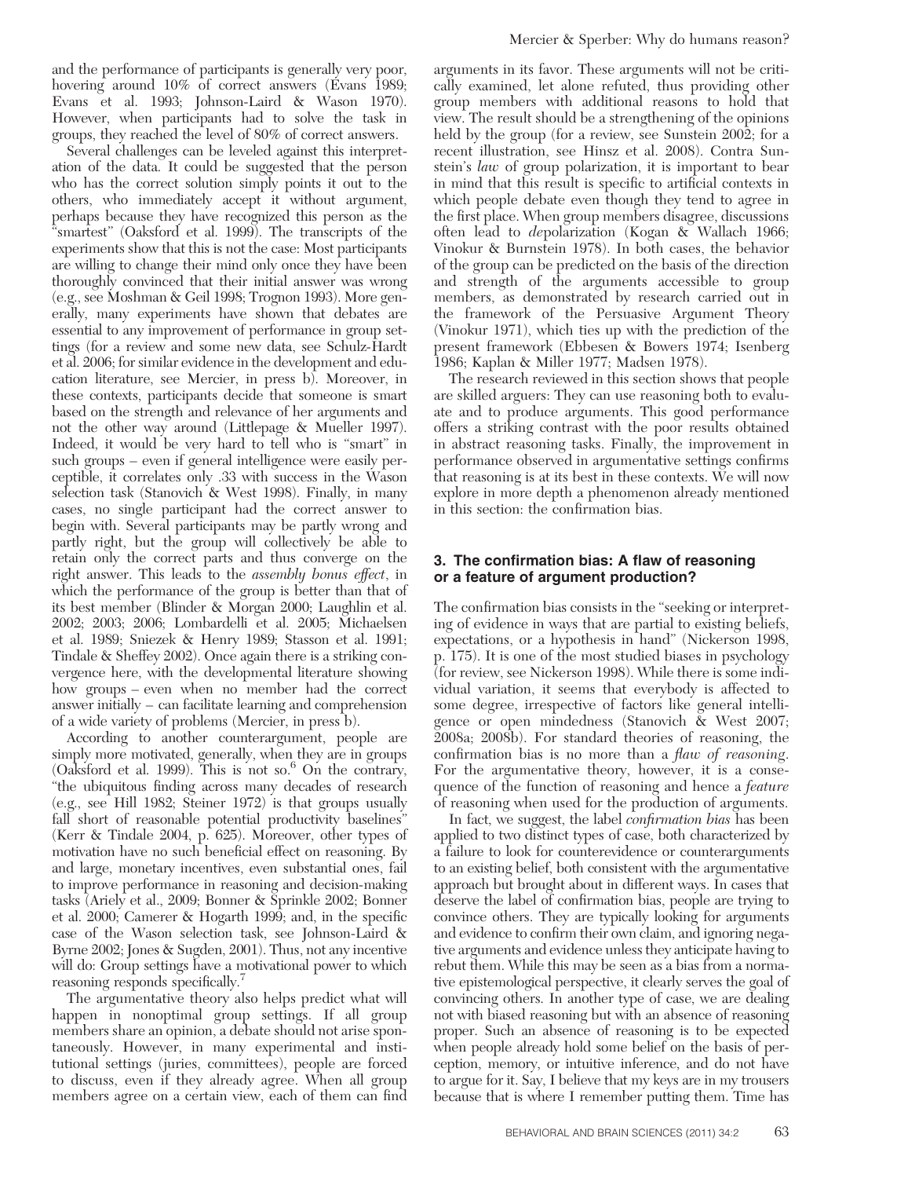and the performance of participants is generally very poor, hovering around 10% of correct answers (Evans 1989; Evans et al. 1993; Johnson-Laird & Wason 1970). However, when participants had to solve the task in groups, they reached the level of 80% of correct answers.

Several challenges can be leveled against this interpretation of the data. It could be suggested that the person who has the correct solution simply points it out to the others, who immediately accept it without argument, perhaps because they have recognized this person as the "smartest" (Oaksford et al. 1999). The transcripts of the experiments show that this is not the case: Most participants are willing to change their mind only once they have been thoroughly convinced that their initial answer was wrong (e.g., see Moshman & Geil 1998; Trognon 1993). More generally, many experiments have shown that debates are essential to any improvement of performance in group settings (for a review and some new data, see Schulz-Hardt et al. 2006; for similar evidence in the development and education literature, see Mercier, in press b). Moreover, in these contexts, participants decide that someone is smart based on the strength and relevance of her arguments and not the other way around (Littlepage & Mueller 1997). Indeed, it would be very hard to tell who is "smart" in such groups – even if general intelligence were easily perceptible, it correlates only .33 with success in the Wason selection task (Stanovich & West 1998). Finally, in many cases, no single participant had the correct answer to begin with. Several participants may be partly wrong and partly right, but the group will collectively be able to retain only the correct parts and thus converge on the right answer. This leads to the *assembly bonus effect*, in which the performance of the group is better than that of its best member (Blinder & Morgan 2000; Laughlin et al. 2002; 2003; 2006; Lombardelli et al. 2005; Michaelsen et al. 1989; Sniezek & Henry 1989; Stasson et al. 1991; Tindale & Sheffey 2002). Once again there is a striking convergence here, with the developmental literature showing how groups – even when no member had the correct answer initially – can facilitate learning and comprehension of a wide variety of problems (Mercier, in press b).

According to another counterargument, people are simply more motivated, generally, when they are in groups (Oaksford et al. 1999). This is not so.[6] On the contrary, "the ubiquitous finding across many decades of research (e.g., see Hill 1982; Steiner 1972) is that groups usually fall short of reasonable potential productivity baselines" (Kerr & Tindale 2004, p. 625). Moreover, other types of motivation have no such beneficial effect on reasoning. By and large, monetary incentives, even substantial ones, fail to improve performance in reasoning and decision-making tasks (Ariely et al., 2009; Bonner & Sprinkle 2002; Bonner et al. 2000; Camerer & Hogarth 1999; and, in the specific case of the Wason selection task, see Johnson-Laird & Byrne 2002; Jones & Sugden, 2001). Thus, not any incentive will do: Group settings have a motivational power to which reasoning responds specifically.[7]

The argumentative theory also helps predict what will happen in nonoptimal group settings. If all group members share an opinion, a debate should not arise spontaneously. However, in many experimental and institutional settings (juries, committees), people are forced to discuss, even if they already agree. When all group members agree on a certain view, each of them can find arguments in its favor. These arguments will not be critically examined, let alone refuted, thus providing other group members with additional reasons to hold that view. The result should be a strengthening of the opinions held by the group (for a review, see Sunstein 2002; for a recent illustration, see Hinsz et al. 2008). Contra Sunstein's *law* of group polarization, it is important to bear in mind that this result is specific to artificial contexts in which people debate even though they tend to agree in the first place. When group members disagree, discussions often lead to *de*polarization (Kogan & Wallach 1966; Vinokur & Burnstein 1978). In both cases, the behavior of the group can be predicted on the basis of the direction and strength of the arguments accessible to group members, as demonstrated by research carried out in the framework of the Persuasive Argument Theory (Vinokur 1971), which ties up with the prediction of the present framework (Ebbesen & Bowers 1974; Isenberg 1986; Kaplan & Miller 1977; Madsen 1978).

The research reviewed in this section shows that people are skilled arguers: They can use reasoning both to evaluate and to produce arguments. This good performance offers a striking contrast with the poor results obtained in abstract reasoning tasks. Finally, the improvement in performance observed in argumentative settings confirms that reasoning is at its best in these contexts. We will now explore in more depth a phenomenon already mentioned in this section: the confirmation bias.

## 3. The confirmation bias: A flaw of reasoning or a feature of argument production?

The confirmation bias consists in the "seeking or interpreting of evidence in ways that are partial to existing beliefs, expectations, or a hypothesis in hand" (Nickerson 1998, p. 175). It is one of the most studied biases in psychology (for review, see Nickerson 1998). While there is some individual variation, it seems that everybody is affected to some degree, irrespective of factors like general intelligence or open mindedness (Stanovich & West 2007; 2008a; 2008b). For standard theories of reasoning, the confirmation bias is no more than a *flaw of reasoning*. For the argumentative theory, however, it is a consequence of the function of reasoning and hence a *feature* of reasoning when used for the production of arguments.

In fact, we suggest, the label *confirmation bias* has been applied to two distinct types of case, both characterized by a failure to look for counterevidence or counterarguments to an existing belief, both consistent with the argumentative approach but brought about in different ways. In cases that deserve the label of confirmation bias, people are trying to convince others. They are typically looking for arguments and evidence to confirm their own claim, and ignoring negative arguments and evidence unless they anticipate having to rebut them. While this may be seen as a bias from a normative epistemological perspective, it clearly serves the goal of convincing others. In another type of case, we are dealing not with biased reasoning but with an absence of reasoning proper. Such an absence of reasoning is to be expected when people already hold some belief on the basis of perception, memory, or intuitive inference, and do not have to argue for it. Say, I believe that my keys are in my trousers because that is where I remember putting them. Time has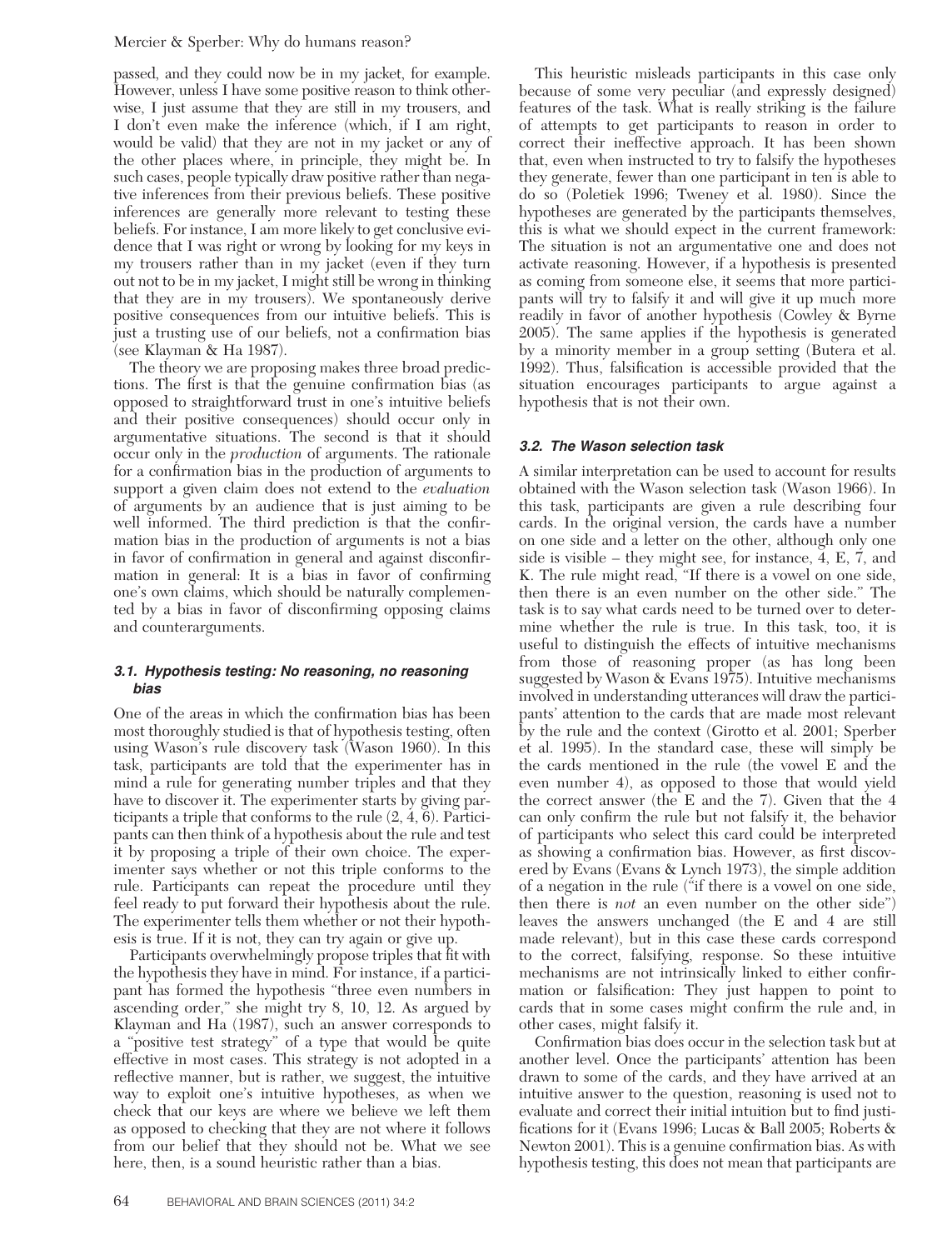passed, and they could now be in my jacket, for example. However, unless I have some positive reason to think otherwise, I just assume that they are still in my trousers, and I don't even make the inference (which, if I am right, would be valid) that they are not in my jacket or any of the other places where, in principle, they might be. In such cases, people typically draw positive rather than negative inferences from their previous beliefs. These positive inferences are generally more relevant to testing these beliefs. For instance, I am more likely to get conclusive evidence that I was right or wrong by looking for my keys in my trousers rather than in my jacket (even if they turn out not to be in my jacket, I might still be wrong in thinking that they are in my trousers). We spontaneously derive positive consequences from our intuitive beliefs. This is just a trusting use of our beliefs, not a confirmation bias (see Klayman & Ha 1987).

The theory we are proposing makes three broad predictions. The first is that the genuine confirmation bias (as opposed to straightforward trust in one's intuitive beliefs and their positive consequences) should occur only in argumentative situations. The second is that it should occur only in the *production* of arguments. The rationale for a confirmation bias in the production of arguments to support a given claim does not extend to the *evaluation* of arguments by an audience that is just aiming to be well informed. The third prediction is that the confirmation bias in the production of arguments is not a bias in favor of confirmation in general and against disconfirmation in general: It is a bias in favor of confirming one's own claims, which should be naturally complemented by a bias in favor of disconfirming opposing claims and counterarguments.

### 3.1. Hypothesis testing: No reasoning, no reasoning bias

One of the areas in which the confirmation bias has been most thoroughly studied is that of hypothesis testing, often using Wason's rule discovery task (Wason 1960). In this task, participants are told that the experimenter has in mind a rule for generating number triples and that they have to discover it. The experimenter starts by giving participants a triple that conforms to the rule (2, 4, 6). Participants can then think of a hypothesis about the rule and test it by proposing a triple of their own choice. The experimenter says whether or not this triple conforms to the rule. Participants can repeat the procedure until they feel ready to put forward their hypothesis about the rule. The experimenter tells them whether or not their hypothesis is true. If it is not, they can try again or give up.

Participants overwhelmingly propose triples that fit with the hypothesis they have in mind. For instance, if a participant has formed the hypothesis "three even numbers in ascending order," she might try 8, 10, 12. As argued by Klayman and Ha (1987), such an answer corresponds to a "positive test strategy" of a type that would be quite effective in most cases. This strategy is not adopted in a reflective manner, but is rather, we suggest, the intuitive way to exploit one's intuitive hypotheses, as when we check that our keys are where we believe we left them as opposed to checking that they are not where it follows from our belief that they should not be. What we see here, then, is a sound heuristic rather than a bias.

This heuristic misleads participants in this case only because of some very peculiar (and expressly designed) features of the task. What is really striking is the failure of attempts to get participants to reason in order to correct their ineffective approach. It has been shown that, even when instructed to try to falsify the hypotheses they generate, fewer than one participant in ten is able to do so (Poletiek 1996; Tweney et al. 1980). Since the hypotheses are generated by the participants themselves, this is what we should expect in the current framework: The situation is not an argumentative one and does not activate reasoning. However, if a hypothesis is presented as coming from someone else, it seems that more participants will try to falsify it and will give it up much more readily in favor of another hypothesis (Cowley & Byrne 2005). The same applies if the hypothesis is generated by a minority member in a group setting (Butera et al. 1992). Thus, falsification is accessible provided that the situation encourages participants to argue against a hypothesis that is not their own.

### 3.2. The Wason selection task

A similar interpretation can be used to account for results obtained with the Wason selection task (Wason 1966). In this task, participants are given a rule describing four cards. In the original version, the cards have a number on one side and a letter on the other, although only one side is visible – they might see, for instance, 4, E, 7, and K. The rule might read, "If there is a vowel on one side, then there is an even number on the other side." The task is to say what cards need to be turned over to determine whether the rule is true. In this task, too, it is useful to distinguish the effects of intuitive mechanisms from those of reasoning proper (as has long been suggested by Wason & Evans 1975). Intuitive mechanisms involved in understanding utterances will draw the participants' attention to the cards that are made most relevant by the rule and the context (Girotto et al. 2001; Sperber et al. 1995). In the standard case, these will simply be the cards mentioned in the rule (the vowel E and the even number 4), as opposed to those that would yield the correct answer (the E and the 7). Given that the 4 can only confirm the rule but not falsify it, the behavior of participants who select this card could be interpreted as showing a confirmation bias. However, as first discovered by Evans (Evans & Lynch 1973), the simple addition of a negation in the rule ("if there is a vowel on one side, then there is *not* an even number on the other side") leaves the answers unchanged (the E and 4 are still made relevant), but in this case these cards correspond to the correct, falsifying, response. So these intuitive mechanisms are not intrinsically linked to either confirmation or falsification: They just happen to point to cards that in some cases might confirm the rule and, in other cases, might falsify it.

Confirmation bias does occur in the selection task but at another level. Once the participants' attention has been drawn to some of the cards, and they have arrived at an intuitive answer to the question, reasoning is used not to evaluate and correct their initial intuition but to find justifications for it (Evans 1996; Lucas & Ball 2005; Roberts & Newton 2001). This is a genuine confirmation bias. As with hypothesis testing, this does not mean that participants are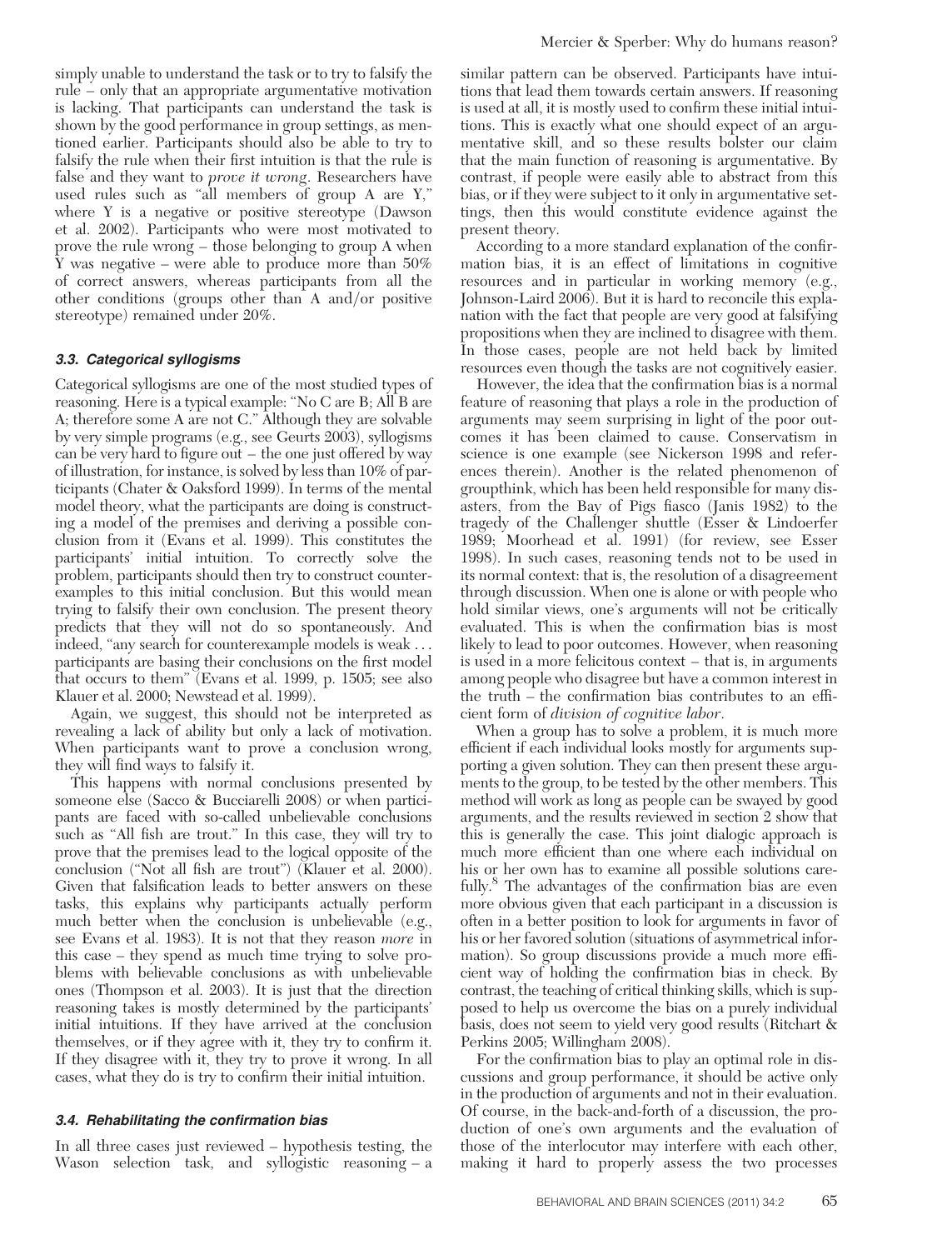simply unable to understand the task or to try to falsify the rule – only that an appropriate argumentative motivation is lacking. That participants can understand the task is shown by the good performance in group settings, as mentioned earlier. Participants should also be able to try to falsify the rule when their first intuition is that the rule is false and they want to *prove it wrong*. Researchers have used rules such as "all members of group A are Y," where Y is a negative or positive stereotype (Dawson et al. 2002). Participants who were most motivated to prove the rule wrong – those belonging to group A when Y was negative – were able to produce more than 50% of correct answers, whereas participants from all the other conditions (groups other than A and/or positive stereotype) remained under 20%.

### 3.3. Categorical syllogisms

Categorical syllogisms are one of the most studied types of reasoning. Here is a typical example: "No C are B; All B are A; therefore some A are not C." Although they are solvable by very simple programs (e.g., see Geurts 2003), syllogisms can be very hard to figure out – the one just offered by way of illustration, for instance, is solved by less than 10% of participants (Chater & Oaksford 1999). In terms of the mental model theory, what the participants are doing is constructing a model of the premises and deriving a possible conclusion from it (Evans et al. 1999). This constitutes the participants' initial intuition. To correctly solve the problem, participants should then try to construct counterexamples to this initial conclusion. But this would mean trying to falsify their own conclusion. The present theory predicts that they will not do so spontaneously. And indeed, "any search for counterexample models is weak ... participants are basing their conclusions on the first model that occurs to them" (Evans et al. 1999, p. 1505; see also Klauer et al. 2000; Newstead et al. 1999).

Again, we suggest, this should not be interpreted as revealing a lack of ability but only a lack of motivation. When participants want to prove a conclusion wrong, they will find ways to falsify it.

This happens with normal conclusions presented by someone else (Sacco & Bucciarelli 2008) or when participants are faced with so-called unbelievable conclusions such as "All fish are trout." In this case, they will try to prove that the premises lead to the logical opposite of the conclusion ("Not all fish are trout") (Klauer et al. 2000). Given that falsification leads to better answers on these tasks, this explains why participants actually perform much better when the conclusion is unbelievable (e.g., see Evans et al. 1983). It is not that they reason *more* in this case – they spend as much time trying to solve problems with believable conclusions as with unbelievable ones (Thompson et al. 2003). It is just that the direction reasoning takes is mostly determined by the participants' initial intuitions. If they have arrived at the conclusion themselves, or if they agree with it, they try to confirm it. If they disagree with it, they try to prove it wrong. In all cases, what they do is try to confirm their initial intuition.

### 3.4. Rehabilitating the confirmation bias

In all three cases just reviewed – hypothesis testing, the Wason selection task, and syllogistic reasoning – a similar pattern can be observed. Participants have intuitions that lead them towards certain answers. If reasoning is used at all, it is mostly used to confirm these initial intuitions. This is exactly what one should expect of an argumentative skill, and so these results bolster our claim that the main function of reasoning is argumentative. By contrast, if people were easily able to abstract from this bias, or if they were subject to it only in argumentative settings, then this would constitute evidence against the present theory.

According to a more standard explanation of the confirmation bias, it is an effect of limitations in cognitive resources and in particular in working memory (e.g., Johnson-Laird 2006). But it is hard to reconcile this explanation with the fact that people are very good at falsifying propositions when they are inclined to disagree with them. In those cases, people are not held back by limited resources even though the tasks are not cognitively easier.

However, the idea that the confirmation bias is a normal feature of reasoning that plays a role in the production of arguments may seem surprising in light of the poor outcomes it has been claimed to cause. Conservatism in science is one example (see Nickerson 1998 and references therein). Another is the related phenomenon of groupthink, which has been held responsible for many disasters, from the Bay of Pigs fiasco (Janis 1982) to the tragedy of the Challenger shuttle (Esser & Lindoerfer 1989; Moorhead et al. 1991) (for review, see Esser 1998). In such cases, reasoning tends not to be used in its normal context: that is, the resolution of a disagreement through discussion. When one is alone or with people who hold similar views, one's arguments will not be critically evaluated. This is when the confirmation bias is most likely to lead to poor outcomes. However, when reasoning is used in a more felicitous context – that is, in arguments among people who disagree but have a common interest in the truth – the confirmation bias contributes to an efficient form of *division of cognitive labor*.

When a group has to solve a problem, it is much more efficient if each individual looks mostly for arguments supporting a given solution. They can then present these arguments to the group, to be tested by the other members. This method will work as long as people can be swayed by good arguments, and the results reviewed in section 2 show that this is generally the case. This joint dialogic approach is much more efficient than one where each individual on his or her own has to examine all possible solutions carefully.[8] The advantages of the confirmation bias are even more obvious given that each participant in a discussion is often in a better position to look for arguments in favor of his or her favored solution (situations of asymmetrical information). So group discussions provide a much more efficient way of holding the confirmation bias in check. By contrast, the teaching of critical thinking skills, which is supposed to help us overcome the bias on a purely individual basis, does not seem to yield very good results (Ritchart & Perkins 2005; Willingham 2008).

For the confirmation bias to play an optimal role in discussions and group performance, it should be active only in the production of arguments and not in their evaluation. Of course, in the back-and-forth of a discussion, the production of one's own arguments and the evaluation of those of the interlocutor may interfere with each other, making it hard to properly assess the two processes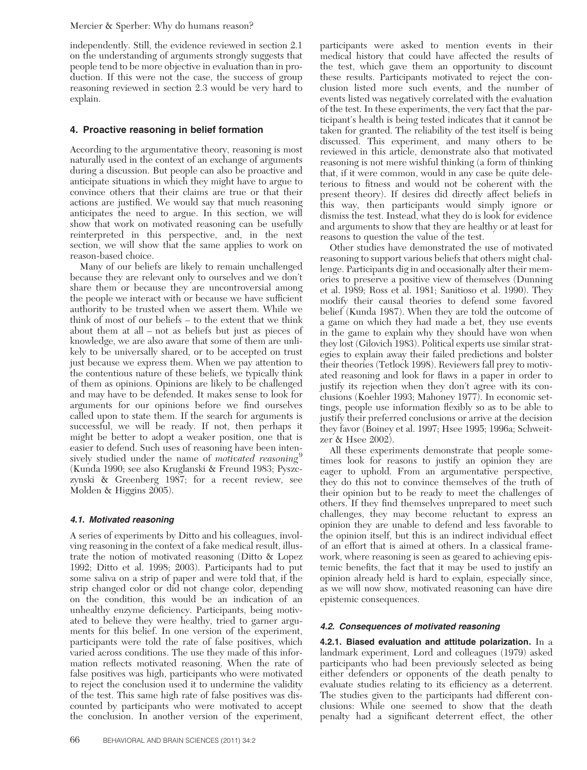independently. Still, the evidence reviewed in section 2.1 on the understanding of arguments strongly suggests that people tend to be more objective in evaluation than in production. If this were not the case, the success of group reasoning reviewed in section 2.3 would be very hard to explain.

## 4. Proactive reasoning in belief formation

According to the argumentative theory, reasoning is most naturally used in the context of an exchange of arguments during a discussion. But people can also be proactive and anticipate situations in which they might have to argue to convince others that their claims are true or that their actions are justified. We would say that much reasoning anticipates the need to argue. In this section, we will show that work on motivated reasoning can be usefully reinterpreted in this perspective, and, in the next section, we will show that the same applies to work on reason-based choice.

Many of our beliefs are likely to remain unchallenged because they are relevant only to ourselves and we don't share them or because they are uncontroversial among the people we interact with or because we have sufficient authority to be trusted when we assert them. While we think of most of our beliefs – to the extent that we think about them at all – not as beliefs but just as pieces of knowledge, we are also aware that some of them are unlikely to be universally shared, or to be accepted on trust just because we express them. When we pay attention to the contentious nature of these beliefs, we typically think of them as opinions. Opinions are likely to be challenged and may have to be defended. It makes sense to look for arguments for our opinions before we find ourselves called upon to state them. If the search for arguments is successful, we will be ready. If not, then perhaps it might be better to adopt a weaker position, one that is easier to defend. Such uses of reasoning have been intensively studied under the name of *motivated reasoning*[9] (Kunda 1990; see also Kruglanski & Freund 1983; Pyszczynski & Greenberg 1987; for a recent review, see Molden & Higgins 2005).

### 4.1. Motivated reasoning

A series of experiments by Ditto and his colleagues, involving reasoning in the context of a fake medical result, illustrate the notion of motivated reasoning (Ditto & Lopez 1992; Ditto et al. 1998; 2003). Participants had to put some saliva on a strip of paper and were told that, if the strip changed color or did not change color, depending on the condition, this would be an indication of an unhealthy enzyme deficiency. Participants, being motivated to believe they were healthy, tried to garner arguments for this belief. In one version of the experiment, participants were told the rate of false positives, which varied across conditions. The use they made of this information reflects motivated reasoning. When the rate of false positives was high, participants who were motivated to reject the conclusion used it to undermine the validity of the test. This same high rate of false positives was discounted by participants who were motivated to accept the conclusion. In another version of the experiment, participants were asked to mention events in their medical history that could have affected the results of the test, which gave them an opportunity to discount these results. Participants motivated to reject the conclusion listed more such events, and the number of events listed was negatively correlated with the evaluation of the test. In these experiments, the very fact that the participant's health is being tested indicates that it cannot be taken for granted. The reliability of the test itself is being discussed. This experiment, and many others to be reviewed in this article, demonstrate also that motivated reasoning is not mere wishful thinking (a form of thinking that, if it were common, would in any case be quite deleterious to fitness and would not be coherent with the present theory). If desires did directly affect beliefs in this way, then participants would simply ignore or dismiss the test. Instead, what they do is look for evidence and arguments to show that they are healthy or at least for reasons to question the value of the test.

Other studies have demonstrated the use of motivated reasoning to support various beliefs that others might challenge. Participants dig in and occasionally alter their memories to preserve a positive view of themselves (Dunning et al. 1989; Ross et al. 1981; Sanitioso et al. 1990). They modify their causal theories to defend some favored belief (Kunda 1987). When they are told the outcome of a game on which they had made a bet, they use events in the game to explain why they should have won when they lost (Gilovich 1983). Political experts use similar strategies to explain away their failed predictions and bolster their theories (Tetlock 1998). Reviewers fall prey to motivated reasoning and look for flaws in a paper in order to justify its rejection when they don't agree with its conclusions (Koehler 1993; Mahoney 1977). In economic settings, people use information flexibly so as to be able to justify their preferred conclusions or arrive at the decision they favor (Boiney et al. 1997; Hsee 1995; 1996a; Schweitzer & Hsee 2002).

All these experiments demonstrate that people sometimes look for reasons to justify an opinion they are eager to uphold. From an argumentative perspective, they do this not to convince themselves of the truth of their opinion but to be ready to meet the challenges of others. If they find themselves unprepared to meet such challenges, they may become reluctant to express an opinion they are unable to defend and less favorable to the opinion itself, but this is an indirect individual effect of an effort that is aimed at others. In a classical framework, where reasoning is seen as geared to achieving epistemic benefits, the fact that it may be used to justify an opinion already held is hard to explain, especially since, as we will now show, motivated reasoning can have dire epistemic consequences.

### 4.2. Consequences of motivated reasoning

**4.2.1. Biased evaluation and attitude polarization.** In a landmark experiment, Lord and colleagues (1979) asked participants who had been previously selected as being either defenders or opponents of the death penalty to evaluate studies relating to its efficiency as a deterrent. The studies given to the participants had different conclusions: While one seemed to show that the death penalty had a significant deterrent effect, the other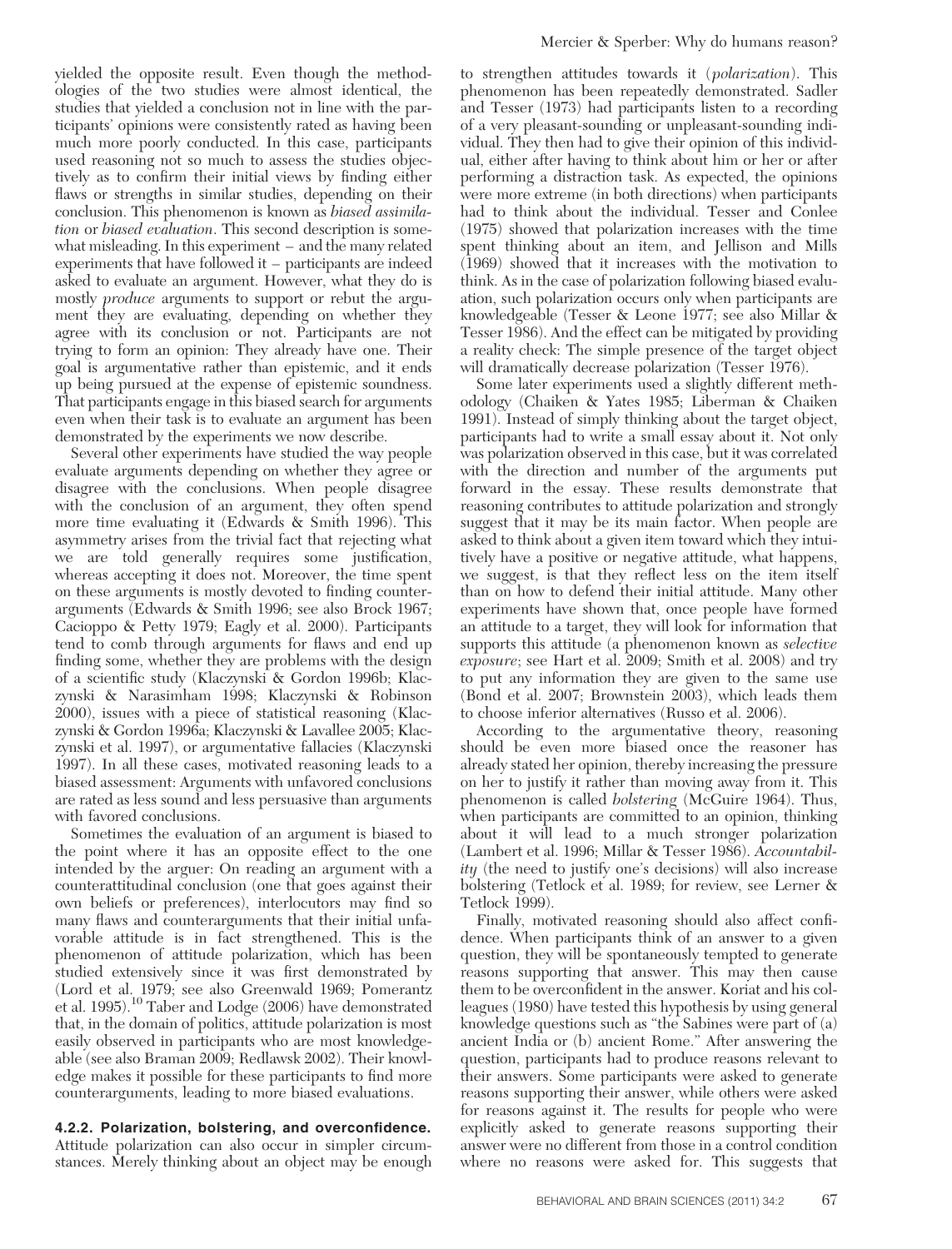yielded the opposite result. Even though the methodologies of the two studies were almost identical, the studies that yielded a conclusion not in line with the participants' opinions were consistently rated as having been much more poorly conducted. In this case, participants used reasoning not so much to assess the studies objectively as to confirm their initial views by finding either flaws or strengths in similar studies, depending on their conclusion. This phenomenon is known as *biased assimilation* or *biased evaluation*. This second description is somewhat misleading. In this experiment – and the many related experiments that have followed it – participants are indeed asked to evaluate an argument. However, what they do is mostly *produce* arguments to support or rebut the argument they are evaluating, depending on whether they agree with its conclusion or not. Participants are not trying to form an opinion: They already have one. Their goal is argumentative rather than epistemic, and it ends up being pursued at the expense of epistemic soundness. That participants engage in this biased search for arguments even when their task is to evaluate an argument has been demonstrated by the experiments we now describe.

Several other experiments have studied the way people evaluate arguments depending on whether they agree or disagree with the conclusions. When people disagree with the conclusion of an argument, they often spend more time evaluating it (Edwards & Smith 1996). This asymmetry arises from the trivial fact that rejecting what we are told generally requires some justification, whereas accepting it does not. Moreover, the time spent on these arguments is mostly devoted to finding counterarguments (Edwards & Smith 1996; see also Brock 1967; Cacioppo & Petty 1979; Eagly et al. 2000). Participants tend to comb through arguments for flaws and end up finding some, whether they are problems with the design of a scientific study (Klaczynski & Gordon 1996b; Klaczynski & Narasimham 1998; Klaczynski & Robinson 2000), issues with a piece of statistical reasoning (Klaczynski & Gordon 1996a; Klaczynski & Lavallee 2005; Klaczynski et al. 1997), or argumentative fallacies (Klaczynski 1997). In all these cases, motivated reasoning leads to a biased assessment: Arguments with unfavored conclusions are rated as less sound and less persuasive than arguments with favored conclusions.

Sometimes the evaluation of an argument is biased to the point where it has an opposite effect to the one intended by the arguer: On reading an argument with a counterattitudinal conclusion (one that goes against their own beliefs or preferences), interlocutors may find so many flaws and counterarguments that their initial unfavorable attitude is in fact strengthened. This is the phenomenon of attitude polarization, which has been studied extensively since it was first demonstrated by (Lord et al. 1979; see also Greenwald 1969; Pomerantz et al. 1995).[10] Taber and Lodge (2006) have demonstrated that, in the domain of politics, attitude polarization is most easily observed in participants who are most knowledgeable (see also Braman 2009; Redlawsk 2002). Their knowledge makes it possible for these participants to find more counterarguments, leading to more biased evaluations.

#### 4.2.2. Polarization, bolstering, and overconfidence.

Attitude polarization can also occur in simpler circumstances. Merely thinking about an object may be enough to strengthen attitudes towards it (*polarization*). This phenomenon has been repeatedly demonstrated. Sadler and Tesser (1973) had participants listen to a recording of a very pleasant-sounding or unpleasant-sounding individual. They then had to give their opinion of this individual, either after having to think about him or her or after performing a distraction task. As expected, the opinions were more extreme (in both directions) when participants had to think about the individual. Tesser and Conlee (1975) showed that polarization increases with the time spent thinking about an item, and Jellison and Mills (1969) showed that it increases with the motivation to think. As in the case of polarization following biased evaluation, such polarization occurs only when participants are knowledgeable (Tesser & Leone 1977; see also Millar & Tesser 1986). And the effect can be mitigated by providing a reality check: The simple presence of the target object will dramatically decrease polarization (Tesser 1976).

Some later experiments used a slightly different methodology (Chaiken & Yates 1985; Liberman & Chaiken 1991). Instead of simply thinking about the target object, participants had to write a small essay about it. Not only was polarization observed in this case, but it was correlated with the direction and number of the arguments put forward in the essay. These results demonstrate that reasoning contributes to attitude polarization and strongly suggest that it may be its main factor. When people are asked to think about a given item toward which they intuitively have a positive or negative attitude, what happens, we suggest, is that they reflect less on the item itself than on how to defend their initial attitude. Many other experiments have shown that, once people have formed an attitude to a target, they will look for information that supports this attitude (a phenomenon known as *selective exposure*; see Hart et al. 2009; Smith et al. 2008) and try to put any information they are given to the same use (Bond et al. 2007; Brownstein 2003), which leads them to choose inferior alternatives (Russo et al. 2006).

According to the argumentative theory, reasoning should be even more biased once the reasoner has already stated her opinion, thereby increasing the pressure on her to justify it rather than moving away from it. This phenomenon is called *bolstering* (McGuire 1964). Thus, when participants are committed to an opinion, thinking about it will lead to a much stronger polarization (Lambert et al. 1996; Millar & Tesser 1986). *Accountability* (the need to justify one's decisions) will also increase bolstering (Tetlock et al. 1989; for review, see Lerner & Tetlock 1999).

Finally, motivated reasoning should also affect confidence. When participants think of an answer to a given question, they will be spontaneously tempted to generate reasons supporting that answer. This may then cause them to be overconfident in the answer. Koriat and his colleagues (1980) have tested this hypothesis by using general knowledge questions such as "the Sabines were part of (a) ancient India or (b) ancient Rome." After answering the question, participants had to produce reasons relevant to their answers. Some participants were asked to generate reasons supporting their answer, while others were asked for reasons against it. The results for people who were explicitly asked to generate reasons supporting their answer were no different from those in a control condition where no reasons were asked for. This suggests that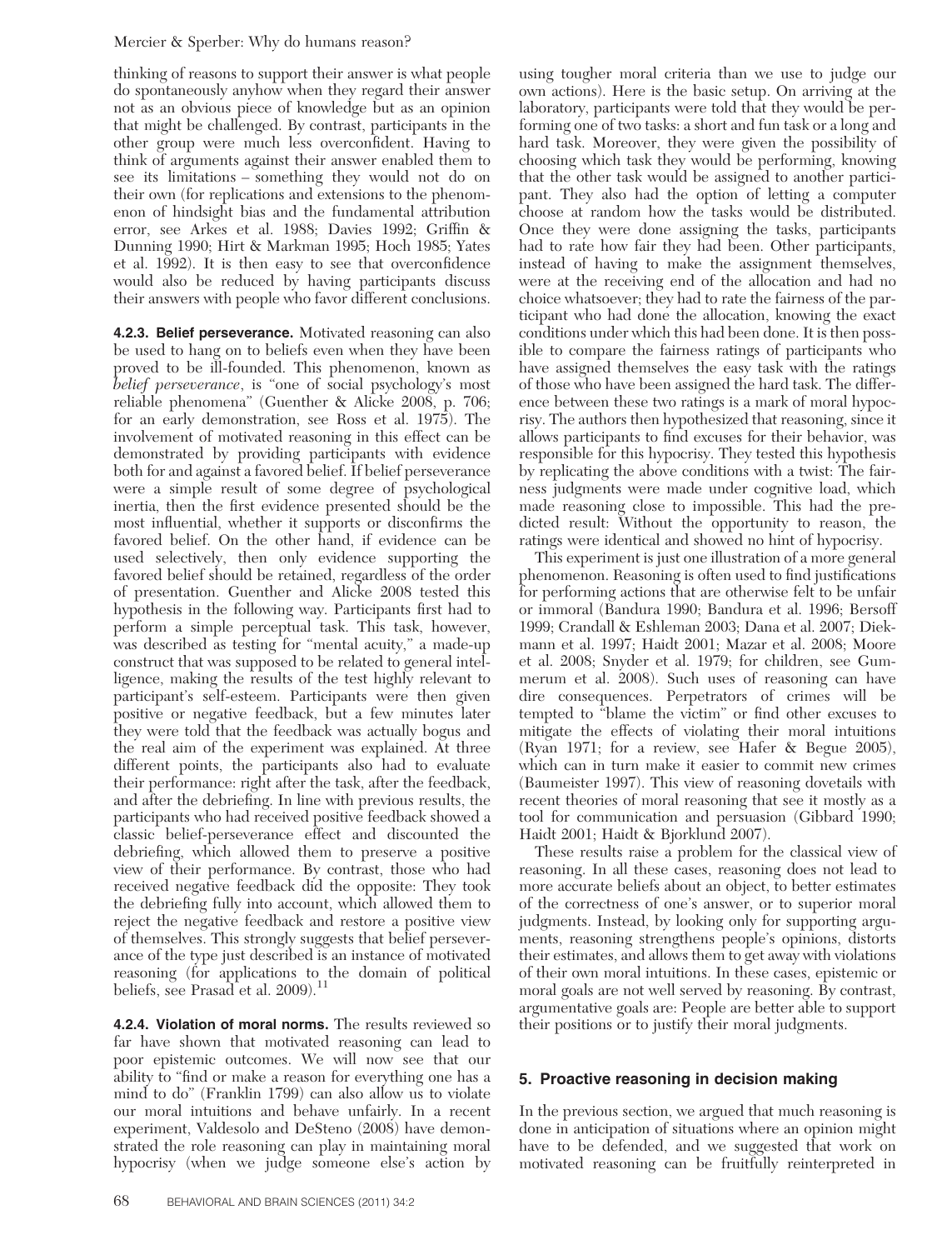thinking of reasons to support their answer is what people do spontaneously anyhow when they regard their answer not as an obvious piece of knowledge but as an opinion that might be challenged. By contrast, participants in the other group were much less overconfident. Having to think of arguments against their answer enabled them to see its limitations – something they would not do on their own (for replications and extensions to the phenomenon of hindsight bias and the fundamental attribution error, see Arkes et al. 1988; Davies 1992; Griffin & Dunning 1990; Hirt & Markman 1995; Hoch 1985; Yates et al. 1992). It is then easy to see that overconfidence would also be reduced by having participants discuss their answers with people who favor different conclusions.

**4.2.3. Belief perseverance.** Motivated reasoning can also be used to hang on to beliefs even when they have been proved to be ill-founded. This phenomenon, known as *belief perseverance*, is "one of social psychology's most reliable phenomena" (Guenther & Alicke 2008, p. 706; for an early demonstration, see Ross et al. 1975). The involvement of motivated reasoning in this effect can be demonstrated by providing participants with evidence both for and against a favored belief. If belief perseverance were a simple result of some degree of psychological inertia, then the first evidence presented should be the most influential, whether it supports or disconfirms the favored belief. On the other hand, if evidence can be used selectively, then only evidence supporting the favored belief should be retained, regardless of the order of presentation. Guenther and Alicke 2008 tested this hypothesis in the following way. Participants first had to perform a simple perceptual task. This task, however, was described as testing for "mental acuity," a made-up construct that was supposed to be related to general intelligence, making the results of the test highly relevant to participant's self-esteem. Participants were then given positive or negative feedback, but a few minutes later they were told that the feedback was actually bogus and the real aim of the experiment was explained. At three different points, the participants also had to evaluate their performance: right after the task, after the feedback, and after the debriefing. In line with previous results, the participants who had received positive feedback showed a classic belief-perseverance effect and discounted the debriefing, which allowed them to preserve a positive view of their performance. By contrast, those who had received negative feedback did the opposite: They took the debriefing fully into account, which allowed them to reject the negative feedback and restore a positive view of themselves. This strongly suggests that belief perseverance of the type just described is an instance of motivated reasoning (for applications to the domain of political beliefs, see Prasad et al. 2009).[11]

**4.2.4. Violation of moral norms.** The results reviewed so far have shown that motivated reasoning can lead to poor epistemic outcomes. We will now see that our ability to "find or make a reason for everything one has a mind to do" (Franklin 1799) can also allow us to violate our moral intuitions and behave unfairly. In a recent experiment, Valdesolo and DeSteno (2008) have demonstrated the role reasoning can play in maintaining moral hypocrisy (when we judge someone else's action by using tougher moral criteria than we use to judge our own actions). Here is the basic setup. On arriving at the laboratory, participants were told that they would be performing one of two tasks: a short and fun task or a long and hard task. Moreover, they were given the possibility of choosing which task they would be performing, knowing that the other task would be assigned to another participant. They also had the option of letting a computer choose at random how the tasks would be distributed. Once they were done assigning the tasks, participants had to rate how fair they had been. Other participants, instead of having to make the assignment themselves, were at the receiving end of the allocation and had no choice whatsoever; they had to rate the fairness of the participant who had done the allocation, knowing the exact conditions under which this had been done. It is then possible to compare the fairness ratings of participants who have assigned themselves the easy task with the ratings of those who have been assigned the hard task. The difference between these two ratings is a mark of moral hypocrisy. The authors then hypothesized that reasoning, since it allows participants to find excuses for their behavior, was responsible for this hypocrisy. They tested this hypothesis by replicating the above conditions with a twist: The fairness judgments were made under cognitive load, which made reasoning close to impossible. This had the predicted result: Without the opportunity to reason, the ratings were identical and showed no hint of hypocrisy.

This experiment is just one illustration of a more general phenomenon. Reasoning is often used to find justifications for performing actions that are otherwise felt to be unfair or immoral (Bandura 1990; Bandura et al. 1996; Bersoff 1999; Crandall & Eshleman 2003; Dana et al. 2007; Diekmann et al. 1997; Haidt 2001; Mazar et al. 2008; Moore et al. 2008; Snyder et al. 1979; for children, see Gummerum et al. 2008). Such uses of reasoning can have dire consequences. Perpetrators of crimes will be tempted to "blame the victim" or find other excuses to mitigate the effects of violating their moral intuitions (Ryan 1971; for a review, see Hafer & Begue 2005), which can in turn make it easier to commit new crimes (Baumeister 1997). This view of reasoning dovetails with recent theories of moral reasoning that see it mostly as a tool for communication and persuasion (Gibbard 1990; Haidt 2001; Haidt & Bjorklund 2007).

These results raise a problem for the classical view of reasoning. In all these cases, reasoning does not lead to more accurate beliefs about an object, to better estimates of the correctness of one's answer, or to superior moral judgments. Instead, by looking only for supporting arguments, reasoning strengthens people's opinions, distorts their estimates, and allows them to get away with violations of their own moral intuitions. In these cases, epistemic or moral goals are not well served by reasoning. By contrast, argumentative goals are: People are better able to support their positions or to justify their moral judgments.

## 5. Proactive reasoning in decision making

In the previous section, we argued that much reasoning is done in anticipation of situations where an opinion might have to be defended, and we suggested that work on motivated reasoning can be fruitfully reinterpreted in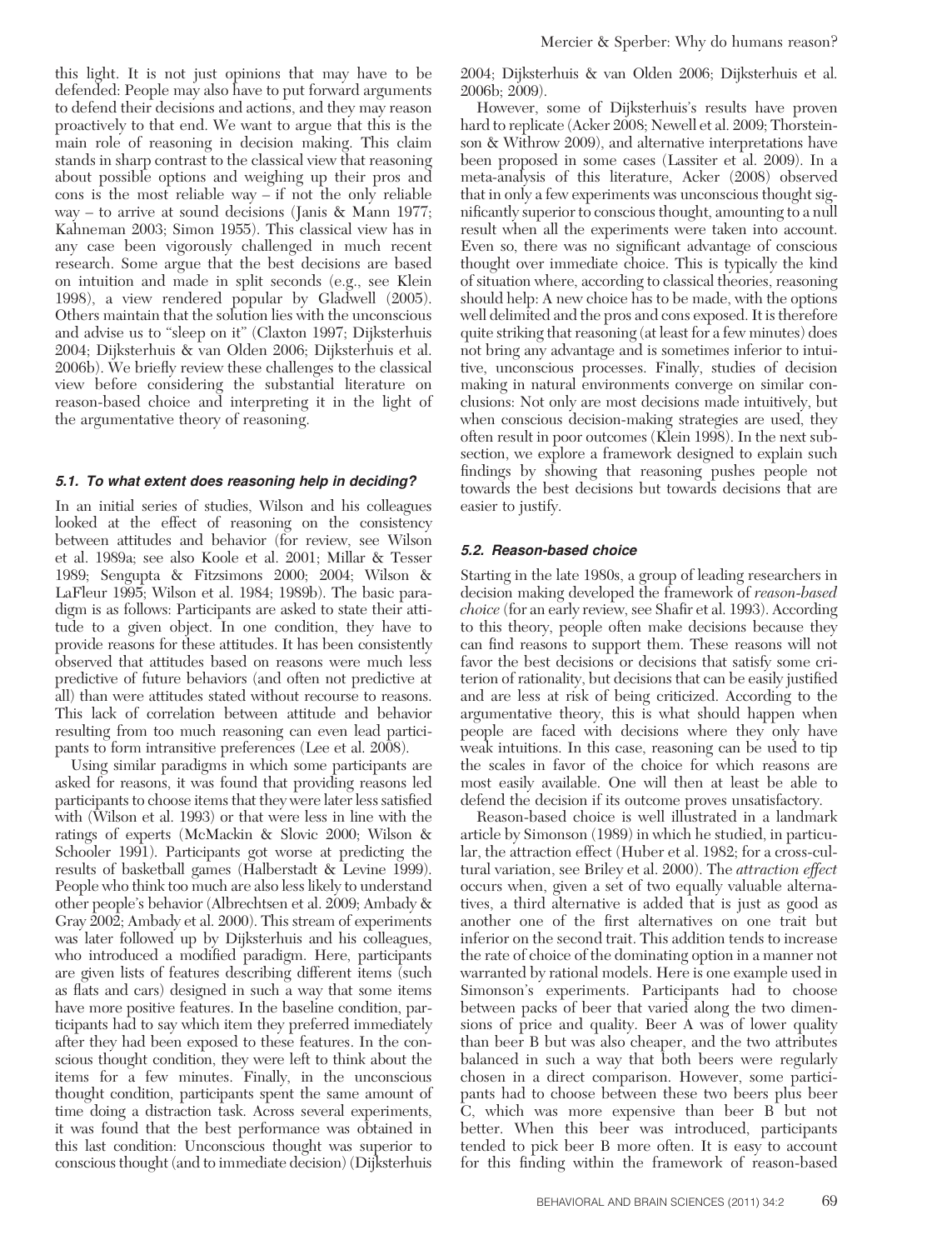this light. It is not just opinions that may have to be defended: People may also have to put forward arguments to defend their decisions and actions, and they may reason proactively to that end. We want to argue that this is the main role of reasoning in decision making. This claim stands in sharp contrast to the classical view that reasoning about possible options and weighing up their pros and cons is the most reliable way – if not the only reliable way – to arrive at sound decisions (Janis & Mann 1977; Kahneman 2003; Simon 1955). This classical view has in any case been vigorously challenged in much recent research. Some argue that the best decisions are based on intuition and made in split seconds (e.g., see Klein 1998), a view rendered popular by Gladwell (2005). Others maintain that the solution lies with the unconscious and advise us to "sleep on it" (Claxton 1997; Dijksterhuis 2004; Dijksterhuis & van Olden 2006; Dijksterhuis et al. 2006b). We briefly review these challenges to the classical view before considering the substantial literature on reason-based choice and interpreting it in the light of the argumentative theory of reasoning.

### 5.1. To what extent does reasoning help in deciding?

In an initial series of studies, Wilson and his colleagues looked at the effect of reasoning on the consistency between attitudes and behavior (for review, see Wilson et al. 1989a; see also Koole et al. 2001; Millar & Tesser 1989; Sengupta & Fitzsimons 2000; 2004; Wilson & LaFleur 1995; Wilson et al. 1984; 1989b). The basic paradigm is as follows: Participants are asked to state their attitude to a given object. In one condition, they have to provide reasons for these attitudes. It has been consistently observed that attitudes based on reasons were much less predictive of future behaviors (and often not predictive at all) than were attitudes stated without recourse to reasons. This lack of correlation between attitude and behavior resulting from too much reasoning can even lead participants to form intransitive preferences (Lee et al. 2008).

Using similar paradigms in which some participants are asked for reasons, it was found that providing reasons led participants to choose items that they were later less satisfied with (Wilson et al. 1993) or that were less in line with the ratings of experts (McMackin & Slovic 2000; Wilson & Schooler 1991). Participants got worse at predicting the results of basketball games (Halberstadt & Levine 1999). People who think too much are also less likely to understand other people's behavior (Albrechtsen et al. 2009; Ambady & Gray 2002; Ambady et al. 2000). This stream of experiments was later followed up by Dijksterhuis and his colleagues, who introduced a modified paradigm. Here, participants are given lists of features describing different items (such as flats and cars) designed in such a way that some items have more positive features. In the baseline condition, participants had to say which item they preferred immediately after they had been exposed to these features. In the conscious thought condition, they were left to think about the items for a few minutes. Finally, in the unconscious thought condition, participants spent the same amount of time doing a distraction task. Across several experiments, it was found that the best performance was obtained in this last condition: Unconscious thought was superior to conscious thought (and to immediate decision) (Dijksterhuis 2004; Dijksterhuis & van Olden 2006; Dijksterhuis et al. 2006b; 2009).

However, some of Dijksterhuis's results have proven hard to replicate (Acker 2008; Newell et al. 2009; Thorsteinson & Withrow 2009), and alternative interpretations have been proposed in some cases (Lassiter et al. 2009). In a meta-analysis of this literature, Acker (2008) observed that in only a few experiments was unconscious thought significantly superior to conscious thought, amounting to a null result when all the experiments were taken into account. Even so, there was no significant advantage of conscious thought over immediate choice. This is typically the kind of situation where, according to classical theories, reasoning should help: A new choice has to be made, with the options well delimited and the pros and cons exposed. It is therefore quite striking that reasoning (at least for a few minutes) does not bring any advantage and is sometimes inferior to intuitive, unconscious processes. Finally, studies of decision making in natural environments converge on similar conclusions: Not only are most decisions made intuitively, but when conscious decision-making strategies are used, they often result in poor outcomes (Klein 1998). In the next subsection, we explore a framework designed to explain such findings by showing that reasoning pushes people not towards the best decisions but towards decisions that are easier to justify.

### 5.2. Reason-based choice

Starting in the late 1980s, a group of leading researchers in decision making developed the framework of *reason-based choice* (for an early review, see Shafir et al. 1993). According to this theory, people often make decisions because they can find reasons to support them. These reasons will not favor the best decisions or decisions that satisfy some criterion of rationality, but decisions that can be easily justified and are less at risk of being criticized. According to the argumentative theory, this is what should happen when people are faced with decisions where they only have weak intuitions. In this case, reasoning can be used to tip the scales in favor of the choice for which reasons are most easily available. One will then at least be able to defend the decision if its outcome proves unsatisfactory.

Reason-based choice is well illustrated in a landmark article by Simonson (1989) in which he studied, in particular, the attraction effect (Huber et al. 1982; for a cross-cultural variation, see Briley et al. 2000). The *attraction effect* occurs when, given a set of two equally valuable alternatives, a third alternative is added that is just as good as another one of the first alternatives on one trait but inferior on the second trait. This addition tends to increase the rate of choice of the dominating option in a manner not warranted by rational models. Here is one example used in Simonson's experiments. Participants had to choose between packs of beer that varied along the two dimensions of price and quality. Beer A was of lower quality than beer B but was also cheaper, and the two attributes balanced in such a way that both beers were regularly chosen in a direct comparison. However, some participants had to choose between these two beers plus beer C, which was more expensive than beer B but not better. When this beer was introduced, participants tended to pick beer B more often. It is easy to account for this finding within the framework of reason-based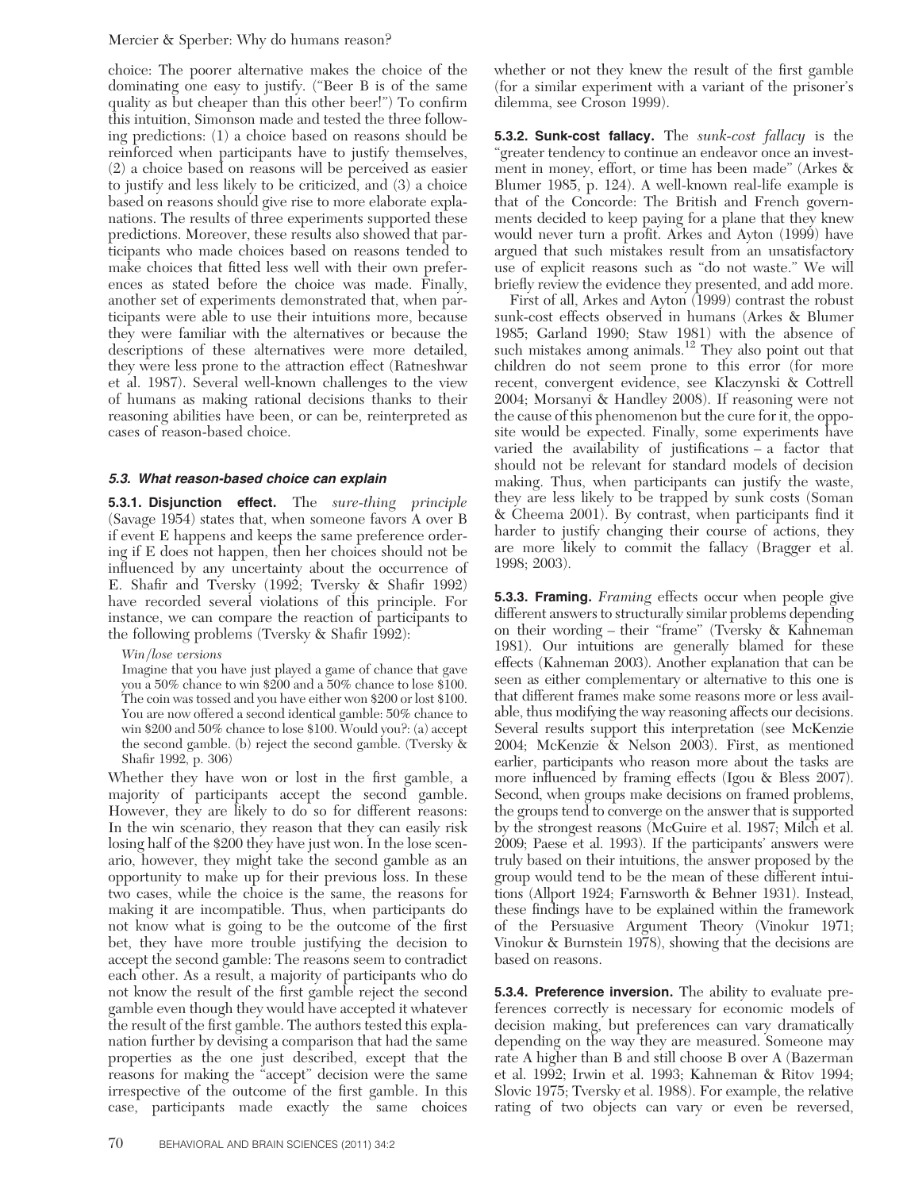choice: The poorer alternative makes the choice of the dominating one easy to justify. ("Beer B is of the same quality as but cheaper than this other beer!") To confirm this intuition, Simonson made and tested the three following predictions: (1) a choice based on reasons should be reinforced when participants have to justify themselves, (2) a choice based on reasons will be perceived as easier to justify and less likely to be criticized, and (3) a choice based on reasons should give rise to more elaborate explanations. The results of three experiments supported these predictions. Moreover, these results also showed that participants who made choices based on reasons tended to make choices that fitted less well with their own preferences as stated before the choice was made. Finally, another set of experiments demonstrated that, when participants were able to use their intuitions more, because they were familiar with the alternatives or because the descriptions of these alternatives were more detailed, they were less prone to the attraction effect (Ratneshwar et al. 1987). Several well-known challenges to the view of humans as making rational decisions thanks to their reasoning abilities have been, or can be, reinterpreted as cases of reason-based choice.

### 5.3. What reason-based choice can explain

**5.3.1. Disjunction effect.** The *sure-thing principle* (Savage 1954) states that, when someone favors A over B if event E happens and keeps the same preference ordering if E does not happen, then her choices should not be influenced by any uncertainty about the occurrence of E. Shafir and Tversky (1992; Tversky & Shafir 1992) have recorded several violations of this principle. For instance, we can compare the reaction of participants to the following problems (Tversky & Shafir 1992):

> *Win/lose versions*
>
> Imagine that you have just played a game of chance that gave you a 50% chance to win $200 and a 50% chance to lose $100. The coin was tossed and you have either won $200 or lost $100. You are now offered a second identical gamble: 50% chance to win $200 and 50% chance to lose $100. Would you?: (a) accept the second gamble. (b) reject the second gamble. (Tversky & Shafir 1992, p. 306)

Whether they have won or lost in the first gamble, a majority of participants accept the second gamble. However, they are likely to do so for different reasons: In the win scenario, they reason that they can easily risk losing half of the $200 they have just won. In the lose scenario, however, they might take the second gamble as an opportunity to make up for their previous loss. In these two cases, while the choice is the same, the reasons for making it are incompatible. Thus, when participants do not know what is going to be the outcome of the first bet, they have more trouble justifying the decision to accept the second gamble: The reasons seem to contradict each other. As a result, a majority of participants who do not know the result of the first gamble reject the second gamble even though they would have accepted it whatever the result of the first gamble. The authors tested this explanation further by devising a comparison that had the same properties as the one just described, except that the reasons for making the "accept" decision were the same irrespective of the outcome of the first gamble. In this case, participants made exactly the same choices whether or not they knew the result of the first gamble (for a similar experiment with a variant of the prisoner's dilemma, see Croson 1999).

**5.3.2. Sunk-cost fallacy.** The *sunk-cost fallacy* is the "greater tendency to continue an endeavor once an investment in money, effort, or time has been made" (Arkes & Blumer 1985, p. 124). A well-known real-life example is that of the Concorde: The British and French governments decided to keep paying for a plane that they knew would never turn a profit. Arkes and Ayton (1999) have argued that such mistakes result from an unsatisfactory use of explicit reasons such as "do not waste." We will briefly review the evidence they presented, and add more.

First of all, Arkes and Ayton (1999) contrast the robust sunk-cost effects observed in humans (Arkes & Blumer 1985; Garland 1990; Staw 1981) with the absence of such mistakes among animals.[12] They also point out that children do not seem prone to this error (for more recent, convergent evidence, see Klaczynski & Cottrell 2004; Morsanyi & Handley 2008). If reasoning were not the cause of this phenomenon but the cure for it, the opposite would be expected. Finally, some experiments have varied the availability of justifications – a factor that should not be relevant for standard models of decision making. Thus, when participants can justify the waste, they are less likely to be trapped by sunk costs (Soman & Cheema 2001). By contrast, when participants find it harder to justify changing their course of actions, they are more likely to commit the fallacy (Bragger et al. 1998; 2003).

**5.3.3. Framing.** *Framing* effects occur when people give different answers to structurally similar problems depending on their wording – their "frame" (Tversky & Kahneman 1981). Our intuitions are generally blamed for these effects (Kahneman 2003). Another explanation that can be seen as either complementary or alternative to this one is that different frames make some reasons more or less available, thus modifying the way reasoning affects our decisions. Several results support this interpretation (see McKenzie 2004; McKenzie & Nelson 2003). First, as mentioned earlier, participants who reason more about the tasks are more influenced by framing effects (Igou & Bless 2007). Second, when groups make decisions on framed problems, the groups tend to converge on the answer that is supported by the strongest reasons (McGuire et al. 1987; Milch et al. 2009; Paese et al. 1993). If the participants' answers were truly based on their intuitions, the answer proposed by the group would tend to be the mean of these different intuitions (Allport 1924; Farnsworth & Behner 1931). Instead, these findings have to be explained within the framework of the Persuasive Argument Theory (Vinokur 1971; Vinokur & Burnstein 1978), showing that the decisions are based on reasons.

**5.3.4. Preference inversion.** The ability to evaluate preferences correctly is necessary for economic models of decision making, but preferences can vary dramatically depending on the way they are measured. Someone may rate A higher than B and still choose B over A (Bazerman et al. 1992; Irwin et al. 1993; Kahneman & Ritov 1994; Slovic 1975; Tversky et al. 1988). For example, the relative rating of two objects can vary or even be reversed,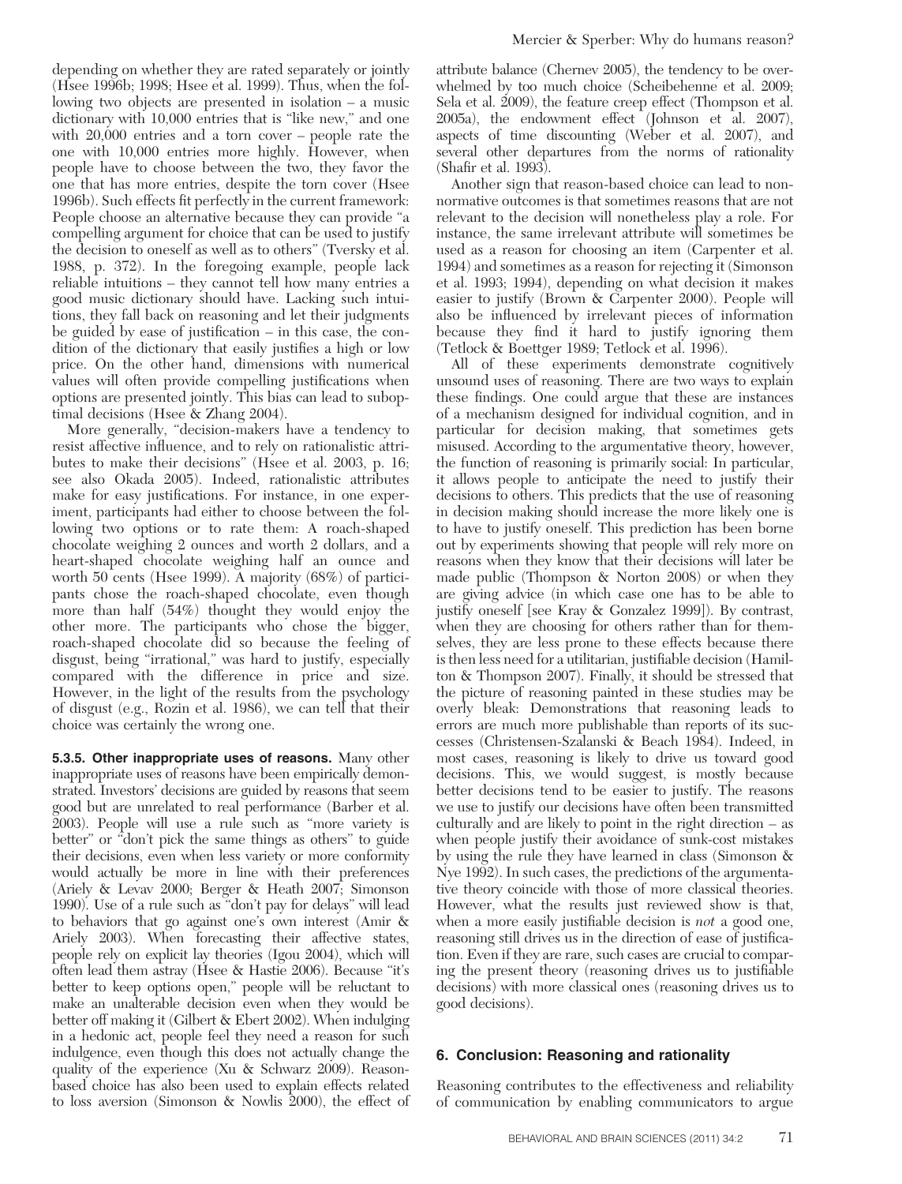depending on whether they are rated separately or jointly (Hsee 1996b; 1998; Hsee et al. 1999). Thus, when the following two objects are presented in isolation – a music dictionary with 10,000 entries that is "like new," and one with 20,000 entries and a torn cover – people rate the one with 10,000 entries more highly. However, when people have to choose between the two, they favor the one that has more entries, despite the torn cover (Hsee 1996b). Such effects fit perfectly in the current framework: People choose an alternative because they can provide "a compelling argument for choice that can be used to justify the decision to oneself as well as to others" (Tversky et al. 1988, p. 372). In the foregoing example, people lack reliable intuitions – they cannot tell how many entries a good music dictionary should have. Lacking such intuitions, they fall back on reasoning and let their judgments be guided by ease of justification – in this case, the condition of the dictionary that easily justifies a high or low price. On the other hand, dimensions with numerical values will often provide compelling justifications when options are presented jointly. This bias can lead to suboptimal decisions (Hsee & Zhang 2004).

More generally, "decision-makers have a tendency to resist affective influence, and to rely on rationalistic attributes to make their decisions" (Hsee et al. 2003, p. 16; see also Okada 2005). Indeed, rationalistic attributes make for easy justifications. For instance, in one experiment, participants had either to choose between the following two options or to rate them: A roach-shaped chocolate weighing 2 ounces and worth 2 dollars, and a heart-shaped chocolate weighing half an ounce and worth 50 cents (Hsee 1999). A majority (68%) of participants chose the roach-shaped chocolate, even though more than half (54%) thought they would enjoy the other more. The participants who chose the bigger, roach-shaped chocolate did so because the feeling of disgust, being "irrational," was hard to justify, especially compared with the difference in price and size. However, in the light of the results from the psychology of disgust (e.g., Rozin et al. 1986), we can tell that their choice was certainly the wrong one.

**5.3.5. Other inappropriate uses of reasons.** Many other inappropriate uses of reasons have been empirically demonstrated. Investors' decisions are guided by reasons that seem good but are unrelated to real performance (Barber et al. 2003). People will use a rule such as "more variety is better" or "don't pick the same things as others" to guide their decisions, even when less variety or more conformity would actually be more in line with their preferences (Ariely & Levav 2000; Berger & Heath 2007; Simonson 1990). Use of a rule such as "don't pay for delays" will lead to behaviors that go against one's own interest (Amir & Ariely 2003). When forecasting their affective states, people rely on explicit lay theories (Igou 2004), which will often lead them astray (Hsee & Hastie 2006). Because "it's better to keep options open," people will be reluctant to make an unalterable decision even when they would be better off making it (Gilbert & Ebert 2002). When indulging in a hedonic act, people feel they need a reason for such indulgence, even though this does not actually change the quality of the experience (Xu & Schwarz 2009). Reason-based choice has also been used to explain effects related to loss aversion (Simonson & Nowlis 2000), the effect of attribute balance (Chernev 2005), the tendency to be overwhelmed by too much choice (Scheibehenne et al. 2009; Sela et al. 2009), the feature creep effect (Thompson et al. 2005a), the endowment effect (Johnson et al. 2007), aspects of time discounting (Weber et al. 2007), and several other departures from the norms of rationality (Shafir et al. 1993).

Another sign that reason-based choice can lead to non-normative outcomes is that sometimes reasons that are not relevant to the decision will nonetheless play a role. For instance, the same irrelevant attribute will sometimes be used as a reason for choosing an item (Carpenter et al. 1994) and sometimes as a reason for rejecting it (Simonson et al. 1993; 1994), depending on what decision it makes easier to justify (Brown & Carpenter 2000). People will also be influenced by irrelevant pieces of information because they find it hard to justify ignoring them (Tetlock & Boettger 1989; Tetlock et al. 1996).

All of these experiments demonstrate cognitively unsound uses of reasoning. There are two ways to explain these findings. One could argue that these are instances of a mechanism designed for individual cognition, and in particular for decision making, that sometimes gets misused. According to the argumentative theory, however, the function of reasoning is primarily social: In particular, it allows people to anticipate the need to justify their decisions to others. This predicts that the use of reasoning in decision making should increase the more likely one is to have to justify oneself. This prediction has been borne out by experiments showing that people will rely more on reasons when they know that their decisions will later be made public (Thompson & Norton 2008) or when they are giving advice (in which case one has to be able to justify oneself [see Kray & Gonzalez 1999]). By contrast, when they are choosing for others rather than for themselves, they are less prone to these effects because there is then less need for a utilitarian, justifiable decision (Hamilton & Thompson 2007). Finally, it should be stressed that the picture of reasoning painted in these studies may be overly bleak: Demonstrations that reasoning leads to errors are much more publishable than reports of its successes (Christensen-Szalanski & Beach 1984). Indeed, in most cases, reasoning is likely to drive us toward good decisions. This, we would suggest, is mostly because better decisions tend to be easier to justify. The reasons we use to justify our decisions have often been transmitted culturally and are likely to point in the right direction – as when people justify their avoidance of sunk-cost mistakes by using the rule they have learned in class (Simonson & Nye 1992). In such cases, the predictions of the argumentative theory coincide with those of more classical theories. However, what the results just reviewed show is that, when a more easily justifiable decision is *not* a good one, reasoning still drives us in the direction of ease of justification. Even if they are rare, such cases are crucial to comparing the present theory (reasoning drives us to justifiable decisions) with more classical ones (reasoning drives us to good decisions).

## 6. Conclusion: Reasoning and rationality

Reasoning contributes to the effectiveness and reliability of communication by enabling communicators to argue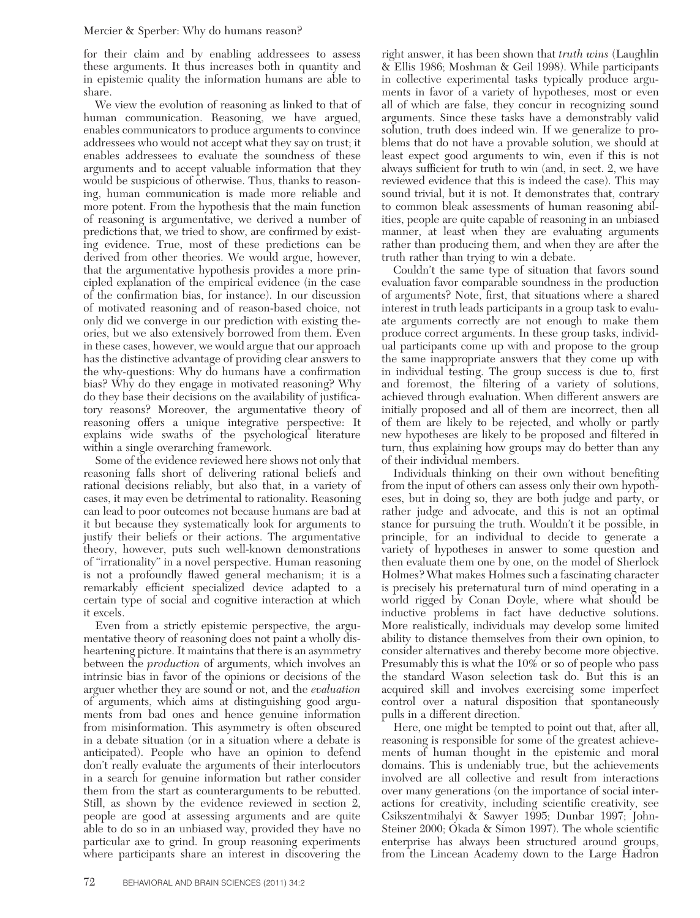for their claim and by enabling addressees to assess these arguments. It thus increases both in quantity and in epistemic quality the information humans are able to share.

We view the evolution of reasoning as linked to that of human communication. Reasoning, we have argued, enables communicators to produce arguments to convince addressees who would not accept what they say on trust; it enables addressees to evaluate the soundness of these arguments and to accept valuable information that they would be suspicious of otherwise. Thus, thanks to reasoning, human communication is made more reliable and more potent. From the hypothesis that the main function of reasoning is argumentative, we derived a number of predictions that, we tried to show, are confirmed by existing evidence. True, most of these predictions can be derived from other theories. We would argue, however, that the argumentative hypothesis provides a more principled explanation of the empirical evidence (in the case of the confirmation bias, for instance). In our discussion of motivated reasoning and of reason-based choice, not only did we converge in our prediction with existing theories, but we also extensively borrowed from them. Even in these cases, however, we would argue that our approach has the distinctive advantage of providing clear answers to the why-questions: Why do humans have a confirmation bias? Why do they engage in motivated reasoning? Why do they base their decisions on the availability of justificatory reasons? Moreover, the argumentative theory of reasoning offers a unique integrative perspective: It explains wide swaths of the psychological literature within a single overarching framework.

Some of the evidence reviewed here shows not only that reasoning falls short of delivering rational beliefs and rational decisions reliably, but also that, in a variety of cases, it may even be detrimental to rationality. Reasoning can lead to poor outcomes not because humans are bad at it but because they systematically look for arguments to justify their beliefs or their actions. The argumentative theory, however, puts such well-known demonstrations of "irrationality" in a novel perspective. Human reasoning is not a profoundly flawed general mechanism; it is a remarkably efficient specialized device adapted to a certain type of social and cognitive interaction at which it excels.

Even from a strictly epistemic perspective, the argumentative theory of reasoning does not paint a wholly disheartening picture. It maintains that there is an asymmetry between the *production* of arguments, which involves an intrinsic bias in favor of the opinions or decisions of the arguer whether they are sound or not, and the *evaluation* of arguments, which aims at distinguishing good arguments from bad ones and hence genuine information from misinformation. This asymmetry is often obscured in a debate situation (or in a situation where a debate is anticipated). People who have an opinion to defend don't really evaluate the arguments of their interlocutors in a search for genuine information but rather consider them from the start as counterarguments to be rebutted. Still, as shown by the evidence reviewed in section 2, people are good at assessing arguments and are quite able to do so in an unbiased way, provided they have no particular axe to grind. In group reasoning experiments where participants share an interest in discovering the right answer, it has been shown that *truth wins* (Laughlin & Ellis 1986; Moshman & Geil 1998). While participants in collective experimental tasks typically produce arguments in favor of a variety of hypotheses, most or even all of which are false, they concur in recognizing sound arguments. Since these tasks have a demonstrably valid solution, truth does indeed win. If we generalize to problems that do not have a provable solution, we should at least expect good arguments to win, even if this is not always sufficient for truth to win (and, in sect. 2, we have reviewed evidence that this is indeed the case). This may sound trivial, but it is not. It demonstrates that, contrary to common bleak assessments of human reasoning abilities, people are quite capable of reasoning in an unbiased manner, at least when they are evaluating arguments rather than producing them, and when they are after the truth rather than trying to win a debate.

Couldn't the same type of situation that favors sound evaluation favor comparable soundness in the production of arguments? Note, first, that situations where a shared interest in truth leads participants in a group task to evaluate arguments correctly are not enough to make them produce correct arguments. In these group tasks, individual participants come up with and propose to the group the same inappropriate answers that they come up with in individual testing. The group success is due to, first and foremost, the filtering of a variety of solutions, achieved through evaluation. When different answers are initially proposed and all of them are incorrect, then all of them are likely to be rejected, and wholly or partly new hypotheses are likely to be proposed and filtered in turn, thus explaining how groups may do better than any of their individual members.

Individuals thinking on their own without benefiting from the input of others can assess only their own hypotheses, but in doing so, they are both judge and party, or rather judge and advocate, and this is not an optimal stance for pursuing the truth. Wouldn't it be possible, in principle, for an individual to decide to generate a variety of hypotheses in answer to some question and then evaluate them one by one, on the model of Sherlock Holmes? What makes Holmes such a fascinating character is precisely his preternatural turn of mind operating in a world rigged by Conan Doyle, where what should be inductive problems in fact have deductive solutions. More realistically, individuals may develop some limited ability to distance themselves from their own opinion, to consider alternatives and thereby become more objective. Presumably this is what the 10% or so of people who pass the standard Wason selection task do. But this is an acquired skill and involves exercising some imperfect control over a natural disposition that spontaneously pulls in a different direction.

Here, one might be tempted to point out that, after all, reasoning is responsible for some of the greatest achievements of human thought in the epistemic and moral domains. This is undeniably true, but the achievements involved are all collective and result from interactions over many generations (on the importance of social interactions for creativity, including scientific creativity, see Csikszentmihalyi & Sawyer 1995; Dunbar 1997; John-Steiner 2000; Okada & Simon 1997). The whole scientific enterprise has always been structured around groups, from the Lincean Academy down to the Large Hadron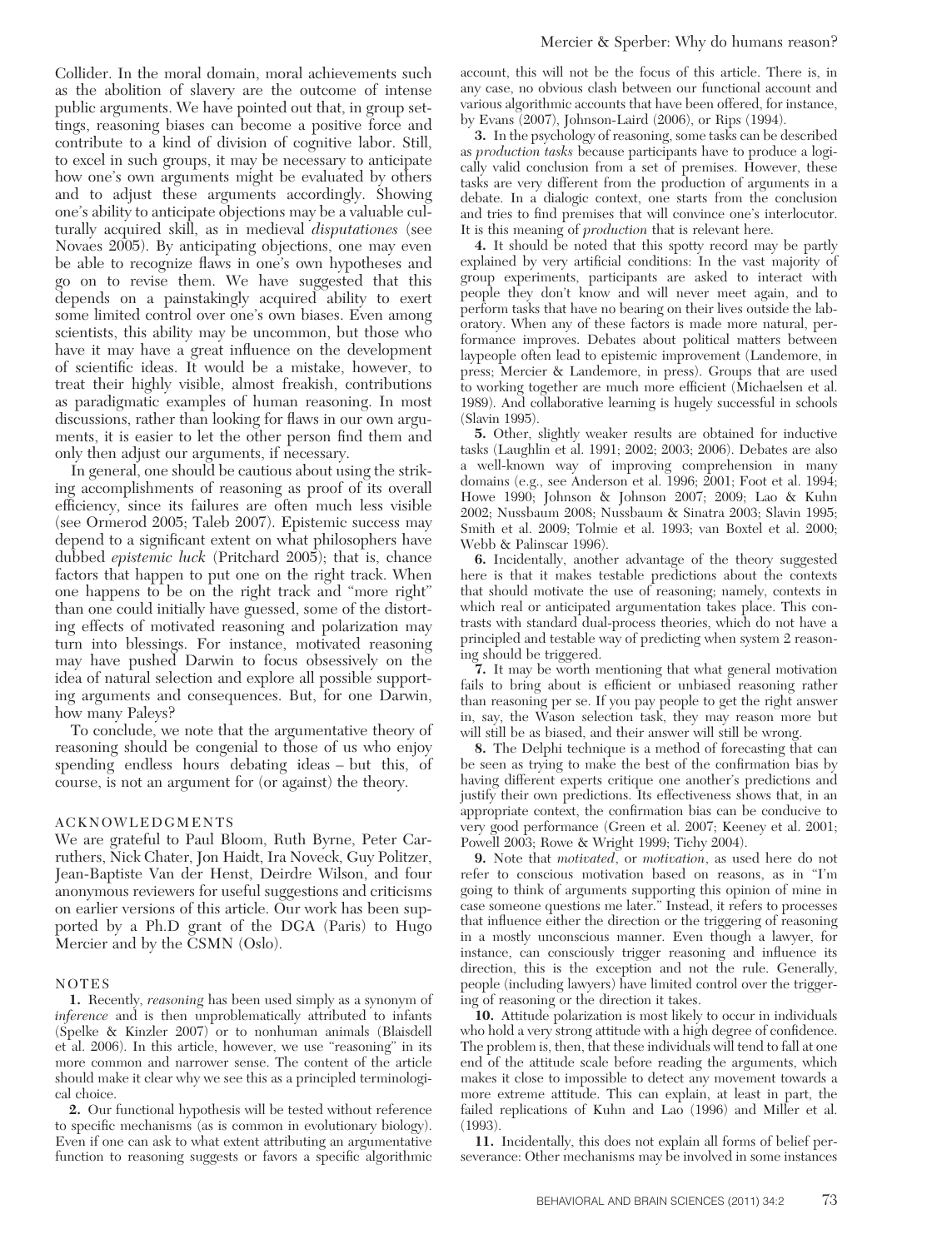Collider. In the moral domain, moral achievements such as the abolition of slavery are the outcome of intense public arguments. We have pointed out that, in group settings, reasoning biases can become a positive force and contribute to a kind of division of cognitive labor. Still, to excel in such groups, it may be necessary to anticipate how one's own arguments might be evaluated by others and to adjust these arguments accordingly. Showing one's ability to anticipate objections may be a valuable culturally acquired skill, as in medieval *disputationes* (see Novaes 2005). By anticipating objections, one may even be able to recognize flaws in one's own hypotheses and go on to revise them. We have suggested that this depends on a painstakingly acquired ability to exert some limited control over one's own biases. Even among scientists, this ability may be uncommon, but those who have it may have a great influence on the development of scientific ideas. It would be a mistake, however, to treat their highly visible, almost freakish, contributions as paradigmatic examples of human reasoning. In most discussions, rather than looking for flaws in our own arguments, it is easier to let the other person find them and only then adjust our arguments, if necessary.

In general, one should be cautious about using the striking accomplishments of reasoning as proof of its overall efficiency, since its failures are often much less visible (see Ormerod 2005; Taleb 2007). Epistemic success may depend to a significant extent on what philosophers have dubbed *epistemic luck* (Pritchard 2005); that is, chance factors that happen to put one on the right track. When one happens to be on the right track and "more right" than one could initially have guessed, some of the distorting effects of motivated reasoning and polarization may turn into blessings. For instance, motivated reasoning may have pushed Darwin to focus obsessively on the idea of natural selection and explore all possible supporting arguments and consequences. But, for one Darwin, how many Paleys?

To conclude, we note that the argumentative theory of reasoning should be congenial to those of us who enjoy spending endless hours debating ideas – but this, of course, is not an argument for (or against) the theory.

## ACKNOWLEDGMENTS

We are grateful to Paul Bloom, Ruth Byrne, Peter Carruthers, Nick Chater, Jon Haidt, Ira Noveck, Guy Politzer, Jean-Baptiste Van der Henst, Deirdre Wilson, and four anonymous reviewers for useful suggestions and criticisms on earlier versions of this article. Our work has been supported by a Ph.D grant of the DGA (Paris) to Hugo Mercier and by the CSMN (Oslo).

## NOTES

**1.** Recently, *reasoning* has been used simply as a synonym of *inference* and is then unproblematically attributed to infants (Spelke & Kinzler 2007) or to nonhuman animals (Blaisdell et al. 2006). In this article, however, we use "reasoning" in its more common and narrower sense. The content of the article should make it clear why we see this as a principled terminological choice.

**2.** Our functional hypothesis will be tested without reference to specific mechanisms (as is common in evolutionary biology). Even if one can ask to what extent attributing an argumentative function to reasoning suggests or favors a specific algorithmic account, this will not be the focus of this article. There is, in any case, no obvious clash between our functional account and various algorithmic accounts that have been offered, for instance, by Evans (2007), Johnson-Laird (2006), or Rips (1994).

**3.** In the psychology of reasoning, some tasks can be described as *production tasks* because participants have to produce a logically valid conclusion from a set of premises. However, these tasks are very different from the production of arguments in a debate. In a dialogic context, one starts from the conclusion and tries to find premises that will convince one's interlocutor. It is this meaning of *production* that is relevant here.

**4.** It should be noted that this spotty record may be partly explained by very artificial conditions: In the vast majority of group experiments, participants are asked to interact with people they don't know and will never meet again, and to perform tasks that have no bearing on their lives outside the laboratory. When any of these factors is made more natural, performance improves. Debates about political matters between laypeople often lead to epistemic improvement (Landemore, in press; Mercier & Landemore, in press). Groups that are used to working together are much more efficient (Michaelsen et al. 1989). And collaborative learning is hugely successful in schools (Slavin 1995).

**5.** Other, slightly weaker results are obtained for inductive tasks (Laughlin et al. 1991; 2002; 2003; 2006). Debates are also a well-known way of improving comprehension in many domains (e.g., see Anderson et al. 1996; 2001; Foot et al. 1994; Howe 1990; Johnson & Johnson 2007; 2009; Lao & Kuhn 2002; Nussbaum 2008; Nussbaum & Sinatra 2003; Slavin 1995; Smith et al. 2009; Tolmie et al. 1993; van Boxtel et al. 2000; Webb & Palinscar 1996).

**6.** Incidentally, another advantage of the theory suggested here is that it makes testable predictions about the contexts that should motivate the use of reasoning; namely, contexts in which real or anticipated argumentation takes place. This contrasts with standard dual-process theories, which do not have a principled and testable way of predicting when system 2 reasoning should be triggered.

**7.** It may be worth mentioning that what general motivation fails to bring about is efficient or unbiased reasoning rather than reasoning per se. If you pay people to get the right answer in, say, the Wason selection task, they may reason more but will still be as biased, and their answer will still be wrong.

**8.** The Delphi technique is a method of forecasting that can be seen as trying to make the best of the confirmation bias by having different experts critique one another's predictions and justify their own predictions. Its effectiveness shows that, in an appropriate context, the confirmation bias can be conducive to very good performance (Green et al. 2007; Keeney et al. 2001; Powell 2003; Rowe & Wright 1999; Tichy 2004).

**9.** Note that *motivated*, or *motivation*, as used here do not refer to conscious motivation based on reasons, as in "I'm going to think of arguments supporting this opinion of mine in case someone questions me later." Instead, it refers to processes that influence either the direction or the triggering of reasoning in a mostly unconscious manner. Even though a lawyer, for instance, can consciously trigger reasoning and influence its direction, this is the exception and not the rule. Generally, people (including lawyers) have limited control over the triggering of reasoning or the direction it takes.

**10.** Attitude polarization is most likely to occur in individuals who hold a very strong attitude with a high degree of confidence. The problem is, then, that these individuals will tend to fall at one end of the attitude scale before reading the arguments, which makes it close to impossible to detect any movement towards a more extreme attitude. This can explain, at least in part, the failed replications of Kuhn and Lao (1996) and Miller et al. (1993).

**11.** Incidentally, this does not explain all forms of belief perseverance: Other mechanisms may be involved in some instances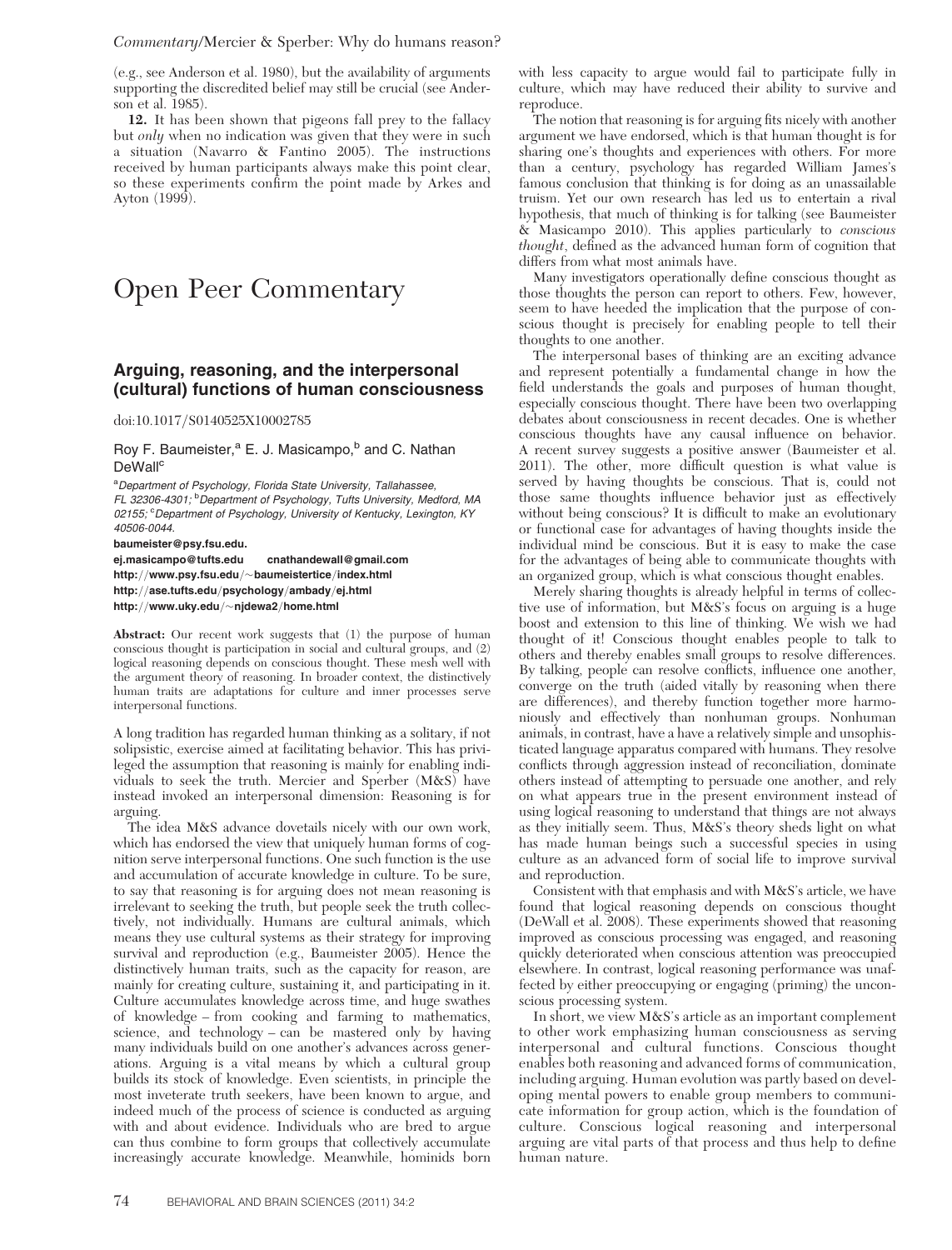(e.g., see Anderson et al. 1980), but the availability of arguments supporting the discredited belief may still be crucial (see Anderson et al. 1985).

**12.** It has been shown that pigeons fall prey to the fallacy but *only* when no indication was given that they were in such a situation (Navarro & Fantino 2005). The instructions received by human participants always make this point clear, so these experiments confirm the point made by Arkes and Ayton (1999).

# Open Peer Commentary

## Arguing, reasoning, and the interpersonal (cultural) functions of human consciousness

doi:10.1017/S0140525X10002785

Roy F. Baumeister,[a] E. J. Masicampo,[b] and C. Nathan DeWall[c]

[a]Department of Psychology, Florida State University, Tallahassee, FL 32306-4301; [b]Department of Psychology, Tufts University, Medford, MA 02155; [c]Department of Psychology, University of Kentucky, Lexington, KY 40506-0044.

**baumeister@psy.fsu.edu.**
**ej.masicampo@tufts.edu cnathandewall@gmail.com**
**http://www.psy.fsu.edu/~baumeistertice/index.html**
**http://ase.tufts.edu/psychology/ambady/ej.html**
**http://www.uky.edu/~njdewa2/home.html**

**Abstract:** Our recent work suggests that (1) the purpose of human conscious thought is participation in social and cultural groups, and (2) logical reasoning depends on conscious thought. These mesh well with the argument theory of reasoning. In broader context, the distinctively human traits are adaptations for culture and inner processes serve interpersonal functions.

A long tradition has regarded human thinking as a solitary, if not solipsistic, exercise aimed at facilitating behavior. This has privileged the assumption that reasoning is mainly for enabling individuals to seek the truth. Mercier and Sperber (M&S) have instead invoked an interpersonal dimension: Reasoning is for arguing.

The idea M&S advance dovetails nicely with our own work, which has endorsed the view that uniquely human forms of cognition serve interpersonal functions. One such function is the use and accumulation of accurate knowledge in culture. To be sure, to say that reasoning is for arguing does not mean reasoning is irrelevant to seeking the truth, but people seek the truth collectively, not individually. Humans are cultural animals, which means they use cultural systems as their strategy for improving survival and reproduction (e.g., Baumeister 2005). Hence the distinctively human traits, such as the capacity for reason, are mainly for creating culture, sustaining it, and participating in it. Culture accumulates knowledge across time, and huge swathes of knowledge – from cooking and farming to mathematics, science, and technology – can be mastered only by having many individuals build on one another's advances across generations. Arguing is a vital means by which a cultural group builds its stock of knowledge. Even scientists, in principle the most inveterate truth seekers, have been known to argue, and indeed much of the process of science is conducted as arguing with and about evidence. Individuals who are bred to argue can thus combine to form groups that collectively accumulate increasingly accurate knowledge. Meanwhile, hominids born with less capacity to argue would fail to participate fully in culture, which may have reduced their ability to survive and reproduce.

The notion that reasoning is for arguing fits nicely with another argument we have endorsed, which is that human thought is for sharing one's thoughts and experiences with others. For more than a century, psychology has regarded William James's famous conclusion that thinking is for doing as an unassailable truism. Yet our own research has led us to entertain a rival hypothesis, that much of thinking is for talking (see Baumeister & Masicampo 2010). This applies particularly to *conscious thought*, defined as the advanced human form of cognition that differs from what most animals have.

Many investigators operationally define conscious thought as those thoughts the person can report to others. Few, however, seem to have heeded the implication that the purpose of conscious thought is precisely for enabling people to tell their thoughts to one another.

The interpersonal bases of thinking are an exciting advance and represent potentially a fundamental change in how the field understands the goals and purposes of human thought, especially conscious thought. There have been two overlapping debates about consciousness in recent decades. One is whether conscious thoughts have any causal influence on behavior. A recent survey suggests a positive answer (Baumeister et al. 2011). The other, more difficult question is what value is served by having thoughts be conscious. That is, could not those same thoughts influence behavior just as effectively without being conscious? It is difficult to make an evolutionary or functional case for advantages of having thoughts inside the individual mind be conscious. But it is easy to make the case for the advantages of being able to communicate thoughts with an organized group, which is what conscious thought enables.

Merely sharing thoughts is already helpful in terms of collective use of information, but M&S's focus on arguing is a huge boost and extension to this line of thinking. We wish we had thought of it! Conscious thought enables people to talk to others and thereby enables small groups to resolve differences. By talking, people can resolve conflicts, influence one another, converge on the truth (aided vitally by reasoning when there are differences), and thereby function together more harmoniously and effectively than nonhuman groups. Nonhuman animals, in contrast, have a have a relatively simple and unsophisticated language apparatus compared with humans. They resolve conflicts through aggression instead of reconciliation, dominate others instead of attempting to persuade one another, and rely on what appears true in the present environment instead of using logical reasoning to understand that things are not always as they initially seem. Thus, M&S's theory sheds light on what has made human beings such a successful species in using culture as an advanced form of social life to improve survival and reproduction.

Consistent with that emphasis and with M&S's article, we have found that logical reasoning depends on conscious thought (DeWall et al. 2008). These experiments showed that reasoning improved as conscious processing was engaged, and reasoning quickly deteriorated when conscious attention was preoccupied elsewhere. In contrast, logical reasoning performance was unaffected by either preoccupying or engaging (priming) the unconscious processing system.

In short, we view M&S's article as an important complement to other work emphasizing human consciousness as serving interpersonal and cultural functions. Conscious thought enables both reasoning and advanced forms of communication, including arguing. Human evolution was partly based on developing mental powers to enable group members to communicate information for group action, which is the foundation of culture. Conscious logical reasoning and interpersonal arguing are vital parts of that process and thus help to define human nature.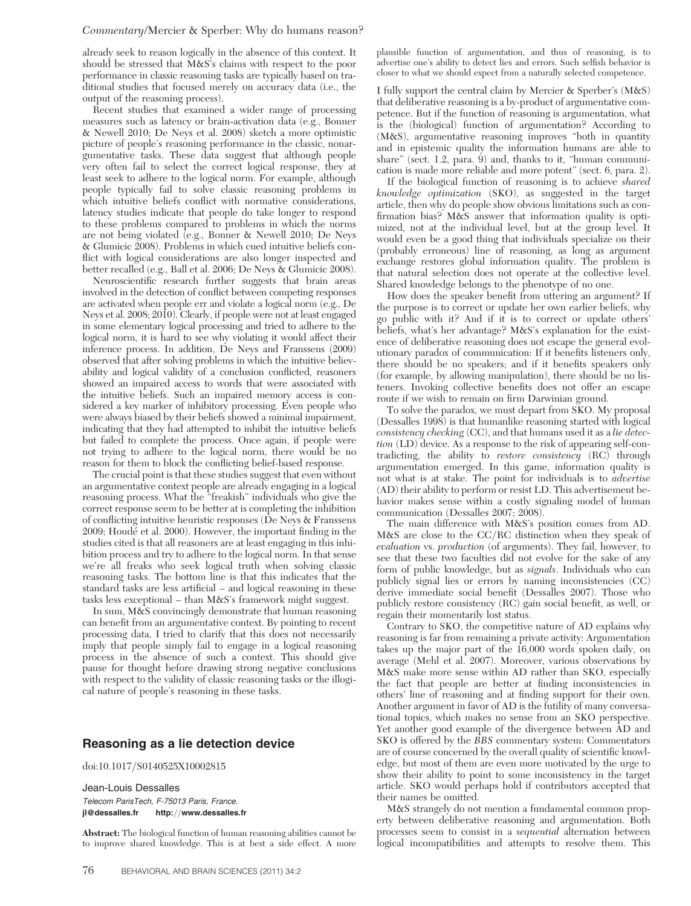already seek to reason logically in the absence of this context. It should be stressed that M&S's claims with respect to the poor performance in classic reasoning tasks are typically based on traditional studies that focused merely on accuracy data (i.e., the output of the reasoning process).

Recent studies that examined a wider range of processing measures such as latency or brain-activation data (e.g., Bonner & Newell 2010; De Neys et al. 2008) sketch a more optimistic picture of people's reasoning performance in the classic, nonargumentative tasks. These data suggest that although people very often fail to select the correct logical response, they at least seek to adhere to the logical norm. For example, although people typically fail to solve classic reasoning problems in which intuitive beliefs conflict with normative considerations, latency studies indicate that people do take longer to respond to these problems compared to problems in which the norms are not being violated (e.g., Bonner & Newell 2010; De Neys & Glumicic 2008). Problems in which cued intuitive beliefs conflict with logical considerations are also longer inspected and better recalled (e.g., Ball et al. 2006; De Neys & Glumicic 2008).

Neuroscientific research further suggests that brain areas involved in the detection of conflict between competing responses are activated when people err and violate a logical norm (e.g., De Neys et al. 2008; 2010). Clearly, if people were not at least engaged in some elementary logical processing and tried to adhere to the logical norm, it is hard to see why violating it would affect their inference process. In addition, De Neys and Franssens (2009) observed that after solving problems in which the intuitive believability and logical validity of a conclusion conflicted, reasoners showed an impaired access to words that were associated with the intuitive beliefs. Such an impaired memory access is considered a key marker of inhibitory processing. Even people who were always biased by their beliefs showed a minimal impairment, indicating that they had attempted to inhibit the intuitive beliefs but failed to complete the process. Once again, if people were not trying to adhere to the logical norm, there would be no reason for them to block the conflicting belief-based response.

The crucial point is that these studies suggest that even without an argumentative context people are already engaging in a logical reasoning process. What the "freakish" individuals who give the correct response seem to be better at is completing the inhibition of conflicting intuitive heuristic responses (De Neys & Franssens 2009; Houdé et al. 2000). However, the important finding in the studies cited is that all reasoners are at least engaging in this inhibition process and try to adhere to the logical norm. In that sense we're all freaks who seek logical truth when solving classic reasoning tasks. The bottom line is that this indicates that the standard tasks are less artificial – and logical reasoning in these tasks less exceptional – than M&S's framework might suggest.

In sum, M&S convincingly demonstrate that human reasoning can benefit from an argumentative context. By pointing to recent processing data, I tried to clarify that this does not necessarily imply that people simply fail to engage in a logical reasoning process in the absence of such a context. This should give pause for thought before drawing strong negative conclusions with respect to the validity of classic reasoning tasks or the illogical nature of people's reasoning in these tasks.

## Reasoning as a lie detection device

doi:10.1017/S0140525X10002815

Jean-Louis Dessalles

*Telecom ParisTech, F-75013 Paris, France.*
**jl@dessalles.fr http://www.dessalles.fr**

**Abstract:** The biological function of human reasoning abilities cannot be to improve shared knowledge. This is at best a side effect. A more plausible function of argumentation, and thus of reasoning, is to advertise one's ability to detect lies and errors. Such selfish behavior is closer to what we should expect from a naturally selected competence.

I fully support the central claim by Mercier & Sperber's (M&S) that deliberative reasoning is a by-product of argumentative competence. But if the function of reasoning is argumentation, what is the (biological) function of argumentation? According to (M&S), argumentative reasoning improves "both in quantity and in epistemic quality the information humans are able to share" (sect. 1.2, para. 9) and, thanks to it, "human communication is made more reliable and more potent" (sect. 6, para. 2).

If the biological function of reasoning is to achieve *shared knowledge optimization* (SKO), as suggested in the target article, then why do people show obvious limitations such as confirmation bias? M&S answer that information quality is optimized, not at the individual level, but at the group level. It would even be a good thing that individuals specialize on their (probably erroneous) line of reasoning, as long as argument exchange restores global information quality. The problem is that natural selection does not operate at the collective level. Shared knowledge belongs to the phenotype of no one.

How does the speaker benefit from uttering an argument? If the purpose is to correct or update her own earlier beliefs, why go public with it? And if it is to correct or update others' beliefs, what's her advantage? M&S's explanation for the existence of deliberative reasoning does not escape the general evolutionary paradox of communication: If it benefits listeners only, there should be no speakers; and if it benefits speakers only (for example, by allowing manipulation), there should be no listeners. Invoking collective benefits does not offer an escape route if we wish to remain on firm Darwinian ground.

To solve the paradox, we must depart from SKO. My proposal (Dessalles 1998) is that humanlike reasoning started with logical *consistency checking* (CC), and that humans used it as a *lie detection* (LD) device. As a response to the risk of appearing self-contradicting, the ability to *restore consistency* (RC) through argumentation emerged. In this game, information quality is not what is at stake. The point for individuals is to *advertise* (AD) their ability to perform or resist LD. This advertisement behavior makes sense within a costly signaling model of human communication (Dessalles 2007; 2008).

The main difference with M&S's position comes from AD. M&S are close to the CC/RC distinction when they speak of *evaluation* vs. *production* (of arguments). They fail, however, to see that these two faculties did not evolve for the sake of any form of public knowledge, but as *signals*. Individuals who can publicly signal lies or errors by naming inconsistencies (CC) derive immediate social benefit (Dessalles 2007). Those who publicly restore consistency (RC) gain social benefit, as well, or regain their momentarily lost status.

Contrary to SKO, the competitive nature of AD explains why reasoning is far from remaining a private activity: Argumentation takes up the major part of the 16,000 words spoken daily, on average (Mehl et al. 2007). Moreover, various observations by M&S make more sense within AD rather than SKO, especially the fact that people are better at finding inconsistencies in others' line of reasoning and at finding support for their own. Another argument in favor of AD is the futility of many conversational topics, which makes no sense from an SKO perspective. Yet another good example of the divergence between AD and SKO is offered by the *BBS* commentary system: Commentators are of course concerned by the overall quality of scientific knowledge, but most of them are even more motivated by the urge to show their ability to point to some inconsistency in the target article. SKO would perhaps hold if contributors accepted that their names be omitted.

M&S strangely do not mention a fundamental common property between deliberative reasoning and argumentation. Both processes seem to consist in a *sequential* alternation between logical incompatibilities and attempts to resolve them. This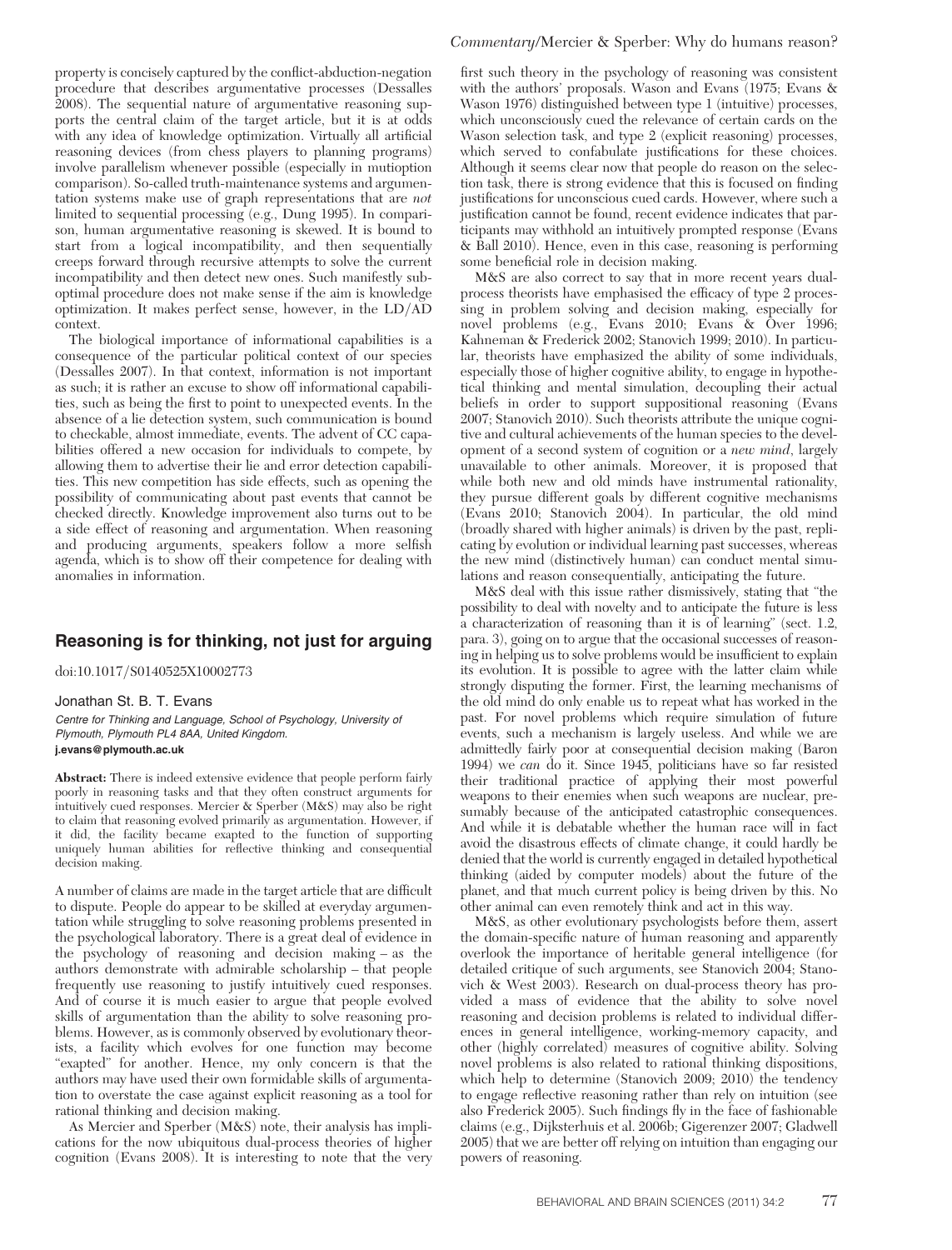property is concisely captured by the conflict-abduction-negation procedure that describes argumentative processes (Dessalles 2008). The sequential nature of argumentative reasoning supports the central claim of the target article, but it is at odds with any idea of knowledge optimization. Virtually all artificial reasoning devices (from chess players to planning programs) involve parallelism whenever possible (especially in mutioption comparison). So-called truth-maintenance systems and argumentation systems make use of graph representations that are *not* limited to sequential processing (e.g., Dung 1995). In comparison, human argumentative reasoning is skewed. It is bound to start from a logical incompatibility, and then sequentially creeps forward through recursive attempts to solve the current incompatibility and then detect new ones. Such manifestly suboptimal procedure does not make sense if the aim is knowledge optimization. It makes perfect sense, however, in the LD/AD context.

The biological importance of informational capabilities is a consequence of the particular political context of our species (Dessalles 2007). In that context, information is not important as such; it is rather an excuse to show off informational capabilities, such as being the first to point to unexpected events. In the absence of a lie detection system, such communication is bound to checkable, almost immediate, events. The advent of CC capabilities offered a new occasion for individuals to compete, by allowing them to advertise their lie and error detection capabilities. This new competition has side effects, such as opening the possibility of communicating about past events that cannot be checked directly. Knowledge improvement also turns out to be a side effect of reasoning and argumentation. When reasoning and producing arguments, speakers follow a more selfish agenda, which is to show off their competence for dealing with anomalies in information.

## Reasoning is for thinking, not just for arguing

doi:10.1017/S0140525X10002773

Jonathan St. B. T. Evans

*Centre for Thinking and Language, School of Psychology, University of Plymouth, Plymouth PL4 8AA, United Kingdom.*
**j.evans@plymouth.ac.uk**

**Abstract:** There is indeed extensive evidence that people perform fairly poorly in reasoning tasks and that they often construct arguments for intuitively cued responses. Mercier & Sperber (M&S) may also be right to claim that reasoning evolved primarily as argumentation. However, if it did, the facility became exapted to the function of supporting uniquely human abilities for reflective thinking and consequential decision making.

A number of claims are made in the target article that are difficult to dispute. People do appear to be skilled at everyday argumentation while struggling to solve reasoning problems presented in the psychological laboratory. There is a great deal of evidence in the psychology of reasoning and decision making – as the authors demonstrate with admirable scholarship – that people frequently use reasoning to justify intuitively cued responses. And of course it is much easier to argue that people evolved skills of argumentation than the ability to solve reasoning problems. However, as is commonly observed by evolutionary theorists, a facility which evolves for one function may become "exapted" for another. Hence, my only concern is that the authors may have used their own formidable skills of argumentation to overstate the case against explicit reasoning as a tool for rational thinking and decision making.

As Mercier and Sperber (M&S) note, their analysis has implications for the now ubiquitous dual-process theories of higher cognition (Evans 2008). It is interesting to note that the very first such theory in the psychology of reasoning was consistent with the authors' proposals. Wason and Evans (1975; Evans & Wason 1976) distinguished between type 1 (intuitive) processes, which unconsciously cued the relevance of certain cards on the Wason selection task, and type 2 (explicit reasoning) processes, which served to confabulate justifications for these choices. Although it seems clear now that people do reason on the selection task, there is strong evidence that this is focused on finding justifications for unconscious cued cards. However, where such a justification cannot be found, recent evidence indicates that participants may withhold an intuitively prompted response (Evans & Ball 2010). Hence, even in this case, reasoning is performing some beneficial role in decision making.

M&S are also correct to say that in more recent years dual-process theorists have emphasised the efficacy of type 2 processing in problem solving and decision making, especially for novel problems (e.g., Evans 2010; Evans & Over 1996; Kahneman & Frederick 2002; Stanovich 1999; 2010). In particular, theorists have emphasized the ability of some individuals, especially those of higher cognitive ability, to engage in hypothetical thinking and mental simulation, decoupling their actual beliefs in order to support suppositional reasoning (Evans 2007; Stanovich 2010). Such theorists attribute the unique cognitive and cultural achievements of the human species to the development of a second system of cognition or a *new mind*, largely unavailable to other animals. Moreover, it is proposed that while both new and old minds have instrumental rationality, they pursue different goals by different cognitive mechanisms (Evans 2010; Stanovich 2004). In particular, the old mind (broadly shared with higher animals) is driven by the past, replicating by evolution or individual learning past successes, whereas the new mind (distinctively human) can conduct mental simulations and reason consequentially, anticipating the future.

M&S deal with this issue rather dismissively, stating that "the possibility to deal with novelty and to anticipate the future is less a characterization of reasoning than it is of learning" (sect. 1.2, para. 3), going on to argue that the occasional successes of reasoning in helping us to solve problems would be insufficient to explain its evolution. It is possible to agree with the latter claim while strongly disputing the former. First, the learning mechanisms of the old mind do only enable us to repeat what has worked in the past. For novel problems which require simulation of future events, such a mechanism is largely useless. And while we are admittedly fairly poor at consequential decision making (Baron 1994) we *can* do it. Since 1945, politicians have so far resisted their traditional practice of applying their most powerful weapons to their enemies when such weapons are nuclear, presumably because of the anticipated catastrophic consequences. And while it is debatable whether the human race will in fact avoid the disastrous effects of climate change, it could hardly be denied that the world is currently engaged in detailed hypothetical thinking (aided by computer models) about the future of the planet, and that much current policy is being driven by this. No other animal can even remotely think and act in this way.

M&S, as other evolutionary psychologists before them, assert the domain-specific nature of human reasoning and apparently overlook the importance of heritable general intelligence (for detailed critique of such arguments, see Stanovich 2004; Stanovich & West 2003). Research on dual-process theory has provided a mass of evidence that the ability to solve novel reasoning and decision problems is related to individual differences in general intelligence, working-memory capacity, and other (highly correlated) measures of cognitive ability. Solving novel problems is also related to rational thinking dispositions, which help to determine (Stanovich 2009; 2010) the tendency to engage reflective reasoning rather than rely on intuition (see also Frederick 2005). Such findings fly in the face of fashionable claims (e.g., Dijksterhuis et al. 2006b; Gigerenzer 2007; Gladwell 2005) that we are better off relying on intuition than engaging our powers of reasoning.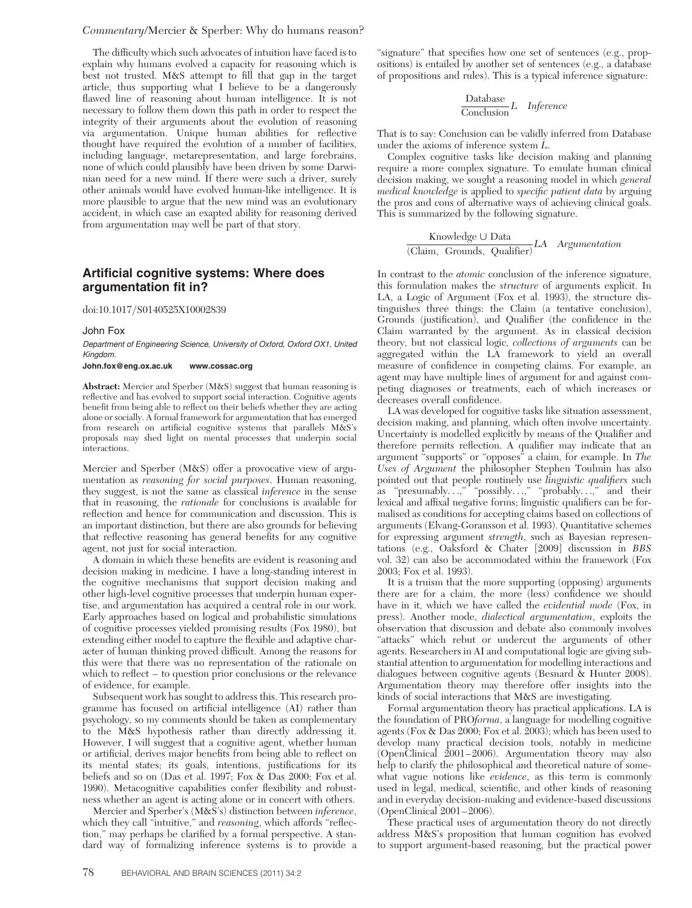The difficulty which such advocates of intuition have faced is to explain why humans evolved a capacity for reasoning which is best not trusted. M&S attempt to fill that gap in the target article, thus supporting what I believe to be a dangerously flawed line of reasoning about human intelligence. It is not necessary to follow them down this path in order to respect the integrity of their arguments about the evolution of reasoning via argumentation. Unique human abilities for reflective thought have required the evolution of a number of facilities, including language, metarepresentation, and large forebrains, none of which could plausibly have been driven by some Darwinian need for a new mind. If there were such a driver, surely other animals would have evolved human-like intelligence. It is more plausible to argue that the new mind was an evolutionary accident, in which case an exapted ability for reasoning derived from argumentation may well be part of that story.

## Artificial cognitive systems: Where does argumentation fit in?

doi:10.1017/S0140525X10002839

John Fox

*Department of Engineering Science, University of Oxford, Oxford OX1, United Kingdom.*

**John.fox@eng.ox.ac.uk www.cossac.org**

**Abstract:** Mercier and Sperber (M&S) suggest that human reasoning is reflective and has evolved to support social interaction. Cognitive agents benefit from being able to reflect on their beliefs whether they are acting alone or socially. A formal framework for argumentation that has emerged from research on artificial cognitive systems that parallels M&S's proposals may shed light on mental processes that underpin social interactions.

Mercier and Sperber (M&S) offer a provocative view of argumentation as *reasoning for social purposes*. Human reasoning, they suggest, is not the same as classical *inference* in the sense that in reasoning, the *rationale* for conclusions is available for reflection and hence for communication and discussion. This is an important distinction, but there are also grounds for believing that reflective reasoning has general benefits for any cognitive agent, not just for social interaction.

A domain in which these benefits are evident is reasoning and decision making in medicine. I have a long-standing interest in the cognitive mechanisms that support decision making and other high-level cognitive processes that underpin human expertise, and argumentation has acquired a central role in our work. Early approaches based on logical and probabilistic simulations of cognitive processes yielded promising results (Fox 1980), but extending either model to capture the flexible and adaptive character of human thinking proved difficult. Among the reasons for this were that there was no representation of the rationale on which to reflect – to question prior conclusions or the relevance of evidence, for example.

Subsequent work has sought to address this. This research programme has focused on artificial intelligence (AI) rather than psychology, so my comments should be taken as complementary to the M&S hypothesis rather than directly addressing it. However, I will suggest that a cognitive agent, whether human or artificial, derives major benefits from being able to reflect on its mental states; its goals, intentions, justifications for its beliefs and so on (Das et al. 1997; Fox & Das 2000; Fox et al. 1990). Metacognitive capabilities confer flexibility and robustness whether an agent is acting alone or in concert with others.

Mercier and Sperber's (M&S's) distinction between *inference*, which they call "intuitive," and *reasoning*, which affords "reflection," may perhaps be clarified by a formal perspective. A standard way of formalizing inference systems is to provide a "signature" that specifies how one set of sentences (e.g., propositions) is entailed by another set of sentences (e.g., a database of propositions and rules). This is a typical inference signature:

$$\frac{\text{Database}}{\text{Conclusion}} L \quad \textit{Inference}$$

That is to say: Conclusion can be validly inferred from Database under the axioms of inference system $L$.

Complex cognitive tasks like decision making and planning require a more complex signature. To emulate human clinical decision making, we sought a reasoning model in which *general medical knowledge* is applied to *specific patient data* by arguing the pros and cons of alternative ways of achieving clinical goals. This is summarized by the following signature.

$$\frac{\text{Knowledge} \cup \text{Data}}{(\text{Claim, Grounds, Qualifier})} LA \quad \textit{Argumentation}$$

In contrast to the *atomic* conclusion of the inference signature, this formulation makes the *structure* of arguments explicit. In LA, a Logic of Argument (Fox et al. 1993), the structure distinguishes three things: the Claim (a tentative conclusion), Grounds (justification), and Qualifier (the confidence in the Claim warranted by the argument. As in classical decision theory, but not classical logic, *collections of arguments* can be aggregated within the LA framework to yield an overall measure of confidence in competing claims. For example, an agent may have multiple lines of argument for and against competing diagnoses or treatments, each of which increases or decreases overall confidence.

LA was developed for cognitive tasks like situation assessment, decision making, and planning, which often involve uncertainty. Uncertainty is modelled explicitly by means of the Qualifier and therefore permits reflection. A qualifier may indicate that an argument "supports" or "opposes" a claim, for example. In *The Uses of Argument* the philosopher Stephen Toulmin has also pointed out that people routinely use *linguistic qualifiers* such as "presumably. . .," "possibly. . .," "probably. . .," and their lexical and affixal negative forms; linguistic qualifiers can be formalised as conditions for accepting claims based on collections of arguments (Elvang-Goransson et al. 1993). Quantitative schemes for expressing argument *strength*, such as Bayesian representations (e.g., Oaksford & Chater [2009] discussion in *BBS* vol. 32) can also be accommodated within the framework (Fox 2003; Fox et al. 1993).

It is a truism that the more supporting (opposing) arguments there are for a claim, the more (less) confidence we should have in it, which we have called the *evidential mode* (Fox, in press). Another mode, *dialectical argumentation*, exploits the observation that discussion and debate also commonly involves "attacks" which rebut or undercut the arguments of other agents. Researchers in AI and computational logic are giving substantial attention to argumentation for modelling interactions and dialogues between cognitive agents (Besnard & Hunter 2008). Argumentation theory may therefore offer insights into the kinds of social interactions that M&S are investigating.

Formal argumentation theory has practical applications. LA is the foundation of PRO*forma*, a language for modelling cognitive agents (Fox & Das 2000; Fox et al. 2003); which has been used to develop many practical decision tools, notably in medicine (OpenClinical 2001–2006). Argumentation theory may also help to clarify the philosophical and theoretical nature of somewhat vague notions like *evidence*, as this term is commonly used in legal, medical, scientific, and other kinds of reasoning and in everyday decision-making and evidence-based discussions (OpenClinical 2001–2006).

These practical uses of argumentation theory do not directly address M&S's proposition that human cognition has evolved to support argument-based reasoning, but the practical power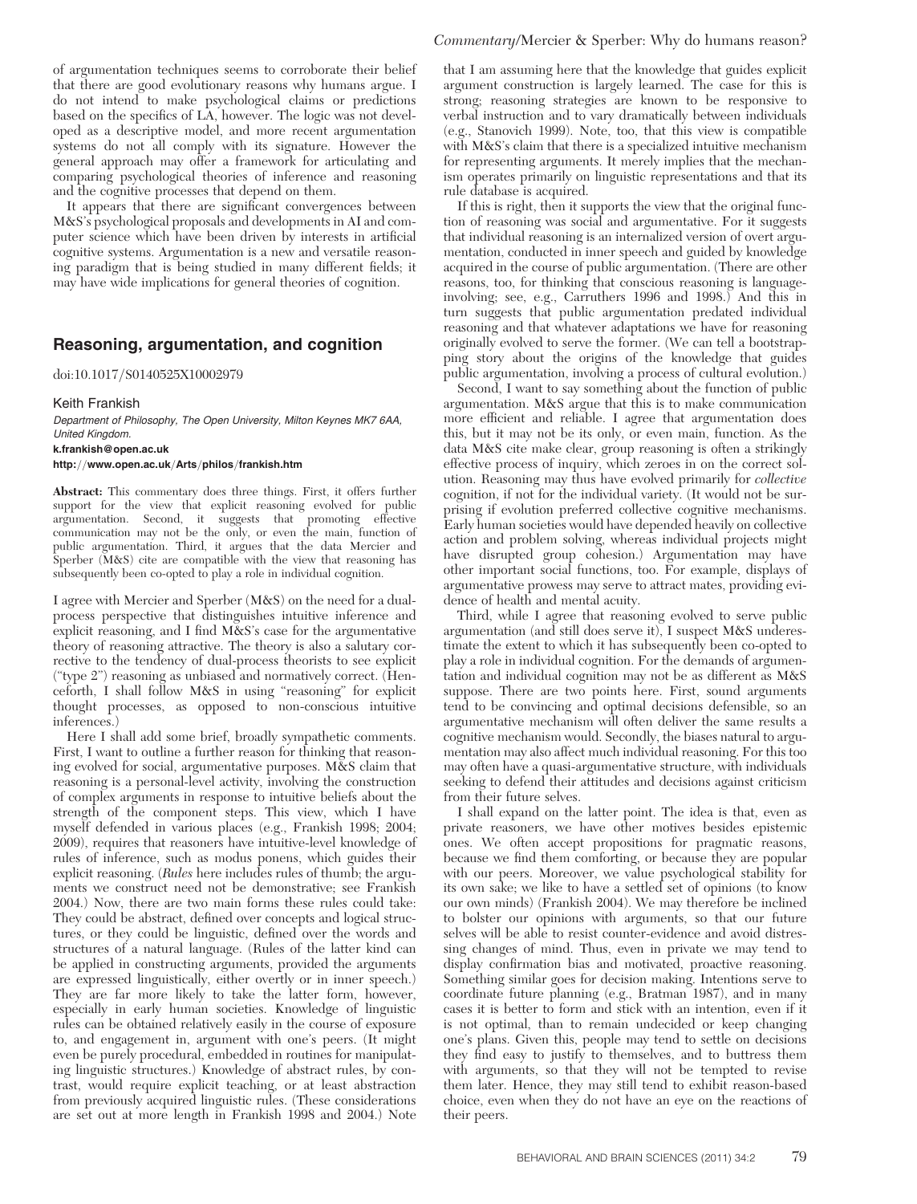of argumentation techniques seems to corroborate their belief that there are good evolutionary reasons why humans argue. I do not intend to make psychological claims or predictions based on the specifics of LA, however. The logic was not developed as a descriptive model, and more recent argumentation systems do not all comply with its signature. However the general approach may offer a framework for articulating and comparing psychological theories of inference and reasoning and the cognitive processes that depend on them.

It appears that there are significant convergences between M&S's psychological proposals and developments in AI and computer science which have been driven by interests in artificial cognitive systems. Argumentation is a new and versatile reasoning paradigm that is being studied in many different fields; it may have wide implications for general theories of cognition.

## Reasoning, argumentation, and cognition

doi:10.1017/S0140525X10002979

Keith Frankish

*Department of Philosophy, The Open University, Milton Keynes MK7 6AA, United Kingdom.*

**k.frankish@open.ac.uk**

**http://www.open.ac.uk/Arts/philos/frankish.htm**

**Abstract:** This commentary does three things. First, it offers further support for the view that explicit reasoning evolved for public argumentation. Second, it suggests that promoting effective communication may not be the only, or even the main, function of public argumentation. Third, it argues that the data Mercier and Sperber (M&S) cite are compatible with the view that reasoning has subsequently been co-opted to play a role in individual cognition.

I agree with Mercier and Sperber (M&S) on the need for a dual-process perspective that distinguishes intuitive inference and explicit reasoning, and I find M&S's case for the argumentative theory of reasoning attractive. The theory is also a salutary corrective to the tendency of dual-process theorists to see explicit ("type 2") reasoning as unbiased and normatively correct. (Henceforth, I shall follow M&S in using "reasoning" for explicit thought processes, as opposed to non-conscious intuitive inferences.)

Here I shall add some brief, broadly sympathetic comments. First, I want to outline a further reason for thinking that reasoning evolved for social, argumentative purposes. M&S claim that reasoning is a personal-level activity, involving the construction of complex arguments in response to intuitive beliefs about the strength of the component steps. This view, which I have myself defended in various places (e.g., Frankish 1998; 2004; 2009), requires that reasoners have intuitive-level knowledge of rules of inference, such as modus ponens, which guides their explicit reasoning. (*Rules* here includes rules of thumb; the arguments we construct need not be demonstrative; see Frankish 2004.) Now, there are two main forms these rules could take: They could be abstract, defined over concepts and logical structures, or they could be linguistic, defined over the words and structures of a natural language. (Rules of the latter kind can be applied in constructing arguments, provided the arguments are expressed linguistically, either overtly or in inner speech.) They are far more likely to take the latter form, however, especially in early human societies. Knowledge of linguistic rules can be obtained relatively easily in the course of exposure to, and engagement in, argument with one's peers. (It might even be purely procedural, embedded in routines for manipulating linguistic structures.) Knowledge of abstract rules, by contrast, would require explicit teaching, or at least abstraction from previously acquired linguistic rules. (These considerations are set out at more length in Frankish 1998 and 2004.) Note that I am assuming here that the knowledge that guides explicit argument construction is largely learned. The case for this is strong; reasoning strategies are known to be responsive to verbal instruction and to vary dramatically between individuals (e.g., Stanovich 1999). Note, too, that this view is compatible with M&S's claim that there is a specialized intuitive mechanism for representing arguments. It merely implies that the mechanism operates primarily on linguistic representations and that its rule database is acquired.

If this is right, then it supports the view that the original function of reasoning was social and argumentative. For it suggests that individual reasoning is an internalized version of overt argumentation, conducted in inner speech and guided by knowledge acquired in the course of public argumentation. (There are other reasons, too, for thinking that conscious reasoning is language-involving; see, e.g., Carruthers 1996 and 1998.) And this in turn suggests that public argumentation predated individual reasoning and that whatever adaptations we have for reasoning originally evolved to serve the former. (We can tell a bootstrapping story about the origins of the knowledge that guides public argumentation, involving a process of cultural evolution.)

Second, I want to say something about the function of public argumentation. M&S argue that this is to make communication more efficient and reliable. I agree that argumentation does this, but it may not be its only, or even main, function. As the data M&S cite make clear, group reasoning is often a strikingly effective process of inquiry, which zeroes in on the correct solution. Reasoning may thus have evolved primarily for *collective* cognition, if not for the individual variety. (It would not be surprising if evolution preferred collective cognitive mechanisms. Early human societies would have depended heavily on collective action and problem solving, whereas individual projects might have disrupted group cohesion.) Argumentation may have other important social functions, too. For example, displays of argumentative prowess may serve to attract mates, providing evidence of health and mental acuity.

Third, while I agree that reasoning evolved to serve public argumentation (and still does serve it), I suspect M&S underestimate the extent to which it has subsequently been co-opted to play a role in individual cognition. For the demands of argumentation and individual cognition may not be as different as M&S suppose. There are two points here. First, sound arguments tend to be convincing and optimal decisions defensible, so an argumentative mechanism will often deliver the same results a cognitive mechanism would. Secondly, the biases natural to argumentation may also affect much individual reasoning. For this too may often have a quasi-argumentative structure, with individuals seeking to defend their attitudes and decisions against criticism from their future selves.

I shall expand on the latter point. The idea is that, even as private reasoners, we have other motives besides epistemic ones. We often accept propositions for pragmatic reasons, because we find them comforting, or because they are popular with our peers. Moreover, we value psychological stability for its own sake; we like to have a settled set of opinions (to know our own minds) (Frankish 2004). We may therefore be inclined to bolster our opinions with arguments, so that our future selves will be able to resist counter-evidence and avoid distressing changes of mind. Thus, even in private we may tend to display confirmation bias and motivated, proactive reasoning. Something similar goes for decision making. Intentions serve to coordinate future planning (e.g., Bratman 1987), and in many cases it is better to form and stick with an intention, even if it is not optimal, than to remain undecided or keep changing one's plans. Given this, people may tend to settle on decisions they find easy to justify to themselves, and to buttress them with arguments, so that they will not be tempted to revise them later. Hence, they may still tend to exhibit reason-based choice, even when they do not have an eye on the reactions of their peers.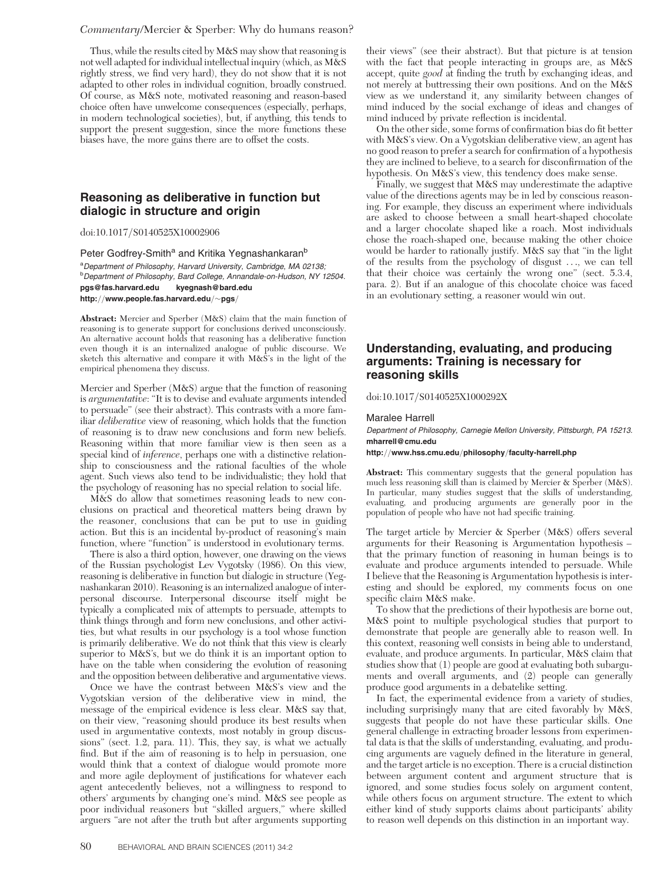Thus, while the results cited by M&S may show that reasoning is not well adapted for individual intellectual inquiry (which, as M&S rightly stress, we find very hard), they do not show that it is not adapted to other roles in individual cognition, broadly construed. Of course, as M&S note, motivated reasoning and reason-based choice often have unwelcome consequences (especially, perhaps, in modern technological societies), but, if anything, this tends to support the present suggestion, since the more functions these biases have, the more gains there are to offset the costs.

## Reasoning as deliberative in function but dialogic in structure and origin

doi:10.1017/S0140525X10002906

Peter Godfrey-Smith[a] and Kritika Yegnashankaran[b]

[a]*Department of Philosophy, Harvard University, Cambridge, MA 02138;*
[b]*Department of Philosophy, Bard College, Annandale-on-Hudson, NY 12504.*
**pgs@fas.harvard.edu kyegnash@bard.edu**
**http://www.people.fas.harvard.edu/~pgs/**

**Abstract:** Mercier and Sperber (M&S) claim that the main function of reasoning is to generate support for conclusions derived unconsciously. An alternative account holds that reasoning has a deliberative function even though it is an internalized analogue of public discourse. We sketch this alternative and compare it with M&S's in the light of the empirical phenomena they discuss.

Mercier and Sperber (M&S) argue that the function of reasoning is *argumentative*: "It is to devise and evaluate arguments intended to persuade" (see their abstract). This contrasts with a more familiar *deliberative* view of reasoning, which holds that the function of reasoning is to draw new conclusions and form new beliefs. Reasoning within that more familiar view is then seen as a special kind of *inference*, perhaps one with a distinctive relationship to consciousness and the rational faculties of the whole agent. Such views also tend to be individualistic; they hold that the psychology of reasoning has no special relation to social life.

M&S do allow that sometimes reasoning leads to new conclusions on practical and theoretical matters being drawn by the reasoner, conclusions that can be put to use in guiding action. But this is an incidental by-product of reasoning's main function, where "function" is understood in evolutionary terms.

There is also a third option, however, one drawing on the views of the Russian psychologist Lev Vygotsky (1986). On this view, reasoning is deliberative in function but dialogic in structure (Yegnashankaran 2010). Reasoning is an internalized analogue of interpersonal discourse. Interpersonal discourse itself might be typically a complicated mix of attempts to persuade, attempts to think things through and form new conclusions, and other activities, but what results in our psychology is a tool whose function is primarily deliberative. We do not think that this view is clearly superior to M&S's, but we do think it is an important option to have on the table when considering the evolution of reasoning and the opposition between deliberative and argumentative views.

Once we have the contrast between M&S's view and the Vygotskian version of the deliberative view in mind, the message of the empirical evidence is less clear. M&S say that, on their view, "reasoning should produce its best results when used in argumentative contexts, most notably in group discussions" (sect. 1.2, para. 11). This, they say, is what we actually find. But if the aim of reasoning is to help in persuasion, one would think that a context of dialogue would promote more and more agile deployment of justifications for whatever each agent antecedently believes, not a willingness to respond to others' arguments by changing one's mind. M&S see people as poor individual reasoners but "skilled arguers," where skilled arguers "are not after the truth but after arguments supporting their views" (see their abstract). But that picture is at tension with the fact that people interacting in groups are, as M&S accept, quite *good* at finding the truth by exchanging ideas, and not merely at buttressing their own positions. And on the M&S view as we understand it, any similarity between changes of mind induced by the social exchange of ideas and changes of mind induced by private reflection is incidental.

On the other side, some forms of confirmation bias do fit better with M&S's view. On a Vygotskian deliberative view, an agent has no good reason to prefer a search for confirmation of a hypothesis they are inclined to believe, to a search for disconfirmation of the hypothesis. On M&S's view, this tendency does make sense.

Finally, we suggest that M&S may underestimate the adaptive value of the directions agents may be in led by conscious reasoning. For example, they discuss an experiment where individuals are asked to choose between a small heart-shaped chocolate and a larger chocolate shaped like a roach. Most individuals chose the roach-shaped one, because making the other choice would be harder to rationally justify. M&S say that "in the light of the results from the psychology of disgust …, we can tell that their choice was certainly the wrong one" (sect. 5.3.4, para. 2). But if an analogue of this chocolate choice was faced in an evolutionary setting, a reasoner would win out.

## Understanding, evaluating, and producing arguments: Training is necessary for reasoning skills

doi:10.1017/S0140525X1000292X

Maralee Harrell

*Department of Philosophy, Carnegie Mellon University, Pittsburgh, PA 15213.*
**mharrell@cmu.edu**
**http://www.hss.cmu.edu/philosophy/faculty-harrell.php**

**Abstract:** This commentary suggests that the general population has much less reasoning skill than is claimed by Mercier & Sperber (M&S). In particular, many studies suggest that the skills of understanding, evaluating, and producing arguments are generally poor in the population of people who have not had specific training.

The target article by Mercier & Sperber (M&S) offers several arguments for their Reasoning is Argumentation hypothesis – that the primary function of reasoning in human beings is to evaluate and produce arguments intended to persuade. While I believe that the Reasoning is Argumentation hypothesis is interesting and should be explored, my comments focus on one specific claim M&S make.

To show that the predictions of their hypothesis are borne out, M&S point to multiple psychological studies that purport to demonstrate that people are generally able to reason well. In this context, reasoning well consists in being able to understand, evaluate, and produce arguments. In particular, M&S claim that studies show that (1) people are good at evaluating both subarguments and overall arguments, and (2) people can generally produce good arguments in a debatelike setting.

In fact, the experimental evidence from a variety of studies, including surprisingly many that are cited favorably by M&S, suggests that people do not have these particular skills. One general challenge in extracting broader lessons from experimental data is that the skills of understanding, evaluating, and producing arguments are vaguely defined in the literature in general, and the target article is no exception. There is a crucial distinction between argument content and argument structure that is ignored, and some studies focus solely on argument content, while others focus on argument structure. The extent to which either kind of study supports claims about participants' ability to reason well depends on this distinction in an important way.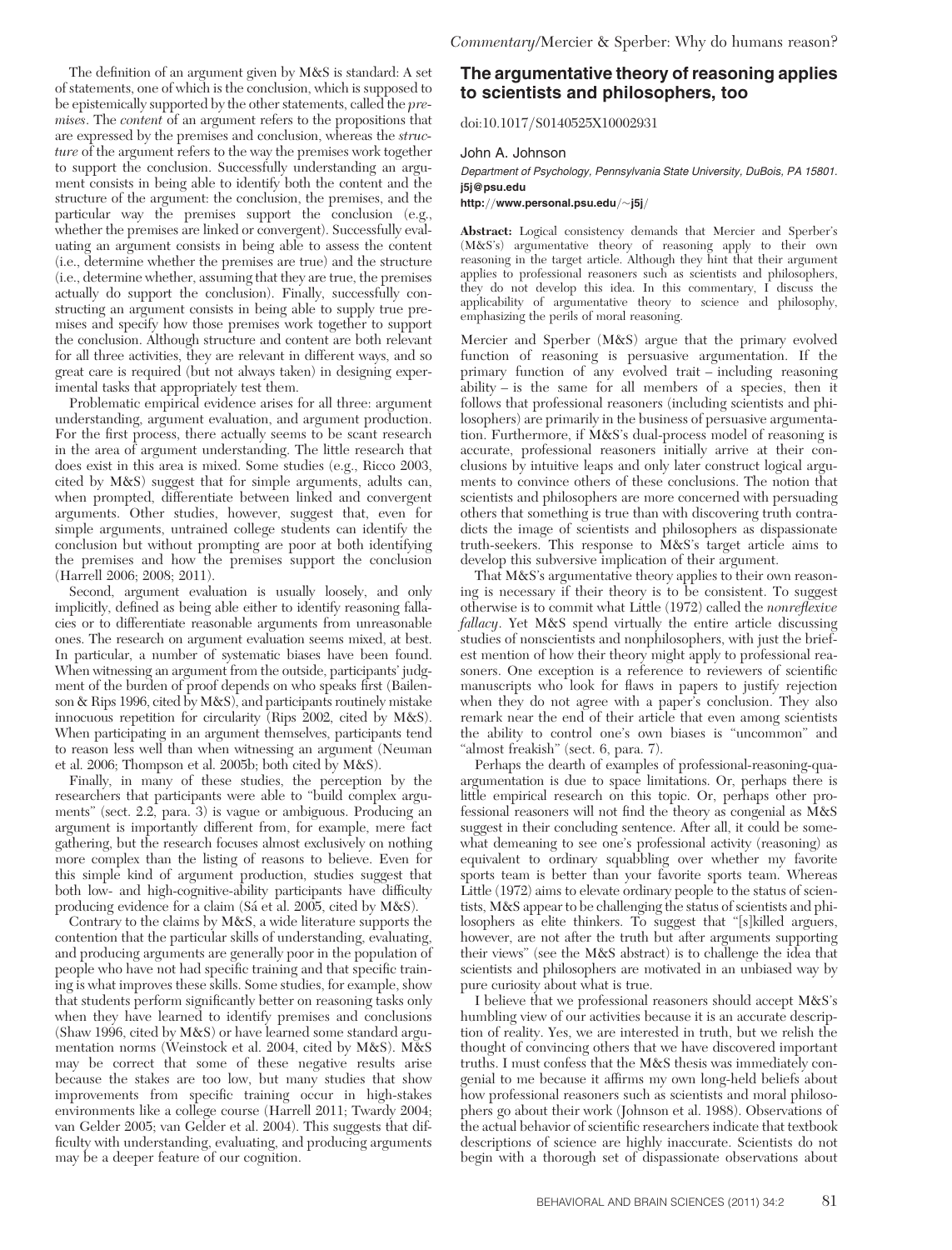The definition of an argument given by M&S is standard: A set of statements, one of which is the conclusion, which is supposed to be epistemically supported by the other statements, called the *premises*. The *content* of an argument refers to the propositions that are expressed by the premises and conclusion, whereas the *structure* of the argument refers to the way the premises work together to support the conclusion. Successfully understanding an argument consists in being able to identify both the content and the structure of the argument: the conclusion, the premises, and the particular way the premises support the conclusion (e.g., whether the premises are linked or convergent). Successfully evaluating an argument consists in being able to assess the content (i.e., determine whether the premises are true) and the structure (i.e., determine whether, assuming that they are true, the premises actually do support the conclusion). Finally, successfully constructing an argument consists in being able to supply true premises and specify how those premises work together to support the conclusion. Although structure and content are both relevant for all three activities, they are relevant in different ways, and so great care is required (but not always taken) in designing experimental tasks that appropriately test them.

Problematic empirical evidence arises for all three: argument understanding, argument evaluation, and argument production. For the first process, there actually seems to be scant research in the area of argument understanding. The little research that does exist in this area is mixed. Some studies (e.g., Ricco 2003, cited by M&S) suggest that for simple arguments, adults can, when prompted, differentiate between linked and convergent arguments. Other studies, however, suggest that, even for simple arguments, untrained college students can identify the conclusion but without prompting are poor at both identifying the premises and how the premises support the conclusion (Harrell 2006; 2008; 2011).

Second, argument evaluation is usually loosely, and only implicitly, defined as being able either to identify reasoning fallacies or to differentiate reasonable arguments from unreasonable ones. The research on argument evaluation seems mixed, at best. In particular, a number of systematic biases have been found. When witnessing an argument from the outside, participants' judgment of the burden of proof depends on who speaks first (Bailenson & Rips 1996, cited by M&S), and participants routinely mistake innocuous repetition for circularity (Rips 2002, cited by M&S). When participating in an argument themselves, participants tend to reason less well than when witnessing an argument (Neuman et al. 2006; Thompson et al. 2005b; both cited by M&S).

Finally, in many of these studies, the perception by the researchers that participants were able to "build complex arguments" (sect. 2.2, para. 3) is vague or ambiguous. Producing an argument is importantly different from, for example, mere fact gathering, but the research focuses almost exclusively on nothing more complex than the listing of reasons to believe. Even for this simple kind of argument production, studies suggest that both low- and high-cognitive-ability participants have difficulty producing evidence for a claim (Sá et al. 2005, cited by M&S).

Contrary to the claims by M&S, a wide literature supports the contention that the particular skills of understanding, evaluating, and producing arguments are generally poor in the population of people who have not had specific training and that specific training is what improves these skills. Some studies, for example, show that students perform significantly better on reasoning tasks only when they have learned to identify premises and conclusions (Shaw 1996, cited by M&S) or have learned some standard argumentation norms (Weinstock et al. 2004, cited by M&S). M&S may be correct that some of these negative results arise because the stakes are too low, but many studies that show improvements from specific training occur in high-stakes environments like a college course (Harrell 2011; Twardy 2004; van Gelder 2005; van Gelder et al. 2004). This suggests that difficulty with understanding, evaluating, and producing arguments may be a deeper feature of our cognition.

## The argumentative theory of reasoning applies to scientists and philosophers, too

doi:10.1017/S0140525X10002931

John A. Johnson

*Department of Psychology, Pennsylvania State University, DuBois, PA 15801.*
**j5j@psu.edu**
**http://www.personal.psu.edu/~j5j/**

**Abstract:** Logical consistency demands that Mercier and Sperber's (M&S's) argumentative theory of reasoning apply to their own reasoning in the target article. Although they hint that their argument applies to professional reasoners such as scientists and philosophers, they do not develop this idea. In this commentary, I discuss the applicability of argumentative theory to science and philosophy, emphasizing the perils of moral reasoning.

Mercier and Sperber (M&S) argue that the primary evolved function of reasoning is persuasive argumentation. If the primary function of any evolved trait – including reasoning ability – is the same for all members of a species, then it follows that professional reasoners (including scientists and philosophers) are primarily in the business of persuasive argumentation. Furthermore, if M&S's dual-process model of reasoning is accurate, professional reasoners initially arrive at their conclusions by intuitive leaps and only later construct logical arguments to convince others of these conclusions. The notion that scientists and philosophers are more concerned with persuading others that something is true than with discovering truth contradicts the image of scientists and philosophers as dispassionate truth-seekers. This response to M&S's target article aims to develop this subversive implication of their argument.

That M&S's argumentative theory applies to their own reasoning is necessary if their theory is to be consistent. To suggest otherwise is to commit what Little (1972) called the *nonreflexive fallacy*. Yet M&S spend virtually the entire article discussing studies of nonscientists and nonphilosophers, with just the briefest mention of how their theory might apply to professional reasoners. One exception is a reference to reviewers of scientific manuscripts who look for flaws in papers to justify rejection when they do not agree with a paper's conclusion. They also remark near the end of their article that even among scientists the ability to control one's own biases is "uncommon" and "almost freakish" (sect. 6, para. 7).

Perhaps the dearth of examples of professional-reasoning-qua-argumentation is due to space limitations. Or, perhaps there is little empirical research on this topic. Or, perhaps other professional reasoners will not find the theory as congenial as M&S suggest in their concluding sentence. After all, it could be somewhat demeaning to see one's professional activity (reasoning) as equivalent to ordinary squabbling over whether my favorite sports team is better than your favorite sports team. Whereas Little (1972) aims to elevate ordinary people to the status of scientists, M&S appear to be challenging the status of scientists and philosophers as elite thinkers. To suggest that "[s]killed arguers, however, are not after the truth but after arguments supporting their views" (see the M&S abstract) is to challenge the idea that scientists and philosophers are motivated in an unbiased way by pure curiosity about what is true.

I believe that we professional reasoners should accept M&S's humbling view of our activities because it is an accurate description of reality. Yes, we are interested in truth, but we relish the thought of convincing others that we have discovered important truths. I must confess that the M&S thesis was immediately congenial to me because it affirms my own long-held beliefs about how professional reasoners such as scientists and moral philosophers go about their work (Johnson et al. 1988). Observations of the actual behavior of scientific researchers indicate that textbook descriptions of science are highly inaccurate. Scientists do not begin with a thorough set of dispassionate observations about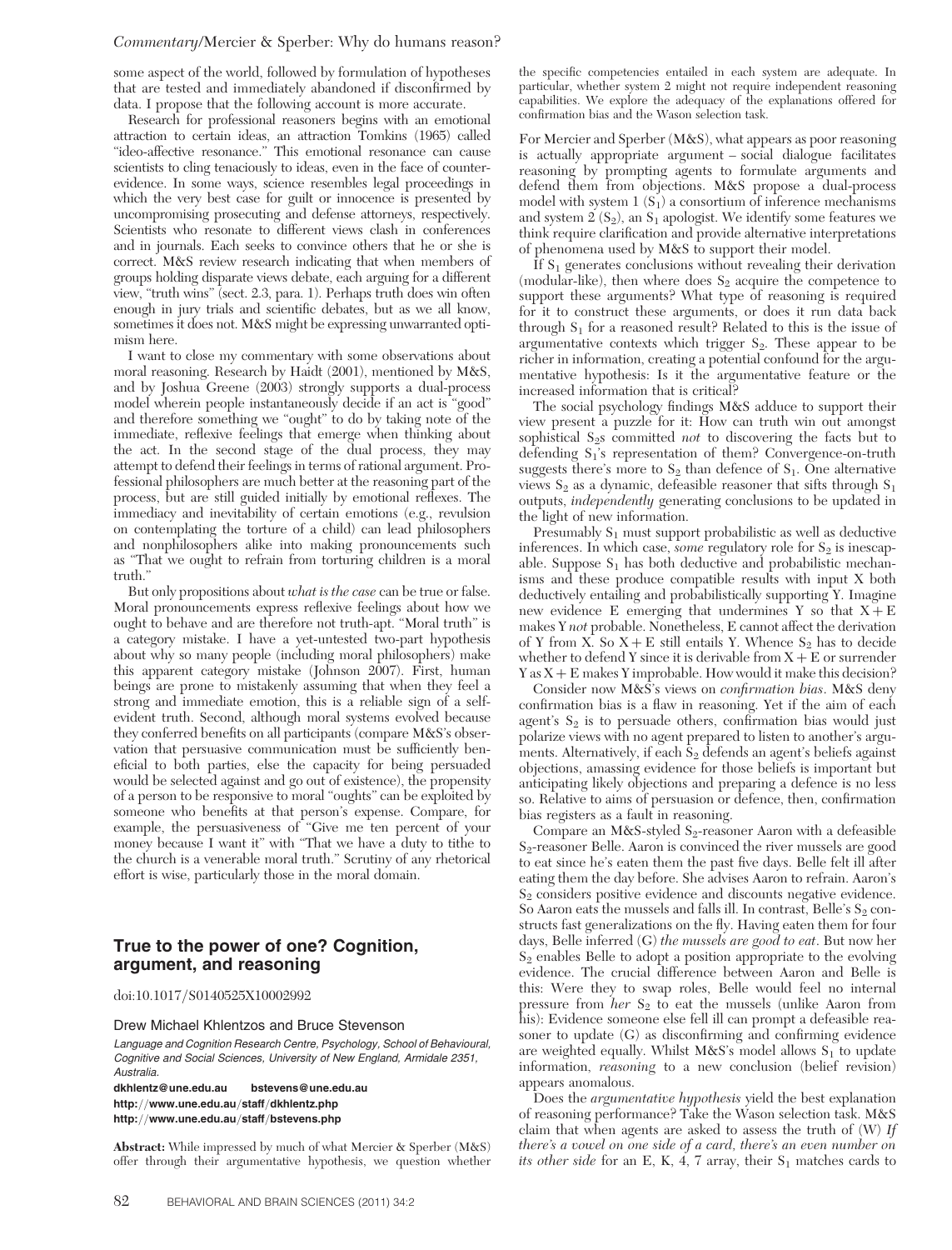some aspect of the world, followed by formulation of hypotheses that are tested and immediately abandoned if disconfirmed by data. I propose that the following account is more accurate.

Research for professional reasoners begins with an emotional attraction to certain ideas, an attraction Tomkins (1965) called "ideo-affective resonance." This emotional resonance can cause scientists to cling tenaciously to ideas, even in the face of counter-evidence. In some ways, science resembles legal proceedings in which the very best case for guilt or innocence is presented by uncompromising prosecuting and defense attorneys, respectively. Scientists who resonate to different views clash in conferences and in journals. Each seeks to convince others that he or she is correct. M&S review research indicating that when members of groups holding disparate views debate, each arguing for a different view, "truth wins" (sect. 2.3, para. 1). Perhaps truth does win often enough in jury trials and scientific debates, but as we all know, sometimes it does not. M&S might be expressing unwarranted optimism here.

I want to close my commentary with some observations about moral reasoning. Research by Haidt (2001), mentioned by M&S, and by Joshua Greene (2003) strongly supports a dual-process model wherein people instantaneously decide if an act is "good" and therefore something we "ought" to do by taking note of the immediate, reflexive feelings that emerge when thinking about the act. In the second stage of the dual process, they may attempt to defend their feelings in terms of rational argument. Professional philosophers are much better at the reasoning part of the process, but are still guided initially by emotional reflexes. The immediacy and inevitability of certain emotions (e.g., revulsion on contemplating the torture of a child) can lead philosophers and nonphilosophers alike into making pronouncements such as "That we ought to refrain from torturing children is a moral truth."

But only propositions about *what is the case* can be true or false. Moral pronouncements express reflexive feelings about how we ought to behave and are therefore not truth-apt. "Moral truth" is a category mistake. I have a yet-untested two-part hypothesis about why so many people (including moral philosophers) make this apparent category mistake (Johnson 2007). First, human beings are prone to mistakenly assuming that when they feel a strong and immediate emotion, this is a reliable sign of a self-evident truth. Second, although moral systems evolved because they conferred benefits on all participants (compare M&S's observation that persuasive communication must be sufficiently beneficial to both parties, else the capacity for being persuaded would be selected against and go out of existence), the propensity of a person to be responsive to moral "oughts" can be exploited by someone who benefits at that person's expense. Compare, for example, the persuasiveness of "Give me ten percent of your money because I want it" with "That we have a duty to tithe to the church is a venerable moral truth." Scrutiny of any rhetorical effort is wise, particularly those in the moral domain.

## True to the power of one? Cognition, argument, and reasoning

doi:10.1017/S0140525X10002992

Drew Michael Khlentzos and Bruce Stevenson

*Language and Cognition Research Centre, Psychology, School of Behavioural, Cognitive and Social Sciences, University of New England, Armidale 2351, Australia.*

**dkhlentz@une.edu.au bstevens@une.edu.au**
**http://www.une.edu.au/staff/dkhlentz.php**
**http://www.une.edu.au/staff/bstevens.php**

**Abstract:** While impressed by much of what Mercier & Sperber (M&S) offer through their argumentative hypothesis, we question whether the specific competencies entailed in each system are adequate. In particular, whether system 2 might not require independent reasoning capabilities. We explore the adequacy of the explanations offered for confirmation bias and the Wason selection task.

For Mercier and Sperber (M&S), what appears as poor reasoning is actually appropriate argument – social dialogue facilitates reasoning by prompting agents to formulate arguments and defend them from objections. M&S propose a dual-process model with system 1 ($S_1$) a consortium of inference mechanisms and system 2 ($S_2$), an $S_1$ apologist. We identify some features we think require clarification and provide alternative interpretations of phenomena used by M&S to support their model.

If $S_1$ generates conclusions without revealing their derivation (modular-like), then where does $S_2$ acquire the competence to support these arguments? What type of reasoning is required for it to construct these arguments, or does it run data back through $S_1$ for a reasoned result? Related to this is the issue of argumentative contexts which trigger $S_2$. These appear to be richer in information, creating a potential confound for the argumentative hypothesis: Is it the argumentative feature or the increased information that is critical?

The social psychology findings M&S adduce to support their view present a puzzle for it: How can truth win out amongst sophistical $S_2$s committed *not* to discovering the facts but to defending $S_1$'s representation of them? Convergence-on-truth suggests there's more to $S_2$ than defence of $S_1$. One alternative views $S_2$ as a dynamic, defeasible reasoner that sifts through $S_1$ outputs, *independently* generating conclusions to be updated in the light of new information.

Presumably $S_1$ must support probabilistic as well as deductive inferences. In which case, *some* regulatory role for $S_2$ is inescapable. Suppose $S_1$ has both deductive and probabilistic mechanisms and these produce compatible results with input X both deductively entailing and probabilistically supporting Y. Imagine new evidence E emerging that undermines Y so that $X + E$ makes Y *not* probable. Nonetheless, E cannot affect the derivation of Y from X. So $X + E$ still entails Y. Whence $S_2$ has to decide whether to defend Y since it is derivable from $X + E$ or surrender Y as $X + E$ makes Y improbable. How would it make this decision?

Consider now M&S's views on *confirmation bias*. M&S deny confirmation bias is a flaw in reasoning. Yet if the aim of each agent's $S_2$ is to persuade others, confirmation bias would just polarize views with no agent prepared to listen to another's arguments. Alternatively, if each $S_2$ defends an agent's beliefs against objections, amassing evidence for those beliefs is important but anticipating likely objections and preparing a defence is no less so. Relative to aims of persuasion or defence, then, confirmation bias registers as a fault in reasoning.

Compare an M&S-styled $S_2$-reasoner Aaron with a defeasible $S_2$-reasoner Belle. Aaron is convinced the river mussels are good to eat since he's eaten them the past five days. Belle felt ill after eating them the day before. She advises Aaron to refrain. Aaron's $S_2$ considers positive evidence and discounts negative evidence. So Aaron eats the mussels and falls ill. In contrast, Belle's $S_2$ constructs fast generalizations on the fly. Having eaten them for four days, Belle inferred (G) *the mussels are good to eat*. But now her $S_2$ enables Belle to adopt a position appropriate to the evolving evidence. The crucial difference between Aaron and Belle is this: Were they to swap roles, Belle would feel no internal pressure from *her* $S_2$ to eat the mussels (unlike Aaron from his): Evidence someone else fell ill can prompt a defeasible reasoner to update (G) as disconfirming and confirming evidence are weighted equally. Whilst M&S's model allows $S_1$ to update information, *reasoning* to a new conclusion (belief revision) appears anomalous.

Does the *argumentative hypothesis* yield the best explanation of reasoning performance? Take the Wason selection task. M&S claim that when agents are asked to assess the truth of (W) *If there's a vowel on one side of a card, there's an even number on its other side* for an E, K, 4, 7 array, their $S_1$ matches cards to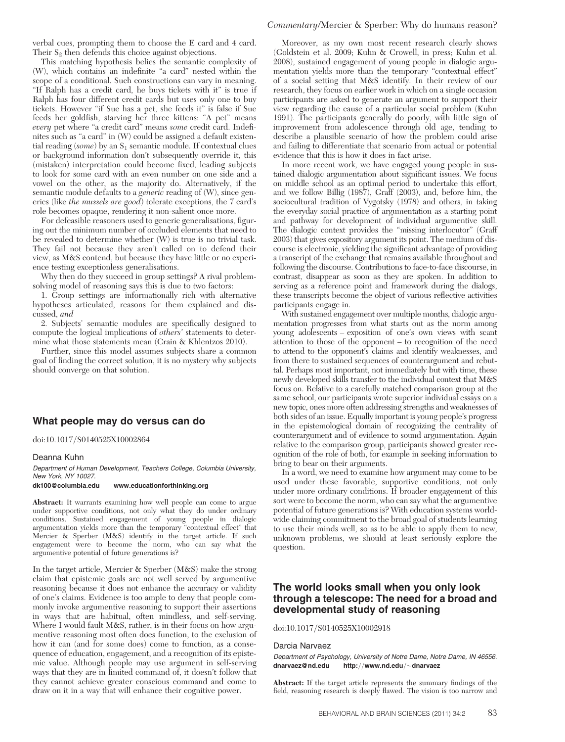verbal cues, prompting them to choose the E card and 4 card. Their $S_2$ then defends this choice against objections.

This matching hypothesis belies the semantic complexity of (W), which contains an indefinite "a card" nested within the scope of a conditional. Such constructions can vary in meaning. "If Ralph has a credit card, he buys tickets with it" is true if Ralph has four different credit cards but uses only one to buy tickets. However "if Sue has a pet, she feeds it" is false if Sue feeds her goldfish, starving her three kittens: "A pet" means *every* pet where "a credit card" means *some* credit card. Indefinites such as "a card" in (W) could be assigned a default existential reading (*some*) by an $S_1$ semantic module. If contextual clues or background information don't subsequently override it, this (mistaken) interpretation could become fixed, leading subjects to look for some card with an even number on one side and a vowel on the other, as the majority do. Alternatively, if the semantic module defaults to a *generic* reading of (W), since generics (like *the mussels are good*) tolerate exceptions, the 7 card's role becomes opaque, rendering it non-salient once more.

For defeasible reasoners used to generic generalisations, figuring out the minimum number of occluded elements that need to be revealed to determine whether (W) is true is no trivial task. They fail not because they aren't called on to defend their view, as M&S contend, but because they have little or no experience testing exceptionless generalisations.

Why then do they succeed in group settings? A rival problem-solving model of reasoning says this is due to two factors:

1. Group settings are informationally rich with alternative hypotheses articulated, reasons for them explained and discussed, *and*
2. Subjects' semantic modules are specifically designed to compute the logical implications of *others'* statements to determine what those statements mean (Crain & Khlentzos 2010).

Further, since this model assumes subjects share a common goal of finding the correct solution, it is no mystery why subjects should converge on that solution.

## What people may do versus can do

doi:10.1017/S0140525X10002864

Deanna Kuhn

*Department of Human Development, Teachers College, Columbia University, New York, NY 10027.*
**dk100@columbia.edu www.educationforthinking.org**

**Abstract:** It warrants examining how well people can come to argue under supportive conditions, not only what they do under ordinary conditions. Sustained engagement of young people in dialogic argumentation yields more than the temporary "contextual effect" that Mercier & Sperber (M&S) identify in the target article. If such engagement were to become the norm, who can say what the argumentive potential of future generations is?

In the target article, Mercier & Sperber (M&S) make the strong claim that epistemic goals are not well served by argumentive reasoning because it does not enhance the accuracy or validity of one's claims. Evidence is too ample to deny that people commonly invoke argumentive reasoning to support their assertions in ways that are habitual, often mindless, and self-serving. Where I would fault M&S, rather, is in their focus on how argumentive reasoning most often does function, to the exclusion of how it can (and for some does) come to function, as a consequence of education, engagement, and a recognition of its epistemic value. Although people may use argument in self-serving ways that they are in limited command of, it doesn't follow that they cannot achieve greater conscious command and come to draw on it in a way that will enhance their cognitive power.

Moreover, as my own most recent research clearly shows (Goldstein et al. 2009; Kuhn & Crowell, in press; Kuhn et al. 2008), sustained engagement of young people in dialogic argumentation yields more than the temporary "contextual effect" of a social setting that M&S identify. In their review of our research, they focus on earlier work in which on a single occasion participants are asked to generate an argument to support their view regarding the cause of a particular social problem (Kuhn 1991). The participants generally do poorly, with little sign of improvement from adolescence through old age, tending to describe a plausible scenario of how the problem could arise and failing to differentiate that scenario from actual or potential evidence that this is how it does in fact arise.

In more recent work, we have engaged young people in sustained dialogic argumentation about significant issues. We focus on middle school as an optimal period to undertake this effort, and we follow Billig (1987), Graff (2003), and, before him, the sociocultural tradition of Vygotsky (1978) and others, in taking the everyday social practice of argumentation as a starting point and pathway for development of individual argumentive skill. The dialogic context provides the "missing interlocutor" (Graff 2003) that gives expository argument its point. The medium of discourse is electronic, yielding the significant advantage of providing a transcript of the exchange that remains available throughout and following the discourse. Contributions to face-to-face discourse, in contrast, disappear as soon as they are spoken. In addition to serving as a reference point and framework during the dialogs, these transcripts become the object of various reflective activities participants engage in.

With sustained engagement over multiple months, dialogic argumentation progresses from what starts out as the norm among young adolescents – exposition of one's own views with scant attention to those of the opponent – to recognition of the need to attend to the opponent's claims and identify weaknesses, and from there to sustained sequences of counterargument and rebuttal. Perhaps most important, not immediately but with time, these newly developed skills transfer to the individual context that M&S focus on. Relative to a carefully matched comparison group at the same school, our participants wrote superior individual essays on a new topic, ones more often addressing strengths and weaknesses of both sides of an issue. Equally important is young people's progress in the epistemological domain of recognizing the centrality of counterargument and of evidence to sound argumentation. Again relative to the comparison group, participants showed greater recognition of the role of both, for example in seeking information to bring to bear on their arguments.

In a word, we need to examine how argument may come to be used under these favorable, supportive conditions, not only under more ordinary conditions. If broader engagement of this sort were to become the norm, who can say what the argumentive potential of future generations is? With education systems worldwide claiming commitment to the broad goal of students learning to use their minds well, so as to be able to apply them to new, unknown problems, we should at least seriously explore the question.

## The world looks small when you only look through a telescope: The need for a broad and developmental study of reasoning

doi:10.1017/S0140525X10002918

Darcia Narvaez

*Department of Psychology, University of Notre Dame, Notre Dame, IN 46556.*
**dnarvaez@nd.edu http://www.nd.edu/~dnarvaez**

**Abstract:** If the target article represents the summary findings of the field, reasoning research is deeply flawed. The vision is too narrow and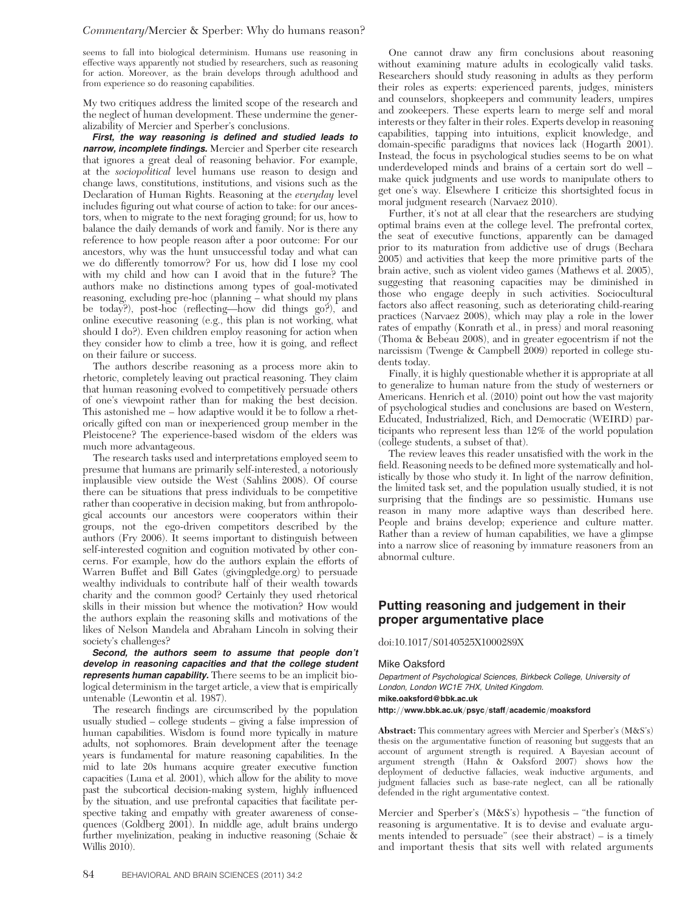seems to fall into biological determinism. Humans use reasoning in effective ways apparently not studied by researchers, such as reasoning for action. Moreover, as the brain develops through adulthood and from experience so do reasoning capabilities.

My two critiques address the limited scope of the research and the neglect of human development. These undermine the generalizability of Mercier and Sperber's conclusions.

***First, the way reasoning is defined and studied leads to narrow, incomplete findings.*** Mercier and Sperber cite research that ignores a great deal of reasoning behavior. For example, at the *sociopolitical* level humans use reason to design and change laws, constitutions, institutions, and visions such as the Declaration of Human Rights. Reasoning at the *everyday* level includes figuring out what course of action to take: for our ancestors, when to migrate to the next foraging ground; for us, how to balance the daily demands of work and family. Nor is there any reference to how people reason after a poor outcome: For our ancestors, why was the hunt unsuccessful today and what can we do differently tomorrow? For us, how did I lose my cool with my child and how can I avoid that in the future? The authors make no distinctions among types of goal-motivated reasoning, excluding pre-hoc (planning – what should my plans be today?), post-hoc (reflecting—how did things go?), and online executive reasoning (e.g., this plan is not working, what should I do?). Even children employ reasoning for action when they consider how to climb a tree, how it is going, and reflect on their failure or success.

The authors describe reasoning as a process more akin to rhetoric, completely leaving out practical reasoning. They claim that human reasoning evolved to competitively persuade others of one's viewpoint rather than for making the best decision. This astonished me – how adaptive would it be to follow a rhetorically gifted con man or inexperienced group member in the Pleistocene? The experience-based wisdom of the elders was much more advantageous.

The research tasks used and interpretations employed seem to presume that humans are primarily self-interested, a notoriously implausible view outside the West (Sahlins 2008). Of course there can be situations that press individuals to be competitive rather than cooperative in decision making, but from anthropological accounts our ancestors were cooperators within their groups, not the ego-driven competitors described by the authors (Fry 2006). It seems important to distinguish between self-interested cognition and cognition motivated by other concerns. For example, how do the authors explain the efforts of Warren Buffet and Bill Gates (givingpledge.org) to persuade wealthy individuals to contribute half of their wealth towards charity and the common good? Certainly they used rhetorical skills in their mission but whence the motivation? How would the authors explain the reasoning skills and motivations of the likes of Nelson Mandela and Abraham Lincoln in solving their society's challenges?

***Second, the authors seem to assume that people don't develop in reasoning capacities and that the college student represents human capability.*** There seems to be an implicit biological determinism in the target article, a view that is empirically untenable (Lewontin et al. 1987).

The research findings are circumscribed by the population usually studied – college students – giving a false impression of human capabilities. Wisdom is found more typically in mature adults, not sophomores. Brain development after the teenage years is fundamental for mature reasoning capabilities. In the mid to late 20s humans acquire greater executive function capacities (Luna et al. 2001), which allow for the ability to move past the subcortical decision-making system, highly influenced by the situation, and use prefrontal capacities that facilitate perspective taking and empathy with greater awareness of consequences (Goldberg 2001). In middle age, adult brains undergo further myelinization, peaking in inductive reasoning (Schaie & Willis 2010).

One cannot draw any firm conclusions about reasoning without examining mature adults in ecologically valid tasks. Researchers should study reasoning in adults as they perform their roles as experts: experienced parents, judges, ministers and counselors, shopkeepers and community leaders, umpires and zookeepers. These experts learn to merge self and moral interests or they falter in their roles. Experts develop in reasoning capabilities, tapping into intuitions, explicit knowledge, and domain-specific paradigms that novices lack (Hogarth 2001). Instead, the focus in psychological studies seems to be on what underdeveloped minds and brains of a certain sort do well – make quick judgments and use words to manipulate others to get one's way. Elsewhere I criticize this shortsighted focus in moral judgment research (Narvaez 2010).

Further, it's not at all clear that the researchers are studying optimal brains even at the college level. The prefrontal cortex, the seat of executive functions, apparently can be damaged prior to its maturation from addictive use of drugs (Bechara 2005) and activities that keep the more primitive parts of the brain active, such as violent video games (Mathews et al. 2005), suggesting that reasoning capacities may be diminished in those who engage deeply in such activities. Sociocultural factors also affect reasoning, such as deteriorating child-rearing practices (Narvaez 2008), which may play a role in the lower rates of empathy (Konrath et al., in press) and moral reasoning (Thoma & Bebeau 2008), and in greater egocentrism if not the narcissism (Twenge & Campbell 2009) reported in college students today.

Finally, it is highly questionable whether it is appropriate at all to generalize to human nature from the study of westerners or Americans. Henrich et al. (2010) point out how the vast majority of psychological studies and conclusions are based on Western, Educated, Industrialized, Rich, and Democratic (WEIRD) participants who represent less than 12% of the world population (college students, a subset of that).

The review leaves this reader unsatisfied with the work in the field. Reasoning needs to be defined more systematically and holistically by those who study it. In light of the narrow definition, the limited task set, and the population usually studied, it is not surprising that the findings are so pessimistic. Humans use reason in many more adaptive ways than described here. People and brains develop; experience and culture matter. Rather than a review of human capabilities, we have a glimpse into a narrow slice of reasoning by immature reasoners from an abnormal culture.

## Putting reasoning and judgement in their proper argumentative place

doi:10.1017/S0140525X1000289X

Mike Oaksford

*Department of Psychological Sciences, Birkbeck College, University of London, London WC1E 7HX, United Kingdom.*
**mike.oaksford@bbk.ac.uk**
**http://www.bbk.ac.uk/psyc/staff/academic/moaksford**

**Abstract:** This commentary agrees with Mercier and Sperber's (M&S's) thesis on the argumentative function of reasoning but suggests that an account of argument strength is required. A Bayesian account of argument strength (Hahn & Oaksford 2007) shows how the deployment of deductive fallacies, weak inductive arguments, and judgment fallacies such as base-rate neglect, can all be rationally defended in the right argumentative context.

Mercier and Sperber's (M&S's) hypothesis – "the function of reasoning is argumentative. It is to devise and evaluate arguments intended to persuade" (see their abstract) – is a timely and important thesis that sits well with related arguments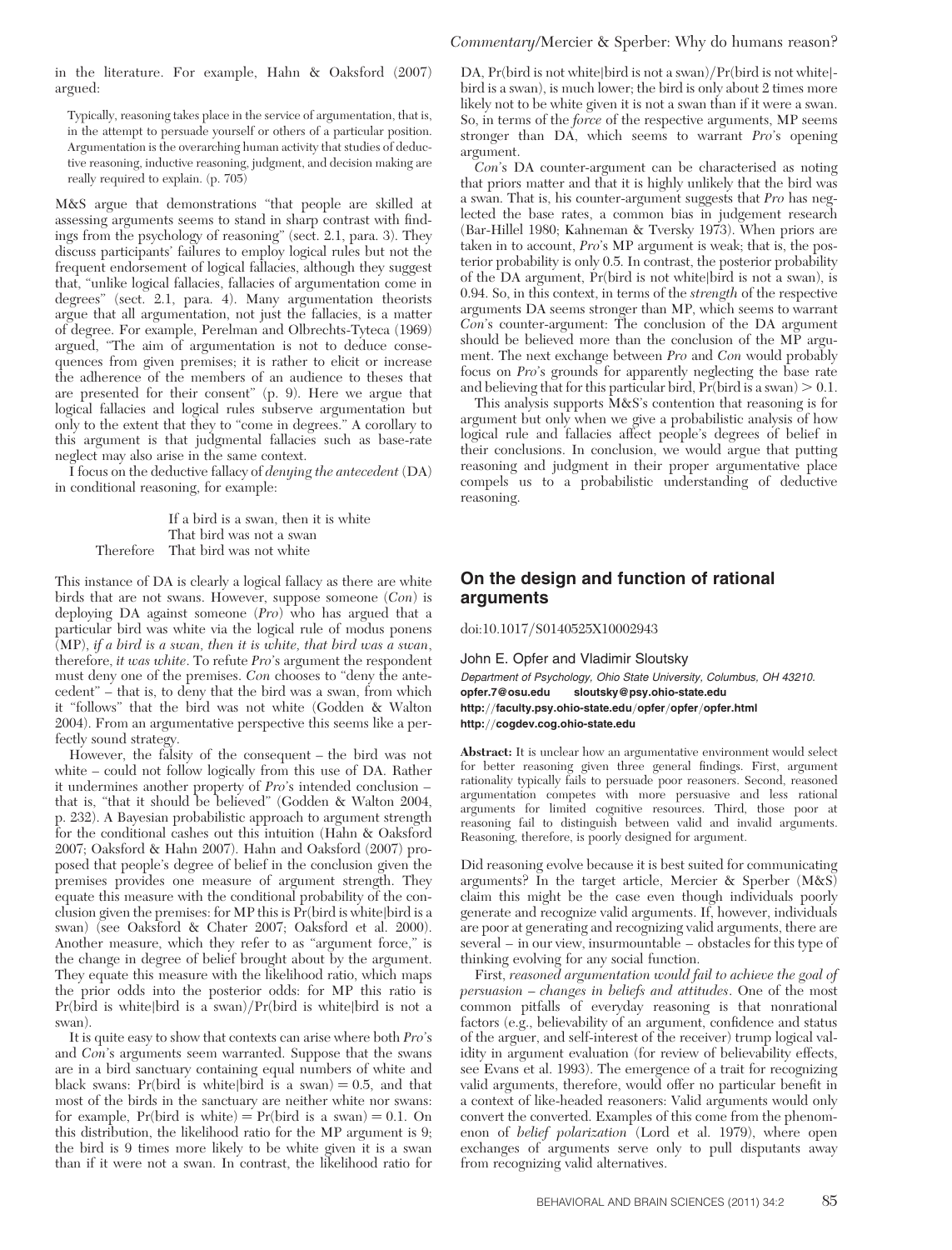in the literature. For example, Hahn & Oaksford (2007) argued:

> Typically, reasoning takes place in the service of argumentation, that is, in the attempt to persuade yourself or others of a particular position. Argumentation is the overarching human activity that studies of deductive reasoning, inductive reasoning, judgment, and decision making are really required to explain. (p. 705)

M&S argue that demonstrations "that people are skilled at assessing arguments seems to stand in sharp contrast with findings from the psychology of reasoning" (sect. 2.1, para. 3). They discuss participants' failures to employ logical rules but not the frequent endorsement of logical fallacies, although they suggest that, "unlike logical fallacies, fallacies of argumentation come in degrees" (sect. 2.1, para. 4). Many argumentation theorists argue that all argumentation, not just the fallacies, is a matter of degree. For example, Perelman and Olbrechts-Tyteca (1969) argued, "The aim of argumentation is not to deduce consequences from given premises; it is rather to elicit or increase the adherence of the members of an audience to theses that are presented for their consent" (p. 9). Here we argue that logical fallacies and logical rules subserve argumentation but only to the extent that they to "come in degrees." A corollary to this argument is that judgmental fallacies such as base-rate neglect may also arise in the same context.

I focus on the deductive fallacy of *denying the antecedent* (DA) in conditional reasoning, for example:

If a bird is a swan, then it is white
That bird was not a swan
Therefore That bird was not white

This instance of DA is clearly a logical fallacy as there are white birds that are not swans. However, suppose someone (*Con*) is deploying DA against someone (*Pro*) who has argued that a particular bird was white via the logical rule of modus ponens (MP), *if a bird is a swan, then it is white, that bird was a swan*, therefore, *it was white*. To refute *Pro*'s argument the respondent must deny one of the premises. *Con* chooses to "deny the antecedent" – that is, to deny that the bird was a swan, from which it "follows" that the bird was not white (Godden & Walton 2004). From an argumentative perspective this seems like a perfectly sound strategy.

However, the falsity of the consequent – the bird was not white – could not follow logically from this use of DA. Rather it undermines another property of *Pro*'s intended conclusion – that is, "that it should be believed" (Godden & Walton 2004, p. 232). A Bayesian probabilistic approach to argument strength for the conditional cashes out this intuition (Hahn & Oaksford 2007; Oaksford & Hahn 2007). Hahn and Oaksford (2007) proposed that people's degree of belief in the conclusion given the premises provides one measure of argument strength. They equate this measure with the conditional probability of the conclusion given the premises: for MP this is Pr(bird is white|bird is a swan) (see Oaksford & Chater 2007; Oaksford et al. 2000). Another measure, which they refer to as "argument force," is the change in degree of belief brought about by the argument. They equate this measure with the likelihood ratio, which maps the prior odds into the posterior odds: for MP this ratio is Pr(bird is white|bird is a swan)/Pr(bird is white|bird is not a swan).

It is quite easy to show that contexts can arise where both *Pro*'s and *Con*'s arguments seem warranted. Suppose that the swans are in a bird sanctuary containing equal numbers of white and black swans: Pr(bird is white|bird is a swan) = 0.5, and that most of the birds in the sanctuary are neither white nor swans: for example, Pr(bird is white) = Pr(bird is a swan) = 0.1. On this distribution, the likelihood ratio for the MP argument is 9; the bird is 9 times more likely to be white given it is a swan than if it were not a swan. In contrast, the likelihood ratio for DA, Pr(bird is not white|bird is not a swan)/Pr(bird is not white|bird is a swan), is much lower; the bird is only about 2 times more likely not to be white given it is not a swan than if it were a swan. So, in terms of the *force* of the respective arguments, MP seems stronger than DA, which seems to warrant *Pro*'s opening argument.

*Con*'s DA counter-argument can be characterised as noting that priors matter and that it is highly unlikely that the bird was a swan. That is, his counter-argument suggests that *Pro* has neglected the base rates, a common bias in judgement research (Bar-Hillel 1980; Kahneman & Tversky 1973). When priors are taken in to account, *Pro*'s MP argument is weak; that is, the posterior probability is only 0.5. In contrast, the posterior probability of the DA argument, Pr(bird is not white|bird is not a swan), is 0.94. So, in this context, in terms of the *strength* of the respective arguments DA seems stronger than MP, which seems to warrant *Con*'s counter-argument: The conclusion of the DA argument should be believed more than the conclusion of the MP argument. The next exchange between *Pro* and *Con* would probably focus on *Pro*'s grounds for apparently neglecting the base rate and believing that for this particular bird, Pr(bird is a swan) > 0.1.

This analysis supports M&S's contention that reasoning is for argument but only when we give a probabilistic analysis of how logical rule and fallacies affect people's degrees of belief in their conclusions. In conclusion, we would argue that putting reasoning and judgment in their proper argumentative place compels us to a probabilistic understanding of deductive reasoning.

## On the design and function of rational arguments

doi:10.1017/S0140525X10002943

John E. Opfer and Vladimir Sloutsky

*Department of Psychology, Ohio State University, Columbus, OH 43210.*
**opfer.7@osu.edu** **sloutsky@psy.ohio-state.edu**
**http://faculty.psy.ohio-state.edu/opfer/opfer/opfer.html**
**http://cogdev.cog.ohio-state.edu**

**Abstract:** It is unclear how an argumentative environment would select for better reasoning given three general findings. First, argument rationality typically fails to persuade poor reasoners. Second, reasoned argumentation competes with more persuasive and less rational arguments for limited cognitive resources. Third, those poor at reasoning fail to distinguish between valid and invalid arguments. Reasoning, therefore, is poorly designed for argument.

Did reasoning evolve because it is best suited for communicating arguments? In the target article, Mercier & Sperber (M&S) claim this might be the case even though individuals poorly generate and recognize valid arguments. If, however, individuals are poor at generating and recognizing valid arguments, there are several – in our view, insurmountable – obstacles for this type of thinking evolving for any social function.

First, *reasoned argumentation would fail to achieve the goal of persuasion – changes in beliefs and attitudes*. One of the most common pitfalls of everyday reasoning is that nonrational factors (e.g., believability of an argument, confidence and status of the arguer, and self-interest of the receiver) trump logical validity in argument evaluation (for review of believability effects, see Evans et al. 1993). The emergence of a trait for recognizing valid arguments, therefore, would offer no particular benefit in a context of like-headed reasoners: Valid arguments would only convert the converted. Examples of this come from the phenomenon of *belief polarization* (Lord et al. 1979), where open exchanges of arguments serve only to pull disputants away from recognizing valid alternatives.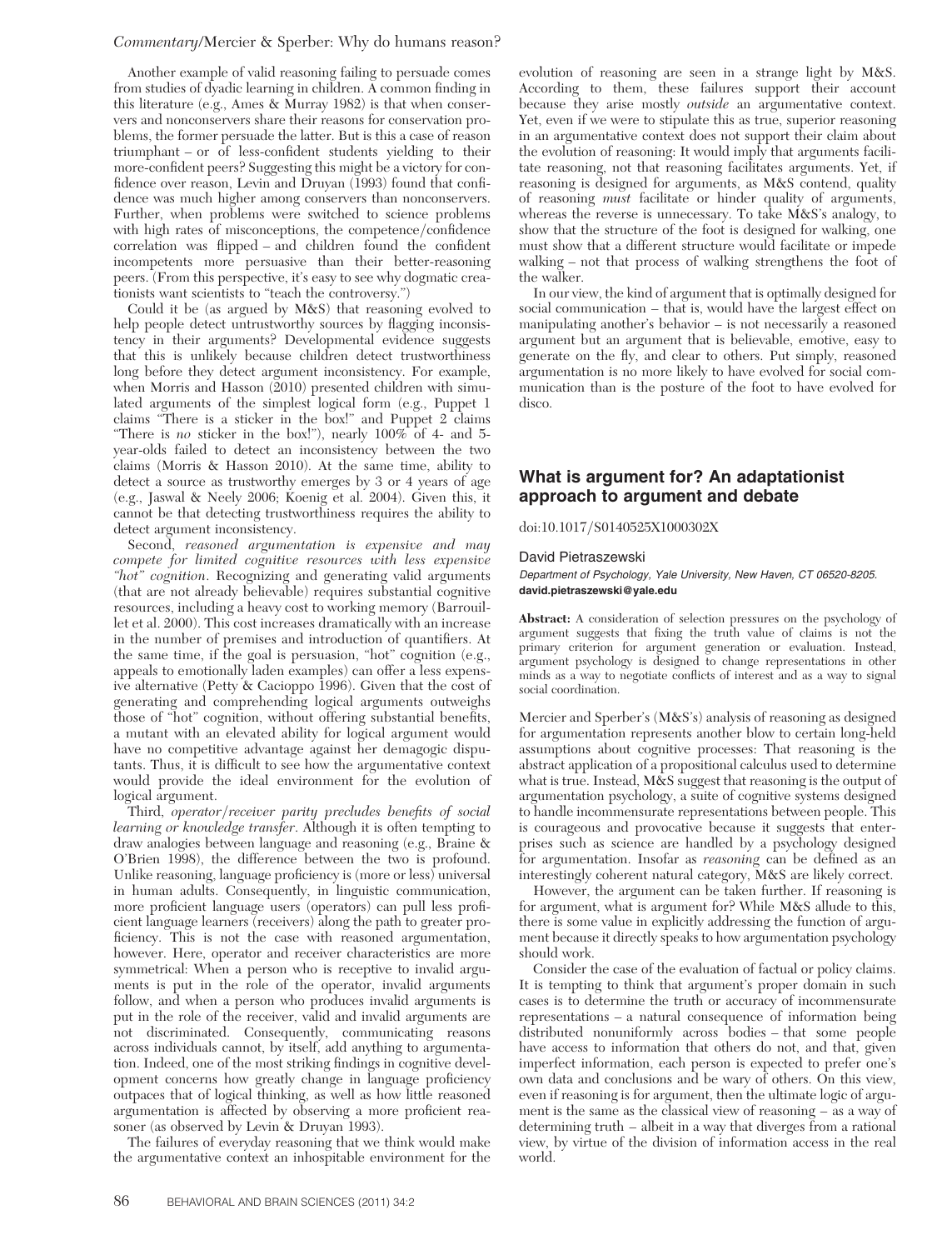Another example of valid reasoning failing to persuade comes from studies of dyadic learning in children. A common finding in this literature (e.g., Ames & Murray 1982) is that when conservers and nonconservers share their reasons for conservation problems, the former persuade the latter. But is this a case of reason triumphant – or of less-confident students yielding to their more-confident peers? Suggesting this might be a victory for confidence over reason, Levin and Druyan (1993) found that confidence was much higher among conservers than nonconservers. Further, when problems were switched to science problems with high rates of misconceptions, the competence/confidence correlation was flipped – and children found the confident incompetents more persuasive than their better-reasoning peers. (From this perspective, it's easy to see why dogmatic creationists want scientists to "teach the controversy.")

Could it be (as argued by M&S) that reasoning evolved to help people detect untrustworthy sources by flagging inconsistency in their arguments? Developmental evidence suggests that this is unlikely because children detect trustworthiness long before they detect argument inconsistency. For example, when Morris and Hasson (2010) presented children with simulated arguments of the simplest logical form (e.g., Puppet 1 claims "There is a sticker in the box!" and Puppet 2 claims "There is *no* sticker in the box!"), nearly 100% of 4- and 5-year-olds failed to detect an inconsistency between the two claims (Morris & Hasson 2010). At the same time, ability to detect a source as trustworthy emerges by 3 or 4 years of age (e.g., Jaswal & Neely 2006; Koenig et al. 2004). Given this, it cannot be that detecting trustworthiness requires the ability to detect argument inconsistency.

Second, *reasoned argumentation is expensive and may compete for limited cognitive resources with less expensive "hot" cognition*. Recognizing and generating valid arguments (that are not already believable) requires substantial cognitive resources, including a heavy cost to working memory (Barrouillet et al. 2000). This cost increases dramatically with an increase in the number of premises and introduction of quantifiers. At the same time, if the goal is persuasion, "hot" cognition (e.g., appeals to emotionally laden examples) can offer a less expensive alternative (Petty & Cacioppo 1996). Given that the cost of generating and comprehending logical arguments outweighs those of "hot" cognition, without offering substantial benefits, a mutant with an elevated ability for logical argument would have no competitive advantage against her demagogic disputants. Thus, it is difficult to see how the argumentative context would provide the ideal environment for the evolution of logical argument.

Third, *operator/receiver parity precludes benefits of social learning or knowledge transfer*. Although it is often tempting to draw analogies between language and reasoning (e.g., Braine & O'Brien 1998), the difference between the two is profound. Unlike reasoning, language proficiency is (more or less) universal in human adults. Consequently, in linguistic communication, more proficient language users (operators) can pull less proficient language learners (receivers) along the path to greater proficiency. This is not the case with reasoned argumentation, however. Here, operator and receiver characteristics are more symmetrical: When a person who is receptive to invalid arguments is put in the role of the operator, invalid arguments follow, and when a person who produces invalid arguments is put in the role of the receiver, valid and invalid arguments are not discriminated. Consequently, communicating reasons across individuals cannot, by itself, add anything to argumentation. Indeed, one of the most striking findings in cognitive development concerns how greatly change in language proficiency outpaces that of logical thinking, as well as how little reasoned argumentation is affected by observing a more proficient reasoner (as observed by Levin & Druyan 1993).

The failures of everyday reasoning that we think would make the argumentative context an inhospitable environment for the evolution of reasoning are seen in a strange light by M&S. According to them, these failures support their account because they arise mostly *outside* an argumentative context. Yet, even if we were to stipulate this as true, superior reasoning in an argumentative context does not support their claim about the evolution of reasoning: It would imply that arguments facilitate reasoning, not that reasoning facilitates arguments. Yet, if reasoning is designed for arguments, as M&S contend, quality of reasoning *must* facilitate or hinder quality of arguments, whereas the reverse is unnecessary. To take M&S's analogy, to show that the structure of the foot is designed for walking, one must show that a different structure would facilitate or impede walking – not that process of walking strengthens the foot of the walker.

In our view, the kind of argument that is optimally designed for social communication – that is, would have the largest effect on manipulating another's behavior – is not necessarily a reasoned argument but an argument that is believable, emotive, easy to generate on the fly, and clear to others. Put simply, reasoned argumentation is no more likely to have evolved for social communication than is the posture of the foot to have evolved for disco.

## What is argument for? An adaptationist approach to argument and debate

doi:10.1017/S0140525X1000302X

David Pietraszewski

*Department of Psychology, Yale University, New Haven, CT 06520-8205.*
**david.pietraszewski@yale.edu**

**Abstract:** A consideration of selection pressures on the psychology of argument suggests that fixing the truth value of claims is not the primary criterion for argument generation or evaluation. Instead, argument psychology is designed to change representations in other minds as a way to negotiate conflicts of interest and as a way to signal social coordination.

Mercier and Sperber's (M&S's) analysis of reasoning as designed for argumentation represents another blow to certain long-held assumptions about cognitive processes: That reasoning is the abstract application of a propositional calculus used to determine what is true. Instead, M&S suggest that reasoning is the output of argumentation psychology, a suite of cognitive systems designed to handle incommensurate representations between people. This is courageous and provocative because it suggests that enterprises such as science are handled by a psychology designed for argumentation. Insofar as *reasoning* can be defined as an interestingly coherent natural category, M&S are likely correct.

However, the argument can be taken further. If reasoning is for argument, what is argument for? While M&S allude to this, there is some value in explicitly addressing the function of argument because it directly speaks to how argumentation psychology should work.

Consider the case of the evaluation of factual or policy claims. It is tempting to think that argument's proper domain in such cases is to determine the truth or accuracy of incommensurate representations – a natural consequence of information being distributed nonuniformly across bodies – that some people have access to information that others do not, and that, given imperfect information, each person is expected to prefer one's own data and conclusions and be wary of others. On this view, even if reasoning is for argument, then the ultimate logic of argument is the same as the classical view of reasoning – as a way of determining truth – albeit in a way that diverges from a rational view, by virtue of the division of information access in the real world.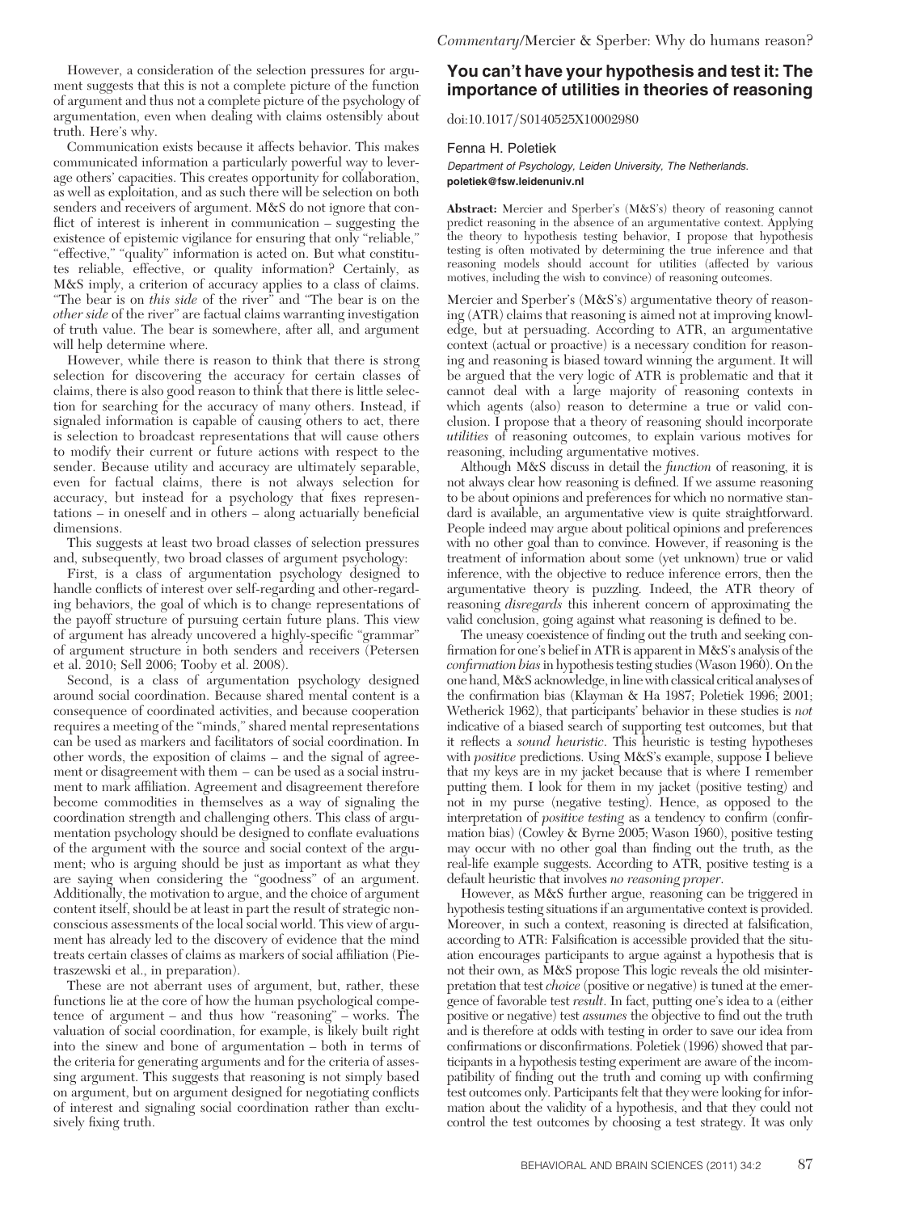However, a consideration of the selection pressures for argument suggests that this is not a complete picture of the function of argument and thus not a complete picture of the psychology of argumentation, even when dealing with claims ostensibly about truth. Here's why.

Communication exists because it affects behavior. This makes communicated information a particularly powerful way to leverage others' capacities. This creates opportunity for collaboration, as well as exploitation, and as such there will be selection on both senders and receivers of argument. M&S do not ignore that conflict of interest is inherent in communication – suggesting the existence of epistemic vigilance for ensuring that only "reliable," "effective," "quality" information is acted on. But what constitutes reliable, effective, or quality information? Certainly, as M&S imply, a criterion of accuracy applies to a class of claims. "The bear is on *this side* of the river" and "The bear is on the *other side* of the river" are factual claims warranting investigation of truth value. The bear is somewhere, after all, and argument will help determine where.

However, while there is reason to think that there is strong selection for discovering the accuracy for certain classes of claims, there is also good reason to think that there is little selection for searching for the accuracy of many others. Instead, if signaled information is capable of causing others to act, there is selection to broadcast representations that will cause others to modify their current or future actions with respect to the sender. Because utility and accuracy are ultimately separable, even for factual claims, there is not always selection for accuracy, but instead for a psychology that fixes representations – in oneself and in others – along actuarially beneficial dimensions.

This suggests at least two broad classes of selection pressures and, subsequently, two broad classes of argument psychology:

First, is a class of argumentation psychology designed to handle conflicts of interest over self-regarding and other-regarding behaviors, the goal of which is to change representations of the payoff structure of pursuing certain future plans. This view of argument has already uncovered a highly-specific "grammar" of argument structure in both senders and receivers (Petersen et al. 2010; Sell 2006; Tooby et al. 2008).

Second, is a class of argumentation psychology designed around social coordination. Because shared mental content is a consequence of coordinated activities, and because cooperation requires a meeting of the "minds," shared mental representations can be used as markers and facilitators of social coordination. In other words, the exposition of claims – and the signal of agreement or disagreement with them – can be used as a social instrument to mark affiliation. Agreement and disagreement therefore become commodities in themselves as a way of signaling the coordination strength and challenging others. This class of argumentation psychology should be designed to conflate evaluations of the argument with the source and social context of the argument; who is arguing should be just as important as what they are saying when considering the "goodness" of an argument. Additionally, the motivation to argue, and the choice of argument content itself, should be at least in part the result of strategic nonconscious assessments of the local social world. This view of argument has already led to the discovery of evidence that the mind treats certain classes of claims as markers of social affiliation (Pietraszewski et al., in preparation).

These are not aberrant uses of argument, but, rather, these functions lie at the core of how the human psychological competence of argument – and thus how "reasoning" – works. The valuation of social coordination, for example, is likely built right into the sinew and bone of argumentation – both in terms of the criteria for generating arguments and for the criteria of assessing argument. This suggests that reasoning is not simply based on argument, but on argument designed for negotiating conflicts of interest and signaling social coordination rather than exclusively fixing truth.

## You can't have your hypothesis and test it: The importance of utilities in theories of reasoning

doi:10.1017/S0140525X10002980

Fenna H. Poletiek

*Department of Psychology, Leiden University, The Netherlands.*
**poletiek@fsw.leidenuniv.nl**

**Abstract:** Mercier and Sperber's (M&S's) theory of reasoning cannot predict reasoning in the absence of an argumentative context. Applying the theory to hypothesis testing behavior, I propose that hypothesis testing is often motivated by determining the true inference and that reasoning models should account for utilities (affected by various motives, including the wish to convince) of reasoning outcomes.

Mercier and Sperber's (M&S's) argumentative theory of reasoning (ATR) claims that reasoning is aimed not at improving knowledge, but at persuading. According to ATR, an argumentative context (actual or proactive) is a necessary condition for reasoning and reasoning is biased toward winning the argument. It will be argued that the very logic of ATR is problematic and that it cannot deal with a large majority of reasoning contexts in which agents (also) reason to determine a true or valid conclusion. I propose that a theory of reasoning should incorporate *utilities* of reasoning outcomes, to explain various motives for reasoning, including argumentative motives.

Although M&S discuss in detail the *function* of reasoning, it is not always clear how reasoning is defined. If we assume reasoning to be about opinions and preferences for which no normative standard is available, an argumentative view is quite straightforward. People indeed may argue about political opinions and preferences with no other goal than to convince. However, if reasoning is the treatment of information about some (yet unknown) true or valid inference, with the objective to reduce inference errors, then the argumentative theory is puzzling. Indeed, the ATR theory of reasoning *disregards* this inherent concern of approximating the valid conclusion, going against what reasoning is defined to be.

The uneasy coexistence of finding out the truth and seeking confirmation for one's belief in ATR is apparent in M&S's analysis of the *confirmation bias* in hypothesis testing studies (Wason 1960). On the one hand, M&S acknowledge, in line with classical critical analyses of the confirmation bias (Klayman & Ha 1987; Poletiek 1996; 2001; Wetherick 1962), that participants' behavior in these studies is *not* indicative of a biased search of supporting test outcomes, but that it reflects a *sound heuristic*. This heuristic is testing hypotheses with *positive* predictions. Using M&S's example, suppose I believe that my keys are in my jacket because that is where I remember putting them. I look for them in my jacket (positive testing) and not in my purse (negative testing). Hence, as opposed to the interpretation of *positive testing* as a tendency to confirm (confirmation bias) (Cowley & Byrne 2005; Wason 1960), positive testing may occur with no other goal than finding out the truth, as the real-life example suggests. According to ATR, positive testing is a default heuristic that involves *no reasoning proper*.

However, as M&S further argue, reasoning can be triggered in hypothesis testing situations if an argumentative context is provided. Moreover, in such a context, reasoning is directed at falsification, according to ATR: Falsification is accessible provided that the situation encourages participants to argue against a hypothesis that is not their own, as M&S propose This logic reveals the old misinterpretation that test *choice* (positive or negative) is tuned at the emergence of favorable test *result*. In fact, putting one's idea to a (either positive or negative) test *assumes* the objective to find out the truth and is therefore at odds with testing in order to save our idea from confirmations or disconfirmations. Poletiek (1996) showed that participants in a hypothesis testing experiment are aware of the incompatibility of finding out the truth and coming up with confirming test outcomes only. Participants felt that they were looking for information about the validity of a hypothesis, and that they could not control the test outcomes by choosing a test strategy. It was only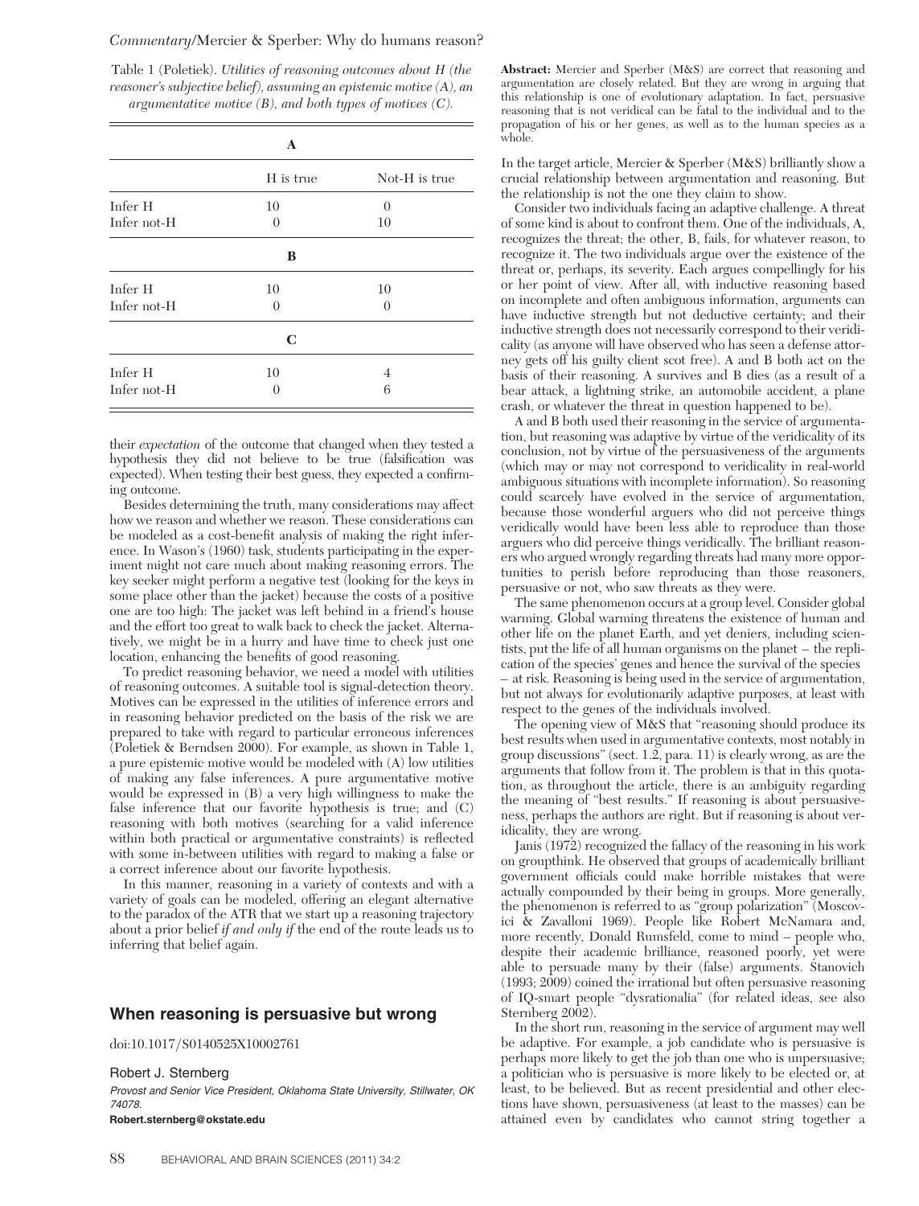Table 1 (Poletiek). *Utilities of reasoning outcomes about H (the reasoner's subjective belief), assuming an epistemic motive (A), an argumentative motive (B), and both types of motives (C).*

| | H is true | Not-H is true |
|---|---|---|
| **A** | | |
| Infer H | 10 | 0 |
| Infer not-H | 0 | 10 |
| **B** | | |
| Infer H | 10 | 10 |
| Infer not-H | 0 | 0 |
| **C** | | |
| Infer H | 10 | 4 |
| Infer not-H | 0 | 6 |

their *expectation* of the outcome that changed when they tested a hypothesis they did not believe to be true (falsification was expected). When testing their best guess, they expected a confirming outcome.

Besides determining the truth, many considerations may affect how we reason and whether we reason. These considerations can be modeled as a cost-benefit analysis of making the right inference. In Wason's (1960) task, students participating in the experiment might not care much about making reasoning errors. The key seeker might perform a negative test (looking for the keys in some place other than the jacket) because the costs of a positive one are too high: The jacket was left behind in a friend's house and the effort too great to walk back to check the jacket. Alternatively, we might be in a hurry and have time to check just one location, enhancing the benefits of good reasoning.

To predict reasoning behavior, we need a model with utilities of reasoning outcomes. A suitable tool is signal-detection theory. Motives can be expressed in the utilities of inference errors and in reasoning behavior predicted on the basis of the risk we are prepared to take with regard to particular erroneous inferences (Poletiek & Berndsen 2000). For example, as shown in Table 1, a pure epistemic motive would be modeled with (A) low utilities of making any false inferences. A pure argumentative motive would be expressed in (B) a very high willingness to make the false inference that our favorite hypothesis is true; and (C) reasoning with both motives (searching for a valid inference within both practical or argumentative constraints) is reflected with some in-between utilities with regard to making a false or a correct inference about our favorite hypothesis.

In this manner, reasoning in a variety of contexts and with a variety of goals can be modeled, offering an elegant alternative to the paradox of the ATR that we start up a reasoning trajectory about a prior belief *if and only if* the end of the route leads us to inferring that belief again.

## When reasoning is persuasive but wrong

doi:10.1017/S0140525X10002761

Robert J. Sternberg

*Provost and Senior Vice President, Oklahoma State University, Stillwater, OK 74078.*

**Robert.sternberg@okstate.edu**

**Abstract:** Mercier and Sperber (M&S) are correct that reasoning and argumentation are closely related. But they are wrong in arguing that this relationship is one of evolutionary adaptation. In fact, persuasive reasoning that is not veridical can be fatal to the individual and to the propagation of his or her genes, as well as to the human species as a whole.

In the target article, Mercier & Sperber (M&S) brilliantly show a crucial relationship between argumentation and reasoning. But the relationship is not the one they claim to show.

Consider two individuals facing an adaptive challenge. A threat of some kind is about to confront them. One of the individuals, A, recognizes the threat; the other, B, fails, for whatever reason, to recognize it. The two individuals argue over the existence of the threat or, perhaps, its severity. Each argues compellingly for his or her point of view. After all, with inductive reasoning based on incomplete and often ambiguous information, arguments can have inductive strength but not deductive certainty; and their inductive strength does not necessarily correspond to their veridicality (as anyone will have observed who has seen a defense attorney gets off his guilty client scot free). A and B both act on the basis of their reasoning. A survives and B dies (as a result of a bear attack, a lightning strike, an automobile accident, a plane crash, or whatever the threat in question happened to be).

A and B both used their reasoning in the service of argumentation, but reasoning was adaptive by virtue of the veridicality of its conclusion, not by virtue of the persuasiveness of the arguments (which may or may not correspond to veridicality in real-world ambiguous situations with incomplete information). So reasoning could scarcely have evolved in the service of argumentation, because those wonderful arguers who did not perceive things veridically would have been less able to reproduce than those arguers who did perceive things veridically. The brilliant reasoners who argued wrongly regarding threats had many more opportunities to perish before reproducing than those reasoners, persuasive or not, who saw threats as they were.

The same phenomenon occurs at a group level. Consider global warming. Global warming threatens the existence of human and other life on the planet Earth, and yet deniers, including scientists, put the life of all human organisms on the planet – the replication of the species' genes and hence the survival of the species – at risk. Reasoning is being used in the service of argumentation, but not always for evolutionarily adaptive purposes, at least with respect to the genes of the individuals involved.

The opening view of M&S that "reasoning should produce its best results when used in argumentative contexts, most notably in group discussions" (sect. 1.2, para. 11) is clearly wrong, as are the arguments that follow from it. The problem is that in this quotation, as throughout the article, there is an ambiguity regarding the meaning of "best results." If reasoning is about persuasiveness, perhaps the authors are right. But if reasoning is about veridicality, they are wrong.

Janis (1972) recognized the fallacy of the reasoning in his work on groupthink. He observed that groups of academically brilliant government officials could make horrible mistakes that were actually compounded by their being in groups. More generally, the phenomenon is referred to as "group polarization" (Moscovici & Zavalloni 1969). People like Robert McNamara and, more recently, Donald Rumsfeld, come to mind – people who, despite their academic brilliance, reasoned poorly, yet were able to persuade many by their (false) arguments. Stanovich (1993; 2009) coined the irrational but often persuasive reasoning of IQ-smart people "dysrationalia" (for related ideas, see also Sternberg 2002).

In the short run, reasoning in the service of argument may well be adaptive. For example, a job candidate who is persuasive is perhaps more likely to get the job than one who is unpersuasive; a politician who is persuasive is more likely to be elected or, at least, to be believed. But as recent presidential and other elections have shown, persuasiveness (at least to the masses) can be attained even by candidates who cannot string together a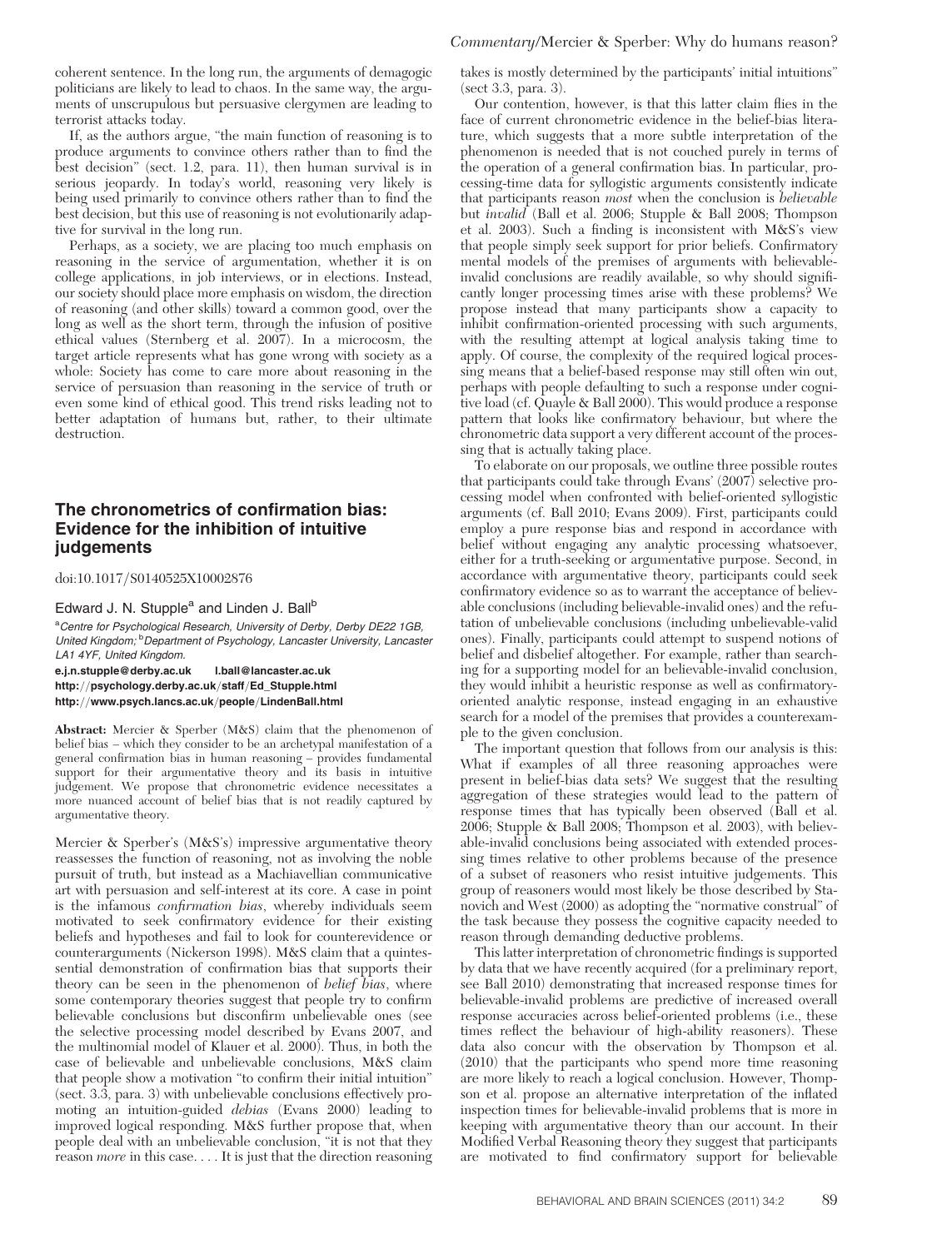coherent sentence. In the long run, the arguments of demagogic politicians are likely to lead to chaos. In the same way, the arguments of unscrupulous but persuasive clergymen are leading to terrorist attacks today.

If, as the authors argue, "the main function of reasoning is to produce arguments to convince others rather than to find the best decision" (sect. 1.2, para. 11), then human survival is in serious jeopardy. In today's world, reasoning very likely is being used primarily to convince others rather than to find the best decision, but this use of reasoning is not evolutionarily adaptive for survival in the long run.

Perhaps, as a society, we are placing too much emphasis on reasoning in the service of argumentation, whether it is on college applications, in job interviews, or in elections. Instead, our society should place more emphasis on wisdom, the direction of reasoning (and other skills) toward a common good, over the long as well as the short term, through the infusion of positive ethical values (Sternberg et al. 2007). In a microcosm, the target article represents what has gone wrong with society as a whole: Society has come to care more about reasoning in the service of persuasion than reasoning in the service of truth or even some kind of ethical good. This trend risks leading not to better adaptation of humans but, rather, to their ultimate destruction.

## The chronometrics of confirmation bias: Evidence for the inhibition of intuitive judgements

doi:10.1017/S0140525X10002876

Edward J. N. Stupple[a] and Linden J. Ball[b]

[a]*Centre for Psychological Research, University of Derby, Derby DE22 1GB, United Kingdom;* [b]*Department of Psychology, Lancaster University, Lancaster LA1 4YF, United Kingdom.*

**e.j.n.stupple@derby.ac.uk l.ball@lancaster.ac.uk**
**http://psychology.derby.ac.uk/staff/Ed_Stupple.html**
**http://www.psych.lancs.ac.uk/people/LindenBall.html**

**Abstract:** Mercier & Sperber (M&S) claim that the phenomenon of belief bias – which they consider to be an archetypal manifestation of a general confirmation bias in human reasoning – provides fundamental support for their argumentative theory and its basis in intuitive judgement. We propose that chronometric evidence necessitates a more nuanced account of belief bias that is not readily captured by argumentative theory.

Mercier & Sperber's (M&S's) impressive argumentative theory reassesses the function of reasoning, not as involving the noble pursuit of truth, but instead as a Machiavellian communicative art with persuasion and self-interest at its core. A case in point is the infamous *confirmation bias*, whereby individuals seem motivated to seek confirmatory evidence for their existing beliefs and hypotheses and fail to look for counterevidence or counterarguments (Nickerson 1998). M&S claim that a quintessential demonstration of confirmation bias that supports their theory can be seen in the phenomenon of *belief bias*, where some contemporary theories suggest that people try to confirm believable conclusions but disconfirm unbelievable ones (see the selective processing model described by Evans 2007, and the multinomial model of Klauer et al. 2000). Thus, in both the case of believable and unbelievable conclusions, M&S claim that people show a motivation "to confirm their initial intuition" (sect. 3.3, para. 3) with unbelievable conclusions effectively promoting an intuition-guided *debias* (Evans 2000) leading to improved logical responding. M&S further propose that, when people deal with an unbelievable conclusion, "it is not that they reason *more* in this case. . . . It is just that the direction reasoning takes is mostly determined by the participants' initial intuitions" (sect 3.3, para. 3).

Our contention, however, is that this latter claim flies in the face of current chronometric evidence in the belief-bias literature, which suggests that a more subtle interpretation of the phenomenon is needed that is not couched purely in terms of the operation of a general confirmation bias. In particular, processing-time data for syllogistic arguments consistently indicate that participants reason *most* when the conclusion is *believable* but *invalid* (Ball et al. 2006; Stupple & Ball 2008; Thompson et al. 2003). Such a finding is inconsistent with M&S's view that people simply seek support for prior beliefs. Confirmatory mental models of the premises of arguments with believable-invalid conclusions are readily available, so why should significantly longer processing times arise with these problems? We propose instead that many participants show a capacity to inhibit confirmation-oriented processing with such arguments, with the resulting attempt at logical analysis taking time to apply. Of course, the complexity of the required logical processing means that a belief-based response may still often win out, perhaps with people defaulting to such a response under cognitive load (cf. Quayle & Ball 2000). This would produce a response pattern that looks like confirmatory behaviour, but where the chronometric data support a very different account of the processing that is actually taking place.

To elaborate on our proposals, we outline three possible routes that participants could take through Evans' (2007) selective processing model when confronted with belief-oriented syllogistic arguments (cf. Ball 2010; Evans 2009). First, participants could employ a pure response bias and respond in accordance with belief without engaging any analytic processing whatsoever, either for a truth-seeking or argumentative purpose. Second, in accordance with argumentative theory, participants could seek confirmatory evidence so as to warrant the acceptance of believable conclusions (including believable-invalid ones) and the refutation of unbelievable conclusions (including unbelievable-valid ones). Finally, participants could attempt to suspend notions of belief and disbelief altogether. For example, rather than searching for a supporting model for an believable-invalid conclusion, they would inhibit a heuristic response as well as confirmatory-oriented analytic response, instead engaging in an exhaustive search for a model of the premises that provides a counterexample to the given conclusion.

The important question that follows from our analysis is this: What if examples of all three reasoning approaches were present in belief-bias data sets? We suggest that the resulting aggregation of these strategies would lead to the pattern of response times that has typically been observed (Ball et al. 2006; Stupple & Ball 2008; Thompson et al. 2003), with believable-invalid conclusions being associated with extended processing times relative to other problems because of the presence of a subset of reasoners who resist intuitive judgements. This group of reasoners would most likely be those described by Stanovich and West (2000) as adopting the "normative construal" of the task because they possess the cognitive capacity needed to reason through demanding deductive problems.

This latter interpretation of chronometric findings is supported by data that we have recently acquired (for a preliminary report, see Ball 2010) demonstrating that increased response times for believable-invalid problems are predictive of increased overall response accuracies across belief-oriented problems (i.e., these times reflect the behaviour of high-ability reasoners). These data also concur with the observation by Thompson et al. (2010) that the participants who spend more time reasoning are more likely to reach a logical conclusion. However, Thompson et al. propose an alternative interpretation of the inflated inspection times for believable-invalid problems that is more in keeping with argumentative theory than our account. In their Modified Verbal Reasoning theory they suggest that participants are motivated to find confirmatory support for believable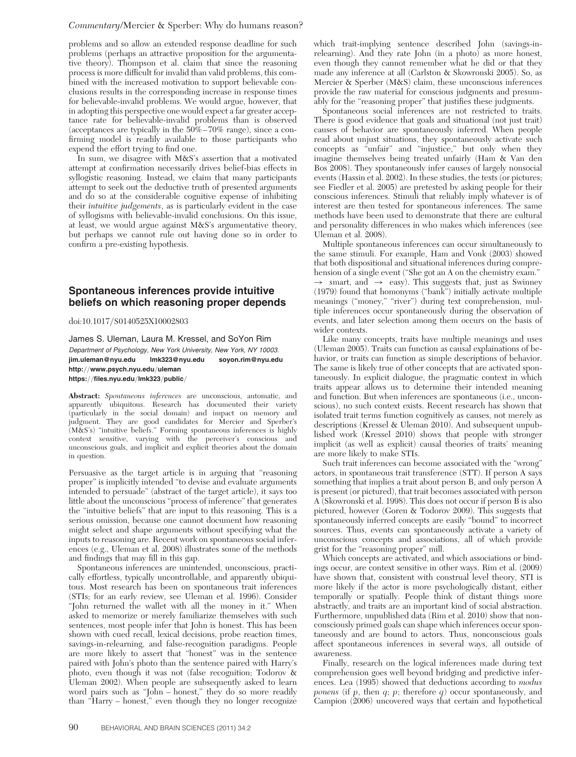problems and so allow an extended response deadline for such problems (perhaps an attractive proposition for the argumentative theory). Thompson et al. claim that since the reasoning process is more difficult for invalid than valid problems, this combined with the increased motivation to support believable conclusions results in the corresponding increase in response times for believable-invalid problems. We would argue, however, that in adopting this perspective one would expect a far greater acceptance rate for believable-invalid problems than is observed (acceptances are typically in the 50%–70% range), since a confirming model is readily available to those participants who expend the effort trying to find one.

In sum, we disagree with M&S's assertion that a motivated attempt at confirmation necessarily drives belief-bias effects in syllogistic reasoning. Instead, we claim that many participants attempt to seek out the deductive truth of presented arguments and do so at the considerable cognitive expense of inhibiting their *intuitive judgements*, as is particularly evident in the case of syllogisms with believable-invalid conclusions. On this issue, at least, we would argue against M&S's argumentative theory, but perhaps we cannot rule out having done so in order to confirm a pre-existing hypothesis.

## Spontaneous inferences provide intuitive beliefs on which reasoning proper depends

doi:10.1017/S0140525X10002803

James S. Uleman, Laura M. Kressel, and SoYon Rim

*Department of Psychology, New York University, New York, NY 10003.*
**jim.uleman@nyu.edu lmk323@nyu.edu soyon.rim@nyu.edu**
**http://www.psych.nyu.edu/uleman**
**https://files.nyu.edu/lmk323/public/**

**Abstract:** *Spontaneous inferences* are unconscious, automatic, and apparently ubiquitous. Research has documented their variety (particularly in the social domain) and impact on memory and judgment. They are good candidates for Mercier and Sperber's (M&S's) "intuitive beliefs." Forming spontaneous inferences is highly context sensitive, varying with the perceiver's conscious and unconscious goals, and implicit and explicit theories about the domain in question.

Persuasive as the target article is in arguing that "reasoning proper" is implicitly intended "to devise and evaluate arguments intended to persuade" (abstract of the target article), it says too little about the unconscious "process of inference" that generates the "intuitive beliefs" that are input to this reasoning. This is a serious omission, because one cannot document how reasoning might select and shape arguments without specifying what the inputs to reasoning are. Recent work on spontaneous social inferences (e.g., Uleman et al. 2008) illustrates some of the methods and findings that may fill in this gap.

Spontaneous inferences are unintended, unconscious, practically effortless, typically uncontrollable, and apparently ubiquitous. Most research has been on spontaneous trait inferences (STIs; for an early review, see Uleman et al. 1996). Consider "John returned the wallet with all the money in it." When asked to memorize or merely familiarize themselves with such sentences, most people infer that John is honest. This has been shown with cued recall, lexical decisions, probe reaction times, savings-in-relearning, and false-recognition paradigms. People are more likely to assert that "honest" was in the sentence paired with John's photo than the sentence paired with Harry's photo, even though it was not (false recognition; Todorov & Uleman 2002). When people are subsequently asked to learn word pairs such as "John – honest," they do so more readily than "Harry – honest," even though they no longer recognize which trait-implying sentence described John (savings-in-relearning). And they rate John (in a photo) as more honest, even though they cannot remember what he did or that they made any inference at all (Carlston & Skowronski 2005). So, as Mercier & Sperber (M&S) claim, these unconscious inferences provide the raw material for conscious judgments and presumably for the "reasoning proper" that justifies these judgments.

Spontaneous social inferences are not restricted to traits. There is good evidence that goals and situational (not just trait) causes of behavior are spontaneously inferred. When people read about unjust situations, they spontaneously activate such concepts as "unfair" and "injustice," but only when they imagine themselves being treated unfairly (Ham & Van den Bos 2008). They spontaneously infer causes of largely nonsocial events (Hassin et al. 2002). In these studies, the texts (or pictures; see Fiedler et al. 2005) are pretested by asking people for their conscious inferences. Stimuli that reliably imply whatever is of interest are then tested for spontaneous inferences. The same methods have been used to demonstrate that there are cultural and personality differences in who makes which inferences (see Uleman et al. 2008).

Multiple spontaneous inferences can occur simultaneously to the same stimuli. For example, Ham and Vonk (2003) showed that both dispositional and situational inferences during comprehension of a single event ("She got an A on the chemistry exam." → smart, and → easy). This suggests that, just as Swinney (1979) found that homonyms ("bank") initially activate multiple meanings ("money," "river") during text comprehension, multiple inferences occur spontaneously during the observation of events, and later selection among them occurs on the basis of wider contexts.

Like many concepts, traits have multiple meanings and uses (Uleman 2005). Traits can function as causal explainations of behavior, or traits can function as simple descriptions of behavior. The same is likely true of other concepts that are activated spontaneously. In explicit dialogue, the pragmatic context in which traits appear allows us to determine their intended meaning and function. But when inferences are spontaneous (i.e., unconscious), no such context exists. Recent research has shown that isolated trait terms function cognitively as causes, not merely as descriptions (Kressel & Uleman 2010). And subsequent unpublished work (Kressel 2010) shows that people with stronger implicit (as well as explicit) causal theories of traits' meaning are more likely to make STIs.

Such trait inferences can become associated with the "wrong" actors, in spontaneous trait transference (STT). If person A says something that implies a trait about person B, and only person A is present (or pictured), that trait becomes associated with person A (Skowronski et al. 1998). This does not occur if person B is also pictured, however (Goren & Todorov 2009). This suggests that spontaneously inferred concepts are easily "bound" to incorrect sources. Thus, events can spontaneously activate a variety of unconscious concepts and associations, all of which provide grist for the "reasoning proper" mill.

Which concepts are activated, and which associations or bindings occur, are context sensitive in other ways. Rim et al. (2009) have shown that, consistent with construal level theory, STI is more likely if the actor is more psychologically distant, either temporally or spatially. People think of distant things more abstractly, and traits are an important kind of social abstraction. Furthermore, unpublished data (Rim et al. 2010) show that nonconsciously primed goals can shape which inferences occur spontaneously and are bound to actors. Thus, nonconscious goals affect spontaneous inferences in several ways, all outside of awareness.

Finally, research on the logical inferences made during text comprehension goes well beyond bridging and predictive inferences. Lea (1995) showed that deductions according to *modus ponens* (if *p*, then *q*; *p*; therefore *q*) occur spontaneously, and Campion (2006) uncovered ways that certain and hypothetical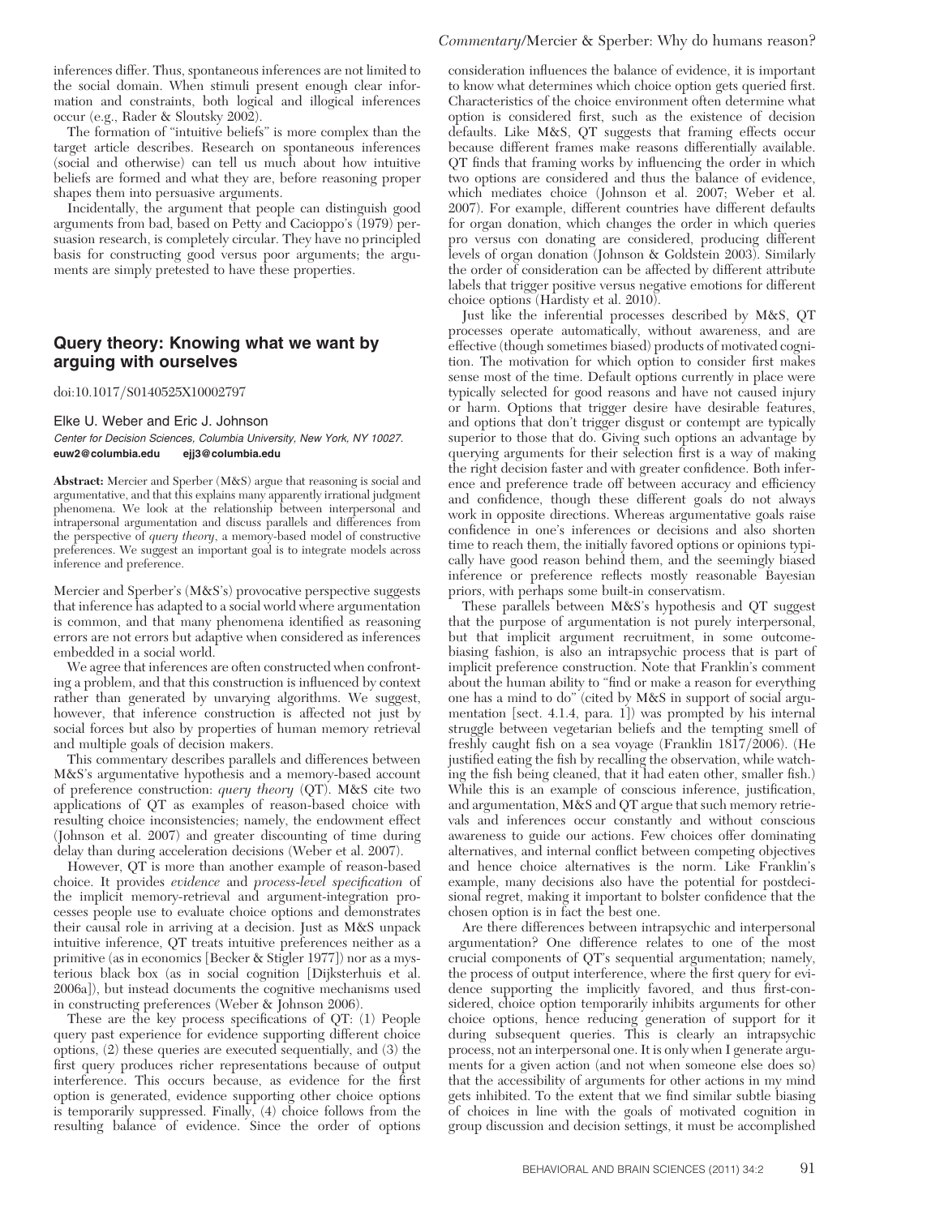inferences differ. Thus, spontaneous inferences are not limited to the social domain. When stimuli present enough clear information and constraints, both logical and illogical inferences occur (e.g., Rader & Sloutsky 2002).

The formation of "intuitive beliefs" is more complex than the target article describes. Research on spontaneous inferences (social and otherwise) can tell us much about how intuitive beliefs are formed and what they are, before reasoning proper shapes them into persuasive arguments.

Incidentally, the argument that people can distinguish good arguments from bad, based on Petty and Cacioppo's (1979) persuasion research, is completely circular. They have no principled basis for constructing good versus poor arguments; the arguments are simply pretested to have these properties.

## Query theory: Knowing what we want by arguing with ourselves

doi:10.1017/S0140525X10002797

Elke U. Weber and Eric J. Johnson

*Center for Decision Sciences, Columbia University, New York, NY 10027.*
**euw2@columbia.edu ejj3@columbia.edu**

**Abstract:** Mercier and Sperber (M&S) argue that reasoning is social and argumentative, and that this explains many apparently irrational judgment phenomena. We look at the relationship between interpersonal and intrapersonal argumentation and discuss parallels and differences from the perspective of *query theory*, a memory-based model of constructive preferences. We suggest an important goal is to integrate models across inference and preference.

Mercier and Sperber's (M&S's) provocative perspective suggests that inference has adapted to a social world where argumentation is common, and that many phenomena identified as reasoning errors are not errors but adaptive when considered as inferences embedded in a social world.

We agree that inferences are often constructed when confronting a problem, and that this construction is influenced by context rather than generated by unvarying algorithms. We suggest, however, that inference construction is affected not just by social forces but also by properties of human memory retrieval and multiple goals of decision makers.

This commentary describes parallels and differences between M&S's argumentative hypothesis and a memory-based account of preference construction: *query theory* (QT). M&S cite two applications of QT as examples of reason-based choice with resulting choice inconsistencies; namely, the endowment effect (Johnson et al. 2007) and greater discounting of time during delay than during acceleration decisions (Weber et al. 2007).

However, QT is more than another example of reason-based choice. It provides *evidence* and *process-level specification* of the implicit memory-retrieval and argument-integration processes people use to evaluate choice options and demonstrates their causal role in arriving at a decision. Just as M&S unpack intuitive inference, QT treats intuitive preferences neither as a primitive (as in economics [Becker & Stigler 1977]) nor as a mysterious black box (as in social cognition [Dijksterhuis et al. 2006a]), but instead documents the cognitive mechanisms used in constructing preferences (Weber & Johnson 2006).

These are the key process specifications of QT: (1) People query past experience for evidence supporting different choice options, (2) these queries are executed sequentially, and (3) the first query produces richer representations because of output interference. This occurs because, as evidence for the first option is generated, evidence supporting other choice options is temporarily suppressed. Finally, (4) choice follows from the resulting balance of evidence. Since the order of options consideration influences the balance of evidence, it is important to know what determines which choice option gets queried first. Characteristics of the choice environment often determine what option is considered first, such as the existence of decision defaults. Like M&S, QT suggests that framing effects occur because different frames make reasons differentially available. QT finds that framing works by influencing the order in which two options are considered and thus the balance of evidence, which mediates choice (Johnson et al. 2007; Weber et al. 2007). For example, different countries have different defaults for organ donation, which changes the order in which queries pro versus con donating are considered, producing different levels of organ donation (Johnson & Goldstein 2003). Similarly the order of consideration can be affected by different attribute labels that trigger positive versus negative emotions for different choice options (Hardisty et al. 2010).

Just like the inferential processes described by M&S, QT processes operate automatically, without awareness, and are effective (though sometimes biased) products of motivated cognition. The motivation for which option to consider first makes sense most of the time. Default options currently in place were typically selected for good reasons and have not caused injury or harm. Options that trigger desire have desirable features, and options that don't trigger disgust or contempt are typically superior to those that do. Giving such options an advantage by querying arguments for their selection first is a way of making the right decision faster and with greater confidence. Both inference and preference trade off between accuracy and efficiency and confidence, though these different goals do not always work in opposite directions. Whereas argumentative goals raise confidence in one's inferences or decisions and also shorten time to reach them, the initially favored options or opinions typically have good reason behind them, and the seemingly biased inference or preference reflects mostly reasonable Bayesian priors, with perhaps some built-in conservatism.

These parallels between M&S's hypothesis and QT suggest that the purpose of argumentation is not purely interpersonal, but that implicit argument recruitment, in some outcome-biasing fashion, is also an intrapsychic process that is part of implicit preference construction. Note that Franklin's comment about the human ability to "find or make a reason for everything one has a mind to do" (cited by M&S in support of social argumentation [sect. 4.1.4, para. 1]) was prompted by his internal struggle between vegetarian beliefs and the tempting smell of freshly caught fish on a sea voyage (Franklin 1817/2006). (He justified eating the fish by recalling the observation, while watching the fish being cleaned, that it had eaten other, smaller fish.) While this is an example of conscious inference, justification, and argumentation, M&S and QT argue that such memory retrievals and inferences occur constantly and without conscious awareness to guide our actions. Few choices offer dominating alternatives, and internal conflict between competing objectives and hence choice alternatives is the norm. Like Franklin's example, many decisions also have the potential for postdecisional regret, making it important to bolster confidence that the chosen option is in fact the best one.

Are there differences between intrapsychic and interpersonal argumentation? One difference relates to one of the most crucial components of QT's sequential argumentation; namely, the process of output interference, where the first query for evidence supporting the implicitly favored, and thus first-considered, choice option temporarily inhibits arguments for other choice options, hence reducing generation of support for it during subsequent queries. This is clearly an intrapsychic process, not an interpersonal one. It is only when I generate arguments for a given action (and not when someone else does so) that the accessibility of arguments for other actions in my mind gets inhibited. To the extent that we find similar subtle biasing of choices in line with the goals of motivated cognition in group discussion and decision settings, it must be accomplished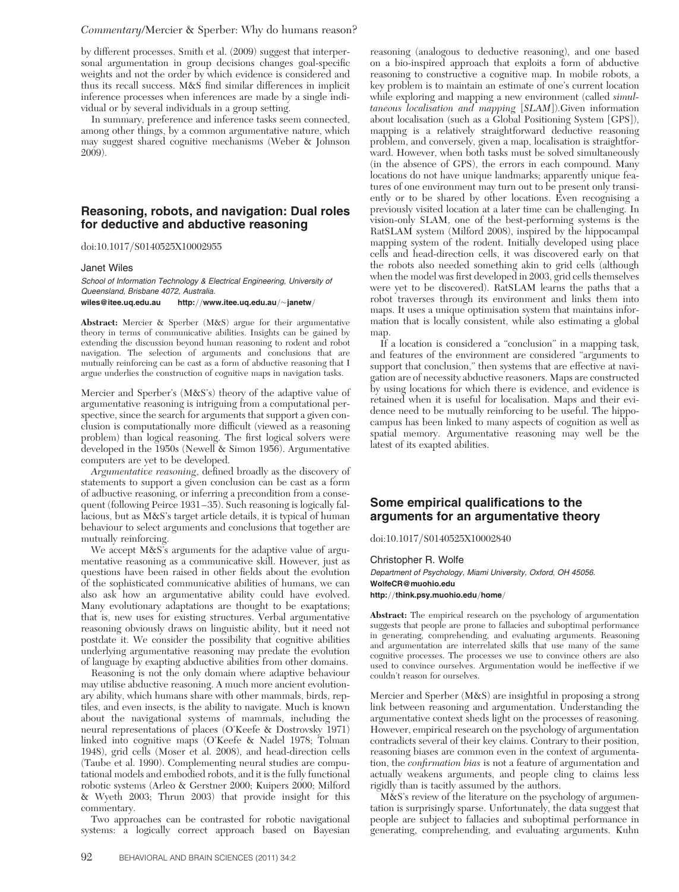by different processes. Smith et al. (2009) suggest that interpersonal argumentation in group decisions changes goal-specific weights and not the order by which evidence is considered and thus its recall success. M&S find similar differences in implicit inference processes when inferences are made by a single individual or by several individuals in a group setting.

In summary, preference and inference tasks seem connected, among other things, by a common argumentative nature, which may suggest shared cognitive mechanisms (Weber & Johnson 2009).

## Reasoning, robots, and navigation: Dual roles for deductive and abductive reasoning

doi:10.1017/S0140525X10002955

Janet Wiles

*School of Information Technology & Electrical Engineering, University of Queensland, Brisbane 4072, Australia.*
**wiles@itee.uq.edu.au** **http://www.itee.uq.edu.au/~janetw/**

**Abstract:** Mercier & Sperber (M&S) argue for their argumentative theory in terms of communicative abilities. Insights can be gained by extending the discussion beyond human reasoning to rodent and robot navigation. The selection of arguments and conclusions that are mutually reinforcing can be cast as a form of abductive reasoning that I argue underlies the construction of cognitive maps in navigation tasks.

Mercier and Sperber's (M&S's) theory of the adaptive value of argumentative reasoning is intriguing from a computational perspective, since the search for arguments that support a given conclusion is computationally more difficult (viewed as a reasoning problem) than logical reasoning. The first logical solvers were developed in the 1950s (Newell & Simon 1956). Argumentative computers are yet to be developed.

*Argumentative reasoning*, defined broadly as the discovery of statements to support a given conclusion can be cast as a form of adbuctive reasoning, or inferring a precondition from a consequent (following Peirce 1931–35). Such reasoning is logically fallacious, but as M&S's target article details, it is typical of human behaviour to select arguments and conclusions that together are mutually reinforcing.

We accept M&S's arguments for the adaptive value of argumentative reasoning as a communicative skill. However, just as questions have been raised in other fields about the evolution of the sophisticated communicative abilities of humans, we can also ask how an argumentative ability could have evolved. Many evolutionary adaptations are thought to be exaptations; that is, new uses for existing structures. Verbal argumentative reasoning obviously draws on linguistic ability, but it need not postdate it. We consider the possibility that cognitive abilities underlying argumentative reasoning may predate the evolution of language by exapting abductive abilities from other domains.

Reasoning is not the only domain where adaptive behaviour may utilise abductive reasoning. A much more ancient evolutionary ability, which humans share with other mammals, birds, reptiles, and even insects, is the ability to navigate. Much is known about the navigational systems of mammals, including the neural representations of places (O'Keefe & Dostrovsky 1971) linked into cognitive maps (O'Keefe & Nadel 1978; Tolman 1948), grid cells (Moser et al. 2008), and head-direction cells (Taube et al. 1990). Complementing neural studies are computational models and embodied robots, and it is the fully functional robotic systems (Arleo & Gerstner 2000; Kuipers 2000; Milford & Wyeth 2003; Thrun 2003) that provide insight for this commentary.

Two approaches can be contrasted for robotic navigational systems: a logically correct approach based on Bayesian reasoning (analogous to deductive reasoning), and one based on a bio-inspired approach that exploits a form of abductive reasoning to constructive a cognitive map. In mobile robots, a key problem is to maintain an estimate of one's current location while exploring and mapping a new environment (called *simultaneous localisation and mapping* [*SLAM*]).Given information about localisation (such as a Global Positioning System [GPS]), mapping is a relatively straightforward deductive reasoning problem, and conversely, given a map, localisation is straightforward. However, when both tasks must be solved simultaneously (in the absence of GPS), the errors in each compound. Many locations do not have unique landmarks; apparently unique features of one environment may turn out to be present only transiently or to be shared by other locations. Even recognising a previously visited location at a later time can be challenging. In vision-only SLAM, one of the best-performing systems is the RatSLAM system (Milford 2008), inspired by the hippocampal mapping system of the rodent. Initially developed using place cells and head-direction cells, it was discovered early on that the robots also needed something akin to grid cells (although when the model was first developed in 2003, grid cells themselves were yet to be discovered). RatSLAM learns the paths that a robot traverses through its environment and links them into maps. It uses a unique optimisation system that maintains information that is locally consistent, while also estimating a global map.

If a location is considered a "conclusion" in a mapping task, and features of the environment are considered "arguments to support that conclusion," then systems that are effective at navigation are of necessity abductive reasoners. Maps are constructed by using locations for which there is evidence, and evidence is retained when it is useful for localisation. Maps and their evidence need to be mutually reinforcing to be useful. The hippocampus has been linked to many aspects of cognition as well as spatial memory. Argumentative reasoning may well be the latest of its exapted abilities.

## Some empirical qualifications to the arguments for an argumentative theory

doi:10.1017/S0140525X10002840

Christopher R. Wolfe

*Department of Psychology, Miami University, Oxford, OH 45056.*
**WolfeCR@muohio.edu**
**http://think.psy.muohio.edu/home/**

**Abstract:** The empirical research on the psychology of argumentation suggests that people are prone to fallacies and suboptimal performance in generating, comprehending, and evaluating arguments. Reasoning and argumentation are interrelated skills that use many of the same cognitive processes. The processes we use to convince others are also used to convince ourselves. Argumentation would be ineffective if we couldn't reason for ourselves.

Mercier and Sperber (M&S) are insightful in proposing a strong link between reasoning and argumentation. Understanding the argumentative context sheds light on the processes of reasoning. However, empirical research on the psychology of argumentation contradicts several of their key claims. Contrary to their position, reasoning biases are common even in the context of argumentation, the *confirmation bias* is not a feature of argumentation and actually weakens arguments, and people cling to claims less rigidly than is tacitly assumed by the authors.

M&S's review of the literature on the psychology of argumentation is surprisingly sparse. Unfortunately, the data suggest that people are subject to fallacies and suboptimal performance in generating, comprehending, and evaluating arguments. Kuhn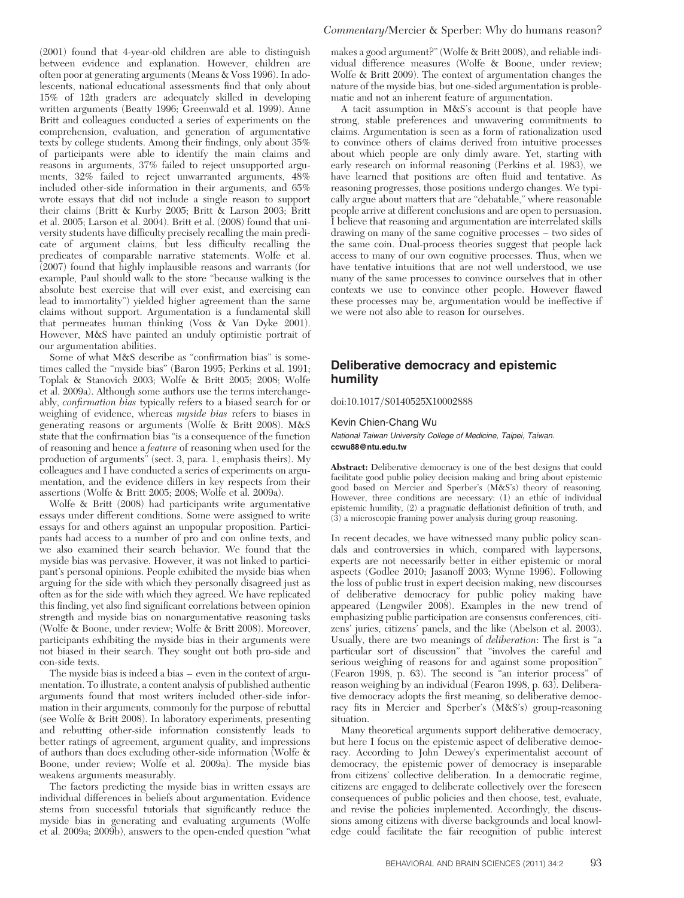(2001) found that 4-year-old children are able to distinguish between evidence and explanation. However, children are often poor at generating arguments (Means & Voss 1996). In adolescents, national educational assessments find that only about 15% of 12th graders are adequately skilled in developing written arguments (Beatty 1996; Greenwald et al. 1999). Anne Britt and colleagues conducted a series of experiments on the comprehension, evaluation, and generation of argumentative texts by college students. Among their findings, only about 35% of participants were able to identify the main claims and reasons in arguments, 37% failed to reject unsupported arguments, 32% failed to reject unwarranted arguments, 48% included other-side information in their arguments, and 65% wrote essays that did not include a single reason to support their claims (Britt & Kurby 2005; Britt & Larson 2003; Britt et al. 2005; Larson et al. 2004). Britt et al. (2008) found that university students have difficulty precisely recalling the main predicate of argument claims, but less difficulty recalling the predicates of comparable narrative statements. Wolfe et al. (2007) found that highly implausible reasons and warrants (for example, Paul should walk to the store "because walking is the absolute best exercise that will ever exist, and exercising can lead to immortality") yielded higher agreement than the same claims without support. Argumentation is a fundamental skill that permeates human thinking (Voss & Van Dyke 2001). However, M&S have painted an unduly optimistic portrait of our argumentation abilities.

Some of what M&S describe as "confirmation bias" is sometimes called the "myside bias" (Baron 1995; Perkins et al. 1991; Toplak & Stanovich 2003; Wolfe & Britt 2005; 2008; Wolfe et al. 2009a). Although some authors use the terms interchangeably, *confirmation bias* typically refers to a biased search for or weighing of evidence, whereas *myside bias* refers to biases in generating reasons or arguments (Wolfe & Britt 2008). M&S state that the confirmation bias "is a consequence of the function of reasoning and hence a *feature* of reasoning when used for the production of arguments" (sect. 3, para. 1, emphasis theirs). My colleagues and I have conducted a series of experiments on argumentation, and the evidence differs in key respects from their assertions (Wolfe & Britt 2005; 2008; Wolfe et al. 2009a).

Wolfe & Britt (2008) had participants write argumentative essays under different conditions. Some were assigned to write essays for and others against an unpopular proposition. Participants had access to a number of pro and con online texts, and we also examined their search behavior. We found that the myside bias was pervasive. However, it was not linked to participant's personal opinions. People exhibited the myside bias when arguing for the side with which they personally disagreed just as often as for the side with which they agreed. We have replicated this finding, yet also find significant correlations between opinion strength and myside bias on nonargumentative reasoning tasks (Wolfe & Boone, under review; Wolfe & Britt 2008). Moreover, participants exhibiting the myside bias in their arguments were not biased in their search. They sought out both pro-side and con-side texts.

The myside bias is indeed a bias – even in the context of argumentation. To illustrate, a content analysis of published authentic arguments found that most writers included other-side information in their arguments, commonly for the purpose of rebuttal (see Wolfe & Britt 2008). In laboratory experiments, presenting and rebutting other-side information consistently leads to better ratings of agreement, argument quality, and impressions of authors than does excluding other-side information (Wolfe & Boone, under review; Wolfe et al. 2009a). The myside bias weakens arguments measurably.

The factors predicting the myside bias in written essays are individual differences in beliefs about argumentation. Evidence stems from successful tutorials that significantly reduce the myside bias in generating and evaluating arguments (Wolfe et al. 2009a; 2009b), answers to the open-ended question "what makes a good argument?" (Wolfe & Britt 2008), and reliable individual difference measures (Wolfe & Boone, under review; Wolfe & Britt 2009). The context of argumentation changes the nature of the myside bias, but one-sided argumentation is problematic and not an inherent feature of argumentation.

A tacit assumption in M&S's account is that people have strong, stable preferences and unwavering commitments to claims. Argumentation is seen as a form of rationalization used to convince others of claims derived from intuitive processes about which people are only dimly aware. Yet, starting with early research on informal reasoning (Perkins et al. 1983), we have learned that positions are often fluid and tentative. As reasoning progresses, those positions undergo changes. We typically argue about matters that are "debatable," where reasonable people arrive at different conclusions and are open to persuasion. I believe that reasoning and argumentation are interrelated skills drawing on many of the same cognitive processes – two sides of the same coin. Dual-process theories suggest that people lack access to many of our own cognitive processes. Thus, when we have tentative intuitions that are not well understood, we use many of the same processes to convince ourselves that in other contexts we use to convince other people. However flawed these processes may be, argumentation would be ineffective if we were not also able to reason for ourselves.

## Deliberative democracy and epistemic humility

doi:10.1017/S0140525X10002888

Kevin Chien-Chang Wu

*National Taiwan University College of Medicine, Taipei, Taiwan.*
**ccwu88@ntu.edu.tw**

**Abstract:** Deliberative democracy is one of the best designs that could facilitate good public policy decision making and bring about epistemic good based on Mercier and Sperber's (M&S's) theory of reasoning. However, three conditions are necessary: (1) an ethic of individual epistemic humility, (2) a pragmatic deflationist definition of truth, and (3) a microscopic framing power analysis during group reasoning.

In recent decades, we have witnessed many public policy scandals and controversies in which, compared with laypersons, experts are not necessarily better in either epistemic or moral aspects (Godlee 2010; Jasanoff 2003; Wynne 1996). Following the loss of public trust in expert decision making, new discourses of deliberative democracy for public policy making have appeared (Lengwiler 2008). Examples in the new trend of emphasizing public participation are consensus conferences, citizens' juries, citizens' panels, and the like (Abelson et al. 2003). Usually, there are two meanings of *deliberation*: The first is "a particular sort of discussion" that "involves the careful and serious weighing of reasons for and against some proposition" (Fearon 1998, p. 63). The second is "an interior process" of reason weighing by an individual (Fearon 1998, p. 63). Deliberative democracy adopts the first meaning, so deliberative democracy fits in Mercier and Sperber's (M&S's) group-reasoning situation.

Many theoretical arguments support deliberative democracy, but here I focus on the epistemic aspect of deliberative democracy. According to John Dewey's experimentalist account of democracy, the epistemic power of democracy is inseparable from citizens' collective deliberation. In a democratic regime, citizens are engaged to deliberate collectively over the foreseen consequences of public policies and then choose, test, evaluate, and revise the policies implemented. Accordingly, the discussions among citizens with diverse backgrounds and local knowledge could facilitate the fair recognition of public interest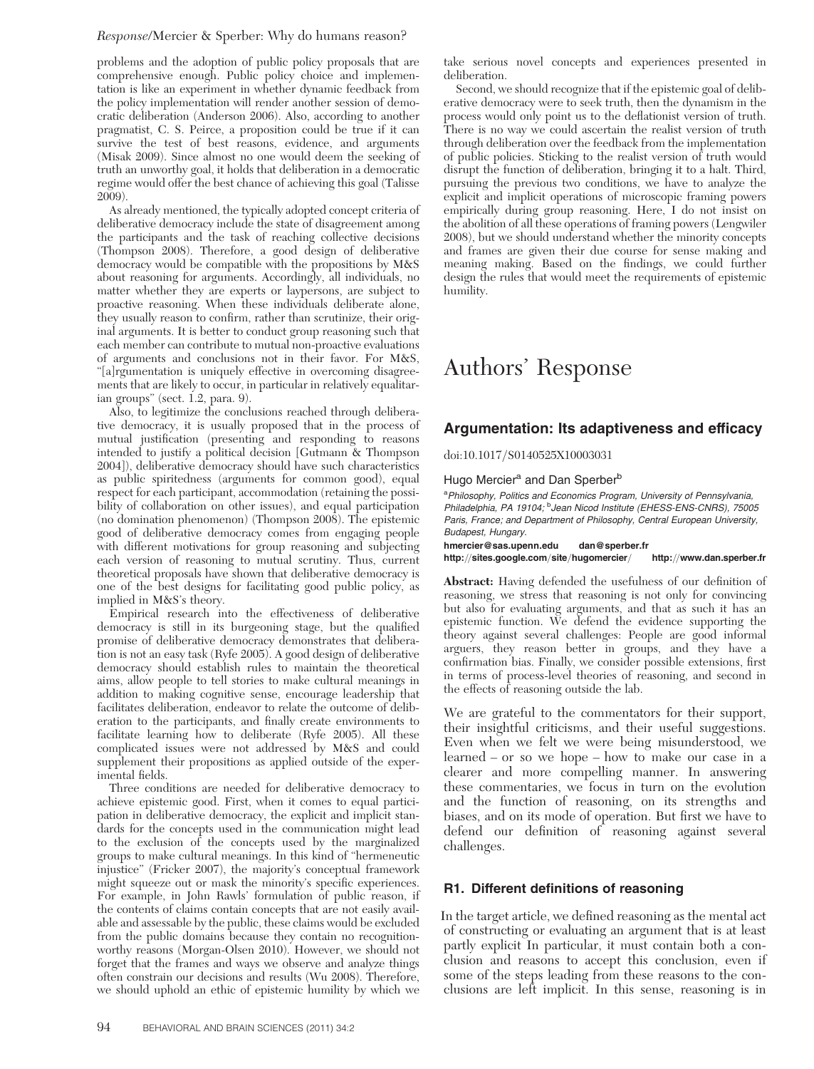problems and the adoption of public policy proposals that are comprehensive enough. Public policy choice and implementation is like an experiment in whether dynamic feedback from the policy implementation will render another session of democratic deliberation (Anderson 2006). Also, according to another pragmatist, C. S. Peirce, a proposition could be true if it can survive the test of best reasons, evidence, and arguments (Misak 2009). Since almost no one would deem the seeking of truth an unworthy goal, it holds that deliberation in a democratic regime would offer the best chance of achieving this goal (Talisse 2009).

As already mentioned, the typically adopted concept criteria of deliberative democracy include the state of disagreement among the participants and the task of reaching collective decisions (Thompson 2008). Therefore, a good design of deliberative democracy would be compatible with the propositions by M&S about reasoning for arguments. Accordingly, all individuals, no matter whether they are experts or laypersons, are subject to proactive reasoning. When these individuals deliberate alone, they usually reason to confirm, rather than scrutinize, their original arguments. It is better to conduct group reasoning such that each member can contribute to mutual non-proactive evaluations of arguments and conclusions not in their favor. For M&S, "[a]rgumentation is uniquely effective in overcoming disagreements that are likely to occur, in particular in relatively equalitarian groups" (sect. 1.2, para. 9).

Also, to legitimize the conclusions reached through deliberative democracy, it is usually proposed that in the process of mutual justification (presenting and responding to reasons intended to justify a political decision [Gutmann & Thompson 2004]), deliberative democracy should have such characteristics as public spiritedness (arguments for common good), equal respect for each participant, accommodation (retaining the possibility of collaboration on other issues), and equal participation (no domination phenomenon) (Thompson 2008). The epistemic good of deliberative democracy comes from engaging people with different motivations for group reasoning and subjecting each version of reasoning to mutual scrutiny. Thus, current theoretical proposals have shown that deliberative democracy is one of the best designs for facilitating good public policy, as implied in M&S's theory.

Empirical research into the effectiveness of deliberative democracy is still in its burgeoning stage, but the qualified promise of deliberative democracy demonstrates that deliberation is not an easy task (Ryfe 2005). A good design of deliberative democracy should establish rules to maintain the theoretical aims, allow people to tell stories to make cultural meanings in addition to making cognitive sense, encourage leadership that facilitates deliberation, endeavor to relate the outcome of deliberation to the participants, and finally create environments to facilitate learning how to deliberate (Ryfe 2005). All these complicated issues were not addressed by M&S and could supplement their propositions as applied outside of the experimental fields.

Three conditions are needed for deliberative democracy to achieve epistemic good. First, when it comes to equal participation in deliberative democracy, the explicit and implicit standards for the concepts used in the communication might lead to the exclusion of the concepts used by the marginalized groups to make cultural meanings. In this kind of "hermeneutic injustice" (Fricker 2007), the majority's conceptual framework might squeeze out or mask the minority's specific experiences. For example, in John Rawls' formulation of public reason, if the contents of claims contain concepts that are not easily available and assessable by the public, these claims would be excluded from the public domains because they contain no recognition-worthy reasons (Morgan-Olsen 2010). However, we should not forget that the frames and ways we observe and analyze things often constrain our decisions and results (Wu 2008). Therefore, we should uphold an ethic of epistemic humility by which we take serious novel concepts and experiences presented in deliberation.

Second, we should recognize that if the epistemic goal of deliberative democracy were to seek truth, then the dynamism in the process would only point us to the deflationist version of truth. There is no way we could ascertain the realist version of truth through deliberation over the feedback from the implementation of public policies. Sticking to the realist version of truth would disrupt the function of deliberation, bringing it to a halt. Third, pursuing the previous two conditions, we have to analyze the explicit and implicit operations of microscopic framing powers empirically during group reasoning. Here, I do not insist on the abolition of all these operations of framing powers (Lengwiler 2008), but we should understand whether the minority concepts and frames are given their due course for sense making and meaning making. Based on the findings, we could further design the rules that would meet the requirements of epistemic humility.

# Authors' Response

## Argumentation: Its adaptiveness and efficacy

doi:10.1017/S0140525X10003031

Hugo Mercier[a] and Dan Sperber[b]

[a]*Philosophy, Politics and Economics Program, University of Pennsylvania, Philadelphia, PA 19104;* [b]*Jean Nicod Institute (EHESS-ENS-CNRS), 75005 Paris, France; and Department of Philosophy, Central European University, Budapest, Hungary.*

**hmercier@sas.upenn.edu** **dan@sperber.fr**
**http://sites.google.com/site/hugomercier/** **http://www.dan.sperber.fr**

**Abstract:** Having defended the usefulness of our definition of reasoning, we stress that reasoning is not only for convincing but also for evaluating arguments, and that as such it has an epistemic function. We defend the evidence supporting the theory against several challenges: People are good informal arguers, they reason better in groups, and they have a confirmation bias. Finally, we consider possible extensions, first in terms of process-level theories of reasoning, and second in the effects of reasoning outside the lab.

We are grateful to the commentators for their support, their insightful criticisms, and their useful suggestions. Even when we felt we were being misunderstood, we learned – or so we hope – how to make our case in a clearer and more compelling manner. In answering these commentaries, we focus in turn on the evolution and the function of reasoning, on its strengths and biases, and on its mode of operation. But first we have to defend our definition of reasoning against several challenges.

## R1. Different definitions of reasoning

In the target article, we defined reasoning as the mental act of constructing or evaluating an argument that is at least partly explicit In particular, it must contain both a conclusion and reasons to accept this conclusion, even if some of the steps leading from these reasons to the conclusions are left implicit. In this sense, reasoning is in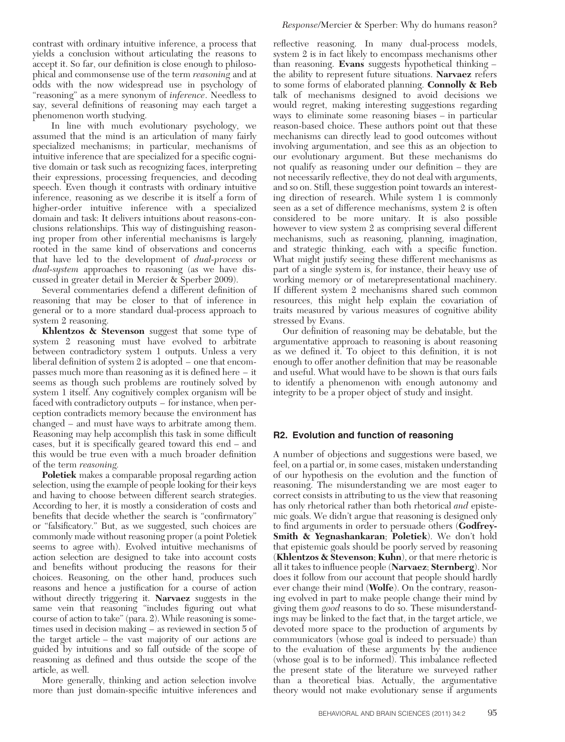contrast with ordinary intuitive inference, a process that yields a conclusion without articulating the reasons to accept it. So far, our definition is close enough to philosophical and commonsense use of the term *reasoning* and at odds with the now widespread use in psychology of "reasoning" as a mere synonym of *inference*. Needless to say, several definitions of reasoning may each target a phenomenon worth studying.

In line with much evolutionary psychology, we assumed that the mind is an articulation of many fairly specialized mechanisms; in particular, mechanisms of intuitive inference that are specialized for a specific cognitive domain or task such as recognizing faces, interpreting their expressions, processing frequencies, and decoding speech. Even though it contrasts with ordinary intuitive inference, reasoning as we describe it is itself a form of higher-order intuitive inference with a specialized domain and task: It delivers intuitions about reasons-conclusions relationships. This way of distinguishing reasoning proper from other inferential mechanisms is largely rooted in the same kind of observations and concerns that have led to the development of *dual-process* or *dual-system* approaches to reasoning (as we have discussed in greater detail in Mercier & Sperber 2009).

Several commentaries defend a different definition of reasoning that may be closer to that of inference in general or to a more standard dual-process approach to system 2 reasoning.

**Khlentzos & Stevenson** suggest that some type of system 2 reasoning must have evolved to arbitrate between contradictory system 1 outputs. Unless a very liberal definition of system 2 is adopted – one that encompasses much more than reasoning as it is defined here – it seems as though such problems are routinely solved by system 1 itself. Any cognitively complex organism will be faced with contradictory outputs – for instance, when perception contradicts memory because the environment has changed – and must have ways to arbitrate among them. Reasoning may help accomplish this task in some difficult cases, but it is specifically geared toward this end – and this would be true even with a much broader definition of the term *reasoning*.

**Poletiek** makes a comparable proposal regarding action selection, using the example of people looking for their keys and having to choose between different search strategies. According to her, it is mostly a consideration of costs and benefits that decide whether the search is "confirmatory" or "falsificatory." But, as we suggested, such choices are commonly made without reasoning proper (a point Poletiek seems to agree with). Evolved intuitive mechanisms of action selection are designed to take into account costs and benefits without producing the reasons for their choices. Reasoning, on the other hand, produces such reasons and hence a justification for a course of action without directly triggering it. **Narvaez** suggests in the same vein that reasoning "includes figuring out what course of action to take" (para. 2). While reasoning is sometimes used in decision making – as reviewed in section 5 of the target article – the vast majority of our actions are guided by intuitions and so fall outside of the scope of reasoning as defined and thus outside the scope of the article, as well.

More generally, thinking and action selection involve more than just domain-specific intuitive inferences and reflective reasoning. In many dual-process models, system 2 is in fact likely to encompass mechanisms other than reasoning. **Evans** suggests hypothetical thinking – the ability to represent future situations. **Narvaez** refers to some forms of elaborated planning. **Connolly & Reb** talk of mechanisms designed to avoid decisions we would regret, making interesting suggestions regarding ways to eliminate some reasoning biases – in particular reason-based choice. These authors point out that these mechanisms can directly lead to good outcomes without involving argumentation, and see this as an objection to our evolutionary argument. But these mechanisms do not qualify as reasoning under our definition – they are not necessarily reflective, they do not deal with arguments, and so on. Still, these suggestion point towards an interesting direction of research. While system 1 is commonly seen as a set of difference mechanisms, system 2 is often considered to be more unitary. It is also possible however to view system 2 as comprising several different mechanisms, such as reasoning, planning, imagination, and strategic thinking, each with a specific function. What might justify seeing these different mechanisms as part of a single system is, for instance, their heavy use of working memory or of metarepresentational machinery. If different system 2 mechanisms shared such common resources, this might help explain the covariation of traits measured by various measures of cognitive ability stressed by Evans.

Our definition of reasoning may be debatable, but the argumentative approach to reasoning is about reasoning as we defined it. To object to this definition, it is not enough to offer another definition that may be reasonable and useful. What would have to be shown is that ours fails to identify a phenomenon with enough autonomy and integrity to be a proper object of study and insight.

## R2. Evolution and function of reasoning

A number of objections and suggestions were based, we feel, on a partial or, in some cases, mistaken understanding of our hypothesis on the evolution and the function of reasoning. The misunderstanding we are most eager to correct consists in attributing to us the view that reasoning has only rhetorical rather than both rhetorical *and* epistemic goals. We didn't argue that reasoning is designed only to find arguments in order to persuade others (**Godfrey-Smith & Yegnashankaran**; **Poletiek**). We don't hold that epistemic goals should be poorly served by reasoning (**Khlentzos & Stevenson**; **Kuhn**), or that mere rhetoric is all it takes to influence people (**Narvaez**; **Sternberg**). Nor does it follow from our account that people should hardly ever change their mind (**Wolfe**). On the contrary, reasoning evolved in part to make people change their mind by giving them *good* reasons to do so. These misunderstandings may be linked to the fact that, in the target article, we devoted more space to the production of arguments by communicators (whose goal is indeed to persuade) than to the evaluation of these arguments by the audience (whose goal is to be informed). This imbalance reflected the present state of the literature we surveyed rather than a theoretical bias. Actually, the argumentative theory would not make evolutionary sense if arguments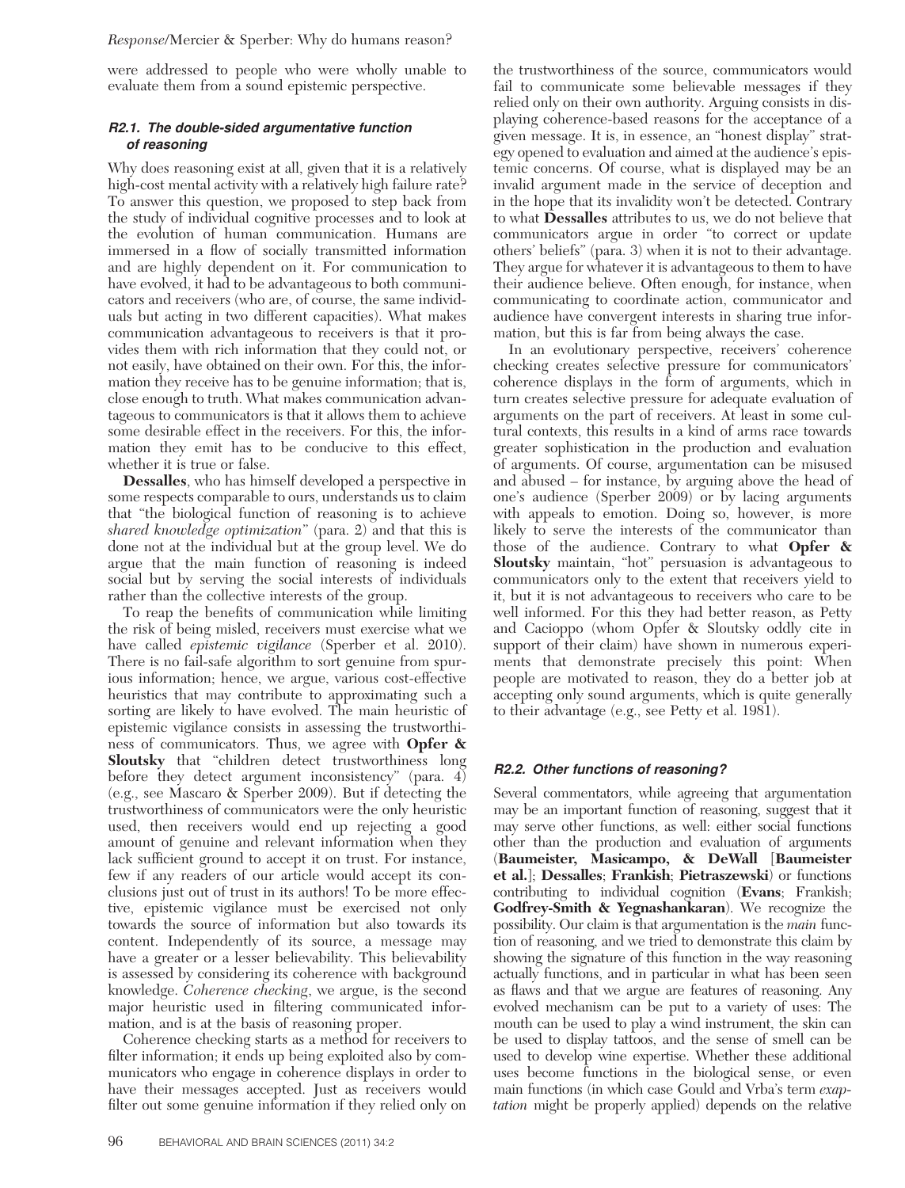were addressed to people who were wholly unable to evaluate them from a sound epistemic perspective.

### R2.1. The double-sided argumentative function of reasoning

Why does reasoning exist at all, given that it is a relatively high-cost mental activity with a relatively high failure rate? To answer this question, we proposed to step back from the study of individual cognitive processes and to look at the evolution of human communication. Humans are immersed in a flow of socially transmitted information and are highly dependent on it. For communication to have evolved, it had to be advantageous to both communicators and receivers (who are, of course, the same individuals but acting in two different capacities). What makes communication advantageous to receivers is that it provides them with rich information that they could not, or not easily, have obtained on their own. For this, the information they receive has to be genuine information; that is, close enough to truth. What makes communication advantageous to communicators is that it allows them to achieve some desirable effect in the receivers. For this, the information they emit has to be conducive to this effect, whether it is true or false.

**Dessalles**, who has himself developed a perspective in some respects comparable to ours, understands us to claim that "the biological function of reasoning is to achieve *shared knowledge optimization*" (para. 2) and that this is done not at the individual but at the group level. We do argue that the main function of reasoning is indeed social but by serving the social interests of individuals rather than the collective interests of the group.

To reap the benefits of communication while limiting the risk of being misled, receivers must exercise what we have called *epistemic vigilance* (Sperber et al. 2010). There is no fail-safe algorithm to sort genuine from spurious information; hence, we argue, various cost-effective heuristics that may contribute to approximating such a sorting are likely to have evolved. The main heuristic of epistemic vigilance consists in assessing the trustworthiness of communicators. Thus, we agree with **Opfer & Sloutsky** that "children detect trustworthiness long before they detect argument inconsistency" (para. 4) (e.g., see Mascaro & Sperber 2009). But if detecting the trustworthiness of communicators were the only heuristic used, then receivers would end up rejecting a good amount of genuine and relevant information when they lack sufficient ground to accept it on trust. For instance, few if any readers of our article would accept its conclusions just out of trust in its authors! To be more effective, epistemic vigilance must be exercised not only towards the source of information but also towards its content. Independently of its source, a message may have a greater or a lesser believability. This believability is assessed by considering its coherence with background knowledge. *Coherence checking*, we argue, is the second major heuristic used in filtering communicated information, and is at the basis of reasoning proper.

Coherence checking starts as a method for receivers to filter information; it ends up being exploited also by communicators who engage in coherence displays in order to have their messages accepted. Just as receivers would filter out some genuine information if they relied only on the trustworthiness of the source, communicators would fail to communicate some believable messages if they relied only on their own authority. Arguing consists in displaying coherence-based reasons for the acceptance of a given message. It is, in essence, an "honest display" strategy opened to evaluation and aimed at the audience's epistemic concerns. Of course, what is displayed may be an invalid argument made in the service of deception and in the hope that its invalidity won't be detected. Contrary to what **Dessalles** attributes to us, we do not believe that communicators argue in order "to correct or update others' beliefs" (para. 3) when it is not to their advantage. They argue for whatever it is advantageous to them to have their audience believe. Often enough, for instance, when communicating to coordinate action, communicator and audience have convergent interests in sharing true information, but this is far from being always the case.

In an evolutionary perspective, receivers' coherence checking creates selective pressure for communicators' coherence displays in the form of arguments, which in turn creates selective pressure for adequate evaluation of arguments on the part of receivers. At least in some cultural contexts, this results in a kind of arms race towards greater sophistication in the production and evaluation of arguments. Of course, argumentation can be misused and abused – for instance, by arguing above the head of one's audience (Sperber 2009) or by lacing arguments with appeals to emotion. Doing so, however, is more likely to serve the interests of the communicator than those of the audience. Contrary to what **Opfer & Sloutsky** maintain, "hot" persuasion is advantageous to communicators only to the extent that receivers yield to it, but it is not advantageous to receivers who care to be well informed. For this they had better reason, as Petty and Cacioppo (whom Opfer & Sloutsky oddly cite in support of their claim) have shown in numerous experiments that demonstrate precisely this point: When people are motivated to reason, they do a better job at accepting only sound arguments, which is quite generally to their advantage (e.g., see Petty et al. 1981).

### R2.2. Other functions of reasoning?

Several commentators, while agreeing that argumentation may be an important function of reasoning, suggest that it may serve other functions, as well: either social functions other than the production and evaluation of arguments (**Baumeister, Masicampo, & DeWall** [**Baumeister et al.**]; **Dessalles**; **Frankish**; **Pietraszewski**) or functions contributing to individual cognition (**Evans**; Frankish; **Godfrey-Smith & Yegnashankaran**). We recognize the possibility. Our claim is that argumentation is the *main* function of reasoning, and we tried to demonstrate this claim by showing the signature of this function in the way reasoning actually functions, and in particular in what has been seen as flaws and that we argue are features of reasoning. Any evolved mechanism can be put to a variety of uses: The mouth can be used to play a wind instrument, the skin can be used to display tattoos, and the sense of smell can be used to develop wine expertise. Whether these additional uses become functions in the biological sense, or even main functions (in which case Gould and Vrba's term *exaptation* might be properly applied) depends on the relative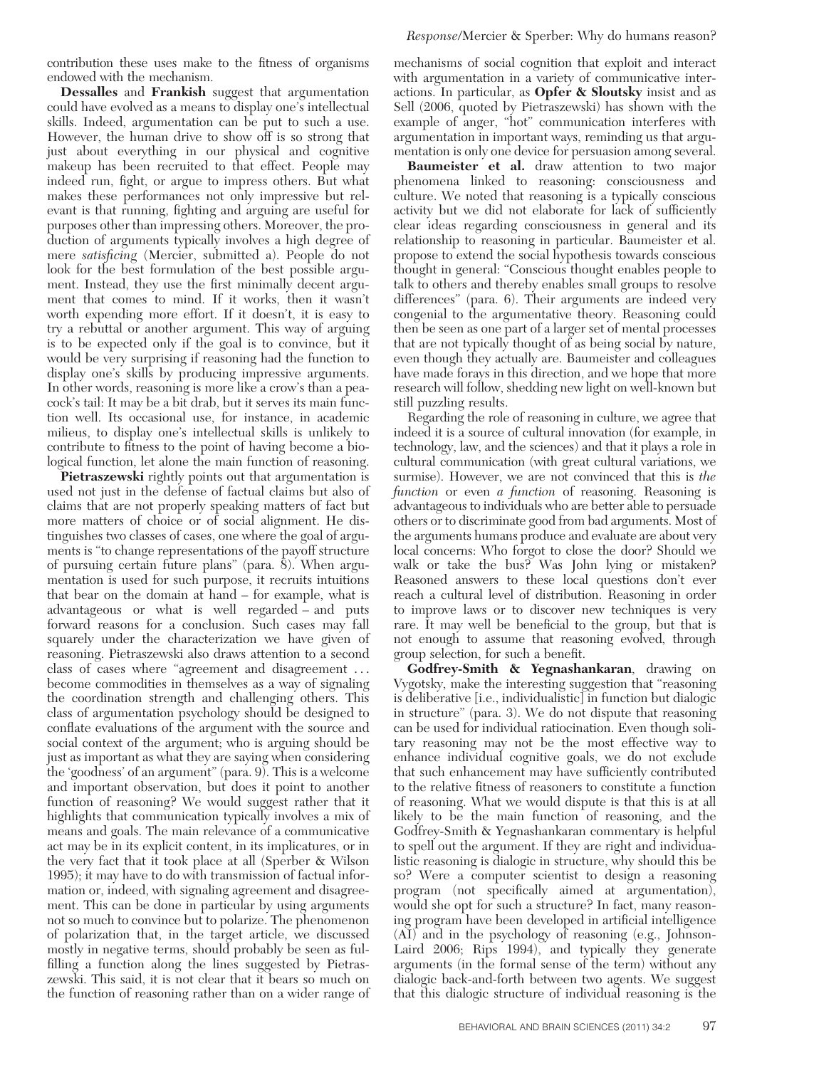contribution these uses make to the fitness of organisms endowed with the mechanism.

**Dessalles** and **Frankish** suggest that argumentation could have evolved as a means to display one's intellectual skills. Indeed, argumentation can be put to such a use. However, the human drive to show off is so strong that just about everything in our physical and cognitive makeup has been recruited to that effect. People may indeed run, fight, or argue to impress others. But what makes these performances not only impressive but relevant is that running, fighting and arguing are useful for purposes other than impressing others. Moreover, the production of arguments typically involves a high degree of mere *satisficing* (Mercier, submitted a). People do not look for the best formulation of the best possible argument. Instead, they use the first minimally decent argument that comes to mind. If it works, then it wasn't worth expending more effort. If it doesn't, it is easy to try a rebuttal or another argument. This way of arguing is to be expected only if the goal is to convince, but it would be very surprising if reasoning had the function to display one's skills by producing impressive arguments. In other words, reasoning is more like a crow's than a peacock's tail: It may be a bit drab, but it serves its main function well. Its occasional use, for instance, in academic milieus, to display one's intellectual skills is unlikely to contribute to fitness to the point of having become a biological function, let alone the main function of reasoning.

**Pietraszewski** rightly points out that argumentation is used not just in the defense of factual claims but also of claims that are not properly speaking matters of fact but more matters of choice or of social alignment. He distinguishes two classes of cases, one where the goal of arguments is "to change representations of the payoff structure of pursuing certain future plans" (para. 8). When argumentation is used for such purpose, it recruits intuitions that bear on the domain at hand – for example, what is advantageous or what is well regarded – and puts forward reasons for a conclusion. Such cases may fall squarely under the characterization we have given of reasoning. Pietraszewski also draws attention to a second class of cases where "agreement and disagreement ... become commodities in themselves as a way of signaling the coordination strength and challenging others. This class of argumentation psychology should be designed to conflate evaluations of the argument with the source and social context of the argument; who is arguing should be just as important as what they are saying when considering the 'goodness' of an argument" (para. 9). This is a welcome and important observation, but does it point to another function of reasoning? We would suggest rather that it highlights that communication typically involves a mix of means and goals. The main relevance of a communicative act may be in its explicit content, in its implicatures, or in the very fact that it took place at all (Sperber & Wilson 1995); it may have to do with transmission of factual information or, indeed, with signaling agreement and disagreement. This can be done in particular by using arguments not so much to convince but to polarize. The phenomenon of polarization that, in the target article, we discussed mostly in negative terms, should probably be seen as fulfilling a function along the lines suggested by Pietraszewski. This said, it is not clear that it bears so much on the function of reasoning rather than on a wider range of mechanisms of social cognition that exploit and interact with argumentation in a variety of communicative interactions. In particular, as **Opfer & Sloutsky** insist and as Sell (2006, quoted by Pietraszewski) has shown with the example of anger, "hot" communication interferes with argumentation in important ways, reminding us that argumentation is only one device for persuasion among several.

**Baumeister et al.** draw attention to two major phenomena linked to reasoning: consciousness and culture. We noted that reasoning is a typically conscious activity but we did not elaborate for lack of sufficiently clear ideas regarding consciousness in general and its relationship to reasoning in particular. Baumeister et al. propose to extend the social hypothesis towards conscious thought in general: "Conscious thought enables people to talk to others and thereby enables small groups to resolve differences" (para. 6). Their arguments are indeed very congenial to the argumentative theory. Reasoning could then be seen as one part of a larger set of mental processes that are not typically thought of as being social by nature, even though they actually are. Baumeister and colleagues have made forays in this direction, and we hope that more research will follow, shedding new light on well-known but still puzzling results.

Regarding the role of reasoning in culture, we agree that indeed it is a source of cultural innovation (for example, in technology, law, and the sciences) and that it plays a role in cultural communication (with great cultural variations, we surmise). However, we are not convinced that this is *the function* or even *a function* of reasoning. Reasoning is advantageous to individuals who are better able to persuade others or to discriminate good from bad arguments. Most of the arguments humans produce and evaluate are about very local concerns: Who forgot to close the door? Should we walk or take the bus? Was John lying or mistaken? Reasoned answers to these local questions don't ever reach a cultural level of distribution. Reasoning in order to improve laws or to discover new techniques is very rare. It may well be beneficial to the group, but that is not enough to assume that reasoning evolved, through group selection, for such a benefit.

**Godfrey-Smith & Yegnashankaran**, drawing on Vygotsky, make the interesting suggestion that "reasoning is deliberative [i.e., individualistic] in function but dialogic in structure" (para. 3). We do not dispute that reasoning can be used for individual ratiocination. Even though solitary reasoning may not be the most effective way to enhance individual cognitive goals, we do not exclude that such enhancement may have sufficiently contributed to the relative fitness of reasoners to constitute a function of reasoning. What we would dispute is that this is at all likely to be the main function of reasoning, and the Godfrey-Smith & Yegnashankaran commentary is helpful to spell out the argument. If they are right and individualistic reasoning is dialogic in structure, why should this be so? Were a computer scientist to design a reasoning program (not specifically aimed at argumentation), would she opt for such a structure? In fact, many reasoning program have been developed in artificial intelligence (AI) and in the psychology of reasoning (e.g., Johnson-Laird 2006; Rips 1994), and typically they generate arguments (in the formal sense of the term) without any dialogic back-and-forth between two agents. We suggest that this dialogic structure of individual reasoning is the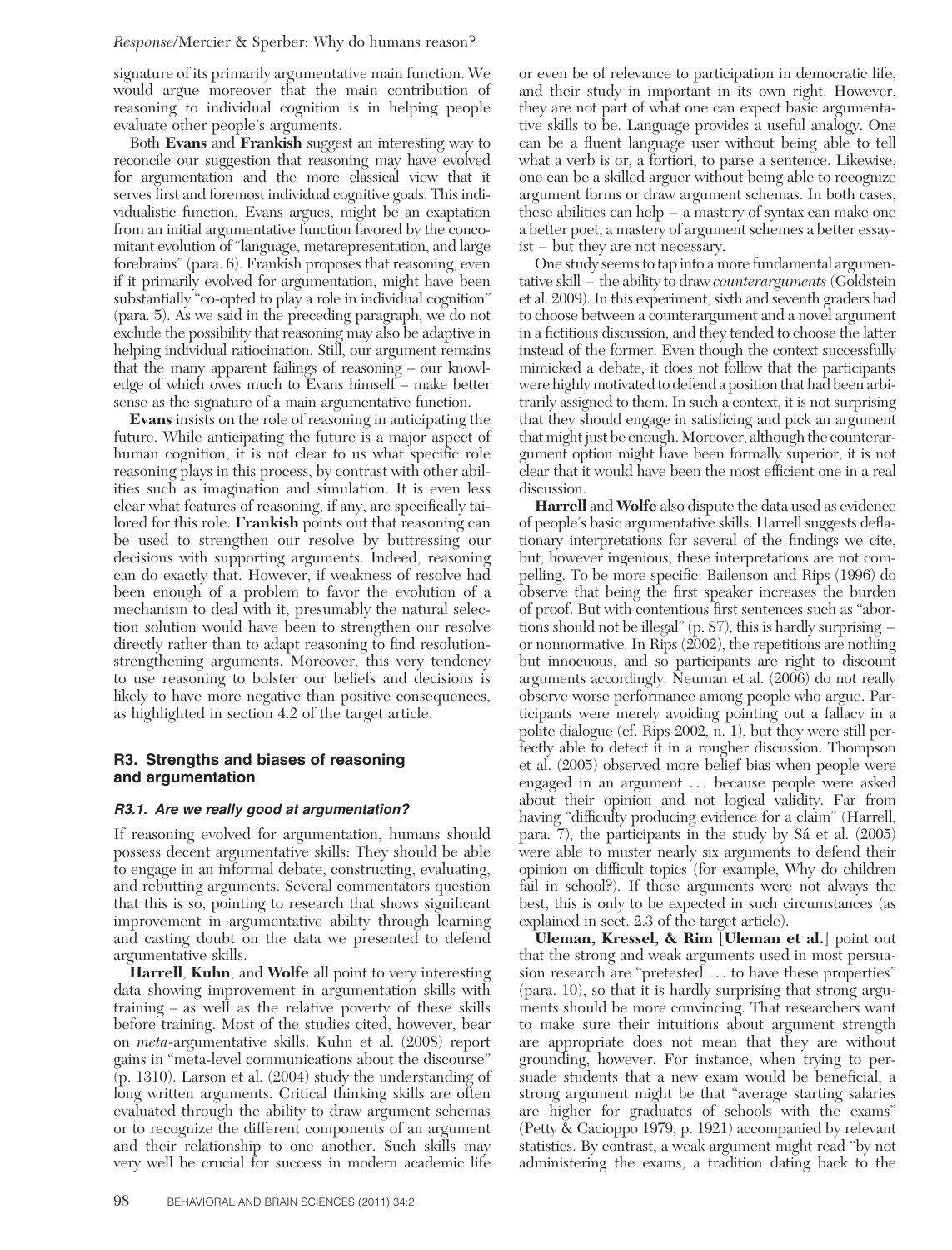signature of its primarily argumentative main function. We would argue moreover that the main contribution of reasoning to individual cognition is in helping people evaluate other people's arguments.

Both **Evans** and **Frankish** suggest an interesting way to reconcile our suggestion that reasoning may have evolved for argumentation and the more classical view that it serves first and foremost individual cognitive goals. This individualistic function, Evans argues, might be an exaptation from an initial argumentative function favored by the concomitant evolution of "language, metarepresentation, and large forebrains" (para. 6). Frankish proposes that reasoning, even if it primarily evolved for argumentation, might have been substantially "co-opted to play a role in individual cognition" (para. 5). As we said in the preceding paragraph, we do not exclude the possibility that reasoning may also be adaptive in helping individual ratiocination. Still, our argument remains that the many apparent failings of reasoning – our knowledge of which owes much to Evans himself – make better sense as the signature of a main argumentative function.

**Evans** insists on the role of reasoning in anticipating the future. While anticipating the future is a major aspect of human cognition, it is not clear to us what specific role reasoning plays in this process, by contrast with other abilities such as imagination and simulation. It is even less clear what features of reasoning, if any, are specifically tailored for this role. **Frankish** points out that reasoning can be used to strengthen our resolve by buttressing our decisions with supporting arguments. Indeed, reasoning can do exactly that. However, if weakness of resolve had been enough of a problem to favor the evolution of a mechanism to deal with it, presumably the natural selection solution would have been to strengthen our resolve directly rather than to adapt reasoning to find resolution-strengthening arguments. Moreover, this very tendency to use reasoning to bolster our beliefs and decisions is likely to have more negative than positive consequences, as highlighted in section 4.2 of the target article.

## R3. Strengths and biases of reasoning and argumentation

### R3.1. Are we really good at argumentation?

If reasoning evolved for argumentation, humans should possess decent argumentative skills: They should be able to engage in an informal debate, constructing, evaluating, and rebutting arguments. Several commentators question that this is so, pointing to research that shows significant improvement in argumentative ability through learning and casting doubt on the data we presented to defend argumentative skills.

**Harrell**, **Kuhn**, and **Wolfe** all point to very interesting data showing improvement in argumentation skills with training – as well as the relative poverty of these skills before training. Most of the studies cited, however, bear on *meta*-argumentative skills. Kuhn et al. (2008) report gains in "meta-level communications about the discourse" (p. 1310). Larson et al. (2004) study the understanding of long written arguments. Critical thinking skills are often evaluated through the ability to draw argument schemas or to recognize the different components of an argument and their relationship to one another. Such skills may very well be crucial for success in modern academic life or even be of relevance to participation in democratic life, and their study in important in its own right. However, they are not part of what one can expect basic argumentative skills to be. Language provides a useful analogy. One can be a fluent language user without being able to tell what a verb is or, a fortiori, to parse a sentence. Likewise, one can be a skilled arguer without being able to recognize argument forms or draw argument schemas. In both cases, these abilities can help – a mastery of syntax can make one a better poet, a mastery of argument schemes a better essayist – but they are not necessary.

One study seems to tap into a more fundamental argumentative skill – the ability to draw *counterarguments* (Goldstein et al. 2009). In this experiment, sixth and seventh graders had to choose between a counterargument and a novel argument in a fictitious discussion, and they tended to choose the latter instead of the former. Even though the context successfully mimicked a debate, it does not follow that the participants were highly motivated to defend a position that had been arbitrarily assigned to them. In such a context, it is not surprising that they should engage in satisficing and pick an argument that might just be enough. Moreover, although the counterargument option might have been formally superior, it is not clear that it would have been the most efficient one in a real discussion.

**Harrell** and **Wolfe** also dispute the data used as evidence of people's basic argumentative skills. Harrell suggests deflationary interpretations for several of the findings we cite, but, however ingenious, these interpretations are not compelling. To be more specific: Bailenson and Rips (1996) do observe that being the first speaker increases the burden of proof. But with contentious first sentences such as "abortions should not be illegal" (p. S7), this is hardly surprising – or nonnormative. In Rips (2002), the repetitions are nothing but innocuous, and so participants are right to discount arguments accordingly. Neuman et al. (2006) do not really observe worse performance among people who argue. Participants were merely avoiding pointing out a fallacy in a polite dialogue (cf. Rips 2002, n. 1), but they were still perfectly able to detect it in a rougher discussion. Thompson et al. (2005) observed more belief bias when people were engaged in an argument ... because people were asked about their opinion and not logical validity. Far from having "difficulty producing evidence for a claim" (Harrell, para. 7), the participants in the study by Sá et al. (2005) were able to muster nearly six arguments to defend their opinion on difficult topics (for example, Why do children fail in school?). If these arguments were not always the best, this is only to be expected in such circumstances (as explained in sect. 2.3 of the target article).

**Uleman, Kressel, & Rim** [**Uleman et al.**] point out that the strong and weak arguments used in most persuasion research are "pretested ... to have these properties" (para. 10), so that it is hardly surprising that strong arguments should be more convincing. That researchers want to make sure their intuitions about argument strength are appropriate does not mean that they are without grounding, however. For instance, when trying to persuade students that a new exam would be beneficial, a strong argument might be that "average starting salaries are higher for graduates of schools with the exams" (Petty & Cacioppo 1979, p. 1921) accompanied by relevant statistics. By contrast, a weak argument might read "by not administering the exams, a tradition dating back to the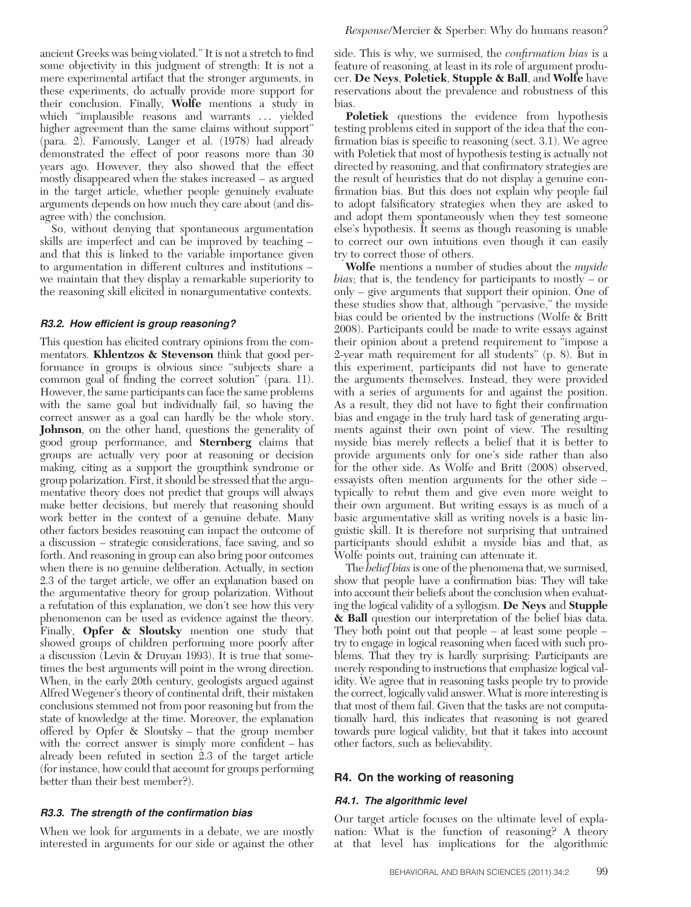ancient Greeks was being violated." It is not a stretch to find some objectivity in this judgment of strength: It is not a mere experimental artifact that the stronger arguments, in these experiments, do actually provide more support for their conclusion. Finally, **Wolfe** mentions a study in which "implausible reasons and warrants ... yielded higher agreement than the same claims without support" (para. 2). Famously, Langer et al. (1978) had already demonstrated the effect of poor reasons more than 30 years ago. However, they also showed that the effect mostly disappeared when the stakes increased – as argued in the target article, whether people genuinely evaluate arguments depends on how much they care about (and disagree with) the conclusion.

So, without denying that spontaneous argumentation skills are imperfect and can be improved by teaching – and that this is linked to the variable importance given to argumentation in different cultures and institutions – we maintain that they display a remarkable superiority to the reasoning skill elicited in nonargumentative contexts.

### *R3.2. How efficient is group reasoning?*

This question has elicited contrary opinions from the commentators. **Khlentzos & Stevenson** think that good performance in groups is obvious since "subjects share a common goal of finding the correct solution" (para. 11). However, the same participants can face the same problems with the same goal but individually fail, so having the correct answer as a goal can hardly be the whole story. **Johnson**, on the other hand, questions the generality of good group performance, and **Sternberg** claims that groups are actually very poor at reasoning or decision making, citing as a support the groupthink syndrome or group polarization. First, it should be stressed that the argumentative theory does not predict that groups will always make better decisions, but merely that reasoning should work better in the context of a genuine debate. Many other factors besides reasoning can impact the outcome of a discussion – strategic considerations, face saving, and so forth. And reasoning in group can also bring poor outcomes when there is no genuine deliberation. Actually, in section 2.3 of the target article, we offer an explanation based on the argumentative theory for group polarization. Without a refutation of this explanation, we don't see how this very phenomenon can be used as evidence against the theory. Finally, **Opfer & Sloutsky** mention one study that showed groups of children performing more poorly after a discussion (Levin & Druyan 1993). It is true that sometimes the best arguments will point in the wrong direction. When, in the early 20th century, geologists argued against Alfred Wegener's theory of continental drift, their mistaken conclusions stemmed not from poor reasoning but from the state of knowledge at the time. Moreover, the explanation offered by Opfer & Sloutsky – that the group member with the correct answer is simply more confident – has already been refuted in section 2.3 of the target article (for instance, how could that account for groups performing better than their best member?).

### *R3.3. The strength of the confirmation bias*

When we look for arguments in a debate, we are mostly interested in arguments for our side or against the other side. This is why, we surmised, the *confirmation bias* is a feature of reasoning, at least in its role of argument producer. **De Neys**, **Poletiek**, **Stupple & Ball**, and **Wolfe** have reservations about the prevalence and robustness of this bias.

**Poletiek** questions the evidence from hypothesis testing problems cited in support of the idea that the confirmation bias is specific to reasoning (sect. 3.1). We agree with Poletiek that most of hypothesis testing is actually not directed by reasoning, and that confirmatory strategies are the result of heuristics that do not display a genuine confirmation bias. But this does not explain why people fail to adopt falsificatory strategies when they are asked to and adopt them spontaneously when they test someone else's hypothesis. It seems as though reasoning is unable to correct our own intuitions even though it can easily try to correct those of others.

**Wolfe** mentions a number of studies about the *myside bias*; that is, the tendency for participants to mostly – or only – give arguments that support their opinion. One of these studies show that, although "pervasive," the myside bias could be oriented by the instructions (Wolfe & Britt 2008). Participants could be made to write essays against their opinion about a pretend requirement to "impose a 2-year math requirement for all students" (p. 8). But in this experiment, participants did not have to generate the arguments themselves. Instead, they were provided with a series of arguments for and against the position. As a result, they did not have to fight their confirmation bias and engage in the truly hard task of generating arguments against their own point of view. The resulting myside bias merely reflects a belief that it is better to provide arguments only for one's side rather than also for the other side. As Wolfe and Britt (2008) observed, essayists often mention arguments for the other side – typically to rebut them and give even more weight to their own argument. But writing essays is as much of a basic argumentative skill as writing novels is a basic linguistic skill. It is therefore not surprising that untrained participants should exhibit a myside bias and that, as Wolfe points out, training can attenuate it.

The *belief bias* is one of the phenomena that, we surmised, show that people have a confirmation bias: They will take into account their beliefs about the conclusion when evaluating the logical validity of a syllogism. **De Neys** and **Stupple & Ball** question our interpretation of the belief bias data. They both point out that people – at least some people – try to engage in logical reasoning when faced with such problems. That they try is hardly surprising: Participants are merely responding to instructions that emphasize logical validity. We agree that in reasoning tasks people try to provide the correct, logically valid answer. What is more interesting is that most of them fail. Given that the tasks are not computationally hard, this indicates that reasoning is not geared towards pure logical validity, but that it takes into account other factors, such as believability.

## R4. On the working of reasoning

### *R4.1. The algorithmic level*

Our target article focuses on the ultimate level of explanation: What is the function of reasoning? A theory at that level has implications for the algorithmic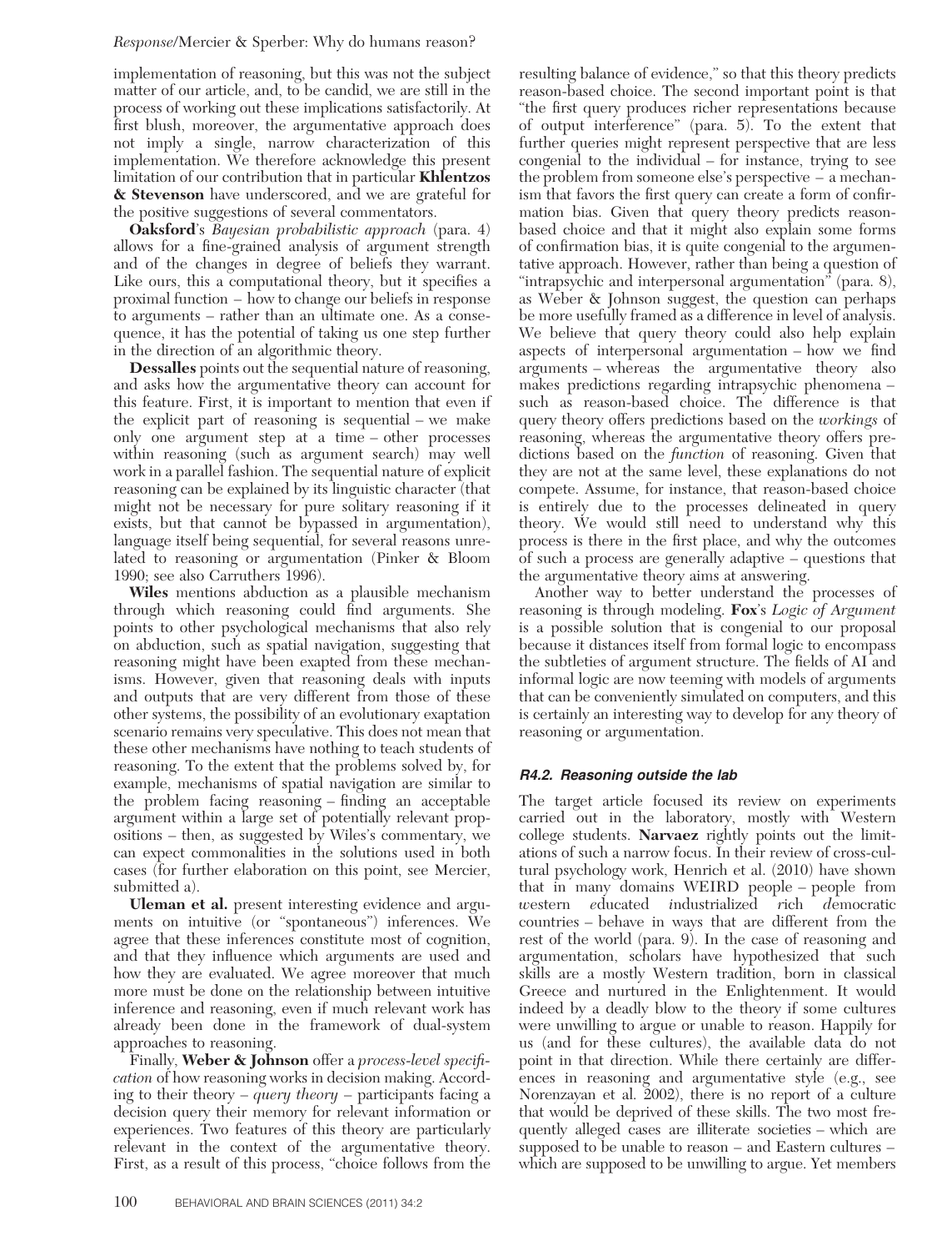implementation of reasoning, but this was not the subject matter of our article, and, to be candid, we are still in the process of working out these implications satisfactorily. At first blush, moreover, the argumentative approach does not imply a single, narrow characterization of this implementation. We therefore acknowledge this present limitation of our contribution that in particular **Khlentzos & Stevenson** have underscored, and we are grateful for the positive suggestions of several commentators.

**Oaksford**'s *Bayesian probabilistic approach* (para. 4) allows for a fine-grained analysis of argument strength and of the changes in degree of beliefs they warrant. Like ours, this a computational theory, but it specifies a proximal function – how to change our beliefs in response to arguments – rather than an ultimate one. As a consequence, it has the potential of taking us one step further in the direction of an algorithmic theory.

**Dessalles** points out the sequential nature of reasoning, and asks how the argumentative theory can account for this feature. First, it is important to mention that even if the explicit part of reasoning is sequential – we make only one argument step at a time – other processes within reasoning (such as argument search) may well work in a parallel fashion. The sequential nature of explicit reasoning can be explained by its linguistic character (that might not be necessary for pure solitary reasoning if it exists, but that cannot be bypassed in argumentation), language itself being sequential, for several reasons unrelated to reasoning or argumentation (Pinker & Bloom 1990; see also Carruthers 1996).

**Wiles** mentions abduction as a plausible mechanism through which reasoning could find arguments. She points to other psychological mechanisms that also rely on abduction, such as spatial navigation, suggesting that reasoning might have been exapted from these mechanisms. However, given that reasoning deals with inputs and outputs that are very different from those of these other systems, the possibility of an evolutionary exaptation scenario remains very speculative. This does not mean that these other mechanisms have nothing to teach students of reasoning. To the extent that the problems solved by, for example, mechanisms of spatial navigation are similar to the problem facing reasoning – finding an acceptable argument within a large set of potentially relevant propositions – then, as suggested by Wiles's commentary, we can expect commonalities in the solutions used in both cases (for further elaboration on this point, see Mercier, submitted a).

**Uleman et al.** present interesting evidence and arguments on intuitive (or "spontaneous") inferences. We agree that these inferences constitute most of cognition, and that they influence which arguments are used and how they are evaluated. We agree moreover that much more must be done on the relationship between intuitive inference and reasoning, even if much relevant work has already been done in the framework of dual-system approaches to reasoning.

Finally, **Weber & Johnson** offer a *process-level specification* of how reasoning works in decision making. According to their theory – *query theory* – participants facing a decision query their memory for relevant information or experiences. Two features of this theory are particularly relevant in the context of the argumentative theory. First, as a result of this process, "choice follows from the resulting balance of evidence," so that this theory predicts reason-based choice. The second important point is that "the first query produces richer representations because of output interference" (para. 5). To the extent that further queries might represent perspective that are less congenial to the individual – for instance, trying to see the problem from someone else's perspective – a mechanism that favors the first query can create a form of confirmation bias. Given that query theory predicts reason-based choice and that it might also explain some forms of confirmation bias, it is quite congenial to the argumentative approach. However, rather than being a question of "intrapsychic and interpersonal argumentation" (para. 8), as Weber & Johnson suggest, the question can perhaps be more usefully framed as a difference in level of analysis. We believe that query theory could also help explain aspects of interpersonal argumentation – how we find arguments – whereas the argumentative theory also makes predictions regarding intrapsychic phenomena – such as reason-based choice. The difference is that query theory offers predictions based on the *workings* of reasoning, whereas the argumentative theory offers predictions based on the *function* of reasoning. Given that they are not at the same level, these explanations do not compete. Assume, for instance, that reason-based choice is entirely due to the processes delineated in query theory. We would still need to understand why this process is there in the first place, and why the outcomes of such a process are generally adaptive – questions that the argumentative theory aims at answering.

Another way to better understand the processes of reasoning is through modeling. **Fox**'s *Logic of Argument* is a possible solution that is congenial to our proposal because it distances itself from formal logic to encompass the subtleties of argument structure. The fields of AI and informal logic are now teeming with models of arguments that can be conveniently simulated on computers, and this is certainly an interesting way to develop for any theory of reasoning or argumentation.

### R4.2. Reasoning outside the lab

The target article focused its review on experiments carried out in the laboratory, mostly with Western college students. **Narvaez** rightly points out the limitations of such a narrow focus. In their review of cross-cultural psychology work, Henrich et al. (2010) have shown that in many domains WEIRD people – people from *w*estern *e*ducated *i*ndustrialized *r*ich *d*emocratic countries – behave in ways that are different from the rest of the world (para. 9). In the case of reasoning and argumentation, scholars have hypothesized that such skills are a mostly Western tradition, born in classical Greece and nurtured in the Enlightenment. It would indeed by a deadly blow to the theory if some cultures were unwilling to argue or unable to reason. Happily for us (and for these cultures), the available data do not point in that direction. While there certainly are differences in reasoning and argumentative style (e.g., see Norenzayan et al. 2002), there is no report of a culture that would be deprived of these skills. The two most frequently alleged cases are illiterate societies – which are supposed to be unable to reason – and Eastern cultures – which are supposed to be unwilling to argue. Yet members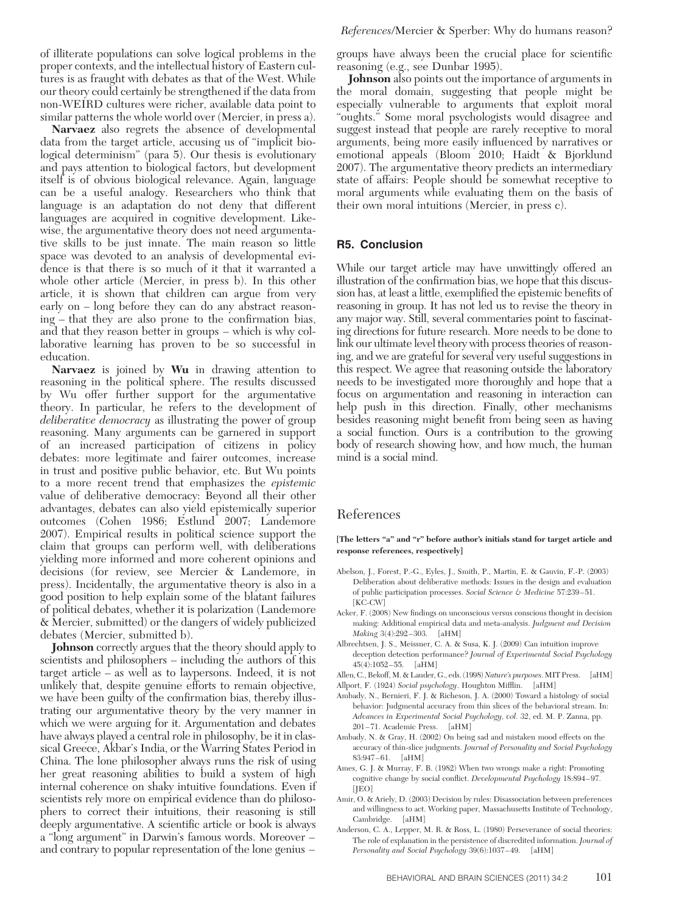of illiterate populations can solve logical problems in the proper contexts, and the intellectual history of Eastern cultures is as fraught with debates as that of the West. While our theory could certainly be strengthened if the data from non-WEIRD cultures were richer, available data point to similar patterns the whole world over (Mercier, in press a).

**Narvaez** also regrets the absence of developmental data from the target article, accusing us of "implicit biological determinism" (para 5). Our thesis is evolutionary and pays attention to biological factors, but development itself is of obvious biological relevance. Again, language can be a useful analogy. Researchers who think that language is an adaptation do not deny that different languages are acquired in cognitive development. Likewise, the argumentative theory does not need argumentative skills to be just innate. The main reason so little space was devoted to an analysis of developmental evidence is that there is so much of it that it warranted a whole other article (Mercier, in press b). In this other article, it is shown that children can argue from very early on – long before they can do any abstract reasoning – that they are also prone to the confirmation bias, and that they reason better in groups – which is why collaborative learning has proven to be so successful in education.

**Narvaez** is joined by **Wu** in drawing attention to reasoning in the political sphere. The results discussed by Wu offer further support for the argumentative theory. In particular, he refers to the development of *deliberative democracy* as illustrating the power of group reasoning. Many arguments can be garnered in support of an increased participation of citizens in policy debates: more legitimate and fairer outcomes, increase in trust and positive public behavior, etc. But Wu points to a more recent trend that emphasizes the *epistemic* value of deliberative democracy: Beyond all their other advantages, debates can also yield epistemically superior outcomes (Cohen 1986; Estlund 2007; Landemore 2007). Empirical results in political science support the claim that groups can perform well, with deliberations yielding more informed and more coherent opinions and decisions (for review, see Mercier & Landemore, in press). Incidentally, the argumentative theory is also in a good position to help explain some of the blatant failures of political debates, whether it is polarization (Landemore & Mercier, submitted) or the dangers of widely publicized debates (Mercier, submitted b).

**Johnson** correctly argues that the theory should apply to scientists and philosophers – including the authors of this target article – as well as to laypersons. Indeed, it is not unlikely that, despite genuine efforts to remain objective, we have been guilty of the confirmation bias, thereby illustrating our argumentative theory by the very manner in which we were arguing for it. Argumentation and debates have always played a central role in philosophy, be it in classical Greece, Akbar's India, or the Warring States Period in China. The lone philosopher always runs the risk of using her great reasoning abilities to build a system of high internal coherence on shaky intuitive foundations. Even if scientists rely more on empirical evidence than do philosophers to correct their intuitions, their reasoning is still deeply argumentative. A scientific article or book is always a "long argument" in Darwin's famous words. Moreover – and contrary to popular representation of the lone genius – groups have always been the crucial place for scientific reasoning (e.g., see Dunbar 1995).

**Johnson** also points out the importance of arguments in the moral domain, suggesting that people might be especially vulnerable to arguments that exploit moral "oughts." Some moral psychologists would disagree and suggest instead that people are rarely receptive to moral arguments, being more easily influenced by narratives or emotional appeals (Bloom 2010; Haidt & Bjorklund 2007). The argumentative theory predicts an intermediary state of affairs: People should be somewhat receptive to moral arguments while evaluating them on the basis of their own moral intuitions (Mercier, in press c).

## R5. Conclusion

While our target article may have unwittingly offered an illustration of the confirmation bias, we hope that this discussion has, at least a little, exemplified the epistemic benefits of reasoning in group. It has not led us to revise the theory in any major way. Still, several commentaries point to fascinating directions for future research. More needs to be done to link our ultimate level theory with process theories of reasoning, and we are grateful for several very useful suggestions in this respect. We agree that reasoning outside the laboratory needs to be investigated more thoroughly and hope that a focus on argumentation and reasoning in interaction can help push in this direction. Finally, other mechanisms besides reasoning might benefit from being seen as having a social function. Ours is a contribution to the growing body of research showing how, and how much, the human mind is a social mind.

# References

**[The letters "a" and "r" before author's initials stand for target article and response references, respectively]**

Abelson, J., Forest, P.-G., Eyles, J., Smith, P., Martin, E. & Gauvin, F.-P. (2003) Deliberation about deliberative methods: Issues in the design and evaluation of public participation processes. *Social Science & Medicine* 57:239–51. [KC-CW]

Acker, F. (2008) New findings on unconscious versus conscious thought in decision making: Additional empirical data and meta-analysis. *Judgment and Decision Making* 3(4):292–303. [aHM]

Albrechtsen, J. S., Meissner, C. A. & Susa, K. J. (2009) Can intuition improve deception detection performance? *Journal of Experimental Social Psychology* 45(4):1052–55. [aHM]

Allen, C., Bekoff, M. & Lauder, G., eds. (1998) *Nature's purposes*. MIT Press. [aHM]

Allport, F. (1924) *Social psychology*. Houghton Mifflin. [aHM]

Ambady, N., Bernieri, F. J. & Richeson, J. A. (2000) Toward a histology of social behavior: Judgmental accuracy from thin slices of the behavioral stream. In: *Advances in Experimental Social Psychology, vol. 32*, ed. M. P. Zanna, pp. 201–71. Academic Press. [aHM]

Ambady, N. & Gray, H. (2002) On being sad and mistaken mood effects on the accuracy of thin-slice judgments. *Journal of Personality and Social Psychology* 83:947–61. [aHM]

Ames, G. J. & Murray, F. B. (1982) When two wrongs make a right: Promoting cognitive change by social conflict. *Developmental Psychology* 18:894–97. [JEO]

Amir, O. & Ariely, D. (2003) Decision by rules: Disassociation between preferences and willingness to act. Working paper, Massachusetts Institute of Technology, Cambridge. [aHM]

Anderson, C. A., Lepper, M. R. & Ross, L. (1980) Perseverance of social theories: The role of explanation in the persistence of discredited information. *Journal of Personality and Social Psychology* 39(6):1037–49. [aHM]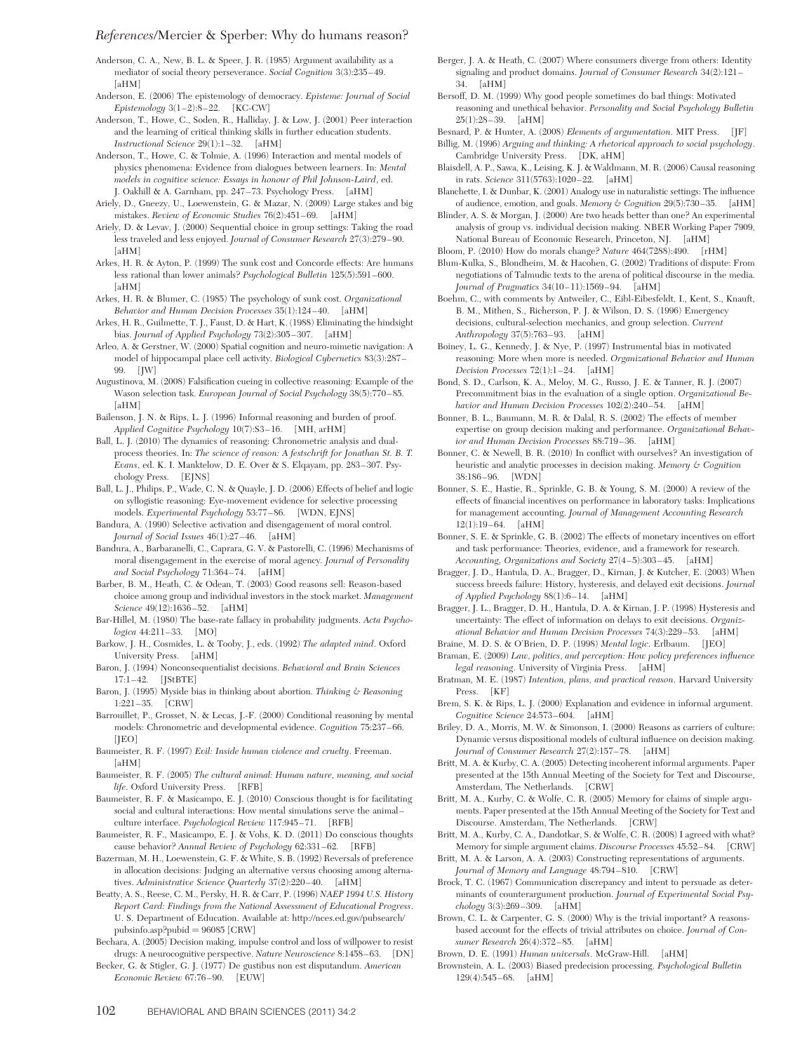Anderson, C. A., New, B. L. & Speer, J. R. (1985) Argument availability as a mediator of social theory perseverance. *Social Cognition* 3(3):235–49. [aHM]

Anderson, E. (2006) The epistemology of democracy. *Episteme: Journal of Social Epistemology* 3(1–2):8–22. [KC-CW]

Anderson, T., Howe, C., Soden, R., Halliday, J. & Low, J. (2001) Peer interaction and the learning of critical thinking skills in further education students. *Instructional Science* 29(1):1–32. [aHM]

Anderson, T., Howe, C. & Tolmie, A. (1996) Interaction and mental models of physics phenomena: Evidence from dialogues between learners. In: *Mental models in cognitive science: Essays in honour of Phil Johnson-Laird*, ed. J. Oakhill & A. Garnham, pp. 247–73. Psychology Press. [aHM]

Ariely, D., Gneezy, U., Loewenstein, G. & Mazar, N. (2009) Large stakes and big mistakes. *Review of Economic Studies* 76(2):451–69. [aHM]

Ariely, D. & Levav, J. (2000) Sequential choice in group settings: Taking the road less traveled and less enjoyed. *Journal of Consumer Research* 27(3):279–90. [aHM]

Arkes, H. R. & Ayton, P. (1999) The sunk cost and Concorde effects: Are humans less rational than lower animals? *Psychological Bulletin* 125(5):591–600. [aHM]

Arkes, H. R. & Blumer, C. (1985) The psychology of sunk cost. *Organizational Behavior and Human Decision Processes* 35(1):124–40. [aHM]

Arkes, H. R., Guilmette, T. J., Faust, D. & Hart, K. (1988) Eliminating the hindsight bias. *Journal of Applied Psychology* 73(2):305–307. [aHM]

Arleo, A. & Gerstner, W. (2000) Spatial cognition and neuro-mimetic navigation: A model of hippocampal place cell activity. *Biological Cybernetics* 83(3):287–99. [JW]

Augustinova, M. (2008) Falsification cueing in collective reasoning: Example of the Wason selection task. *European Journal of Social Psychology* 38(5):770–85. [aHM]

Bailenson, J. N. & Rips, L. J. (1996) Informal reasoning and burden of proof. *Applied Cognitive Psychology* 10(7):S3–16. [MH, arHM]

Ball, L. J. (2010) The dynamics of reasoning: Chronometric analysis and dual-process theories. In: *The science of reason: A festschrift for Jonathan St. B. T. Evans*, ed. K. I. Manktelow, D. E. Over & S. Elqayam, pp. 283–307. Psychology Press. [EJNS]

Ball, L. J., Philips, P., Wade, C. N. & Quayle, J. D. (2006) Effects of belief and logic on syllogistic reasoning: Eye-movement evidence for selective processing models. *Experimental Psychology* 53:77–86. [WDN, EJNS]

Bandura, A. (1990) Selective activation and disengagement of moral control. *Journal of Social Issues* 46(1):27–46. [aHM]

Bandura, A., Barbaranelli, C., Caprara, G. V. & Pastorelli, C. (1996) Mechanisms of moral disengagement in the exercise of moral agency. *Journal of Personality and Social Psychology* 71:364–74. [aHM]

Barber, B. M., Heath, C. & Odean, T. (2003) Good reasons sell: Reason-based choice among group and individual investors in the stock market. *Management Science* 49(12):1636–52. [aHM]

Bar-Hillel, M. (1980) The base-rate fallacy in probability judgments. *Acta Psychologica* 44:211–33. [MO]

Barkow, J. H., Cosmides, L. & Tooby, J., eds. (1992) *The adapted mind*. Oxford University Press. [aHM]

Baron, J. (1994) Nonconsequentialist decisions. *Behavioral and Brain Sciences* 17:1–42. [JStBTE]

Baron, J. (1995) Myside bias in thinking about abortion. *Thinking & Reasoning* 1:221–35. [CRW]

Barrouillet, P., Grosset, N. & Lecas, J.-F. (2000) Conditional reasoning by mental models: Chronometric and developmental evidence. *Cognition* 75:237–66. [JEO]

Baumeister, R. F. (1997) *Evil: Inside human violence and cruelty*. Freeman. [aHM]

Baumeister, R. F. (2005) *The cultural animal: Human nature, meaning, and social life*. Oxford University Press. [RFB]

Baumeister, R. F. & Masicampo, E. J. (2010) Conscious thought is for facilitating social and cultural interactions: How mental simulations serve the animal–culture interface. *Psychological Review* 117:945–71. [RFB]

Baumeister, R. F., Masicampo, E. J. & Vohs, K. D. (2011) Do conscious thoughts cause behavior? *Annual Review of Psychology* 62:331–62. [RFB]

Bazerman, M. H., Loewenstein, G. F. & White, S. B. (1992) Reversals of preference in allocation decisions: Judging an alternative versus choosing among alternatives. *Administrative Science Quarterly* 37(2):220–40. [aHM]

Beatty, A. S., Reese, C. M., Persky, H. R. & Carr, P. (1996) *NAEP 1994 U.S. History Report Card: Findings from the National Assessment of Educational Progress*. U. S. Department of Education. Available at: http://nces.ed.gov/pubsearch/pubsinfo.asp?pubid = 96085 [CRW]

Bechara, A. (2005) Decision making, impulse control and loss of willpower to resist drugs: A neurocognitive perspective. *Nature Neuroscience* 8:1458–63. [DN]

Becker, G. & Stigler, G. J. (1977) De gustibus non est disputandum. *American Economic Review* 67:76–90. [EUW]

Berger, J. A. & Heath, C. (2007) Where consumers diverge from others: Identity signaling and product domains. *Journal of Consumer Research* 34(2):121–34. [aHM]

Bersoff, D. M. (1999) Why good people sometimes do bad things: Motivated reasoning and unethical behavior. *Personality and Social Psychology Bulletin* 25(1):28–39. [aHM]

Besnard, P. & Hunter, A. (2008) *Elements of argumentation*. MIT Press. [JF]

Billig, M. (1996) *Arguing and thinking: A rhetorical approach to social psychology*. Cambridge University Press. [DK, aHM]

Blaisdell, A. P., Sawa, K., Leising, K. J. & Waldmann, M. R. (2006) Causal reasoning in rats. *Science* 311(5763):1020–22. [aHM]

Blanchette, I. & Dunbar, K. (2001) Analogy use in naturalistic settings: The influence of audience, emotion, and goals. *Memory & Cognition* 29(5):730–35. [aHM]

Blinder, A. S. & Morgan, J. (2000) Are two heads better than one? An experimental analysis of group vs. individual decision making. NBER Working Paper 7909, National Bureau of Economic Research, Princeton, NJ. [aHM]

Bloom, P. (2010) How do morals change? *Nature* 464(7288):490. [rHM]

Blum-Kulka, S., Blondheim, M. & Hacohen, G. (2002) Traditions of dispute: From negotiations of Talmudic texts to the arena of political discourse in the media. *Journal of Pragmatics* 34(10–11):1569–94. [aHM]

Boehm, C., with comments by Antweiler, C., Eibl-Eibesfeldt, I., Kent, S., Knauft, B. M., Mithen, S., Richerson, P. J. & Wilson, D. S. (1996) Emergency decisions, cultural-selection mechanics, and group selection. *Current Anthropology* 37(5):763–93. [aHM]

Boiney, L. G., Kennedy, J. & Nye, P. (1997) Instrumental bias in motivated reasoning: More when more is needed. *Organizational Behavior and Human Decision Processes* 72(1):1–24. [aHM]

Bond, S. D., Carlson, K. A., Meloy, M. G., Russo, J. E. & Tanner, R. J. (2007) Precommitment bias in the evaluation of a single option. *Organizational Behavior and Human Decision Processes* 102(2):240–54. [aHM]

Bonner, B. L., Baumann, M. R. & Dalal, R. S. (2002) The effects of member expertise on group decision making and performance. *Organizational Behavior and Human Decision Processes* 88:719–36. [aHM]

Bonner, C. & Newell, B. R. (2010) In conflict with ourselves? An investigation of heuristic and analytic processes in decision making. *Memory & Cognition* 38:186–96. [WDN]

Bonner, S. E., Hastie, R., Sprinkle, G. B. & Young, S. M. (2000) A review of the effects of financial incentives on performance in laboratory tasks: Implications for management accounting. *Journal of Management Accounting Research* 12(1):19–64. [aHM]

Bonner, S. E. & Sprinkle, G. B. (2002) The effects of monetary incentives on effort and task performance: Theories, evidence, and a framework for research. *Accounting, Organizations and Society* 27(4–5):303–45. [aHM]

Bragger, J. D., Hantula, D. A., Bragger, D., Kirnan, J. & Kutcher, E. (2003) When success breeds failure: History, hysteresis, and delayed exit decisions. *Journal of Applied Psychology* 88(1):6–14. [aHM]

Bragger, J. L., Bragger, D. H., Hantula, D. A. & Kirnan, J. P. (1998) Hysteresis and uncertainty: The effect of information on delays to exit decisions. *Organizational Behavior and Human Decision Processes* 74(3):229–53. [aHM]

Braine, M. D. S. & O'Brien, D. P. (1998) *Mental logic*. Erlbaum. [JEO]

Braman, E. (2009) *Law, politics, and perception: How policy preferences influence legal reasoning*. University of Virginia Press. [aHM]

Bratman, M. E. (1987) *Intention, plans, and practical reason*. Harvard University Press. [KF]

Brem, S. K. & Rips, L. J. (2000) Explanation and evidence in informal argument. *Cognitive Science* 24:573–604. [aHM]

Briley, D. A., Morris, M. W. & Simonson, I. (2000) Reasons as carriers of culture: Dynamic versus dispositional models of cultural influence on decision making. *Journal of Consumer Research* 27(2):157–78. [aHM]

Britt, M. A. & Kurby, C. A. (2005) Detecting incoherent informal arguments. Paper presented at the 15th Annual Meeting of the Society for Text and Discourse, Amsterdam, The Netherlands. [CRW]

Britt, M. A., Kurby, C. & Wolfe, C. R. (2005) Memory for claims of simple arguments. Paper presented at the 15th Annual Meeting of the Society for Text and Discourse. Amsterdam, The Netherlands. [CRW]

Britt, M. A., Kurby, C. A., Dandotkar, S. & Wolfe, C. R. (2008) I agreed with what? Memory for simple argument claims. *Discourse Processes* 45:52–84. [CRW]

Britt, M. A. & Larson, A. A. (2003) Constructing representations of arguments. *Journal of Memory and Language* 48:794–810. [CRW]

Brock, T. C. (1967) Communication discrepancy and intent to persuade as determinants of counterargument production. *Journal of Experimental Social Psychology* 3(3):269–309. [aHM]

Brown, C. L. & Carpenter, G. S. (2000) Why is the trivial important? A reasons-based account for the effects of trivial attributes on choice. *Journal of Consumer Research* 26(4):372–85. [aHM]

Brown, D. E. (1991) *Human universals*. McGraw-Hill. [aHM]

Brownstein, A. L. (2003) Biased predecision processing. *Psychological Bulletin* 129(4):545–68. [aHM]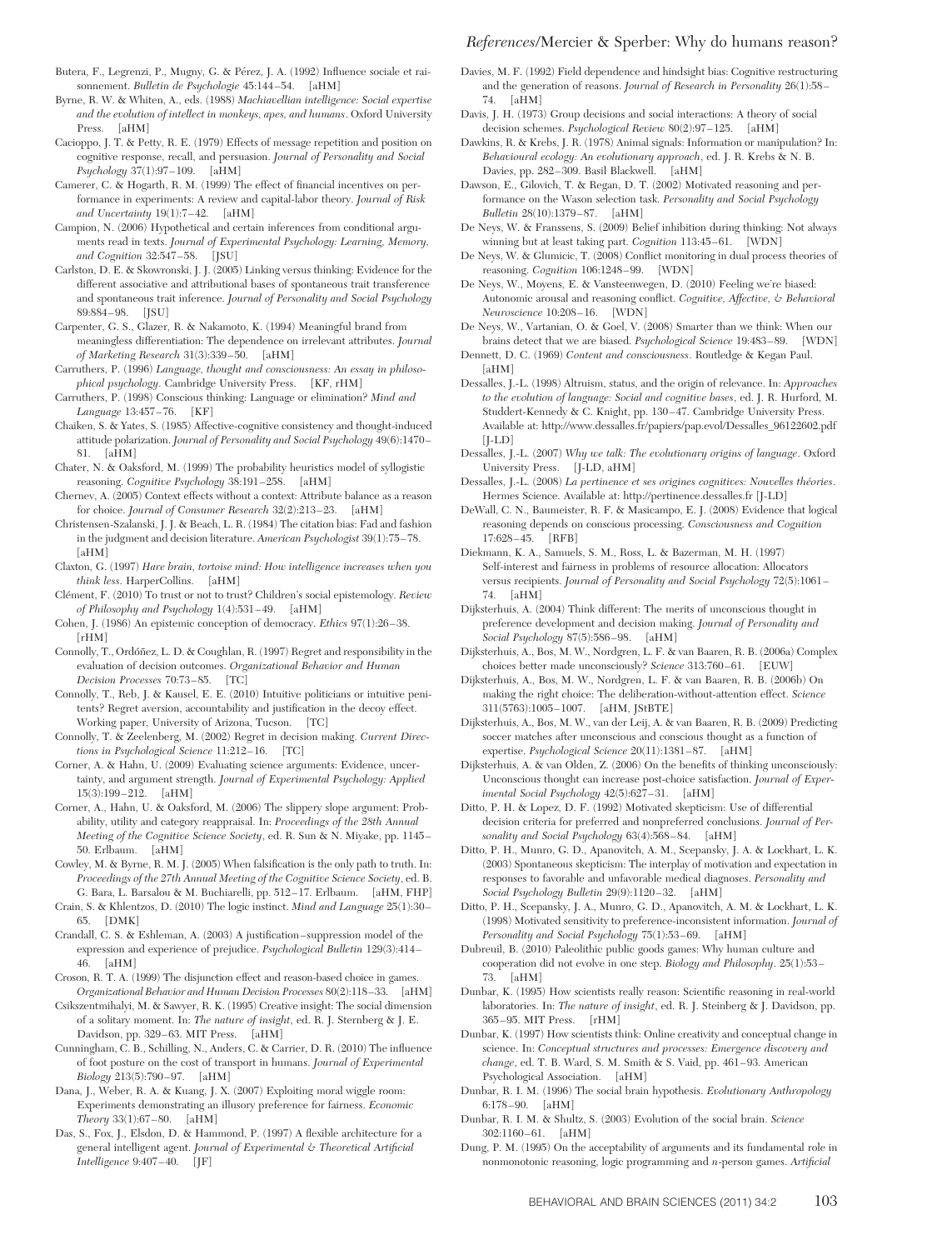Butera, F., Legrenzi, P., Mugny, G. & Pérez, J. A. (1992) Influence sociale et raisonnement. *Bulletin de Psychologie* 45:144–54. [aHM]

Byrne, R. W. & Whiten, A., eds. (1988) *Machiavellian intelligence: Social expertise and the evolution of intellect in monkeys, apes, and humans*. Oxford University Press. [aHM]

Cacioppo, J. T. & Petty, R. E. (1979) Effects of message repetition and position on cognitive response, recall, and persuasion. *Journal of Personality and Social Psychology* 37(1):97–109. [aHM]

Camerer, C. & Hogarth, R. M. (1999) The effect of financial incentives on performance in experiments: A review and capital-labor theory. *Journal of Risk and Uncertainty* 19(1):7–42. [aHM]

Campion, N. (2006) Hypothetical and certain inferences from conditional arguments read in texts. *Journal of Experimental Psychology: Learning, Memory, and Cognition* 32:547–58. [JSU]

Carlston, D. E. & Skowronski, J. J. (2005) Linking versus thinking: Evidence for the different associative and attributional bases of spontaneous trait transference and spontaneous trait inference. *Journal of Personality and Social Psychology* 89:884–98. [JSU]

Carpenter, G. S., Glazer, R. & Nakamoto, K. (1994) Meaningful brand from meaningless differentiation: The dependence on irrelevant attributes. *Journal of Marketing Research* 31(3):339–50. [aHM]

Carruthers, P. (1996) *Language, thought and consciousness: An essay in philosophical psychology*. Cambridge University Press. [KF, rHM]

Carruthers, P. (1998) Conscious thinking: Language or elimination? *Mind and Language* 13:457–76. [KF]

Chaiken, S. & Yates, S. (1985) Affective-cognitive consistency and thought-induced attitude polarization. *Journal of Personality and Social Psychology* 49(6):1470–81. [aHM]

Chater, N. & Oaksford, M. (1999) The probability heuristics model of syllogistic reasoning. *Cognitive Psychology* 38:191–258. [aHM]

Chernev, A. (2005) Context effects without a context: Attribute balance as a reason for choice. *Journal of Consumer Research* 32(2):213–23. [aHM]

Christensen-Szalanski, J. J. & Beach, L. R. (1984) The citation bias: Fad and fashion in the judgment and decision literature. *American Psychologist* 39(1):75–78. [aHM]

Claxton, G. (1997) *Hare brain, tortoise mind: How intelligence increases when you think less*. HarperCollins. [aHM]

Clément, F. (2010) To trust or not to trust? Children's social epistemology. *Review of Philosophy and Psychology* 1(4):531–49. [aHM]

Cohen, J. (1986) An epistemic conception of democracy. *Ethics* 97(1):26–38. [rHM]

Connolly, T., Ordóñez, L. D. & Coughlan, R. (1997) Regret and responsibility in the evaluation of decision outcomes. *Organizational Behavior and Human Decision Processes* 70:73–85. [TC]

Connolly, T., Reb, J. & Kausel, E. E. (2010) Intuitive politicians or intuitive penitents? Regret aversion, accountability and justification in the decoy effect. Working paper, University of Arizona, Tucson. [TC]

Connolly, T. & Zeelenberg, M. (2002) Regret in decision making. *Current Directions in Psychological Science* 11:212–16. [TC]

Corner, A. & Hahn, U. (2009) Evaluating science arguments: Evidence, uncertainty, and argument strength. *Journal of Experimental Psychology: Applied* 15(3):199–212. [aHM]

Corner, A., Hahn, U. & Oaksford, M. (2006) The slippery slope argument: Probability, utility and category reappraisal. In: *Proceedings of the 28th Annual Meeting of the Cognitive Science Society*, ed. R. Sun & N. Miyake, pp. 1145–50. Erlbaum. [aHM]

Cowley, M. & Byrne, R. M. J. (2005) When falsification is the only path to truth. In: *Proceedings of the 27th Annual Meeting of the Cognitive Science Society*, ed. B. G. Bara, L. Barsalou & M. Buchiarelli, pp. 512–17. Erlbaum. [aHM, FHP]

Crain, S. & Khlentzos, D. (2010) The logic instinct. *Mind and Language* 25(1):30–65. [DMK]

Crandall, C. S. & Eshleman, A. (2003) A justification–suppression model of the expression and experience of prejudice. *Psychological Bulletin* 129(3):414–46. [aHM]

Croson, R. T. A. (1999) The disjunction effect and reason-based choice in games. *Organizational Behavior and Human Decision Processes* 80(2):118–33. [aHM]

Csikszentmihalyi, M. & Sawyer, R. K. (1995) Creative insight: The social dimension of a solitary moment. In: *The nature of insight*, ed. R. J. Sternberg & J. E. Davidson, pp. 329–63. MIT Press. [aHM]

Cunningham, C. B., Schilling, N., Anders, C. & Carrier, D. R. (2010) The influence of foot posture on the cost of transport in humans. *Journal of Experimental Biology* 213(5):790–97. [aHM]

Dana, J., Weber, R. A. & Kuang, J. X. (2007) Exploiting moral wiggle room: Experiments demonstrating an illusory preference for fairness. *Economic Theory* 33(1):67–80. [aHM]

Das, S., Fox, J., Elsdon, D. & Hammond, P. (1997) A flexible architecture for a general intelligent agent. *Journal of Experimental & Theoretical Artificial Intelligence* 9:407–40. [JF]

Davies, M. F. (1992) Field dependence and hindsight bias: Cognitive restructuring and the generation of reasons. *Journal of Research in Personality* 26(1):58–74. [aHM]

Davis, J. H. (1973) Group decisions and social interactions: A theory of social decision schemes. *Psychological Review* 80(2):97–125. [aHM]

Dawkins, R. & Krebs, J. R. (1978) Animal signals: Information or manipulation? In: *Behavioural ecology: An evolutionary approach*, ed. J. R. Krebs & N. B. Davies, pp. 282–309. Basil Blackwell. [aHM]

Dawson, E., Gilovich, T. & Regan, D. T. (2002) Motivated reasoning and performance on the Wason selection task. *Personality and Social Psychology Bulletin* 28(10):1379–87. [aHM]

De Neys, W. & Franssens, S. (2009) Belief inhibition during thinking: Not always winning but at least taking part. *Cognition* 113:45–61. [WDN]

De Neys, W. & Glumicic, T. (2008) Conflict monitoring in dual process theories of reasoning. *Cognition* 106:1248–99. [WDN]

De Neys, W., Moyens, E. & Vansteenwegen, D. (2010) Feeling we're biased: Autonomic arousal and reasoning conflict. *Cognitive, Affective, & Behavioral Neuroscience* 10:208–16. [WDN]

De Neys, W., Vartanian, O. & Goel, V. (2008) Smarter than we think: When our brains detect that we are biased. *Psychological Science* 19:483–89. [WDN]

Dennett, D. C. (1969) *Content and consciousness*. Routledge & Kegan Paul. [aHM]

Dessalles, J.-L. (1998) Altruism, status, and the origin of relevance. In: *Approaches to the evolution of language: Social and cognitive bases*, ed. J. R. Hurford, M. Studdert-Kennedy & C. Knight, pp. 130–47. Cambridge University Press. Available at: http://www.dessalles.fr/papiers/pap.evol/Dessalles_96122602.pdf [J-LD]

Dessalles, J.-L. (2007) *Why we talk: The evolutionary origins of language*. Oxford University Press. [J-LD, aHM]

Dessalles, J.-L. (2008) *La pertinence et ses origines cognitives: Nouvelles théories*. Hermes Science. Available at: http://pertinence.dessalles.fr [J-LD]

DeWall, C. N., Baumeister, R. F. & Masicampo, E. J. (2008) Evidence that logical reasoning depends on conscious processing. *Consciousness and Cognition* 17:628–45. [RFB]

Diekmann, K. A., Samuels, S. M., Ross, L. & Bazerman, M. H. (1997) Self-interest and fairness in problems of resource allocation: Allocators versus recipients. *Journal of Personality and Social Psychology* 72(5):1061–74. [aHM]

Dijksterhuis, A. (2004) Think different: The merits of unconscious thought in preference development and decision making. *Journal of Personality and Social Psychology* 87(5):586–98. [aHM]

Dijksterhuis, A., Bos, M. W., Nordgren, L. F. & van Baaren, R. B. (2006a) Complex choices better made unconsciously? *Science* 313:760–61. [EUW]

Dijksterhuis, A., Bos, M. W., Nordgren, L. F. & van Baaren, R. B. (2006b) On making the right choice: The deliberation-without-attention effect. *Science* 311(5763):1005–1007. [aHM, JStBTE]

Dijksterhuis, A., Bos, M. W., van der Leij, A. & van Baaren, R. B. (2009) Predicting soccer matches after unconscious and conscious thought as a function of expertise. *Psychological Science* 20(11):1381–87. [aHM]

Dijksterhuis, A. & van Olden, Z. (2006) On the benefits of thinking unconsciously: Unconscious thought can increase post-choice satisfaction. *Journal of Experimental Social Psychology* 42(5):627–31. [aHM]

Ditto, P. H. & Lopez, D. F. (1992) Motivated skepticism: Use of differential decision criteria for preferred and nonpreferred conclusions. *Journal of Personality and Social Psychology* 63(4):568–84. [aHM]

Ditto, P. H., Munro, G. D., Apanovitch, A. M., Scepansky, J. A. & Lockhart, L. K. (2003) Spontaneous skepticism: The interplay of motivation and expectation in responses to favorable and unfavorable medical diagnoses. *Personality and Social Psychology Bulletin* 29(9):1120–32. [aHM]

Ditto, P. H., Scepansky, J. A., Munro, G. D., Apanovitch, A. M. & Lockhart, L. K. (1998) Motivated sensitivity to preference-inconsistent information. *Journal of Personality and Social Psychology* 75(1):53–69. [aHM]

Dubreuil, B. (2010) Paleolithic public goods games: Why human culture and cooperation did not evolve in one step. *Biology and Philosophy*. 25(1):53–73. [aHM]

Dunbar, K. (1995) How scientists really reason: Scientific reasoning in real-world laboratories. In: *The nature of insight*, ed. R. J. Steinberg & J. Davidson, pp. 365–95. MIT Press. [rHM]

Dunbar, K. (1997) How scientists think: Online creativity and conceptual change in science. In: *Conceptual structures and processes: Emergence discovery and change*, ed. T. B. Ward, S. M. Smith & S. Vaid, pp. 461–93. American Psychological Association. [aHM]

Dunbar, R. I. M. (1996) The social brain hypothesis. *Evolutionary Anthropology* 6:178–90. [aHM]

Dunbar, R. I. M. & Shultz, S. (2003) Evolution of the social brain. *Science* 302:1160–61. [aHM]

Dung, P. M. (1995) On the acceptability of arguments and its fundamental role in nonmonotonic reasoning, logic programming and *n*-person games. *Artificial*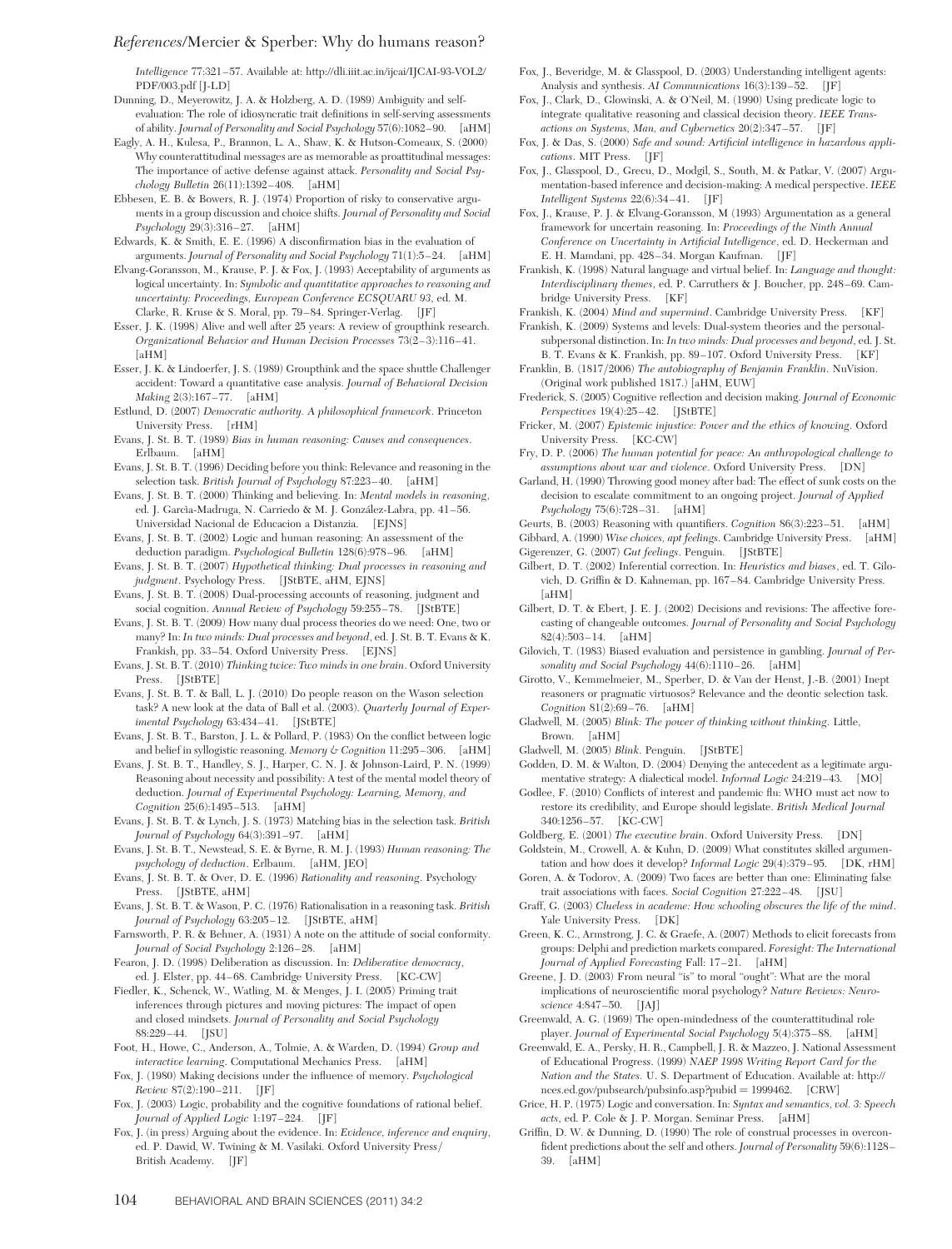*Intelligence* 77:321–57. Available at: http://dli.iiit.ac.in/ijcai/IJCAI-93-VOL2/PDF/003.pdf [J-LD]

Dunning, D., Meyerowitz, J. A. & Holzberg, A. D. (1989) Ambiguity and self-evaluation: The role of idiosyncratic trait definitions in self-serving assessments of ability. *Journal of Personality and Social Psychology* 57(6):1082–90. [aHM]

Eagly, A. H., Kulesa, P., Brannon, L. A., Shaw, K. & Hutson-Comeaux, S. (2000) Why counterattitudinal messages are as memorable as proattitudinal messages: The importance of active defense against attack. *Personality and Social Psychology Bulletin* 26(11):1392–408. [aHM]

Ebbesen, E. B. & Bowers, R. J. (1974) Proportion of risky to conservative arguments in a group discussion and choice shifts. *Journal of Personality and Social Psychology* 29(3):316–27. [aHM]

Edwards, K. & Smith, E. E. (1996) A disconfirmation bias in the evaluation of arguments. *Journal of Personality and Social Psychology* 71(1):5–24. [aHM]

Elvang-Goransson, M., Krause, P. J. & Fox, J. (1993) Acceptability of arguments as logical uncertainty. In: *Symbolic and quantitative approaches to reasoning and uncertainty: Proceedings, European Conference ECSQUARU 93*, ed. M. Clarke, R. Kruse & S. Moral, pp. 79–84. Springer-Verlag. [JF]

Esser, J. K. (1998) Alive and well after 25 years: A review of groupthink research. *Organizational Behavior and Human Decision Processes* 73(2–3):116–41. [aHM]

Esser, J. K. & Lindoerfer, J. S. (1989) Groupthink and the space shuttle Challenger accident: Toward a quantitative case analysis. *Journal of Behavioral Decision Making* 2(3):167–77. [aHM]

Estlund, D. (2007) *Democratic authority. A philosophical framework*. Princeton University Press. [rHM]

Evans, J. St. B. T. (1989) *Bias in human reasoning: Causes and consequences*. Erlbaum. [aHM]

Evans, J. St. B. T. (1996) Deciding before you think: Relevance and reasoning in the selection task. *British Journal of Psychology* 87:223–40. [aHM]

Evans, J. St. B. T. (2000) Thinking and believing. In: *Mental models in reasoning*, ed. J. Garcìa-Madruga, N. Carriedo & M. J. González-Labra, pp. 41–56. Universidad Nacional de Educacion a Distanzia. [EJNS]

Evans, J. St. B. T. (2002) Logic and human reasoning: An assessment of the deduction paradigm. *Psychological Bulletin* 128(6):978–96. [aHM]

Evans, J. St. B. T. (2007) *Hypothetical thinking: Dual processes in reasoning and judgment*. Psychology Press. [JStBTE, aHM, EJNS]

Evans, J. St. B. T. (2008) Dual-processing accounts of reasoning, judgment and social cognition. *Annual Review of Psychology* 59:255–78. [JStBTE]

Evans, J. St. B. T. (2009) How many dual process theories do we need: One, two or many? In: *In two minds: Dual processes and beyond*, ed. J. St. B. T. Evans & K. Frankish, pp. 33–54. Oxford University Press. [EJNS]

Evans, J. St. B. T. (2010) *Thinking twice: Two minds in one brain*. Oxford University Press. [JStBTE]

Evans, J. St. B. T. & Ball, L. J. (2010) Do people reason on the Wason selection task? A new look at the data of Ball et al. (2003). *Quarterly Journal of Experimental Psychology* 63:434–41. [JStBTE]

Evans, J. St. B. T., Barston, J. L. & Pollard, P. (1983) On the conflict between logic and belief in syllogistic reasoning. *Memory & Cognition* 11:295–306. [aHM]

Evans, J. St. B. T., Handley, S. J., Harper, C. N. J. & Johnson-Laird, P. N. (1999) Reasoning about necessity and possibility: A test of the mental model theory of deduction. *Journal of Experimental Psychology: Learning, Memory, and Cognition* 25(6):1495–513. [aHM]

Evans, J. St. B. T. & Lynch, J. S. (1973) Matching bias in the selection task. *British Journal of Psychology* 64(3):391–97. [aHM]

Evans, J. St. B. T., Newstead, S. E. & Byrne, R. M. J. (1993) *Human reasoning: The psychology of deduction*. Erlbaum. [aHM, JEO]

Evans, J. St. B. T. & Over, D. E. (1996) *Rationality and reasoning*. Psychology Press. [JStBTE, aHM]

Evans, J. St. B. T. & Wason, P. C. (1976) Rationalisation in a reasoning task. *British Journal of Psychology* 63:205–12. [JStBTE, aHM]

Farnsworth, P. R. & Behner, A. (1931) A note on the attitude of social conformity. *Journal of Social Psychology* 2:126–28. [aHM]

Fearon, J. D. (1998) Deliberation as discussion. In: *Deliberative democracy*, ed. J. Elster, pp. 44–68. Cambridge University Press. [KC-CW]

Fiedler, K., Schenck, W., Watling, M. & Menges, J. I. (2005) Priming trait inferences through pictures and moving pictures: The impact of open and closed mindsets. *Journal of Personality and Social Psychology* 88:229–44. [JSU]

Foot, H., Howe, C., Anderson, A., Tolmie, A. & Warden, D. (1994) *Group and interactive learning*. Computational Mechanics Press. [aHM]

Fox, J. (1980) Making decisions under the influence of memory. *Psychological Review* 87(2):190–211. [JF]

Fox, J. (2003) Logic, probability and the cognitive foundations of rational belief. *Journal of Applied Logic* 1:197–224. [JF]

Fox, J. (in press) Arguing about the evidence. In: *Evidence, inference and enquiry*, ed. P. Dawid, W. Twining & M. Vasilaki. Oxford University Press/British Academy. [JF]

Fox, J., Beveridge, M. & Glasspool, D. (2003) Understanding intelligent agents: Analysis and synthesis. *AI Communications* 16(3):139–52. [JF]

Fox, J., Clark, D., Glowinski, A. & O'Neil, M. (1990) Using predicate logic to integrate qualitative reasoning and classical decision theory. *IEEE Transactions on Systems, Man, and Cybernetics* 20(2):347–57. [JF]

Fox, J. & Das, S. (2000) *Safe and sound: Artificial intelligence in hazardous applications*. MIT Press. [JF]

Fox, J., Glasspool, D., Grecu, D., Modgil, S., South, M. & Patkar, V. (2007) Argumentation-based inference and decision-making: A medical perspective. *IEEE Intelligent Systems* 22(6):34–41. [JF]

Fox, J., Krause, P. J. & Elvang-Goransson, M (1993) Argumentation as a general framework for uncertain reasoning. In: *Proceedings of the Ninth Annual Conference on Uncertainty in Artificial Intelligence*, ed. D. Heckerman and E. H. Mamdani, pp. 428–34. Morgan Kaufman. [JF]

Frankish, K. (1998) Natural language and virtual belief. In: *Language and thought: Interdisciplinary themes*, ed. P. Carruthers & J. Boucher, pp. 248–69. Cambridge University Press. [KF]

Frankish, K. (2004) *Mind and supermind*. Cambridge University Press. [KF]

Frankish, K. (2009) Systems and levels: Dual-system theories and the personal-subpersonal distinction. In: *In two minds: Dual processes and beyond*, ed. J. St. B. T. Evans & K. Frankish, pp. 89–107. Oxford University Press. [KF]

Franklin, B. (1817/2006) *The autobiography of Benjamin Franklin*. NuVision. (Original work published 1817.) [aHM, EUW]

Frederick, S. (2005) Cognitive reflection and decision making. *Journal of Economic Perspectives* 19(4):25–42. [JStBTE]

Fricker, M. (2007) *Epistemic injustice: Power and the ethics of knowing*. Oxford University Press. [KC-CW]

Fry, D. P. (2006) *The human potential for peace: An anthropological challenge to assumptions about war and violence*. Oxford University Press. [DN]

Garland, H. (1990) Throwing good money after bad: The effect of sunk costs on the decision to escalate commitment to an ongoing project. *Journal of Applied Psychology* 75(6):728–31. [aHM]

Geurts, B. (2003) Reasoning with quantifiers. *Cognition* 86(3):223–51. [aHM]

Gibbard, A. (1990) *Wise choices, apt feelings*. Cambridge University Press. [aHM]

Gigerenzer, G. (2007) *Gut feelings*. Penguin. [JStBTE]

Gilbert, D. T. (2002) Inferential correction. In: *Heuristics and biases*, ed. T. Gilovich, D. Griffin & D. Kahneman, pp. 167–84. Cambridge University Press. [aHM]

Gilbert, D. T. & Ebert, J. E. J. (2002) Decisions and revisions: The affective forecasting of changeable outcomes. *Journal of Personality and Social Psychology* 82(4):503–14. [aHM]

Gilovich, T. (1983) Biased evaluation and persistence in gambling. *Journal of Personality and Social Psychology* 44(6):1110–26. [aHM]

Girotto, V., Kemmelmeier, M., Sperber, D. & Van der Henst, J.-B. (2001) Inept reasoners or pragmatic virtuosos? Relevance and the deontic selection task. *Cognition* 81(2):69–76. [aHM]

Gladwell, M. (2005) *Blink: The power of thinking without thinking*. Little, Brown. [aHM]

Gladwell, M. (2005) *Blink*. Penguin. [JStBTE]

Godden, D. M. & Walton, D. (2004) Denying the antecedent as a legitimate argumentative strategy: A dialectical model. *Informal Logic* 24:219–43. [MO]

Godlee, F. (2010) Conflicts of interest and pandemic flu: WHO must act now to restore its credibility, and Europe should legislate. *British Medical Journal* 340:1256–57. [KC-CW]

Goldberg, E. (2001) *The executive brain*. Oxford University Press. [DN]

Goldstein, M., Crowell, A. & Kuhn, D. (2009) What constitutes skilled argumentation and how does it develop? *Informal Logic* 29(4):379–95. [DK, rHM]

Goren, A. & Todorov, A. (2009) Two faces are better than one: Eliminating false trait associations with faces. *Social Cognition* 27:222–48. [JSU]

Graff, G. (2003) *Clueless in academe: How schooling obscures the life of the mind*. Yale University Press. [DK]

Green, K. C., Armstrong, J. C. & Graefe, A. (2007) Methods to elicit forecasts from groups: Delphi and prediction markets compared. *Foresight: The International Journal of Applied Forecasting* Fall: 17–21. [aHM]

Greene, J. D. (2003) From neural "is" to moral "ought": What are the moral implications of neuroscientific moral psychology? *Nature Reviews: Neuroscience* 4:847–50. [JAJ]

Greenwald, A. G. (1969) The open-mindedness of the counterattitudinal role player. *Journal of Experimental Social Psychology* 5(4):375–88. [aHM]

Greenwald, E. A., Persky, H. R., Campbell, J. R. & Mazzeo, J. National Assessment of Educational Progress. (1999) *NAEP 1998 Writing Report Card for the Nation and the States*. U. S. Department of Education. Available at: http://nces.ed.gov/pubsearch/pubsinfo.asp?pubid = 1999462. [CRW]

Grice, H. P. (1975) Logic and conversation. In: *Syntax and semantics, vol. 3: Speech acts*, ed. P. Cole & J. P. Morgan. Seminar Press. [aHM]

Griffin, D. W. & Dunning, D. (1990) The role of construal processes in overconfident predictions about the self and others. *Journal of Personality* 59(6):1128–39. [aHM]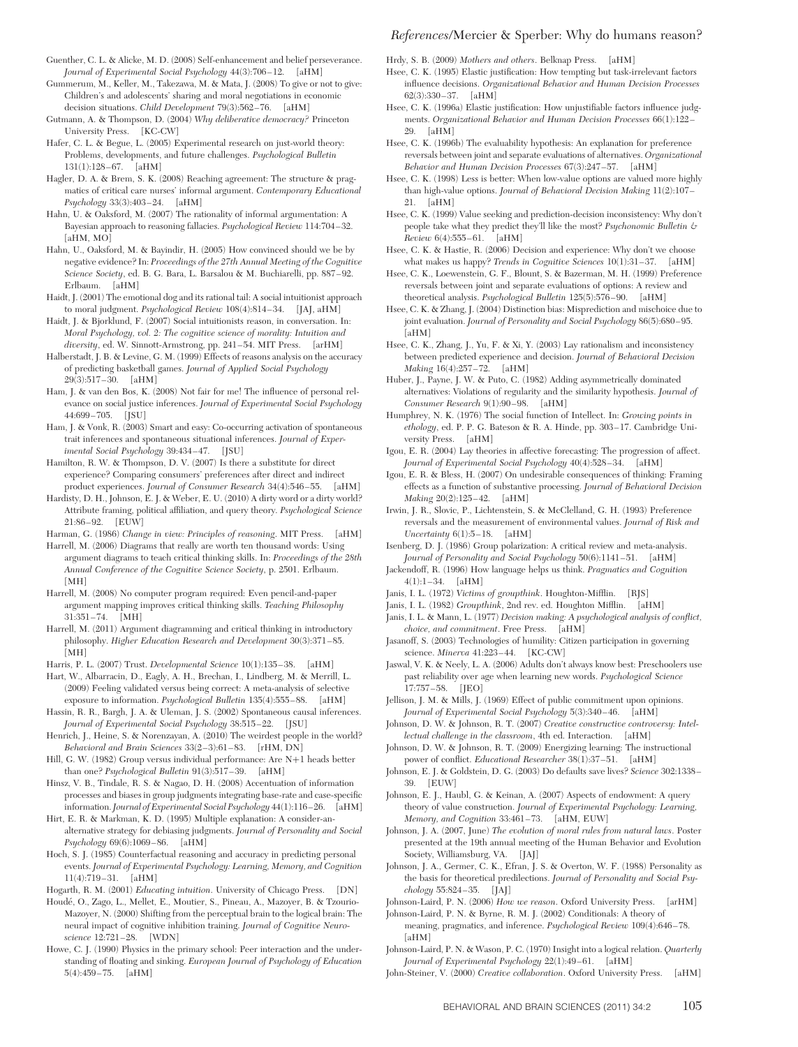Guenther, C. L. & Alicke, M. D. (2008) Self-enhancement and belief perseverance. *Journal of Experimental Social Psychology* 44(3):706–12. [aHM]

Gummerum, M., Keller, M., Takezawa, M. & Mata, J. (2008) To give or not to give: Children's and adolescents' sharing and moral negotiations in economic decision situations. *Child Development* 79(3):562–76. [aHM]

Gutmann, A. & Thompson, D. (2004) *Why deliberative democracy?* Princeton University Press. [KC-CW]

Hafer, C. L. & Begue, L. (2005) Experimental research on just-world theory: Problems, developments, and future challenges. *Psychological Bulletin* 131(1):128–67. [aHM]

Hagler, D. A. & Brem, S. K. (2008) Reaching agreement: The structure & pragmatics of critical care nurses' informal argument. *Contemporary Educational Psychology* 33(3):403–24. [aHM]

Hahn, U. & Oaksford, M. (2007) The rationality of informal argumentation: A Bayesian approach to reasoning fallacies. *Psychological Review* 114:704–32. [aHM, MO]

Hahn, U., Oaksford, M. & Bayindir, H. (2005) How convinced should we be by negative evidence? In: *Proceedings of the 27th Annual Meeting of the Cognitive Science Society*, ed. B. G. Bara, L. Barsalou & M. Buchiarelli, pp. 887–92. Erlbaum. [aHM]

Haidt, J. (2001) The emotional dog and its rational tail: A social intuitionist approach to moral judgment. *Psychological Review* 108(4):814–34. [JAJ, aHM]

Haidt, J. & Bjorklund, F. (2007) Social intuitionists reason, in conversation. In: *Moral Psychology, vol. 2: The cognitive science of morality: Intuition and diversity*, ed. W. Sinnott-Armstrong, pp. 241–54. MIT Press. [arHM]

Halberstadt, J. B. & Levine, G. M. (1999) Effects of reasons analysis on the accuracy of predicting basketball games. *Journal of Applied Social Psychology* 29(3):517–30. [aHM]

Ham, J. & van den Bos, K. (2008) Not fair for me! The influence of personal relevance on social justice inferences. *Journal of Experimental Social Psychology* 44:699–705. [JSU]

Ham, J. & Vonk, R. (2003) Smart and easy: Co-occurring activation of spontaneous trait inferences and spontaneous situational inferences. *Journal of Experimental Social Psychology* 39:434–47. [JSU]

Hamilton, R. W. & Thompson, D. V. (2007) Is there a substitute for direct experience? Comparing consumers' preferences after direct and indirect product experiences. *Journal of Consumer Research* 34(4):546–55. [aHM]

Hardisty, D. H., Johnson, E. J. & Weber, E. U. (2010) A dirty word or a dirty world? Attribute framing, political affiliation, and query theory. *Psychological Science* 21:86–92. [EUW]

Harman, G. (1986) *Change in view: Principles of reasoning*. MIT Press. [aHM]

Harrell, M. (2006) Diagrams that really are worth ten thousand words: Using argument diagrams to teach critical thinking skills. In: *Proceedings of the 28th Annual Conference of the Cognitive Science Society*, p. 2501. Erlbaum. [MH]

Harrell, M. (2008) No computer program required: Even pencil-and-paper argument mapping improves critical thinking skills. *Teaching Philosophy* 31:351–74. [MH]

Harrell, M. (2011) Argument diagramming and critical thinking in introductory philosophy. *Higher Education Research and Development* 30(3):371–85. [MH]

Harris, P. L. (2007) Trust. *Developmental Science* 10(1):135–38. [aHM]

Hart, W., Albarracin, D., Eagly, A. H., Brechan, I., Lindberg, M. & Merrill, L. (2009) Feeling validated versus being correct: A meta-analysis of selective exposure to information. *Psychological Bulletin* 135(4):555–88. [aHM]

Hassin, R. R., Bargh, J. A. & Uleman, J. S. (2002) Spontaneous causal inferences. *Journal of Experimental Social Psychology* 38:515–22. [JSU]

Henrich, J., Heine, S. & Norenzayan, A. (2010) The weirdest people in the world? *Behavioral and Brain Sciences* 33(2–3):61–83. [rHM, DN]

Hill, G. W. (1982) Group versus individual performance: Are N+1 heads better than one? *Psychological Bulletin* 91(3):517–39. [aHM]

Hinsz, V. B., Tindale, R. S. & Nagao, D. H. (2008) Accentuation of information processes and biases in group judgments integrating base-rate and case-specific information. *Journal of Experimental Social Psychology* 44(1):116–26. [aHM]

Hirt, E. R. & Markman, K. D. (1995) Multiple explanation: A consider-an-alternative strategy for debiasing judgments. *Journal of Personality and Social Psychology* 69(6):1069–86. [aHM]

Hoch, S. J. (1985) Counterfactual reasoning and accuracy in predicting personal events. *Journal of Experimental Psychology: Learning, Memory, and Cognition* 11(4):719–31. [aHM]

Hogarth, R. M. (2001) *Educating intuition*. University of Chicago Press. [DN]

Houdé, O., Zago, L., Mellet, E., Moutier, S., Pineau, A., Mazoyer, B. & Tzourio-Mazoyer, N. (2000) Shifting from the perceptual brain to the logical brain: The neural impact of cognitive inhibition training. *Journal of Cognitive Neuroscience* 12:721–28. [WDN]

Howe, C. J. (1990) Physics in the primary school: Peer interaction and the understanding of floating and sinking. *European Journal of Psychology of Education* 5(4):459–75. [aHM]

Hrdy, S. B. (2009) *Mothers and others*. Belknap Press. [aHM]

Hsee, C. K. (1995) Elastic justification: How tempting but task-irrelevant factors influence decisions. *Organizational Behavior and Human Decision Processes* 62(3):330–37. [aHM]

Hsee, C. K. (1996a) Elastic justification: How unjustifiable factors influence judgments. *Organizational Behavior and Human Decision Processes* 66(1):122–29. [aHM]

Hsee, C. K. (1996b) The evaluability hypothesis: An explanation for preference reversals between joint and separate evaluations of alternatives. *Organizational Behavior and Human Decision Processes* 67(3):247–57. [aHM]

Hsee, C. K. (1998) Less is better: When low-value options are valued more highly than high-value options. *Journal of Behavioral Decision Making* 11(2):107–21. [aHM]

Hsee, C. K. (1999) Value seeking and prediction-decision inconsistency: Why don't people take what they predict they'll like the most? *Psychonomic Bulletin & Review* 6(4):555–61. [aHM]

Hsee, C. K. & Hastie, R. (2006) Decision and experience: Why don't we choose what makes us happy? *Trends in Cognitive Sciences* 10(1):31–37. [aHM]

Hsee, C. K., Loewenstein, G. F., Blount, S. & Bazerman, M. H. (1999) Preference reversals between joint and separate evaluations of options: A review and theoretical analysis. *Psychological Bulletin* 125(5):576–90. [aHM]

Hsee, C. K. & Zhang, J. (2004) Distinction bias: Misprediction and mischoice due to joint evaluation. *Journal of Personality and Social Psychology* 86(5):680–95. [aHM]

Hsee, C. K., Zhang, J., Yu, F. & Xi, Y. (2003) Lay rationalism and inconsistency between predicted experience and decision. *Journal of Behavioral Decision Making* 16(4):257–72. [aHM]

Huber, J., Payne, J. W. & Puto, C. (1982) Adding asymmetrically dominated alternatives: Violations of regularity and the similarity hypothesis. *Journal of Consumer Research* 9(1):90–98. [aHM]

Humphrey, N. K. (1976) The social function of Intellect. In: *Growing points in ethology*, ed. P. P. G. Bateson & R. A. Hinde, pp. 303–17. Cambridge University Press. [aHM]

Igou, E. R. (2004) Lay theories in affective forecasting: The progression of affect. *Journal of Experimental Social Psychology* 40(4):528–34. [aHM]

Igou, E. R. & Bless, H. (2007) On undesirable consequences of thinking: Framing effects as a function of substantive processing. *Journal of Behavioral Decision Making* 20(2):125–42. [aHM]

Irwin, J. R., Slovic, P., Lichtenstein, S. & McClelland, G. H. (1993) Preference reversals and the measurement of environmental values. *Journal of Risk and Uncertainty* 6(1):5–18. [aHM]

Isenberg, D. J. (1986) Group polarization: A critical review and meta-analysis. *Journal of Personality and Social Psychology* 50(6):1141–51. [aHM]

Jackendoff, R. (1996) How language helps us think. *Pragmatics and Cognition* 4(1):1–34. [aHM]

Janis, I. L. (1972) *Victims of groupthink*. Houghton-Mifflin. [RJS]

Janis, I. L. (1982) *Groupthink*, 2nd rev. ed. Houghton Mifflin. [aHM]

Janis, I. L. & Mann, L. (1977) *Decision making: A psychological analysis of conflict, choice, and commitment*. Free Press. [aHM]

Jasanoff, S. (2003) Technologies of humility: Citizen participation in governing science. *Minerva* 41:223–44. [KC-CW]

Jaswal, V. K. & Neely, L. A. (2006) Adults don't always know best: Preschoolers use past reliability over age when learning new words. *Psychological Science* 17:757–58. [JEO]

Jellison, J. M. & Mills, J. (1969) Effect of public commitment upon opinions. *Journal of Experimental Social Psychology* 5(3):340–46. [aHM]

Johnson, D. W. & Johnson, R. T. (2007) *Creative constructive controversy: Intellectual challenge in the classroom*, 4th ed. Interaction. [aHM]

Johnson, D. W. & Johnson, R. T. (2009) Energizing learning: The instructional power of conflict. *Educational Researcher* 38(1):37–51. [aHM]

Johnson, E. J. & Goldstein, D. G. (2003) Do defaults save lives? *Science* 302:1338–39. [EUW]

Johnson, E. J., Haubl, G. & Keinan, A. (2007) Aspects of endowment: A query theory of value construction. *Journal of Experimental Psychology: Learning, Memory, and Cognition* 33:461–73. [aHM, EUW]

Johnson, J. A. (2007, June) *The evolution of moral rules from natural laws*. Poster presented at the 19th annual meeting of the Human Behavior and Evolution Society, Williamsburg, VA. [JAJ]

Johnson, J. A., Germer, C. K., Efran, J. S. & Overton, W. F. (1988) Personality as the basis for theoretical predilections. *Journal of Personality and Social Psychology* 55:824–35. [JAJ]

Johnson-Laird, P. N. (2006) *How we reason*. Oxford University Press. [arHM]

Johnson-Laird, P. N. & Byrne, R. M. J. (2002) Conditionals: A theory of meaning, pragmatics, and inference. *Psychological Review* 109(4):646–78. [aHM]

Johnson-Laird, P. N. & Wason, P. C. (1970) Insight into a logical relation. *Quarterly Journal of Experimental Psychology* 22(1):49–61. [aHM]

John-Steiner, V. (2000) *Creative collaboration*. Oxford University Press. [aHM]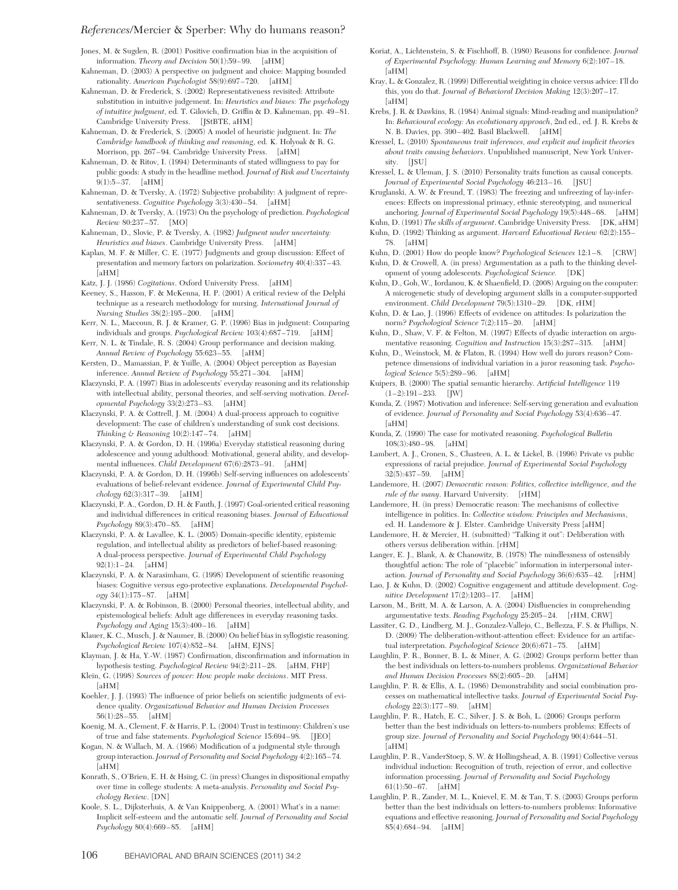Jones, M. & Sugden, R. (2001) Positive confirmation bias in the acquisition of information. *Theory and Decision* 50(1):59–99. [aHM]

Kahneman, D. (2003) A perspective on judgment and choice: Mapping bounded rationality. *American Psychologist* 58(9):697–720. [aHM]

Kahneman, D. & Frederick, S. (2002) Representativeness revisited: Attribute substitution in intuitive judgement. In: *Heuristics and biases: The psychology of intuitive judgment*, ed. T. Gilovich, D. Griffin & D. Kahneman, pp. 49–81. Cambridge University Press. [JStBTE, aHM]

Kahneman, D. & Frederick, S. (2005) A model of heuristic judgment. In: *The Cambridge handbook of thinking and reasoning*, ed. K. Holyoak & R. G. Morrison, pp. 267–94. Cambridge University Press. [aHM]

Kahneman, D. & Ritov, I. (1994) Determinants of stated willingness to pay for public goods: A study in the headline method. *Journal of Risk and Uncertainty* 9(1):5–37. [aHM]

Kahneman, D. & Tversky, A. (1972) Subjective probability: A judgment of representativeness. *Cognitive Psychology* 3(3):430–54. [aHM]

Kahneman, D. & Tversky, A. (1973) On the psychology of prediction. *Psychological Review* 80:237–57. [MO]

Kahneman, D., Slovic, P. & Tversky, A. (1982) *Judgment under uncertainty: Heuristics and biases*. Cambridge University Press. [aHM]

Kaplan, M. F. & Miller, C. E. (1977) Judgments and group discussion: Effect of presentation and memory factors on polarization. *Sociometry* 40(4):337–43. [aHM]

Katz, J. J. (1986) *Cogitations*. Oxford University Press. [aHM]

Keeney, S., Hasson, F. & McKenna, H. P. (2001) A critical review of the Delphi technique as a research methodology for nursing. *International Journal of Nursing Studies* 38(2):195–200. [aHM]

Kerr, N. L., Maccoun, R. J. & Kramer, G. P. (1996) Bias in judgment: Comparing individuals and groups. *Psychological Review* 103(4):687–719. [aHM]

Kerr, N. L. & Tindale, R. S. (2004) Group performance and decision making. *Annual Review of Psychology* 55:623–55. [aHM]

Kersten, D., Mamassian, P. & Yuille, A. (2004) Object perception as Bayesian inference. *Annual Review of Psychology* 55:271–304. [aHM]

Klaczynski, P. A. (1997) Bias in adolescents' everyday reasoning and its relationship with intellectual ability, personal theories, and self-serving motivation. *Developmental Psychology* 33(2):273–83. [aHM]

Klaczynski, P. A. & Cottrell, J. M. (2004) A dual-process approach to cognitive development: The case of children's understanding of sunk cost decisions. *Thinking & Reasoning* 10(2):147–74. [aHM]

Klaczynski, P. A. & Gordon, D. H. (1996a) Everyday statistical reasoning during adolescence and young adulthood: Motivational, general ability, and developmental influences. *Child Development* 67(6):2873–91. [aHM]

Klaczynski, P. A. & Gordon, D. H. (1996b) Self-serving influences on adolescents' evaluations of belief-relevant evidence. *Journal of Experimental Child Psychology* 62(3):317–39. [aHM]

Klaczynski, P. A., Gordon, D. H. & Fauth, J. (1997) Goal-oriented critical reasoning and individual differences in critical reasoning biases. *Journal of Educational Psychology* 89(3):470–85. [aHM]

Klaczynski, P. A. & Lavallee, K. L. (2005) Domain-specific identity, epistemic regulation, and intellectual ability as predictors of belief-based reasoning: A dual-process perspective. *Journal of Experimental Child Psychology* 92(1):1–24. [aHM]

Klaczynski, P. A. & Narasimham, G. (1998) Development of scientific reasoning biases: Cognitive versus ego-protective explanations. *Developmental Psychology* 34(1):175–87. [aHM]

Klaczynski, P. A. & Robinson, B. (2000) Personal theories, intellectual ability, and epistemological beliefs: Adult age differences in everyday reasoning tasks. *Psychology and Aging* 15(3):400–16. [aHM]

Klauer, K. C., Musch, J. & Naumer, B. (2000) On belief bias in syllogistic reasoning. *Psychological Review* 107(4):852–84. [aHM, EJNS]

Klayman, J. & Ha, Y.-W. (1987) Confirmation, disconfirmation and information in hypothesis testing. *Psychological Review* 94(2):211–28. [aHM, FHP]

Klein, G. (1998) *Sources of power: How people make decisions*. MIT Press. [aHM]

Koehler, J. J. (1993) The influence of prior beliefs on scientific judgments of evidence quality. *Organizational Behavior and Human Decision Processes* 56(1):28–55. [aHM]

Koenig, M. A., Clement, F. & Harris, P. L. (2004) Trust in testimony: Children's use of true and false statements. *Psychological Science* 15:694–98. [JEO]

Kogan, N. & Wallach, M. A. (1966) Modification of a judgmental style through group interaction. *Journal of Personality and Social Psychology* 4(2):165–74. [aHM]

Konrath, S., O'Brien, E. H. & Hsing, C. (in press) Changes in dispositional empathy over time in college students: A meta-analysis. *Personality and Social Psychology Review*. [DN]

Koole, S. L., Dijksterhuis, A. & Van Knippenberg, A. (2001) What's in a name: Implicit self-esteem and the automatic self. *Journal of Personality and Social Psychology* 80(4):669–85. [aHM]

Koriat, A., Lichtenstein, S. & Fischhoff, B. (1980) Reasons for confidence. *Journal of Experimental Psychology: Human Learning and Memory* 6(2):107–18. [aHM]

Kray, L. & Gonzalez, R. (1999) Differential weighting in choice versus advice: I'll do this, you do that. *Journal of Behavioral Decision Making* 12(3):207–17. [aHM]

Krebs, J. R. & Dawkins, R. (1984) Animal signals: Mind-reading and manipulation? In: *Behavioural ecology: An evolutionary approach*, 2nd ed., ed. J. R. Krebs & N. B. Davies, pp. 390–402. Basil Blackwell. [aHM]

Kressel, L. (2010) *Spontaneous trait inferences, and explicit and implicit theories about traits causing behaviors*. Unpublished manuscript, New York University. [JSU]

Kressel, L. & Uleman, J. S. (2010) Personality traits function as causal concepts. *Journal of Experimental Social Psychology* 46:213–16. [JSU]

Kruglanski, A. W. & Freund, T. (1983) The freezing and unfreezing of lay-inferences: Effects on impressional primacy, ethnic stereotyping, and numerical anchoring. *Journal of Experimental Social Psychology* 19(5):448–68. [aHM]

Kuhn, D. (1991) *The skills of argument*. Cambridge University Press. [DK, aHM]

Kuhn, D. (1992) Thinking as argument. *Harvard Educational Review* 62(2):155–78. [aHM]

Kuhn, D. (2001) How do people know? *Psychological Sciences* 12:1–8. [CRW]

Kuhn, D. & Crowell, A. (in press) Argumentation as a path to the thinking development of young adolescents. *Psychological Science*. [DK]

Kuhn, D., Goh, W., Iordanou, K. & Shaenfield, D. (2008) Arguing on the computer: A microgenetic study of developing argument skills in a computer-supported environment. *Child Development* 79(5):1310–29. [DK, rHM]

Kuhn, D. & Lao, J. (1996) Effects of evidence on attitudes: Is polarization the norm? *Psychological Science* 7(2):115–20. [aHM]

Kuhn, D., Shaw, V. F. & Felton, M. (1997) Effects of dyadic interaction on argumentative reasoning. *Cognition and Instruction* 15(3):287–315. [aHM]

Kuhn, D., Weinstock, M. & Flaton, R. (1994) How well do jurors reason? Competence dimensions of individual variation in a juror reasoning task. *Psychological Science* 5(5):289–96. [aHM]

Kuipers, B. (2000) The spatial semantic hierarchy. *Artificial Intelligence* 119 (1–2):191–233. [JW]

Kunda, Z. (1987) Motivation and inference: Self-serving generation and evaluation of evidence. *Journal of Personality and Social Psychology* 53(4):636–47. [aHM]

Kunda, Z. (1990) The case for motivated reasoning. *Psychological Bulletin* 108(3):480–98. [aHM]

Lambert, A. J., Cronen, S., Chasteen, A. L. & Lickel, B. (1996) Private vs public expressions of racial prejudice. *Journal of Experimental Social Psychology* 32(5):437–59. [aHM]

Landemore, H. (2007) *Democratic reason: Politics, collective intelligence, and the rule of the many*. Harvard University. [rHM]

Landemore, H. (in press) Democratic reason: The mechanisms of collective intelligence in politics. In: *Collective wisdom: Principles and Mechanisms*, ed. H. Landemore & J. Elster. Cambridge University Press [aHM]

Landemore, H. & Mercier, H. (submitted) "Talking it out": Deliberation with others versus deliberation within. [rHM]

Langer, E. J., Blank, A. & Chanowitz, B. (1978) The mindlessness of ostensibly thoughtful action: The role of "placebic" information in interpersonal interaction. *Journal of Personality and Social Psychology* 36(6):635–42. [rHM]

Lao, J. & Kuhn, D. (2002) Cognitive engagement and attitude development. *Cognitive Development* 17(2):1203–17. [aHM]

Larson, M., Britt, M. A. & Larson, A. A. (2004) Disfluencies in comprehending argumentative texts. *Reading Psychology* 25:205–24. [rHM, CRW]

Lassiter, G. D., Lindberg, M. J., Gonzalez-Vallejo, C., Bellezza, F. S. & Phillips, N. D. (2009) The deliberation-without-attention effect: Evidence for an artifactual interpretation. *Psychological Science* 20(6):671–75. [aHM]

Laughlin, P. R., Bonner, B. L. & Miner, A. G. (2002) Groups perform better than the best individuals on letters-to-numbers problems. *Organizational Behavior and Human Decision Processes* 88(2):605–20. [aHM]

Laughlin, P. R. & Ellis, A. L. (1986) Demonstrability and social combination processes on mathematical intellective tasks. *Journal of Experimental Social Psychology* 22(3):177–89. [aHM]

Laughlin, P. R., Hatch, E. C., Silver, J. S. & Boh, L. (2006) Groups perform better than the best individuals on letters-to-numbers problems: Effects of group size. *Journal of Personality and Social Psychology* 90(4):644–51. [aHM]

Laughlin, P. R., VanderStoep, S. W. & Hollingshead, A. B. (1991) Collective versus individual induction: Recognition of truth, rejection of error, and collective information processing. *Journal of Personality and Social Psychology* 61(1):50–67. [aHM]

Laughlin, P. R., Zander, M. L., Knievel, E. M. & Tan, T. S. (2003) Groups perform better than the best individuals on letters-to-numbers problems: Informative equations and effective reasoning. *Journal of Personality and Social Psychology* 85(4):684–94. [aHM]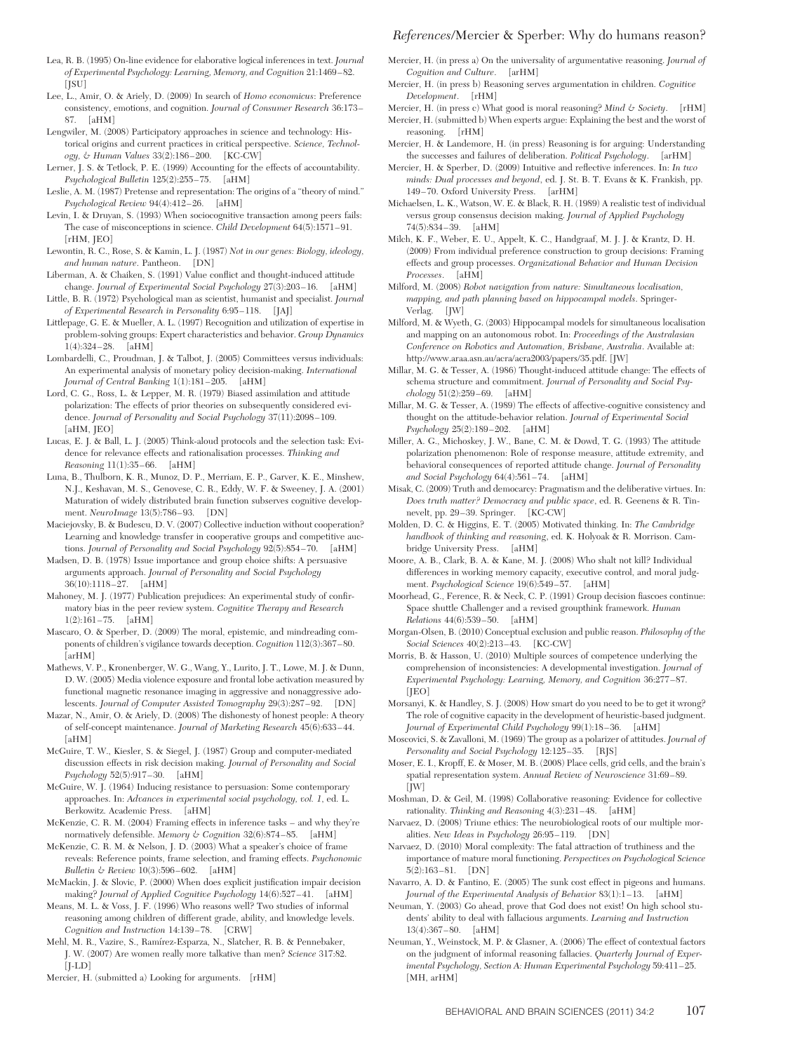Lea, R. B. (1995) On-line evidence for elaborative logical inferences in text. *Journal of Experimental Psychology: Learning, Memory, and Cognition* 21:1469–82. [JSU]

Lee, L., Amir, O. & Ariely, D. (2009) In search of *Homo economicus*: Preference consistency, emotions, and cognition. *Journal of Consumer Research* 36:173–87. [aHM]

Lengwiler, M. (2008) Participatory approaches in science and technology: Historical origins and current practices in critical perspective. *Science, Technology, & Human Values* 33(2):186–200. [KC-CW]

Lerner, J. S. & Tetlock, P. E. (1999) Accounting for the effects of accountability. *Psychological Bulletin* 125(2):255–75. [aHM]

Leslie, A. M. (1987) Pretense and representation: The origins of a "theory of mind." *Psychological Review* 94(4):412–26. [aHM]

Levin, I. & Druyan, S. (1993) When sociocognitive transaction among peers fails: The case of misconceptions in science. *Child Development* 64(5):1571–91. [rHM, JEO]

Lewontin, R. C., Rose, S. & Kamin, L. J. (1987) *Not in our genes: Biology, ideology, and human nature*. Pantheon. [DN]

Liberman, A. & Chaiken, S. (1991) Value conflict and thought-induced attitude change. *Journal of Experimental Social Psychology* 27(3):203–16. [aHM]

Little, B. R. (1972) Psychological man as scientist, humanist and specialist. *Journal of Experimental Research in Personality* 6:95–118. [JAJ]

Littlepage, G. E. & Mueller, A. L. (1997) Recognition and utilization of expertise in problem-solving groups: Expert characteristics and behavior. *Group Dynamics* 1(4):324–28. [aHM]

Lombardelli, C., Proudman, J. & Talbot, J. (2005) Committees versus individuals: An experimental analysis of monetary policy decision-making. *International Journal of Central Banking* 1(1):181–205. [aHM]

Lord, C. G., Ross, L. & Lepper, M. R. (1979) Biased assimilation and attitude polarization: The effects of prior theories on subsequently considered evidence. *Journal of Personality and Social Psychology* 37(11):2098–109. [aHM, JEO]

Lucas, E. J. & Ball, L. J. (2005) Think-aloud protocols and the selection task: Evidence for relevance effects and rationalisation processes. *Thinking and Reasoning* 11(1):35–66. [aHM]

Luna, B., Thulborn, K. R., Munoz, D. P., Merriam, E. P., Garver, K. E., Minshew, N.J., Keshavan, M. S., Genovese, C. R., Eddy, W. F. & Sweeney, J. A. (2001) Maturation of widely distributed brain function subserves cognitive development. *NeuroImage* 13(5):786–93. [DN]

Maciejovsky, B. & Budescu, D. V. (2007) Collective induction without cooperation? Learning and knowledge transfer in cooperative groups and competitive auctions. *Journal of Personality and Social Psychology* 92(5):854–70. [aHM]

Madsen, D. B. (1978) Issue importance and group choice shifts: A persuasive arguments approach. *Journal of Personality and Social Psychology* 36(10):1118–27. [aHM]

Mahoney, M. J. (1977) Publication prejudices: An experimental study of confirmatory bias in the peer review system. *Cognitive Therapy and Research* 1(2):161–75. [aHM]

Mascaro, O. & Sperber, D. (2009) The moral, epistemic, and mindreading components of children's vigilance towards deception. *Cognition* 112(3):367–80. [arHM]

Mathews, V. P., Kronenberger, W. G., Wang, Y., Lurito, J. T., Lowe, M. J. & Dunn, D. W. (2005) Media violence exposure and frontal lobe activation measured by functional magnetic resonance imaging in aggressive and nonaggressive adolescents. *Journal of Computer Assisted Tomography* 29(3):287–92. [DN]

Mazar, N., Amir, O. & Ariely, D. (2008) The dishonesty of honest people: A theory of self-concept maintenance. *Journal of Marketing Research* 45(6):633–44. [aHM]

McGuire, T. W., Kiesler, S. & Siegel, J. (1987) Group and computer-mediated discussion effects in risk decision making. *Journal of Personality and Social Psychology* 52(5):917–30. [aHM]

McGuire, W. J. (1964) Inducing resistance to persuasion: Some contemporary approaches. In: *Advances in experimental social psychology, vol. 1*, ed. L. Berkowitz. Academic Press. [aHM]

McKenzie, C. R. M. (2004) Framing effects in inference tasks – and why they're normatively defensible. *Memory & Cognition* 32(6):874–85. [aHM]

McKenzie, C. R. M. & Nelson, J. D. (2003) What a speaker's choice of frame reveals: Reference points, frame selection, and framing effects. *Psychonomic Bulletin & Review* 10(3):596–602. [aHM]

McMackin, J. & Slovic, P. (2000) When does explicit justification impair decision making? *Journal of Applied Cognitive Psychology* 14(6):527–41. [aHM]

Means, M. L. & Voss, J. F. (1996) Who reasons well? Two studies of informal reasoning among children of different grade, ability, and knowledge levels. *Cognition and Instruction* 14:139–78. [CRW]

Mehl, M. R., Vazire, S., Ramírez-Esparza, N., Slatcher, R. B. & Pennebaker, J. W. (2007) Are women really more talkative than men? *Science* 317:82. [J-LD]

Mercier, H. (submitted a) Looking for arguments. [rHM]

Mercier, H. (in press a) On the universality of argumentative reasoning. *Journal of Cognition and Culture*. [arHM]

Mercier, H. (in press b) Reasoning serves argumentation in children. *Cognitive Development*. [rHM]

Mercier, H. (in press c) What good is moral reasoning? *Mind & Society*. [rHM]

Mercier, H. (submitted b) When experts argue: Explaining the best and the worst of reasoning. [rHM]

Mercier, H. & Landemore, H. (in press) Reasoning is for arguing: Understanding the successes and failures of deliberation. *Political Psychology*. [arHM]

Mercier, H. & Sperber, D. (2009) Intuitive and reflective inferences. In: *In two minds: Dual processes and beyond*, ed. J. St. B. T. Evans & K. Frankish, pp. 149–70. Oxford University Press. [arHM]

Michaelsen, L. K., Watson, W. E. & Black, R. H. (1989) A realistic test of individual versus group consensus decision making. *Journal of Applied Psychology* 74(5):834–39. [aHM]

Milch, K. F., Weber, E. U., Appelt, K. C., Handgraaf, M. J. J. & Krantz, D. H. (2009) From individual preference construction to group decisions: Framing effects and group processes. *Organizational Behavior and Human Decision Processes*. [aHM]

Milford, M. (2008) *Robot navigation from nature: Simultaneous localisation, mapping, and path planning based on hippocampal models*. Springer-Verlag. [JW]

Milford, M. & Wyeth, G. (2003) Hippocampal models for simultaneous localisation and mapping on an autonomous robot. In: *Proceedings of the Australasian Conference on Robotics and Automation, Brisbane, Australia*. Available at: http://www.araa.asn.au/acra/acra2003/papers/35.pdf. [JW]

Millar, M. G. & Tesser, A. (1986) Thought-induced attitude change: The effects of schema structure and commitment. *Journal of Personality and Social Psychology* 51(2):259–69. [aHM]

Millar, M. G. & Tesser, A. (1989) The effects of affective-cognitive consistency and thought on the attitude-behavior relation. *Journal of Experimental Social Psychology* 25(2):189–202. [aHM]

Miller, A. G., Michoskey, J. W., Bane, C. M. & Dowd, T. G. (1993) The attitude polarization phenomenon: Role of response measure, attitude extremity, and behavioral consequences of reported attitude change. *Journal of Personality and Social Psychology* 64(4):561–74. [aHM]

Misak, C. (2009) Truth and democracy: Pragmatism and the deliberative virtues. In: *Does truth matter? Democracy and public space*, ed. R. Geenens & R. Tinnevelt, pp. 29–39. Springer. [KC-CW]

Molden, D. C. & Higgins, E. T. (2005) Motivated thinking. In: *The Cambridge handbook of thinking and reasoning*, ed. K. Holyoak & R. Morrison. Cambridge University Press. [aHM]

Moore, A. B., Clark, B. A. & Kane, M. J. (2008) Who shalt not kill? Individual differences in working memory capacity, executive control, and moral judgment. *Psychological Science* 19(6):549–57. [aHM]

Moorhead, G., Ference, R. & Neck, C. P. (1991) Group decision fiascoes continue: Space shuttle Challenger and a revised groupthink framework. *Human Relations* 44(6):539–50. [aHM]

Morgan-Olsen, B. (2010) Conceptual exclusion and public reason. *Philosophy of the Social Sciences* 40(2):213–43. [KC-CW]

Morris, B. & Hasson, U. (2010) Multiple sources of competence underlying the comprehension of inconsistencies: A developmental investigation. *Journal of Experimental Psychology: Learning, Memory, and Cognition* 36:277–87. [JEO]

Morsanyi, K. & Handley, S. J. (2008) How smart do you need to be to get it wrong? The role of cognitive capacity in the development of heuristic-based judgment. *Journal of Experimental Child Psychology* 99(1):18–36. [aHM]

Moscovici, S. & Zavalloni, M. (1969) The group as a polarizer of attitudes. *Journal of Personality and Social Psychology* 12:125–35. [RJS]

Moser, E. I., Kropff, E. & Moser, M. B. (2008) Place cells, grid cells, and the brain's spatial representation system. *Annual Review of Neuroscience* 31:69–89. [JW]

Moshman, D. & Geil, M. (1998) Collaborative reasoning: Evidence for collective rationality. *Thinking and Reasoning* 4(3):231–48. [aHM]

Narvaez, D. (2008) Triune ethics: The neurobiological roots of our multiple moralities. *New Ideas in Psychology* 26:95–119. [DN]

Narvaez, D. (2010) Moral complexity: The fatal attraction of truthiness and the importance of mature moral functioning. *Perspectives on Psychological Science* 5(2):163–81. [DN]

Navarro, A. D. & Fantino, E. (2005) The sunk cost effect in pigeons and humans. *Journal of the Experimental Analysis of Behavior* 83(1):1–13. [aHM]

Neuman, Y. (2003) Go ahead, prove that God does not exist! On high school students' ability to deal with fallacious arguments. *Learning and Instruction* 13(4):367–80. [aHM]

Neuman, Y., Weinstock, M. P. & Glasner, A. (2006) The effect of contextual factors on the judgment of informal reasoning fallacies. *Quarterly Journal of Experimental Psychology, Section A: Human Experimental Psychology* 59:411–25. [MH, arHM]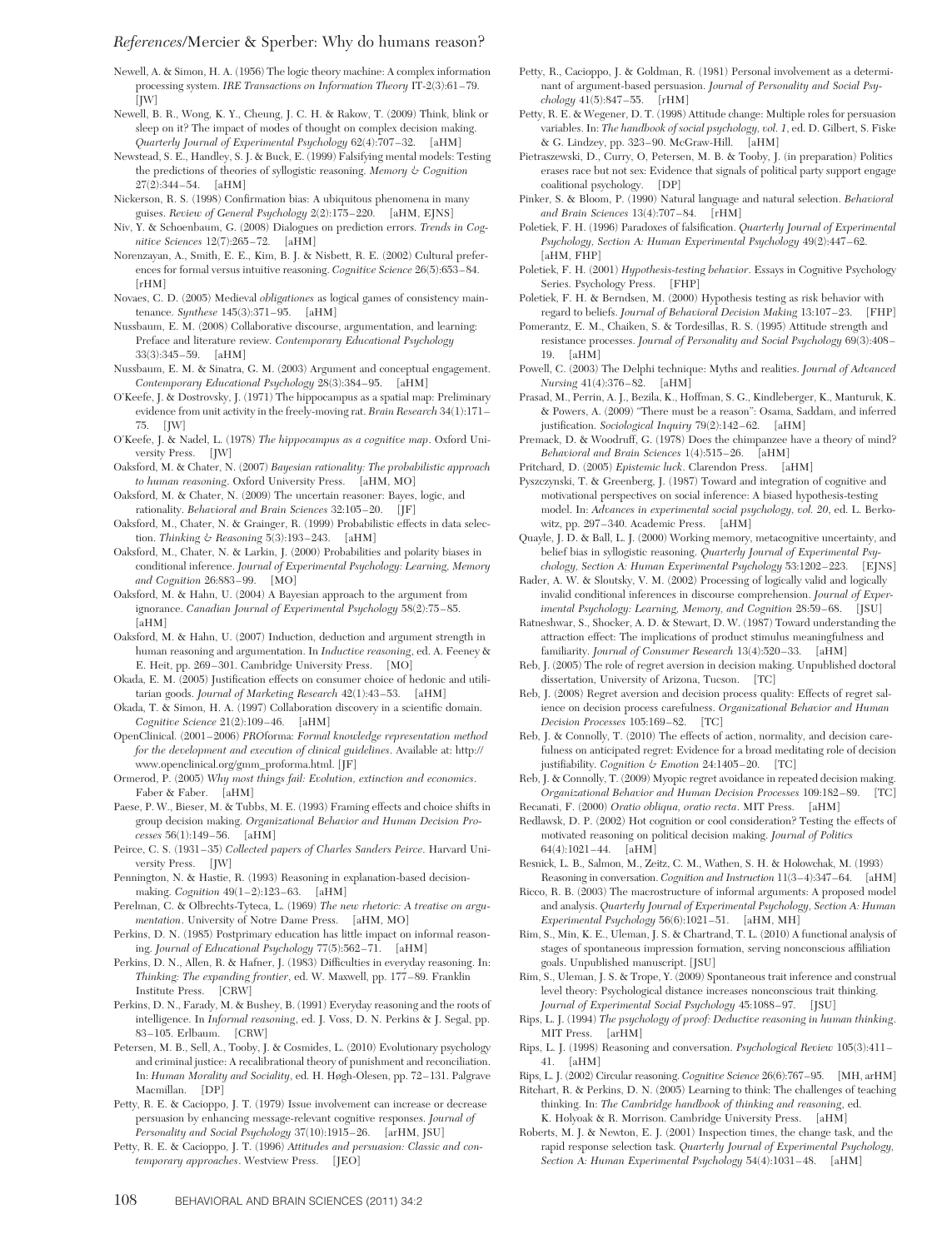Newell, A. & Simon, H. A. (1956) The logic theory machine: A complex information processing system. *IRE Transactions on Information Theory* IT-2(3):61–79. [JW]

Newell, B. R., Wong, K. Y., Cheung, J. C. H. & Rakow, T. (2009) Think, blink or sleep on it? The impact of modes of thought on complex decision making. *Quarterly Journal of Experimental Psychology* 62(4):707–32. [aHM]

Newstead, S. E., Handley, S. J. & Buck, E. (1999) Falsifying mental models: Testing the predictions of theories of syllogistic reasoning. *Memory & Cognition* 27(2):344–54. [aHM]

Nickerson, R. S. (1998) Confirmation bias: A ubiquitous phenomena in many guises. *Review of General Psychology* 2(2):175–220. [aHM, EJNS]

Niv, Y. & Schoenbaum, G. (2008) Dialogues on prediction errors. *Trends in Cognitive Sciences* 12(7):265–72. [aHM]

Norenzayan, A., Smith, E. E., Kim, B. J. & Nisbett, R. E. (2002) Cultural preferences for formal versus intuitive reasoning. *Cognitive Science* 26(5):653–84. [rHM]

Novaes, C. D. (2005) Medieval *obligationes* as logical games of consistency maintenance. *Synthese* 145(3):371–95. [aHM]

Nussbaum, E. M. (2008) Collaborative discourse, argumentation, and learning: Preface and literature review. *Contemporary Educational Psychology* 33(3):345–59. [aHM]

Nussbaum, E. M. & Sinatra, G. M. (2003) Argument and conceptual engagement. *Contemporary Educational Psychology* 28(3):384–95. [aHM]

O'Keefe, J. & Dostrovsky, J. (1971) The hippocampus as a spatial map: Preliminary evidence from unit activity in the freely-moving rat. *Brain Research* 34(1):171–75. [JW]

O'Keefe, J. & Nadel, L. (1978) *The hippocampus as a cognitive map*. Oxford University Press. [JW]

Oaksford, M. & Chater, N. (2007) *Bayesian rationality: The probabilistic approach to human reasoning*. Oxford University Press. [aHM, MO]

Oaksford, M. & Chater, N. (2009) The uncertain reasoner: Bayes, logic, and rationality. *Behavioral and Brain Sciences* 32:105–20. [JF]

Oaksford, M., Chater, N. & Grainger, R. (1999) Probabilistic effects in data selection. *Thinking & Reasoning* 5(3):193–243. [aHM]

Oaksford, M., Chater, N. & Larkin, J. (2000) Probabilities and polarity biases in conditional inference. *Journal of Experimental Psychology: Learning, Memory and Cognition* 26:883–99. [MO]

Oaksford, M. & Hahn, U. (2004) A Bayesian approach to the argument from ignorance. *Canadian Journal of Experimental Psychology* 58(2):75–85. [aHM]

Oaksford, M. & Hahn, U. (2007) Induction, deduction and argument strength in human reasoning and argumentation. In *Inductive reasoning*, ed. A. Feeney & E. Heit, pp. 269–301. Cambridge University Press. [MO]

Okada, E. M. (2005) Justification effects on consumer choice of hedonic and utilitarian goods. *Journal of Marketing Research* 42(1):43–53. [aHM]

Okada, T. & Simon, H. A. (1997) Collaboration discovery in a scientific domain. *Cognitive Science* 21(2):109–46. [aHM]

OpenClinical. (2001–2006) *PROforma: Formal knowledge representation method for the development and execution of clinical guidelines*. Available at: http://www.openclinical.org/gmm_proforma.html. [JF]

Ormerod, P. (2005) *Why most things fail: Evolution, extinction and economics*. Faber & Faber. [aHM]

Paese, P. W., Bieser, M. & Tubbs, M. E. (1993) Framing effects and choice shifts in group decision making. *Organizational Behavior and Human Decision Processes* 56(1):149–56. [aHM]

Peirce, C. S. (1931–35) *Collected papers of Charles Sanders Peirce*. Harvard University Press. [JW]

Pennington, N. & Hastie, R. (1993) Reasoning in explanation-based decision-making. *Cognition* 49(1–2):123–63. [aHM]

Perelman, C. & Olbrechts-Tyteca, L. (1969) *The new rhetoric: A treatise on argumentation*. University of Notre Dame Press. [aHM, MO]

Perkins, D. N. (1985) Postprimary education has little impact on informal reasoning. *Journal of Educational Psychology* 77(5):562–71. [aHM]

Perkins, D. N., Allen, R. & Hafner, J. (1983) Difficulties in everyday reasoning. In: *Thinking: The expanding frontier*, ed. W. Maxwell, pp. 177–89. Franklin Institute Press. [CRW]

Perkins, D. N., Farady, M. & Bushey, B. (1991) Everyday reasoning and the roots of intelligence. In *Informal reasoning*, ed. J. Voss, D. N. Perkins & J. Segal, pp. 83–105. Erlbaum. [CRW]

Petersen, M. B., Sell, A., Tooby, J. & Cosmides, L. (2010) Evolutionary psychology and criminal justice: A recalibrational theory of punishment and reconciliation. In: *Human Morality and Sociality*, ed. H. Høgh-Olesen, pp. 72–131. Palgrave Macmillan. [DP]

Petty, R. E. & Cacioppo, J. T. (1979) Issue involvement can increase or decrease persuasion by enhancing message-relevant cognitive responses. *Journal of Personality and Social Psychology* 37(10):1915–26. [arHM, JSU]

Petty, R. E. & Cacioppo, J. T. (1996) *Attitudes and persuasion: Classic and contemporary approaches*. Westview Press. [JEO]

Petty, R., Cacioppo, J. & Goldman, R. (1981) Personal involvement as a determinant of argument-based persuasion. *Journal of Personality and Social Psychology* 41(5):847–55. [rHM]

Petty, R. E. & Wegener, D. T. (1998) Attitude change: Multiple roles for persuasion variables. In: *The handbook of social psychology, vol. 1*, ed. D. Gilbert, S. Fiske & G. Lindzey, pp. 323–90. McGraw-Hill. [aHM]

Pietraszewski, D., Curry, O., Petersen, M. B. & Tooby, J. (in preparation) Politics erases race but not sex: Evidence that signals of political party support engage coalitional psychology. [DP]

Pinker, S. & Bloom, P. (1990) Natural language and natural selection. *Behavioral and Brain Sciences* 13(4):707–84. [rHM]

Poletiek, F. H. (1996) Paradoxes of falsification. *Quarterly Journal of Experimental Psychology, Section A: Human Experimental Psychology* 49(2):447–62. [aHM, FHP]

Poletiek, F. H. (2001) *Hypothesis-testing behavior*. Essays in Cognitive Psychology Series. Psychology Press. [FHP]

Poletiek, F. H. & Berndsen, M. (2000) Hypothesis testing as risk behavior with regard to beliefs. *Journal of Behavioral Decision Making* 13:107–23. [FHP]

Pomerantz, E. M., Chaiken, S. & Tordesillas, R. S. (1995) Attitude strength and resistance processes. *Journal of Personality and Social Psychology* 69(3):408–19. [aHM]

Powell, C. (2003) The Delphi technique: Myths and realities. *Journal of Advanced Nursing* 41(4):376–82. [aHM]

Prasad, M., Perrin, A. J., Bezila, K., Hoffman, S. G., Kindleberger, K., Manturuk, K. & Powers, A. (2009) "There must be a reason": Osama, Saddam, and inferred justification. *Sociological Inquiry* 79(2):142–62. [aHM]

Premack, D. & Woodruff, G. (1978) Does the chimpanzee have a theory of mind? *Behavioral and Brain Sciences* 1(4):515–26. [aHM]

Pritchard, D. (2005) *Epistemic luck*. Clarendon Press. [aHM]

Pyszczynski, T. & Greenberg, J. (1987) Toward and integration of cognitive and motivational perspectives on social inference: A biased hypothesis-testing model. In: *Advances in experimental social psychology, vol. 20*, ed. L. Berkowitz, pp. 297–340. Academic Press. [aHM]

Quayle, J. D. & Ball, L. J. (2000) Working memory, metacognitive uncertainty, and belief bias in syllogistic reasoning. *Quarterly Journal of Experimental Psychology, Section A: Human Experimental Psychology* 53:1202–223. [EJNS]

Rader, A. W. & Sloutsky, V. M. (2002) Processing of logically valid and logically invalid conditional inferences in discourse comprehension. *Journal of Experimental Psychology: Learning, Memory, and Cognition* 28:59–68. [JSU]

Ratneshwar, S., Shocker, A. D. & Stewart, D. W. (1987) Toward understanding the attraction effect: The implications of product stimulus meaningfulness and familiarity. *Journal of Consumer Research* 13(4):520–33. [aHM]

Reb, J. (2005) The role of regret aversion in decision making. Unpublished doctoral dissertation, University of Arizona, Tucson. [TC]

Reb, J. (2008) Regret aversion and decision process quality: Effects of regret salience on decision process carefulness. *Organizational Behavior and Human Decision Processes* 105:169–82. [TC]

Reb, J. & Connolly, T. (2010) The effects of action, normality, and decision carefulness on anticipated regret: Evidence for a broad meditating role of decision justifiability. *Cognition & Emotion* 24:1405–20. [TC]

Reb, J. & Connolly, T. (2009) Myopic regret avoidance in repeated decision making. *Organizational Behavior and Human Decision Processes* 109:182–89. [TC]

Recanati, F. (2000) *Oratio obliqua, oratio recta*. MIT Press. [aHM]

Redlawsk, D. P. (2002) Hot cognition or cool consideration? Testing the effects of motivated reasoning on political decision making. *Journal of Politics* 64(4):1021–44. [aHM]

Resnick, L. B., Salmon, M., Zeitz, C. M., Wathen, S. H. & Holowchak, M. (1993) Reasoning in conversation. *Cognition and Instruction* 11(3–4):347–64. [aHM]

Ricco, R. B. (2003) The macrostructure of informal arguments: A proposed model and analysis. *Quarterly Journal of Experimental Psychology, Section A: Human Experimental Psychology* 56(6):1021–51. [aHM, MH]

Rim, S., Min, K. E., Uleman, J. S. & Chartrand, T. L. (2010) A functional analysis of stages of spontaneous impression formation, serving nonconscious affiliation goals. Unpublished manuscript. [JSU]

Rim, S., Uleman, J. S. & Trope, Y. (2009) Spontaneous trait inference and construal level theory: Psychological distance increases nonconscious trait thinking. *Journal of Experimental Social Psychology* 45:1088–97. [JSU]

Rips, L. J. (1994) *The psychology of proof: Deductive reasoning in human thinking*. MIT Press. [arHM]

Rips, L. J. (1998) Reasoning and conversation. *Psychological Review* 105(3):411–41. [aHM]

Rips, L. J. (2002) Circular reasoning. *Cognitive Science* 26(6):767–95. [MH, arHM]

Ritchart, R. & Perkins, D. N. (2005) Learning to think: The challenges of teaching thinking. In: *The Cambridge handbook of thinking and reasoning*, ed. K. Holyoak & R. Morrison. Cambridge University Press. [aHM]

Roberts, M. J. & Newton, E. J. (2001) Inspection times, the change task, and the rapid response selection task. *Quarterly Journal of Experimental Psychology, Section A: Human Experimental Psychology* 54(4):1031–48. [aHM]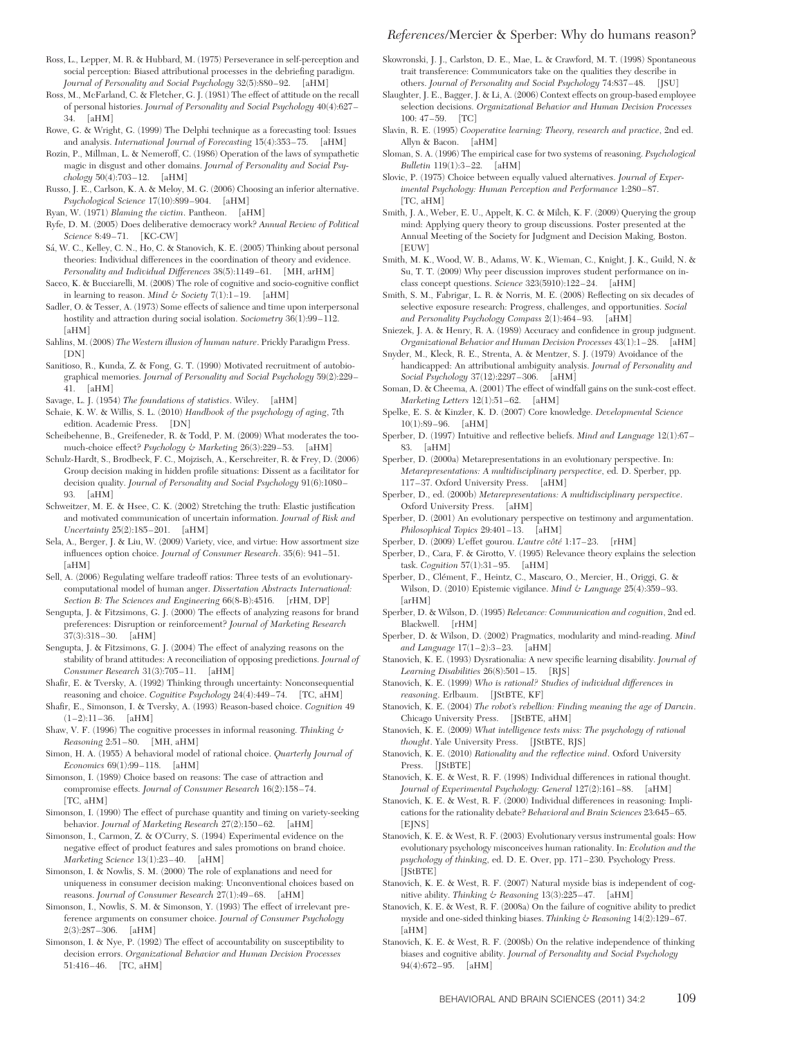Ross, L., Lepper, M. R. & Hubbard, M. (1975) Perseverance in self-perception and social perception: Biased attributional processes in the debriefing paradigm. *Journal of Personality and Social Psychology* 32(5):880–92. [aHM]

Ross, M., McFarland, C. & Fletcher, G. J. (1981) The effect of attitude on the recall of personal histories. *Journal of Personality and Social Psychology* 40(4):627–34. [aHM]

Rowe, G. & Wright, G. (1999) The Delphi technique as a forecasting tool: Issues and analysis. *International Journal of Forecasting* 15(4):353–75. [aHM]

Rozin, P., Millman, L. & Nemeroff, C. (1986) Operation of the laws of sympathetic magic in disgust and other domains. *Journal of Personality and Social Psychology* 50(4):703–12. [aHM]

Russo, J. E., Carlson, K. A. & Meloy, M. G. (2006) Choosing an inferior alternative. *Psychological Science* 17(10):899–904. [aHM]

Ryan, W. (1971) *Blaming the victim*. Pantheon. [aHM]

Ryfe, D. M. (2005) Does deliberative democracy work? *Annual Review of Political Science* 8:49–71. [KC-CW]

Sá, W. C., Kelley, C. N., Ho, C. & Stanovich, K. E. (2005) Thinking about personal theories: Individual differences in the coordination of theory and evidence. *Personality and Individual Differences* 38(5):1149–61. [MH, arHM]

Sacco, K. & Bucciarelli, M. (2008) The role of cognitive and socio-cognitive conflict in learning to reason. *Mind & Society* 7(1):1–19. [aHM]

Sadler, O. & Tesser, A. (1973) Some effects of salience and time upon interpersonal hostility and attraction during social isolation. *Sociometry* 36(1):99–112. [aHM]

Sahlins, M. (2008) *The Western illusion of human nature*. Prickly Paradigm Press. [DN]

Sanitioso, R., Kunda, Z. & Fong, G. T. (1990) Motivated recruitment of autobiographical memories. *Journal of Personality and Social Psychology* 59(2):229–41. [aHM]

Savage, L. J. (1954) *The foundations of statistics*. Wiley. [aHM]

Schaie, K. W. & Willis, S. L. (2010) *Handbook of the psychology of aging*, 7th edition. Academic Press. [DN]

Scheibehenne, B., Greifeneder, R. & Todd, P. M. (2009) What moderates the too-much-choice effect? *Psychology & Marketing* 26(3):229–53. [aHM]

Schulz-Hardt, S., Brodbeck, F. C., Mojzisch, A., Kerschreiter, R. & Frey, D. (2006) Group decision making in hidden profile situations: Dissent as a facilitator for decision quality. *Journal of Personality and Social Psychology* 91(6):1080–93. [aHM]

Schweitzer, M. E. & Hsee, C. K. (2002) Stretching the truth: Elastic justification and motivated communication of uncertain information. *Journal of Risk and Uncertainty* 25(2):185–201. [aHM]

Sela, A., Berger, J. & Liu, W. (2009) Variety, vice, and virtue: How assortment size influences option choice. *Journal of Consumer Research*. 35(6): 941–51. [aHM]

Sell, A. (2006) Regulating welfare tradeoff ratios: Three tests of an evolutionary-computational model of human anger. *Dissertation Abstracts International: Section B: The Sciences and Engineering* 66(8-B):4516. [rHM, DP]

Sengupta, J. & Fitzsimons, G. J. (2000) The effects of analyzing reasons for brand preferences: Disruption or reinforcement? *Journal of Marketing Research* 37(3):318–30. [aHM]

Sengupta, J. & Fitzsimons, G. J. (2004) The effect of analyzing reasons on the stability of brand attitudes: A reconciliation of opposing predictions. *Journal of Consumer Research* 31(3):705–11. [aHM]

Shafir, E. & Tversky, A. (1992) Thinking through uncertainty: Nonconsequential reasoning and choice. *Cognitive Psychology* 24(4):449–74. [TC, aHM]

Shafir, E., Simonson, I. & Tversky, A. (1993) Reason-based choice. *Cognition* 49 (1–2):11–36. [aHM]

Shaw, V. F. (1996) The cognitive processes in informal reasoning. *Thinking & Reasoning* 2:51–80. [MH, aHM]

Simon, H. A. (1955) A behavioral model of rational choice. *Quarterly Journal of Economics* 69(1):99–118. [aHM]

Simonson, I. (1989) Choice based on reasons: The case of attraction and compromise effects. *Journal of Consumer Research* 16(2):158–74. [TC, aHM]

Simonson, I. (1990) The effect of purchase quantity and timing on variety-seeking behavior. *Journal of Marketing Research* 27(2):150–62. [aHM]

Simonson, I., Carmon, Z. & O'Curry, S. (1994) Experimental evidence on the negative effect of product features and sales promotions on brand choice. *Marketing Science* 13(1):23–40. [aHM]

Simonson, I. & Nowlis, S. M. (2000) The role of explanations and need for uniqueness in consumer decision making: Unconventional choices based on reasons. *Journal of Consumer Research* 27(1):49–68. [aHM]

Simonson, I., Nowlis, S. M. & Simonson, Y. (1993) The effect of irrelevant preference arguments on consumer choice. *Journal of Consumer Psychology* 2(3):287–306. [aHM]

Simonson, I. & Nye, P. (1992) The effect of accountability on susceptibility to decision errors. *Organizational Behavior and Human Decision Processes* 51:416–46. [TC, aHM]

Skowronski, J. J., Carlston, D. E., Mae, L. & Crawford, M. T. (1998) Spontaneous trait transference: Communicators take on the qualities they describe in others. *Journal of Personality and Social Psychology* 74:837–48. [JSU]

Slaughter, J. E., Bagger, J. & Li, A. (2006) Context effects on group-based employee selection decisions. *Organizational Behavior and Human Decision Processes* 100: 47–59. [TC]

Slavin, R. E. (1995) *Cooperative learning: Theory, research and practice*, 2nd ed. Allyn & Bacon. [aHM]

Sloman, S. A. (1996) The empirical case for two systems of reasoning. *Psychological Bulletin* 119(1):3–22. [aHM]

Slovic, P. (1975) Choice between equally valued alternatives. *Journal of Experimental Psychology: Human Perception and Performance* 1:280–87. [TC, aHM]

Smith, J. A., Weber, E. U., Appelt, K. C. & Milch, K. F. (2009) Querying the group mind: Applying query theory to group discussions. Poster presented at the Annual Meeting of the Society for Judgment and Decision Making, Boston. [EUW]

Smith, M. K., Wood, W. B., Adams, W. K., Wieman, C., Knight, J. K., Guild, N. & Su, T. T. (2009) Why peer discussion improves student performance on in-class concept questions. *Science* 323(5910):122–24. [aHM]

Smith, S. M., Fabrigar, L. R. & Norris, M. E. (2008) Reflecting on six decades of selective exposure research: Progress, challenges, and opportunities. *Social and Personality Psychology Compass* 2(1):464–93. [aHM]

Sniezek, J. A. & Henry, R. A. (1989) Accuracy and confidence in group judgment. *Organizational Behavior and Human Decision Processes* 43(1):1–28. [aHM]

Snyder, M., Kleck, R. E., Strenta, A. & Mentzer, S. J. (1979) Avoidance of the handicapped: An attributional ambiguity analysis. *Journal of Personality and Social Psychology* 37(12):2297–306. [aHM]

Soman, D. & Cheema, A. (2001) The effect of windfall gains on the sunk-cost effect. *Marketing Letters* 12(1):51–62. [aHM]

Spelke, E. S. & Kinzler, K. D. (2007) Core knowledge. *Developmental Science* 10(1):89–96. [aHM]

Sperber, D. (1997) Intuitive and reflective beliefs. *Mind and Language* 12(1):67–83. [aHM]

Sperber, D. (2000a) Metarepresentations in an evolutionary perspective. In: *Metarepresentations: A multidisciplinary perspective*, ed. D. Sperber, pp. 117–37. Oxford University Press. [aHM]

Sperber, D., ed. (2000b) *Metarepresentations: A multidisciplinary perspective*. Oxford University Press. [aHM]

Sperber, D. (2001) An evolutionary perspective on testimony and argumentation. *Philosophical Topics* 29:401–13. [aHM]

Sperber, D. (2009) L'effet gourou. *L'autre côté* 1:17–23. [rHM]

Sperber, D., Cara, F. & Girotto, V. (1995) Relevance theory explains the selection task. *Cognition* 57(1):31–95. [aHM]

Sperber, D., Clément, F., Heintz, C., Mascaro, O., Mercier, H., Origgi, G. & Wilson, D. (2010) Epistemic vigilance. *Mind & Language* 25(4):359–93. [arHM]

Sperber, D. & Wilson, D. (1995) *Relevance: Communication and cognition*, 2nd ed. Blackwell. [rHM]

Sperber, D. & Wilson, D. (2002) Pragmatics, modularity and mind-reading. *Mind and Language* 17(1–2):3–23. [aHM]

Stanovich, K. E. (1993) Dysrationalia: A new specific learning disability. *Journal of Learning Disabilities* 26(8):501–15. [RJS]

Stanovich, K. E. (1999) *Who is rational? Studies of individual differences in reasoning*. Erlbaum. [JStBTE, KF]

Stanovich, K. E. (2004) *The robot's rebellion: Finding meaning the age of Darwin*. Chicago University Press. [JStBTE, aHM]

Stanovich, K. E. (2009) *What intelligence tests miss: The psychology of rational thought*. Yale University Press. [JStBTE, RJS]

Stanovich, K. E. (2010) *Rationality and the reflective mind*. Oxford University Press. [JStBTE]

Stanovich, K. E. & West, R. F. (1998) Individual differences in rational thought. *Journal of Experimental Psychology: General* 127(2):161–88. [aHM]

Stanovich, K. E. & West, R. F. (2000) Individual differences in reasoning: Implications for the rationality debate? *Behavioral and Brain Sciences* 23:645–65. [EJNS]

Stanovich, K. E. & West, R. F. (2003) Evolutionary versus instrumental goals: How evolutionary psychology misconceives human rationality. In: *Evolution and the psychology of thinking*, ed. D. E. Over, pp. 171–230. Psychology Press. [JStBTE]

Stanovich, K. E. & West, R. F. (2007) Natural myside bias is independent of cognitive ability. *Thinking & Reasoning* 13(3):225–47. [aHM]

Stanovich, K. E. & West, R. F. (2008a) On the failure of cognitive ability to predict myside and one-sided thinking biases. *Thinking & Reasoning* 14(2):129–67. [aHM]

Stanovich, K. E. & West, R. F. (2008b) On the relative independence of thinking biases and cognitive ability. *Journal of Personality and Social Psychology* 94(4):672–95. [aHM]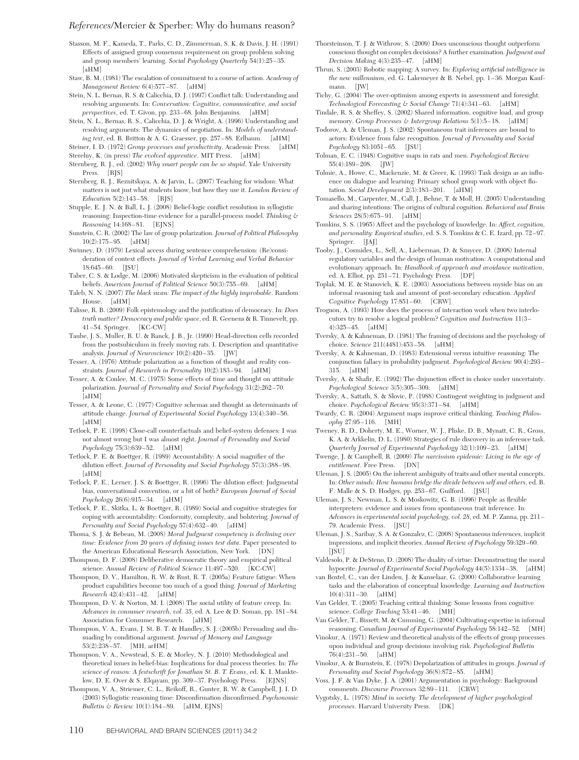Stasson, M. F., Kameda, T., Parks, C. D., Zimmerman, S. K. & Davis, J. H. (1991) Effects of assigned group consensus requirement on group problem solving and group members' learning. *Social Psychology Quarterly* 54(1):25–35. [aHM]

Staw, B. M. (1981) The escalation of commitment to a course of action. *Academy of Management Review* 6(4):577–87. [aHM]

Stein, N. L. Bernas, R. S. & Calicchia, D. J. (1997) Conflict talk: Understanding and resolving arguments. In: *Conversation: Cognitive, communicative, and social perspectives*, ed. T. Givon, pp. 233–68. John Benjamins. [aHM]

Stein, N. L., Bernas, R. S., Calicchia, D. J. & Wright, A. (1996) Understanding and resolving arguments: The dynamics of negotiation. In: *Models of understanding text*, ed. B. Britton & A. G. Graesser, pp. 257–88. Erlbaum. [aHM]

Steiner, I. D. (1972) *Group processes and productivity*. Academic Press. [aHM]

Sterelny, K. (in press) *The evolved apprentice*. MIT Press. [aHM]

Sternberg, R. J., ed. (2002) *Why smart people can be so stupid*. Yale University Press. [RJS]

Sternberg, R. J., Reznitskaya, A. & Jarvin, L. (2007) Teaching for wisdom: What matters is not just what students know, but how they use it. *London Review of Education* 5(2):143–58. [RJS]

Stupple, E. J. N. & Ball, L. J. (2008) Belief-logic conflict resolution in syllogistic reasoning: Inspection-time evidence for a parallel-process model. *Thinking & Reasoning* 14:168–81. [EJNS]

Sunstein, C. R. (2002) The law of group polarization. *Journal of Political Philosophy* 10(2):175–95. [aHM]

Swinney, D. (1979) Lexical access during sentence comprehension: (Re)consideration of context effects. *Journal of Verbal Learning and Verbal Behavior* 18:645–60. [JSU]

Taber, C. S. & Lodge, M. (2006) Motivated skepticism in the evaluation of political beliefs. *American Journal of Political Science* 50(3):755–69. [aHM]

Taleb, N. N. (2007) *The black swan: The impact of the highly improbable*. Random House. [aHM]

Talisse, R. B. (2009) Folk epistemology and the justification of democracy. In: *Does truth matter? Democracy and public space*, ed. R. Geenens & R. Tinnevelt, pp. 41–54. Springer. [KC-CW]

Taube, J. S., Muller, R. U. & Ranck, J. B., Jr. (1990) Head-direction cells recorded from the postsubiculum in freely moving rats. I. Description and quantitative analysis. *Journal of Neuroscience* 10(2):420–35. [JW]

Tesser, A. (1976) Attitude polarization as a function of thought and reality constraints. *Journal of Research in Personality* 10(2):183–94. [aHM]

Tesser, A. & Conlee, M. C. (1975) Some effects of time and thought on attitude polarization. *Journal of Personality and Social Psychology* 31(2):262–70. [aHM]

Tesser, A. & Leone, C. (1977) Cognitive schemas and thought as determinants of attitude change. *Journal of Experimental Social Psychology* 13(4):340–56. [aHM]

Tetlock, P. E. (1998) Close-call counterfactuals and belief-system defenses: I was not almost wrong but I was almost right. *Journal of Personality and Social Psychology* 75(3):639–52. [aHM]

Tetlock, P. E. & Boettger, R. (1989) Accountability: A social magnifier of the dilution effect. *Journal of Personality and Social Psychology* 57(3):388–98. [aHM]

Tetlock, P. E., Lerner, J. S. & Boettger, R. (1996) The dilution effect: Judgmental bias, conversational convention, or a bit of both? *European Journal of Social Psychology* 26(6):915–34. [aHM]

Tetlock, P. E., Skitka, L. & Boettger, R. (1989) Social and cognitive strategies for coping with accountability: Conformity, complexity, and bolstering. *Journal of Personality and Social Psychology* 57(4):632–40. [aHM]

Thoma, S. J. & Bebeau, M. (2008) *Moral Judgment competency is declining over time: Evidence from 20 years of defining issues test data*. Paper presented to the American Educational Research Association, New York. [DN]

Thompson, D. F. (2008) Deliberative democratic theory and empirical political science. *Annual Review of Political Science* 11:497–520. [KC-CW]

Thompson, D. V., Hamilton, R. W. & Rust, R. T. (2005a) Feature fatigue: When product capabilities become too much of a good thing. *Journal of Marketing Research* 42(4):431–42. [aHM]

Thompson, D. V. & Norton, M. I. (2008) The social utility of feature creep. In: *Advances in consumer research, vol. 35*, ed. A. Lee & D. Soman, pp. 181–84. Association for Consumer Research. [aHM]

Thompson, V. A., Evans, J. St. B. T. & Handley, S. J. (2005b) Persuading and dissuading by conditional argument. *Journal of Memory and Language* 53(2):238–57. [MH, arHM]

Thompson, V. A., Newstead, S. E. & Morley, N. J. (2010) Methodological and theoretical issues in belief-bias: Implications for dual process theories. In: *The science of reason: A festschrift for Jonathan St. B. T. Evans*, ed. K. I. Manktelow, D. E. Over & S. Elqayam, pp. 309–37. Psychology Press. [EJNS]

Thompson, V. A., Striemer, C. L., Reikoff, R., Gunter, R. W. & Campbell, J. I. D. (2003) Syllogistic reasoning time: Disconfirmation disconfirmed. *Psychonomic Bulletin & Review* 10(1):184–89. [aHM, EJNS]

Thorsteinson, T. J. & Withrow, S. (2009) Does unconscious thought outperform conscious thought on complex decisions? A further examination. *Judgment and Decision Making* 4(3):235–47. [aHM]

Thrun, S. (2003) Robotic mapping: A survey. In: *Exploring artificial intelligence in the new millennium*, ed. G. Lakemeyer & B. Nebel, pp. 1–36. Morgan Kaufmann. [JW]

Tichy, G. (2004) The over-optimism among experts in assessment and foresight. *Technological Forecasting & Social Change* 71(4):341–63. [aHM]

Tindale, R. S. & Sheffey, S. (2002) Shared information, cognitive load, and group memory. *Group Processes & Intergroup Relations* 5(1):5–18. [aHM]

Todorov, A. & Uleman, J. S. (2002) Spontaneous trait inferences are bound to actors: Evidence from false recognition. *Journal of Personality and Social Psychology* 83:1051–65. [JSU]

Tolman, E. C. (1948) Cognitive maps in rats and men. *Psychological Review* 55(4):189–208. [JW]

Tolmie, A., Howe, C., Mackenzie, M. & Greer, K. (1993) Task design as an influence on dialogue and learning: Primary school group work with object flotation. *Social Development* 2(3):183–201. [aHM]

Tomasello, M., Carpenter, M., Call, J., Behne, T. & Moll, H. (2005) Understanding and sharing intentions: The origins of cultural cognition. *Behavioral and Brain Sciences* 28(5):675–91. [aHM]

Tomkins, S. S. (1965) Affect and the psychology of knowledge. In: *Affect, cognition, and personality: Empirical studies*, ed. S. S. Tomkins & C. E. Izard, pp. 72–97. Springer. [JAJ]

Tooby, J., Cosmides, L., Sell, A., Lieberman, D. & Sznycer, D. (2008) Internal regulatory variables and the design of human motivation: A computational and evolutionary approach. In: *Handbook of approach and avoidance motivation*, ed. A. Elliot, pp. 251–71. Psychology Press. [DP]

Toplak, M. E. & Stanovich, K. E. (2003) Associations between myside bias on an informal reasoning task and amount of post-secondary education. *Applied Cognitive Psychology* 17:851–60. [CRW]

Trognon, A. (1993) How does the process of interaction work when two interlocutors try to resolve a logical problem? *Cognition and Instruction* 11(3–4):325–45. [aHM]

Tversky, A. & Kahneman, D. (1981) The framing of decisions and the psychology of choice. *Science* 211(4481):453–58. [aHM]

Tversky, A. & Kahneman, D. (1983) Extensional versus intuitive reasoning: The conjunction fallacy in probability judgment. *Psychological Review* 90(4):293–315. [aHM]

Tversky, A. & Shafir, E. (1992) The disjunction effect in choice under uncertainty. *Psychological Science* 3(5):305–309. [aHM]

Tversky, A., Sattath, S. & Slovic, P. (1988) Contingent weighting in judgment and choice. *Psychological Review* 95(3):371–84. [aHM]

Twardy, C. R. (2004) Argument maps improve critical thinking. *Teaching Philosophy* 27:95–116. [MH]

Tweney, R. D., Doherty, M. E., Worner, W. J., Pliske, D. B., Mynatt, C. R., Gross, K. A. & Arkkelin, D. L. (1980) Strategies of rule discovery in an inference task. *Quarterly Journal of Experimental Psychology* 32(1):109–23. [aHM]

Twenge, J. & Campbell, R. (2009) *The narcissism epidemic: Living in the age of entitlement*. Free Press. [DN]

Uleman, J. S. (2005) On the inherent ambiguity of traits and other mental concepts. In: *Other minds: How humans bridge the divide between self and others*, ed. B. F. Malle & S. D. Hodges, pp. 253–67. Guilford. [JSU]

Uleman, J. S., Newman, L. S. & Moskowitz, G. B. (1996) People as flexible interpreters: evidence and issues from spontaneous trait inference. In: *Advances in experimental social psychology, vol. 28*, ed. M. P. Zanna, pp. 211–79. Academic Press. [JSU]

Uleman, J. S., Saribay, S. A. & Gonzalez, C. (2008) Spontaneous inferences, implicit impressions, and implicit theories. *Annual Review of Psychology* 59:329–60. [JSU]

Valdesolo, P. & DeSteno, D. (2008) The duality of virtue: Deconstructing the moral hypocrite. *Journal of Experimental Social Psychology* 44(5):1334–38. [aHM]

van Boxtel, C., van der Linden, J. & Kanselaar, G. (2000) Collaborative learning tasks and the elaboration of conceptual knowledge. *Learning and Instruction* 10(4):311–30. [aHM]

Van Gelder, T. (2005) Teaching critical thinking: Some lessons from cognitive science. *College Teaching* 53:41–46. [MH]

Van Gelder, T., Bissett, M. & Cumming, G. (2004) Cultivating expertise in informal reasoning. *Canadian Journal of Experimental Psychology* 58:142–52. [MH]

Vinokur, A. (1971) Review and theoretical analysis of the effects of group processes upon individual and group decisions involving risk. *Psychological Bulletin* 76(4):231–50. [aHM]

Vinokur, A. & Burnstein, E. (1978) Depolarization of attitudes in groups. *Journal of Personality and Social Psychology* 36(8):872–85. [aHM]

Voss, J. F. & Van Dyke, J. A. (2001) Argumentation in psychology: Background comments. *Discourse Processes* 32:89–111. [CRW]

Vygotsky, L. (1978) *Mind in society: The development of higher psychological processes*. Harvard University Press. [DK]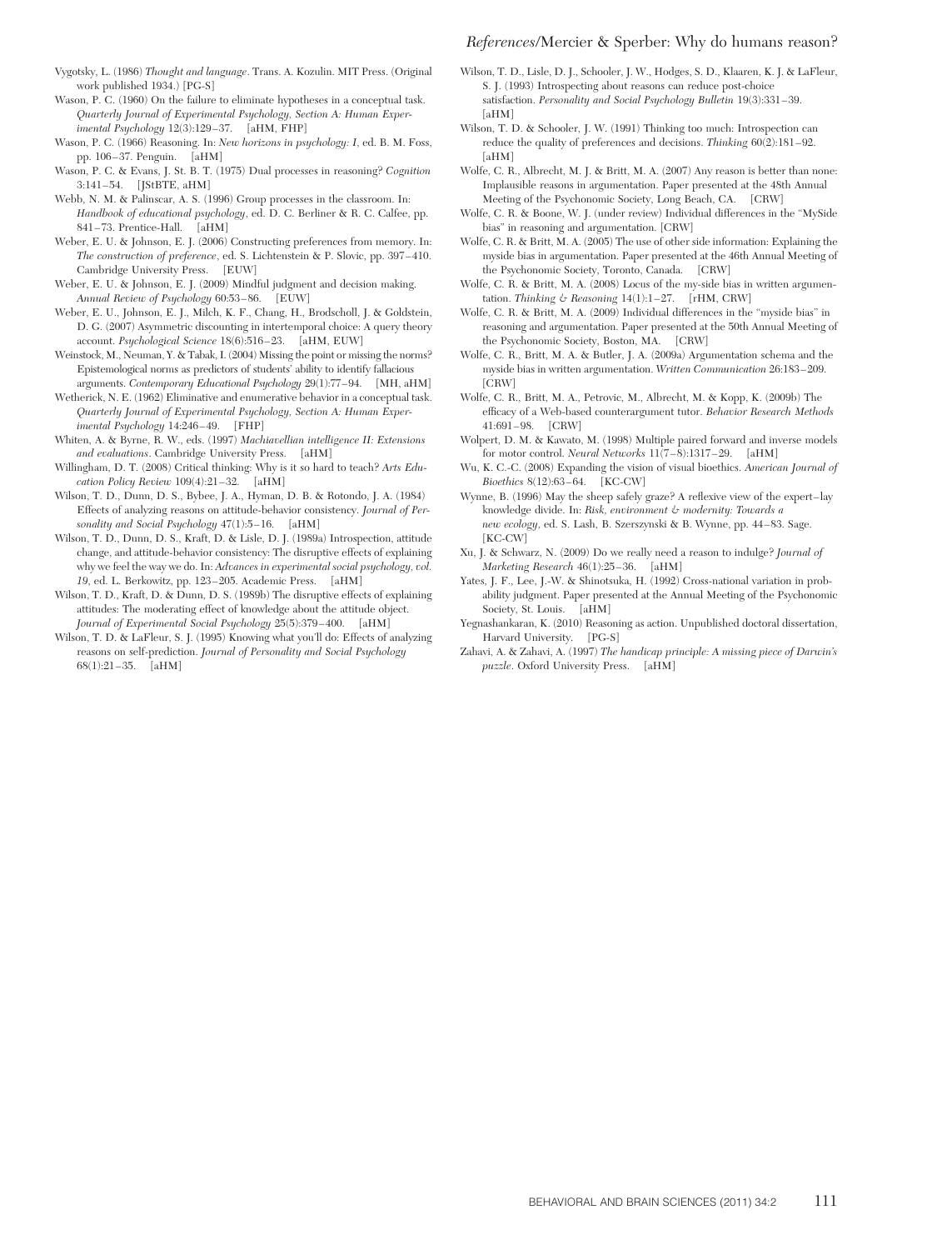Vygotsky, L. (1986) *Thought and language*. Trans. A. Kozulin. MIT Press. (Original work published 1934.) [PG-S]

Wason, P. C. (1960) On the failure to eliminate hypotheses in a conceptual task. *Quarterly Journal of Experimental Psychology, Section A: Human Experimental Psychology* 12(3):129–37. [aHM, FHP]

Wason, P. C. (1966) Reasoning. In: *New horizons in psychology: I*, ed. B. M. Foss, pp. 106–37. Penguin. [aHM]

Wason, P. C. & Evans, J. St. B. T. (1975) Dual processes in reasoning? *Cognition* 3:141–54. [JStBTE, aHM]

Webb, N. M. & Palinscar, A. S. (1996) Group processes in the classroom. In: *Handbook of educational psychology*, ed. D. C. Berliner & R. C. Calfee, pp. 841–73. Prentice-Hall. [aHM]

Weber, E. U. & Johnson, E. J. (2006) Constructing preferences from memory. In: *The construction of preference*, ed. S. Lichtenstein & P. Slovic, pp. 397–410. Cambridge University Press. [EUW]

Weber, E. U. & Johnson, E. J. (2009) Mindful judgment and decision making. *Annual Review of Psychology* 60:53–86. [EUW]

Weber, E. U., Johnson, E. J., Milch, K. F., Chang, H., Brodscholl, J. & Goldstein, D. G. (2007) Asymmetric discounting in intertemporal choice: A query theory account. *Psychological Science* 18(6):516–23. [aHM, EUW]

Weinstock, M., Neuman, Y. & Tabak, I. (2004) Missing the point or missing the norms? Epistemological norms as predictors of students' ability to identify fallacious arguments. *Contemporary Educational Psychology* 29(1):77–94. [MH, aHM]

Wetherick, N. E. (1962) Eliminative and enumerative behavior in a conceptual task. *Quarterly Journal of Experimental Psychology, Section A: Human Experimental Psychology* 14:246–49. [FHP]

Whiten, A. & Byrne, R. W., eds. (1997) *Machiavellian intelligence II: Extensions and evaluations*. Cambridge University Press. [aHM]

Willingham, D. T. (2008) Critical thinking: Why is it so hard to teach? *Arts Education Policy Review* 109(4):21–32. [aHM]

Wilson, T. D., Dunn, D. S., Bybee, J. A., Hyman, D. B. & Rotondo, J. A. (1984) Effects of analyzing reasons on attitude-behavior consistency. *Journal of Personality and Social Psychology* 47(1):5–16. [aHM]

Wilson, T. D., Dunn, D. S., Kraft, D. & Lisle, D. J. (1989a) Introspection, attitude change, and attitude-behavior consistency: The disruptive effects of explaining why we feel the way we do. In: *Advances in experimental social psychology, vol. 19*, ed. L. Berkowitz, pp. 123–205. Academic Press. [aHM]

Wilson, T. D., Kraft, D. & Dunn, D. S. (1989b) The disruptive effects of explaining attitudes: The moderating effect of knowledge about the attitude object. *Journal of Experimental Social Psychology* 25(5):379–400. [aHM]

Wilson, T. D. & LaFleur, S. J. (1995) Knowing what you'll do: Effects of analyzing reasons on self-prediction. *Journal of Personality and Social Psychology* 68(1):21–35. [aHM]

Wilson, T. D., Lisle, D. J., Schooler, J. W., Hodges, S. D., Klaaren, K. J. & LaFleur, S. J. (1993) Introspecting about reasons can reduce post-choice satisfaction. *Personality and Social Psychology Bulletin* 19(3):331–39. [aHM]

Wilson, T. D. & Schooler, J. W. (1991) Thinking too much: Introspection can reduce the quality of preferences and decisions. *Thinking* 60(2):181–92. [aHM]

Wolfe, C. R., Albrecht, M. J. & Britt, M. A. (2007) Any reason is better than none: Implausible reasons in argumentation. Paper presented at the 48th Annual Meeting of the Psychonomic Society, Long Beach, CA. [CRW]

Wolfe, C. R. & Boone, W. J. (under review) Individual differences in the "MySide bias" in reasoning and argumentation. [CRW]

Wolfe, C. R. & Britt, M. A. (2005) The use of other side information: Explaining the myside bias in argumentation. Paper presented at the 46th Annual Meeting of the Psychonomic Society, Toronto, Canada. [CRW]

Wolfe, C. R. & Britt, M. A. (2008) Locus of the my-side bias in written argumentation. *Thinking & Reasoning* 14(1):1–27. [rHM, CRW]

Wolfe, C. R. & Britt, M. A. (2009) Individual differences in the "myside bias" in reasoning and argumentation. Paper presented at the 50th Annual Meeting of the Psychonomic Society, Boston, MA. [CRW]

Wolfe, C. R., Britt, M. A. & Butler, J. A. (2009a) Argumentation schema and the myside bias in written argumentation. *Written Communication* 26:183–209. [CRW]

Wolfe, C. R., Britt, M. A., Petrovic, M., Albrecht, M. & Kopp, K. (2009b) The efficacy of a Web-based counterargument tutor. *Behavior Research Methods* 41:691–98. [CRW]

Wolpert, D. M. & Kawato, M. (1998) Multiple paired forward and inverse models for motor control. *Neural Networks* 11(7–8):1317–29. [aHM]

Wu, K. C.-C. (2008) Expanding the vision of visual bioethics. *American Journal of Bioethics* 8(12):63–64. [KC-CW]

Wynne, B. (1996) May the sheep safely graze? A reflexive view of the expert–lay knowledge divide. In: *Risk, environment & modernity: Towards a new ecology*, ed. S. Lash, B. Szerszynski & B. Wynne, pp. 44–83. Sage. [KC-CW]

Xu, J. & Schwarz, N. (2009) Do we really need a reason to indulge? *Journal of Marketing Research* 46(1):25–36. [aHM]

Yates, J. F., Lee, J.-W. & Shinotsuka, H. (1992) Cross-national variation in probability judgment. Paper presented at the Annual Meeting of the Psychonomic Society, St. Louis. [aHM]

Yegnashankaran, K. (2010) Reasoning as action. Unpublished doctoral dissertation, Harvard University. [PG-S]

Zahavi, A. & Zahavi, A. (1997) *The handicap principle: A missing piece of Darwin's puzzle*. Oxford University Press. [aHM]